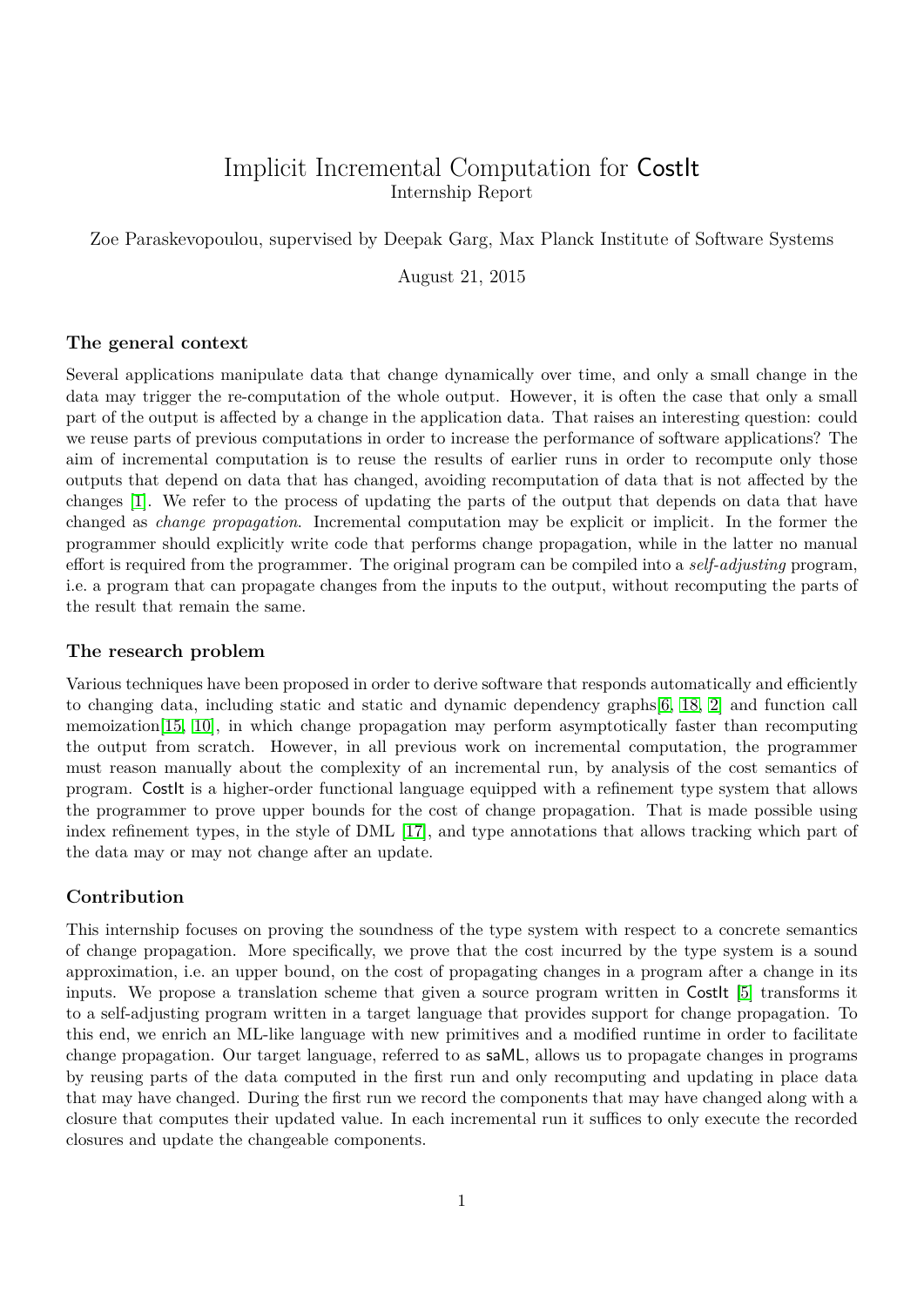# Implicit Incremental Computation for CostIt

Internship Report

Zoe Paraskevopoulou, supervised by Deepak Garg, Max Planck Institute of Software Systems

August 21, 2015

### The general context

Several applications manipulate data that change dynamically over time, and only a small change in the data may trigger the re-computation of the whole output. However, it is often the case that only a small part of the output is affected by a change in the application data. That raises an interesting question: could we reuse parts of previous computations in order to increase the performance of software applications? The aim of incremental computation is to reuse the results of earlier runs in order to recompute only those outputs that depend on data that has changed, avoiding recomputation of data that is not affected by the changes [1]. We refer to the process of updating the parts of the output that depends on data that have changed as *change propagation*. Incremental computation may be explicit or implicit. In the former the programmer should explicitly write code that performs change propagation, while in the latter no manual effort is required from the programmer. The original program can be compiled into a *self-adjusting* program, i.e. a program that can propagate changes from the inputs to the output, without recomputing the parts of the result that remain the same.

### The research problem

Various techniques have been proposed in order to derive software that responds automatically and efficiently to changing data, including static and static and dynamic dependency graphs[6, 18, 2] and function call memoization[15, 10], in which change propagation may perform asymptotically faster than recomputing the output from scratch. However, in all previous work on incremental computation, the programmer must reason manually about the complexity of an incremental run, by analysis of the cost semantics of program. CostIt is a higher-order functional language equipped with a refinement type system that allows the programmer to prove upper bounds for the cost of change propagation. That is made possible using index refinement types, in the style of DML [17], and type annotations that allows tracking which part of the data may or may not change after an update.

### Contribution

This internship focuses on proving the soundness of the type system with respect to a concrete semantics of change propagation. More specifically, we prove that the cost incurred by the type system is a sound approximation, i.e. an upper bound, on the cost of propagating changes in a program after a change in its inputs. We propose a translation scheme that given a source program written in CostIt [5] transforms it to a self-adjusting program written in a target language that provides support for change propagation. To this end, we enrich an ML-like language with new primitives and a modified runtime in order to facilitate change propagation. Our target language, referred to as saML, allows us to propagate changes in programs by reusing parts of the data computed in the first run and only recomputing and updating in place data that may have changed. During the first run we record the components that may have changed along with a closure that computes their updated value. In each incremental run it suffices to only execute the recorded closures and update the changeable components.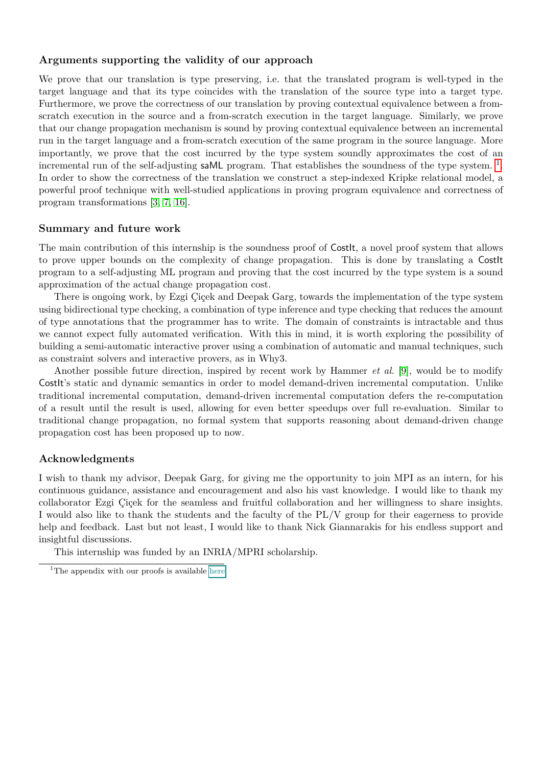### Arguments supporting the validity of our approach

We prove that our translation is type preserving, i.e. that the translated program is well-typed in the target language and that its type coincides with the translation of the source type into a target type. Furthermore, we prove the correctness of our translation by proving contextual equivalence between a from-scratch execution in the source and a from-scratch execution in the target language. Similarly, we prove that our change propagation mechanism is sound by proving contextual equivalence between an incremental run in the target language and a from-scratch execution of the same program in the source language. More importantly, we prove that the cost incurred by the type system soundly approximates the cost of an incremental run of the self-adjusting saML program. That establishes the soundness of the type system. [1]. In order to show the correctness of the translation we construct a step-indexed Kripke relational model, a powerful proof technique with well-studied applications in proving program equivalence and correctness of program transformations [3, 7, 16].

### Summary and future work

The main contribution of this internship is the soundness proof of CostIt, a novel proof system that allows to prove upper bounds on the complexity of change propagation. This is done by translating a CostIt program to a self-adjusting ML program and proving that the cost incurred by the type system is a sound approximation of the actual change propagation cost.

There is ongoing work, by Ezgi Çiçek and Deepak Garg, towards the implementation of the type system using bidirectional type checking, a combination of type inference and type checking that reduces the amount of type annotations that the programmer has to write. The domain of constraints is intractable and thus we cannot expect fully automated verification. With this in mind, it is worth exploring the possibility of building a semi-automatic interactive prover using a combination of automatic and manual techniques, such as constraint solvers and interactive provers, as in Why3.

Another possible future direction, inspired by recent work by Hammer *et al.* [9], would be to modify CostIt's static and dynamic semantics in order to model demand-driven incremental computation. Unlike traditional incremental computation, demand-driven incremental computation defers the re-computation of a result until the result is used, allowing for even better speedups over full re-evaluation. Similar to traditional change propagation, no formal system that supports reasoning about demand-driven change propagation cost has been proposed up to now.

### Acknowledgments

I wish to thank my advisor, Deepak Garg, for giving me the opportunity to join MPI as an intern, for his continuous guidance, assistance and encouragement and also his vast knowledge. I would like to thank my collaborator Ezgi Çiçek for the seamless and fruitful collaboration and her willingness to share insights. I would also like to thank the students and the faculty of the PL/V group for their eagerness to provide help and feedback. Last but not least, I would like to thank Nick Giannarakis for his endless support and insightful discussions.

This internship was funded by an INRIA/MPRI scholarship.

[1] The appendix with our proofs is available here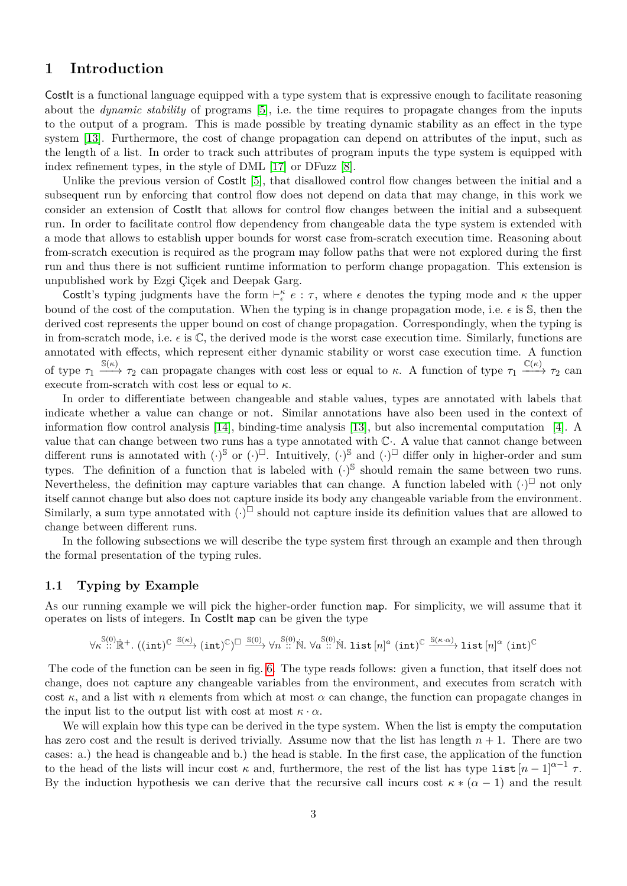# 1 Introduction

CostIt is a functional language equipped with a type system that is expressive enough to facilitate reasoning about the *dynamic stability* of programs [5], i.e. the time requires to propagate changes from the inputs to the output of a program. This is made possible by treating dynamic stability as an effect in the type system [13]. Furthermore, the cost of change propagation can depend on attributes of the input, such as the length of a list. In order to track such attributes of program inputs the type system is equipped with index refinement types, in the style of DML [17] or DFuzz [8].

Unlike the previous version of CostIt [5], that disallowed control flow changes between the initial and a subsequent run by enforcing that control flow does not depend on data that may change, in this work we consider an extension of CostIt that allows for control flow changes between the initial and a subsequent run. In order to facilitate control flow dependency from changeable data the type system is extended with a mode that allows to establish upper bounds for worst case from-scratch execution time. Reasoning about from-scratch execution is required as the program may follow paths that were not explored during the first run and thus there is not sufficient runtime information to perform change propagation. This extension is unpublished work by Ezgi Çiçek and Deepak Garg.

CostIt's typing judgments have the form $\vdash^{\kappa}_{\epsilon} e : \tau$, where $\epsilon$ denotes the typing mode and $\kappa$ the upper bound of the cost of the computation. When the typing is in change propagation mode, i.e. $\epsilon$ is $\mathbb{S}$, then the derived cost represents the upper bound on cost of change propagation. Correspondingly, when the typing is in from-scratch mode, i.e. $\epsilon$ is $\mathbb{C}$, the derived mode is the worst case execution time. Similarly, functions are annotated with effects, which represent either dynamic stability or worst case execution time. A function of type $\tau_1 \xrightarrow{\mathbb{S}(\kappa)} \tau_2$ can propagate changes with cost less or equal to $\kappa$. A function of type $\tau_1 \xrightarrow{\mathbb{C}(\kappa)} \tau_2$ can execute from-scratch with cost less or equal to $\kappa$.

In order to differentiate between changeable and stable values, types are annotated with labels that indicate whether a value can change or not. Similar annotations have also been used in the context of information flow control analysis [14], binding-time analysis [13], but also incremental computation [4]. A value that can change between two runs has a type annotated with $\mathbb{C}\cdot$. A value that cannot change between different runs is annotated with $(\cdot)^{\mathbb{S}}$ or $(\cdot)^{\square}$. Intuitively, $(\cdot)^{\mathbb{S}}$ and $(\cdot)^{\square}$ differ only in higher-order and sum types. The definition of a function that is labeled with $(\cdot)^{\mathbb{S}}$ should remain the same between two runs. Nevertheless, the definition may capture variables that can change. A function labeled with $(\cdot)^{\square}$ not only itself cannot change but also does not capture inside its body any changeable variable from the environment. Similarly, a sum type annotated with $(\cdot)^{\square}$ should not capture inside its definition values that are allowed to change between different runs.

In the following subsections we will describe the type system first through an example and then through the formal presentation of the typing rules.

## 1.1 Typing by Example

As our running example we will pick the higher-order function `map`. For simplicity, we will assume that it operates on lists of integers. In CostIt `map` can be given the type

$$\forall \kappa \overset{\mathbb{S}(0)}{::} \dot{\mathbb{R}}^{+}.\ ((\texttt{int})^{\mathbb{C}} \xrightarrow{\mathbb{S}(\kappa)} (\texttt{int})^{\mathbb{C}})^{\square} \xrightarrow{\mathbb{S}(0)} \forall n \overset{\mathbb{S}(0)}{::} \dot{\mathbb{N}}.\ \forall \alpha \overset{\mathbb{S}(0)}{::} \dot{\mathbb{N}}.\ \texttt{list}\,[n]^{\alpha}\ (\texttt{int})^{\mathbb{C}} \xrightarrow{\mathbb{S}(\kappa \cdot \alpha)} \texttt{list}\,[n]^{\alpha}\ (\texttt{int})^{\mathbb{C}}$$

The code of the function can be seen in fig. 6. The type reads follows: given a function, that itself does not change, does not capture any changeable variables from the environment, and executes from scratch with cost $\kappa$, and a list with $n$ elements from which at most $\alpha$ can change, the function can propagate changes in the input list to the output list with cost at most $\kappa \cdot \alpha$.

We will explain how this type can be derived in the type system. When the list is empty the computation has zero cost and the result is derived trivially. Assume now that the list has length $n+1$. There are two cases: a.) the head is changeable and b.) the head is stable. In the first case, the application of the function to the head of the lists will incur cost $\kappa$ and, furthermore, the rest of the list has type $\texttt{list}\,[n-1]^{\alpha-1}\ \tau$. By the induction hypothesis we can derive that the recursive call incurs cost $\kappa * (\alpha - 1)$ and the result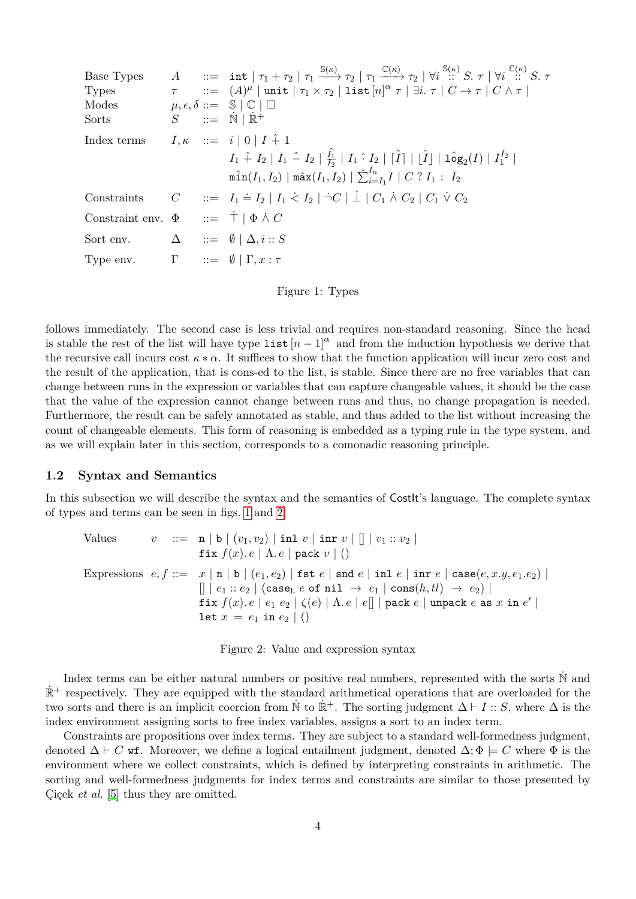$$
\begin{array}{llcl}
\text{Base Types} & A & ::= & \texttt{int} \mid \tau_1 + \tau_2 \mid \tau_1 \xrightarrow{\mathbb{S}(\kappa)} \tau_2 \mid \tau_1 \xrightarrow{\mathbb{C}(\kappa)} \tau_2 \mid \forall i \overset{\mathbb{S}(\kappa)}{::} S.\ \tau \mid \forall i \overset{\mathbb{C}(\kappa)}{::} S.\ \tau \\
\text{Types} & \tau & ::= & (A)^{\mu} \mid \texttt{unit} \mid \tau_1 \times \tau_2 \mid \texttt{list}\,[n]^{\alpha}\ \tau \mid \exists i.\ \tau \mid C \to \tau \mid C \wedge \tau \mid \\
\text{Modes} & \mu, \epsilon, \delta & ::= & \mathbb{S} \mid \mathbb{C} \mid \square \\
\text{Sorts} & S & ::= & \dot{\mathbb{N}} \mid \dot{\mathbb{R}}^{+} \\
\text{Index terms} & I, \kappa & ::= & i \mid 0 \mid I \mathbin{\hat{+}} 1 \\
& & & I_1 \mathbin{\hat{+}} I_2 \mid I_1 \mathbin{\hat{-}} I_2 \mid \frac{\hat{I_1}}{I_2} \mid I_1 \mathbin{\hat{\cdot}} I_2 \mid \lceil \hat{I} \rceil \mid \lfloor \hat{I} \rfloor \mid \hat{\texttt{log}}_2(I) \mid I_1^{I_2} \mid \\
& & & \hat{\texttt{min}}(I_1, I_2) \mid \hat{\texttt{max}}(I_1, I_2) \mid \hat{\sum}_{i=I_1}^{I_n} I \mid C\ ?\ I_1\ :\ I_2 \\
\text{Constraints} & C & ::= & I_1 \mathbin{\dot{=}} I_2 \mid I_1 \mathbin{\dot{<}} I_2 \mid \dot{\neg} C \mid \dot{\bot} \mid C_1 \mathbin{\dot{\wedge}} C_2 \mid C_1 \mathbin{\dot{\vee}} C_2 \\
\text{Constraint env.} & \Phi & ::= & \dot{\top} \mid \Phi \mathbin{\dot{\wedge}} C \\
\text{Sort env.} & \Delta & ::= & \emptyset \mid \Delta, i :: S \\
\text{Type env.} & \Gamma & ::= & \emptyset \mid \Gamma, x : \tau
\end{array}
$$

Figure 1: Types

follows immediately. The second case is less trivial and requires non-standard reasoning. Since the head is stable the rest of the list will have type $\texttt{list}\,[n-1]^{\alpha}$ and from the induction hypothesis we derive that the recursive call incurs cost $\kappa * \alpha$. It suffices to show that the function application will incur zero cost and the result of the application, that is cons-ed to the list, is stable. Since there are no free variables that can change between runs in the expression or variables that can capture changeable values, it should be the case that the value of the expression cannot change between runs and thus, no change propagation is needed. Furthermore, the result can be safely annotated as stable, and thus added to the list without increasing the count of changeable elements. This form of reasoning is embedded as a typing rule in the type system, and as we will explain later in this section, corresponds to a comonadic reasoning principle.

## 1.2 Syntax and Semantics

In this subsection we will describe the syntax and the semantics of CostIt's language. The complete syntax of types and terms can be seen in figs. 1 and 2.

$$
\begin{array}{llcl}
\text{Values} & v & ::= & \texttt{n} \mid \texttt{b} \mid (v_1, v_2) \mid \texttt{inl}\ v \mid \texttt{inr}\ v \mid [] \mid v_1 :: v_2 \mid \\
& & & \texttt{fix}\ f(x).\, e \mid \Lambda.\, e \mid \texttt{pack}\ v \mid () \\
\text{Expressions} & e, f & ::= & x \mid \texttt{n} \mid \texttt{b} \mid (e_1, e_2) \mid \texttt{fst}\ e \mid \texttt{snd}\ e \mid \texttt{inl}\ e \mid \texttt{inr}\ e \mid \texttt{case}(e, x.y, e_1.e_2) \mid \\
& & & [] \mid e_1 :: e_2 \mid (\texttt{case}_{\texttt{L}}\ e\ \texttt{of nil}\ \to\ e_1 \mid \texttt{cons}(h, tl)\ \to\ e_2) \mid \\
& & & \texttt{fix}\ f(x).\, e \mid e_1\ e_2 \mid \zeta(e) \mid \Lambda.\, e \mid e[] \mid \texttt{pack}\ e \mid \texttt{unpack}\ e\ \texttt{as}\ x\ \texttt{in}\ e' \mid \\
& & & \texttt{let}\ x\ =\ e_1\ \texttt{in}\ e_2 \mid ()
\end{array}
$$

Figure 2: Value and expression syntax

Index terms can be either natural numbers or positive real numbers, represented with the sorts $\dot{\mathbb{N}}$ and $\dot{\mathbb{R}}^{+}$ respectively. They are equipped with the standard arithmetical operations that are overloaded for the two sorts and there is an implicit coercion from $\dot{\mathbb{N}}$ to $\dot{\mathbb{R}}^{+}$. The sorting judgment $\Delta \vdash I :: S$, where $\Delta$ is the index environment assigning sorts to free index variables, assigns a sort to an index term.

Constraints are propositions over index terms. They are subject to a standard well-formedness judgment, denoted $\Delta \vdash C\ \texttt{wf}$. Moreover, we define a logical entailment judgment, denoted $\Delta; \Phi \models C$ where $\Phi$ is the environment where we collect constraints, which is defined by interpreting constraints in arithmetic. The sorting and well-formedness judgments for index terms and constraints are similar to those presented by Çiçek *et al.* [5] thus they are omitted.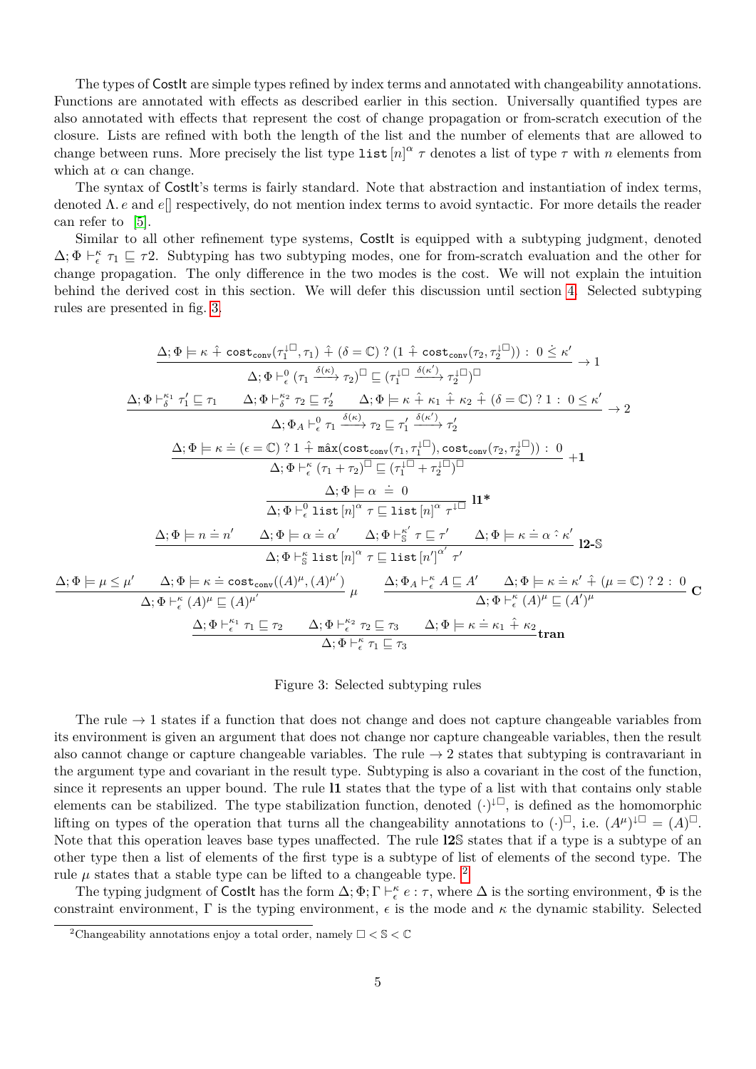The types of CostIt are simple types refined by index terms and annotated with changeability annotations. Functions are annotated with effects as described earlier in this section. Universally quantified types are also annotated with effects that represent the cost of change propagation or from-scratch execution of the closure. Lists are refined with both the length of the list and the number of elements that are allowed to change between runs. More precisely the list type $\mathtt{list}\,[n]^{\alpha}\,\tau$ denotes a list of type $\tau$ with $n$ elements from which at $\alpha$ can change.

The syntax of CostIt's terms is fairly standard. Note that abstraction and instantiation of index terms, denoted $\Lambda.\,e$ and $e[]$ respectively, do not mention index terms to avoid syntactic. For more details the reader can refer to [5].

Similar to all other refinement type systems, CostIt is equipped with a subtyping judgment, denoted $\Delta;\Phi \vdash^{\kappa}_{\epsilon} \tau_1 \sqsubseteq \tau 2$. Subtyping has two subtyping modes, one for from-scratch evaluation and the other for change propagation. The only difference in the two modes is the cost. We will not explain the intuition behind the derived cost in this section. We will defer this discussion until section 4. Selected subtyping rules are presented in fig. 3.

$$\frac{\Delta;\Phi \models \kappa \,\hat{+}\, \mathtt{cost_{conv}}(\tau_1^{\downarrow\square},\tau_1) \,\hat{+}\, (\delta = \mathbb{C})\ ?\ (1 \,\hat{+}\, \mathtt{cost_{conv}}(\tau_2,\tau_2^{\downarrow\square}))\ :\ 0 \,\dot{\leq}\, \kappa'}{\Delta;\Phi \vdash^{0}_{\epsilon} (\tau_1 \xrightarrow{\delta(\kappa)} \tau_2)^{\square} \sqsubseteq (\tau_1^{\downarrow\square} \xrightarrow{\delta(\kappa')} \tau_2^{\downarrow\square})^{\square}} \rightarrow 1$$

$$\frac{\Delta;\Phi \vdash^{\kappa_1}_{\delta} \tau_1' \sqsubseteq \tau_1 \qquad \Delta;\Phi \vdash^{\kappa_2}_{\delta} \tau_2 \sqsubseteq \tau_2' \qquad \Delta;\Phi \models \kappa \,\hat{+}\, \kappa_1 \,\hat{+}\, \kappa_2 \,\hat{+}\, (\delta = \mathbb{C})\ ?\ 1\ :\ 0 \leq \kappa'}{\Delta;\Phi_A \vdash^{0}_{\epsilon} \tau_1 \xrightarrow{\delta(\kappa)} \tau_2 \sqsubseteq \tau_1' \xrightarrow{\delta(\kappa')} \tau_2'} \rightarrow 2$$

$$\frac{\Delta;\Phi \models \kappa \doteq (\epsilon = \mathbb{C})\ ?\ 1 \,\hat{+}\, \hat{\max}(\mathtt{cost_{conv}}(\tau_1,\tau_1^{\downarrow\square}),\mathtt{cost_{conv}}(\tau_2,\tau_2^{\downarrow\square}))\ :\ 0}{\Delta;\Phi \vdash^{\kappa}_{\epsilon} (\tau_1 + \tau_2)^{\square} \sqsubseteq (\tau_1^{\downarrow\square} + \tau_2^{\downarrow\square})^{\square}} \ \mathbf{+1}$$

$$\frac{\Delta;\Phi \models \alpha \ \doteq\ 0}{\Delta;\Phi \vdash^{0}_{\epsilon} \mathtt{list}\,[n]^{\alpha}\,\tau \sqsubseteq \mathtt{list}\,[n]^{\alpha}\,\tau^{\downarrow\square}} \ \mathbf{l1^*}$$

$$\frac{\Delta;\Phi \models n \doteq n' \qquad \Delta;\Phi \models \alpha \doteq \alpha' \qquad \Delta;\Phi \vdash^{\kappa'}_{\mathbb{S}} \tau \sqsubseteq \tau' \qquad \Delta;\Phi \models \kappa \doteq \alpha \,\hat{\cdot}\, \kappa'}{\Delta;\Phi \vdash^{\kappa}_{\mathbb{S}} \mathtt{list}\,[n]^{\alpha}\,\tau \sqsubseteq \mathtt{list}\,[n']^{\alpha'}\,\tau'} \ \mathbf{l2\text{-}\mathbb{S}}$$

$$\frac{\Delta;\Phi \models \mu \leq \mu' \qquad \Delta;\Phi \models \kappa \doteq \mathtt{cost_{conv}}((A)^{\mu},(A)^{\mu'})}{\Delta;\Phi \vdash^{\kappa}_{\epsilon} (A)^{\mu} \sqsubseteq (A)^{\mu'}} \ \mu \qquad \frac{\Delta;\Phi_A \vdash^{\kappa}_{\epsilon} A \sqsubseteq A' \qquad \Delta;\Phi \models \kappa \doteq \kappa' \,\hat{+}\, (\mu = \mathbb{C})\ ?\ 2\ :\ 0}{\Delta;\Phi \vdash^{\kappa}_{\epsilon} (A)^{\mu} \sqsubseteq (A')^{\mu}} \ \mathbf{C}$$

$$\frac{\Delta;\Phi \vdash^{\kappa_1}_{\epsilon} \tau_1 \sqsubseteq \tau_2 \qquad \Delta;\Phi \vdash^{\kappa_2}_{\epsilon} \tau_2 \sqsubseteq \tau_3 \qquad \Delta;\Phi \models \kappa \doteq \kappa_1 \,\hat{+}\, \kappa_2}{\Delta;\Phi \vdash^{\kappa}_{\epsilon} \tau_1 \sqsubseteq \tau_3} \mathbf{tran}$$

Figure 3: Selected subtyping rules

The rule $\rightarrow 1$ states if a function that does not change and does not capture changeable variables from its environment is given an argument that does not change nor capture changeable variables, then the result also cannot change or capture changeable variables. The rule $\rightarrow 2$ states that subtyping is contravariant in the argument type and covariant in the result type. Subtyping is also a covariant in the cost of the function, since it represents an upper bound. The rule **l1** states that the type of a list with that contains only stable elements can be stabilized. The type stabilization function, denoted $(\cdot)^{\downarrow\square}$, is defined as the homomorphic lifting on types of the operation that turns all the changeability annotations to $(\cdot)^{\square}$, i.e. $(A^{\mu})^{\downarrow\square} = (A)^{\square}$. Note that this operation leaves base types unaffected. The rule **l2$\mathbb{S}$** states that if a type is a subtype of an other type then a list of elements of the first type is a subtype of list of elements of the second type. The rule $\mu$ states that a stable type can be lifted to a changeable type. [2]

The typing judgment of CostIt has the form $\Delta;\Phi;\Gamma \vdash^{\kappa}_{\epsilon} e : \tau$, where $\Delta$ is the sorting environment, $\Phi$ is the constraint environment, $\Gamma$ is the typing environment, $\epsilon$ is the mode and $\kappa$ the dynamic stability. Selected

[2] Changeability annotations enjoy a total order, namely $\square < \mathbb{S} < \mathbb{C}$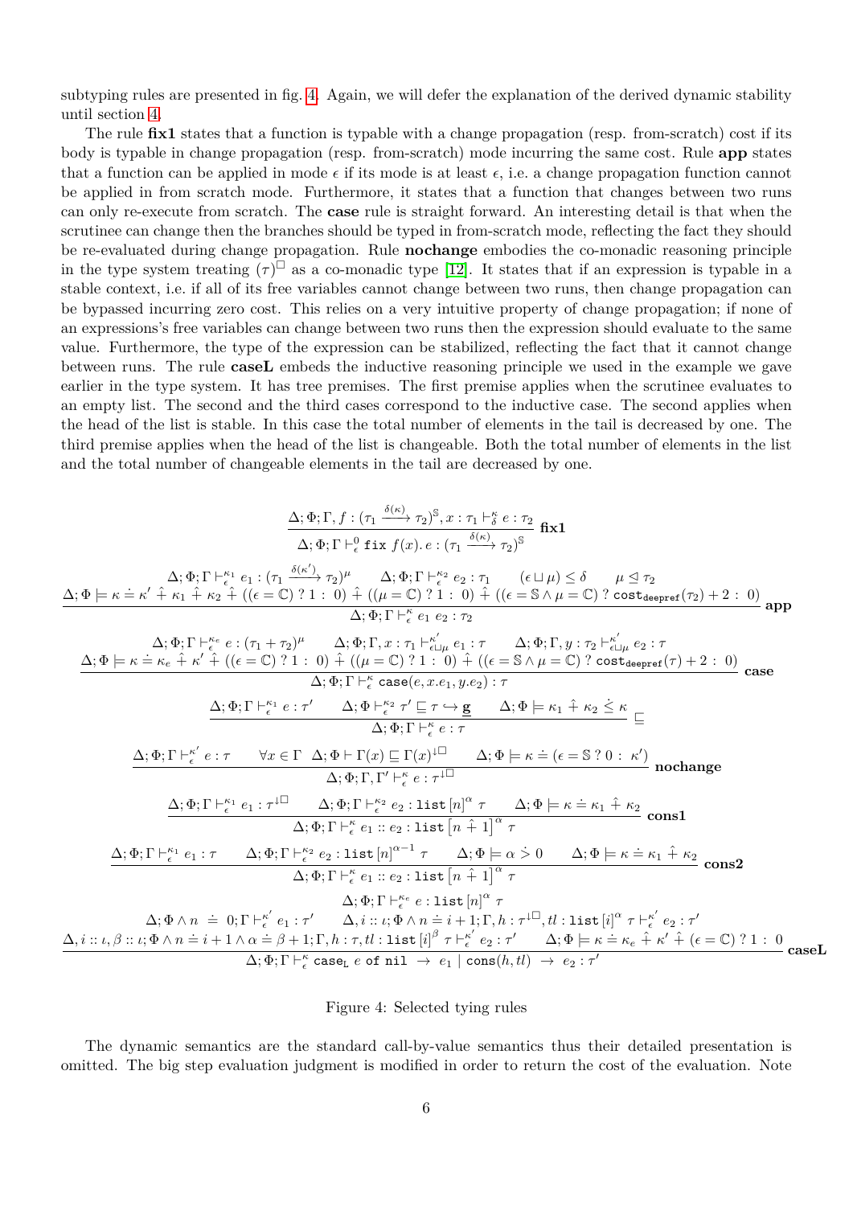subtyping rules are presented in fig. 4. Again, we will defer the explanation of the derived dynamic stability until section 4.

The rule **fix1** states that a function is typable with a change propagation (resp. from-scratch) cost if its body is typable in change propagation (resp. from-scratch) mode incurring the same cost. Rule **app** states that a function can be applied in mode $\epsilon$ if its mode is at least $\epsilon$, i.e. a change propagation function cannot be applied in from scratch mode. Furthermore, it states that a function that changes between two runs can only re-execute from scratch. The **case** rule is straight forward. An interesting detail is that when the scrutinee can change then the branches should be typed in from-scratch mode, reflecting the fact they should be re-evaluated during change propagation. Rule **nochange** embodies the co-monadic reasoning principle in the type system treating $(\tau)^{\square}$ as a co-monadic type [12]. It states that if an expression is typable in a stable context, i.e. if all of its free variables cannot change between two runs, then change propagation can be bypassed incurring zero cost. This relies on a very intuitive property of change propagation; if none of an expressions's free variables can change between two runs then the expression should evaluate to the same value. Furthermore, the type of the expression can be stabilized, reflecting the fact that it cannot change between runs. The rule **caseL** embeds the inductive reasoning principle we used in the example we gave earlier in the type system. It has tree premises. The first premise applies when the scrutinee evaluates to an empty list. The second and the third cases correspond to the inductive case. The second applies when the head of the list is stable. In this case the total number of elements in the tail is decreased by one. The third premise applies when the head of the list is changeable. Both the total number of elements in the list and the total number of changeable elements in the tail are decreased by one.

$$\frac{\Delta;\Phi;\Gamma, f : (\tau_1 \xrightarrow{\delta(\kappa)} \tau_2)^{\mathbb{S}}, x : \tau_1 \vdash_{\delta}^{\kappa} e : \tau_2}{\Delta;\Phi;\Gamma \vdash_{\epsilon}^{0} \texttt{fix } f(x).\, e : (\tau_1 \xrightarrow{\delta(\kappa)} \tau_2)^{\mathbb{S}}}\ \textbf{fix1}$$

$$\frac{\begin{array}{c}\Delta;\Phi;\Gamma \vdash_{\epsilon}^{\kappa_1} e_1 : (\tau_1 \xrightarrow{\delta(\kappa')} \tau_2)^{\mu} \qquad \Delta;\Phi;\Gamma \vdash_{\epsilon}^{\kappa_2} e_2 : \tau_1 \qquad (\epsilon \sqcup \mu) \leq \delta \qquad \mu \trianglelefteq \tau_2 \\ \Delta;\Phi \models \kappa \doteq \kappa' \mathbin{\hat{+}} \kappa_1 \mathbin{\hat{+}} \kappa_2 \mathbin{\hat{+}} ((\epsilon = \mathbb{C})\ ?\ 1 :\ 0) \mathbin{\hat{+}} ((\mu = \mathbb{C})\ ?\ 1 :\ 0) \mathbin{\hat{+}} ((\epsilon = \mathbb{S} \wedge \mu = \mathbb{C})\ ?\ \texttt{cost}_{\texttt{deepref}}(\tau_2) + 2 :\ 0)\end{array}}{\Delta;\Phi;\Gamma \vdash_{\epsilon}^{\kappa} e_1\ e_2 : \tau_2}\ \textbf{app}$$

$$\frac{\begin{array}{c}\Delta;\Phi;\Gamma \vdash_{\epsilon}^{\kappa_e} e : (\tau_1 + \tau_2)^{\mu} \qquad \Delta;\Phi;\Gamma, x : \tau_1 \vdash_{\epsilon \sqcup \mu}^{\kappa'} e_1 : \tau \qquad \Delta;\Phi;\Gamma, y : \tau_2 \vdash_{\epsilon \sqcup \mu}^{\kappa'} e_2 : \tau \\ \Delta;\Phi \models \kappa \doteq \kappa_e \mathbin{\hat{+}} \kappa' \mathbin{\hat{+}} ((\epsilon = \mathbb{C})\ ?\ 1 :\ 0) \mathbin{\hat{+}} ((\mu = \mathbb{C})\ ?\ 1 :\ 0) \mathbin{\hat{+}} ((\epsilon = \mathbb{S} \wedge \mu = \mathbb{C})\ ?\ \texttt{cost}_{\texttt{deepref}}(\tau) + 2 :\ 0)\end{array}}{\Delta;\Phi;\Gamma \vdash_{\epsilon}^{\kappa} \texttt{case}(e, x.e_1, y.e_2) : \tau}\ \textbf{case}$$

$$\frac{\Delta;\Phi;\Gamma \vdash_{\epsilon}^{\kappa_1} e : \tau' \qquad \Delta;\Phi \vdash_{\epsilon}^{\kappa_2} \tau' \sqsubseteq \tau \hookrightarrow \underline{\mathbf{g}} \qquad \Delta;\Phi \models \kappa_1 \mathbin{\hat{+}} \kappa_2 \mathbin{\dot{\leq}} \kappa}{\Delta;\Phi;\Gamma \vdash_{\epsilon}^{\kappa} e : \tau}\ \sqsubseteq$$

$$\frac{\Delta;\Phi;\Gamma \vdash_{\epsilon}^{\kappa'} e : \tau \qquad \forall x \in \Gamma\ \ \Delta;\Phi \vdash \Gamma(x) \sqsubseteq \Gamma(x)^{\downarrow\square} \qquad \Delta;\Phi \models \kappa \doteq (\epsilon = \mathbb{S}\ ?\ 0 :\ \kappa')}{\Delta;\Phi;\Gamma,\Gamma' \vdash_{\epsilon}^{\kappa} e : \tau^{\downarrow\square}}\ \textbf{nochange}$$

$$\frac{\Delta;\Phi;\Gamma \vdash_{\epsilon}^{\kappa_1} e_1 : \tau^{\downarrow\square} \qquad \Delta;\Phi;\Gamma \vdash_{\epsilon}^{\kappa_2} e_2 : \texttt{list}\,[n]^{\alpha}\ \tau \qquad \Delta;\Phi \models \kappa \doteq \kappa_1 \mathbin{\hat{+}} \kappa_2}{\Delta;\Phi;\Gamma \vdash_{\epsilon}^{\kappa} e_1 :: e_2 : \texttt{list}\,[n \mathbin{\hat{+}} 1]^{\alpha}\ \tau}\ \textbf{cons1}$$

$$\frac{\Delta;\Phi;\Gamma \vdash_{\epsilon}^{\kappa_1} e_1 : \tau \qquad \Delta;\Phi;\Gamma \vdash_{\epsilon}^{\kappa_2} e_2 : \texttt{list}\,[n]^{\alpha-1}\ \tau \qquad \Delta;\Phi \models \alpha \mathbin{\dot{>}} 0 \qquad \Delta;\Phi \models \kappa \doteq \kappa_1 \mathbin{\hat{+}} \kappa_2}{\Delta;\Phi;\Gamma \vdash_{\epsilon}^{\kappa} e_1 :: e_2 : \texttt{list}\,[n \mathbin{\hat{+}} 1]^{\alpha}\ \tau}\ \textbf{cons2}$$

$$\frac{\begin{array}{c}\Delta;\Phi;\Gamma \vdash_{\epsilon}^{\kappa_e} e : \texttt{list}\,[n]^{\alpha}\ \tau \\ \Delta;\Phi \wedge n \doteq 0;\Gamma \vdash_{\epsilon}^{\kappa'} e_1 : \tau' \qquad \Delta, i :: \iota;\Phi \wedge n \doteq i+1;\Gamma, h : \tau^{\downarrow\square}, tl : \texttt{list}\,[i]^{\alpha}\ \tau \vdash_{\epsilon}^{\kappa'} e_2 : \tau' \\ \Delta, i :: \iota, \beta :: \iota;\Phi \wedge n \doteq i+1 \wedge \alpha \doteq \beta + 1;\Gamma, h : \tau, tl : \texttt{list}\,[i]^{\beta}\ \tau \vdash_{\epsilon}^{\kappa'} e_2 : \tau' \qquad \Delta;\Phi \models \kappa \doteq \kappa_e \mathbin{\hat{+}} \kappa' \mathbin{\hat{+}} (\epsilon = \mathbb{C})\ ?\ 1 :\ 0\end{array}}{\Delta;\Phi;\Gamma \vdash_{\epsilon}^{\kappa} \texttt{case}_{\texttt{L}}\ e\ \texttt{of nil} \ \rightarrow\ e_1 \mid \texttt{cons}(h, tl)\ \rightarrow\ e_2 : \tau'}\ \textbf{caseL}$$

Figure 4: Selected tying rules

The dynamic semantics are the standard call-by-value semantics thus their detailed presentation is omitted. The big step evaluation judgment is modified in order to return the cost of the evaluation. Note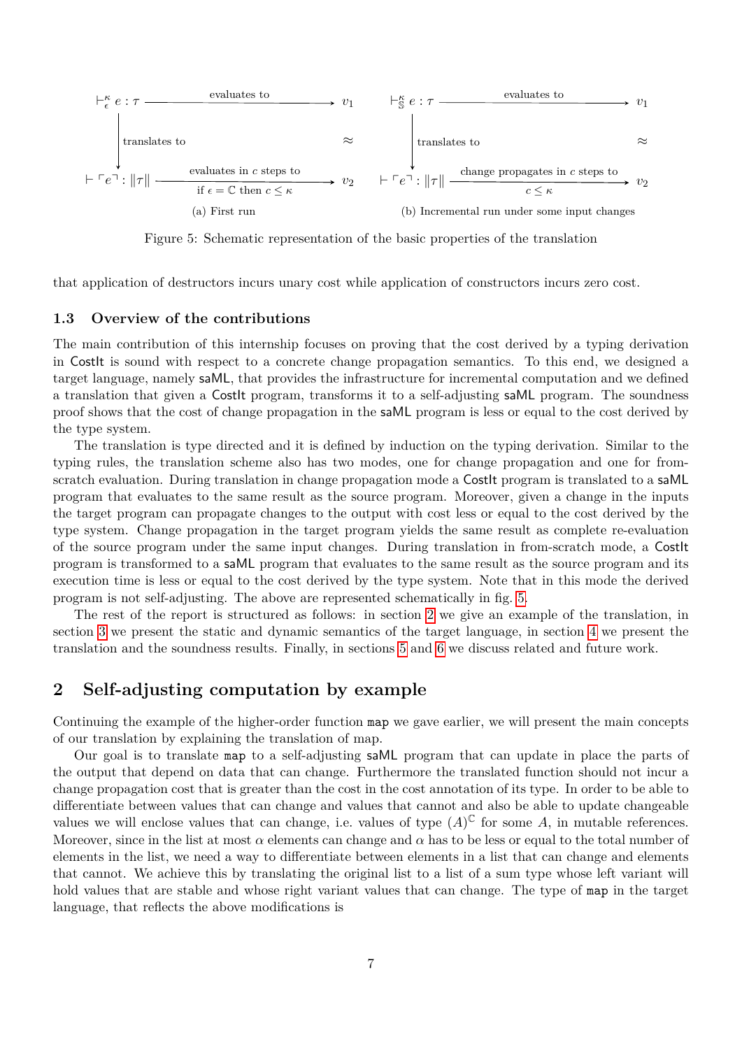$$\vdash^{\kappa}_{\epsilon} e : \tau \xrightarrow{\text{evaluates to}} v_1$$

translates to (downward) $\approx$

$$\vdash \ulcorner e \urcorner : \|\tau\| \xrightarrow[\text{if } \epsilon = \mathbb{C} \text{ then } c \leq \kappa]{\text{evaluates in } c \text{ steps to}} v_2$$

(a) First run

$$\vdash^{\kappa}_{\mathbb{S}} e : \tau \xrightarrow{\text{evaluates to}} v_1$$

translates to (downward) $\approx$

$$\vdash \ulcorner e \urcorner : \|\tau\| \xrightarrow[c \leq \kappa]{\text{change propagates in } c \text{ steps to}} v_2$$

(b) Incremental run under some input changes

Figure 5: Schematic representation of the basic properties of the translation

that application of destructors incurs unary cost while application of constructors incurs zero cost.

### 1.3 Overview of the contributions

The main contribution of this internship focuses on proving that the cost derived by a typing derivation in CostIt is sound with respect to a concrete change propagation semantics. To this end, we designed a target language, namely saML, that provides the infrastructure for incremental computation and we defined a translation that given a CostIt program, transforms it to a self-adjusting saML program. The soundness proof shows that the cost of change propagation in the saML program is less or equal to the cost derived by the type system.

The translation is type directed and it is defined by induction on the typing derivation. Similar to the typing rules, the translation scheme also has two modes, one for change propagation and one for from-scratch evaluation. During translation in change propagation mode a CostIt program is translated to a saML program that evaluates to the same result as the source program. Moreover, given a change in the inputs the target program can propagate changes to the output with cost less or equal to the cost derived by the type system. Change propagation in the target program yields the same result as complete re-evaluation of the source program under the same input changes. During translation in from-scratch mode, a CostIt program is transformed to a saML program that evaluates to the same result as the source program and its execution time is less or equal to the cost derived by the type system. Note that in this mode the derived program is not self-adjusting. The above are represented schematically in fig. 5.

The rest of the report is structured as follows: in section 2 we give an example of the translation, in section 3 we present the static and dynamic semantics of the target language, in section 4 we present the translation and the soundness results. Finally, in sections 5 and 6 we discuss related and future work.

## 2 Self-adjusting computation by example

Continuing the example of the higher-order function `map` we gave earlier, we will present the main concepts of our translation by explaining the translation of map.

Our goal is to translate `map` to a self-adjusting saML program that can update in place the parts of the output that depend on data that can change. Furthermore the translated function should not incur a change propagation cost that is greater than the cost in the cost annotation of its type. In order to be able to differentiate between values that can change and values that cannot and also be able to update changeable values we will enclose values that can change, i.e. values of type $(A)^{\mathbb{C}}$ for some $A$, in mutable references. Moreover, since in the list at most $\alpha$ elements can change and $\alpha$ has to be less or equal to the total number of elements in the list, we need a way to differentiate between elements in a list that can change and elements that cannot. We achieve this by translating the original list to a list of a sum type whose left variant will hold values that are stable and whose right variant values that can change. The type of `map` in the target language, that reflects the above modifications is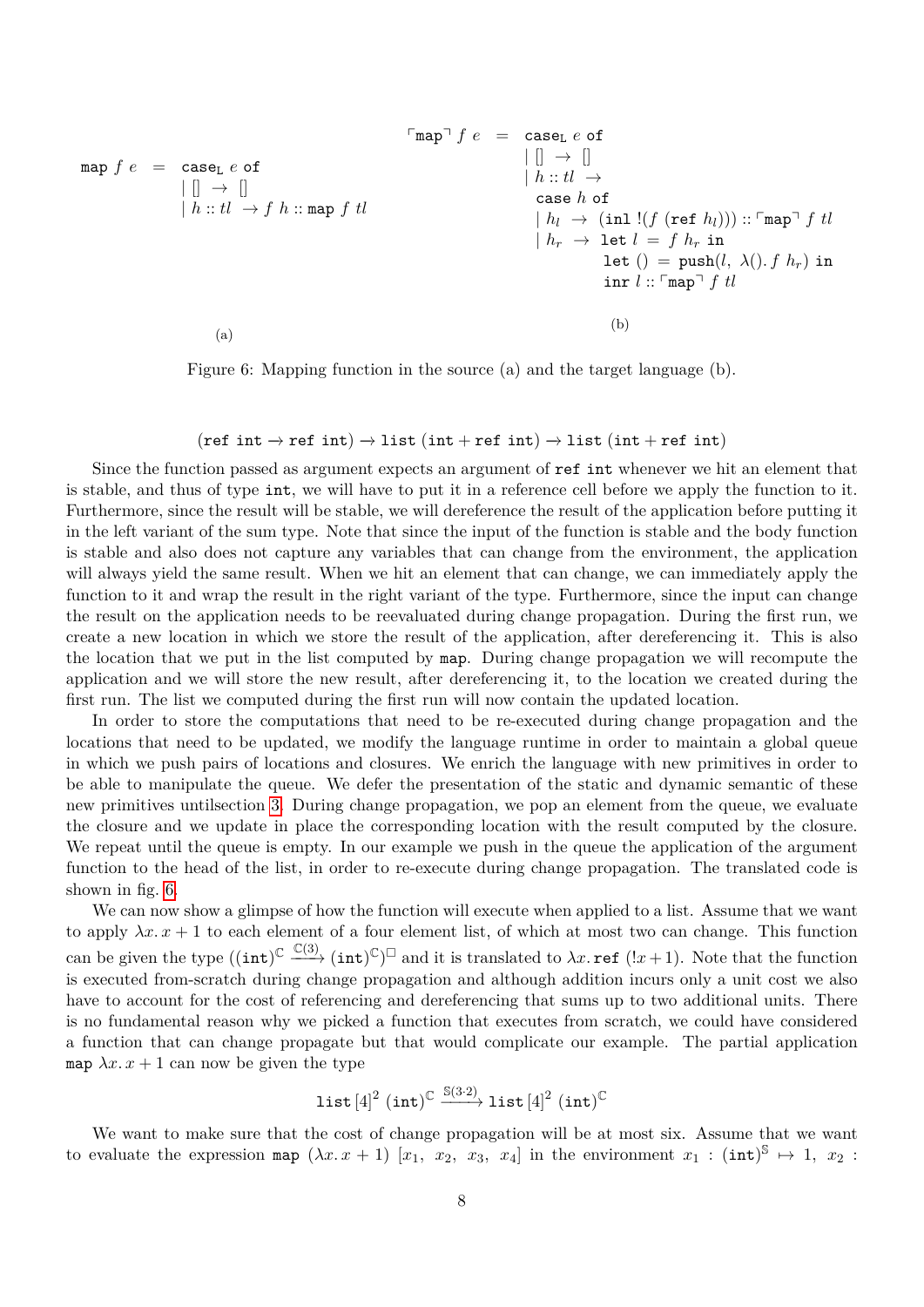$$
\begin{array}{lcl}
\texttt{map}\ f\ e & = & \texttt{case}_{\texttt{L}}\ e\ \texttt{of} \\
& & \mid [\,] \ \rightarrow\ [\,] \\
& & \mid h :: tl\ \rightarrow f\ h :: \texttt{map}\ f\ tl
\end{array}
$$

(a)

$$
\begin{array}{lcl}
\ulcorner\texttt{map}\urcorner\ f\ e & = & \texttt{case}_{\texttt{L}}\ e\ \texttt{of} \\
& & \mid [\,] \ \rightarrow\ [\,] \\
& & \mid h :: tl\ \rightarrow \\
& & \quad \texttt{case}\ h\ \texttt{of} \\
& & \quad \mid h_l\ \rightarrow\ (\texttt{inl}\ !(f\ (\texttt{ref}\ h_l))) :: \ulcorner\texttt{map}\urcorner\ f\ tl \\
& & \quad \mid h_r\ \rightarrow\ \texttt{let}\ l\ =\ f\ h_r\ \texttt{in} \\
& & \qquad\qquad \texttt{let}\ ()\ =\ \texttt{push}(l,\ \lambda().\,f\ h_r)\ \texttt{in} \\
& & \qquad\qquad \texttt{inr}\ l :: \ulcorner\texttt{map}\urcorner\ f\ tl
\end{array}
$$

(b)

Figure 6: Mapping function in the source (a) and the target language (b).

$$(\texttt{ref int} \rightarrow \texttt{ref int}) \rightarrow \texttt{list}\ (\texttt{int} + \texttt{ref int}) \rightarrow \texttt{list}\ (\texttt{int} + \texttt{ref int})$$

Since the function passed as argument expects an argument of `ref int` whenever we hit an element that is stable, and thus of type `int`, we will have to put it in a reference cell before we apply the function to it. Furthermore, since the result will be stable, we will dereference the result of the application before putting it in the left variant of the sum type. Note that since the input of the function is stable and the body function is stable and also does not capture any variables that can change from the environment, the application will always yield the same result. When we hit an element that can change, we can immediately apply the function to it and wrap the result in the right variant of the type. Furthermore, since the input can change the result on the application needs to be reevaluated during change propagation. During the first run, we create a new location in which we store the result of the application, after dereferencing it. This is also the location that we put in the list computed by `map`. During change propagation we will recompute the application and we will store the new result, after dereferencing it, to the location we created during the first run. The list we computed during the first run will now contain the updated location.

In order to store the computations that need to be re-executed during change propagation and the locations that need to be updated, we modify the language runtime in order to maintain a global queue in which we push pairs of locations and closures. We enrich the language with new primitives in order to be able to manipulate the queue. We defer the presentation of the static and dynamic semantic of these new primitives untilsection 3. During change propagation, we pop an element from the queue, we evaluate the closure and we update in place the corresponding location with the result computed by the closure. We repeat until the queue is empty. In our example we push in the queue the application of the argument function to the head of the list, in order to re-execute during change propagation. The translated code is shown in fig. 6.

We can now show a glimpse of how the function will execute when applied to a list. Assume that we want to apply $\lambda x.\, x+1$ to each element of a four element list, of which at most two can change. This function can be given the type $((\texttt{int})^{\mathbb{C}} \xrightarrow{\mathbb{C}(3)} (\texttt{int})^{\mathbb{C}})^{\square}$ and it is translated to $\lambda x.\, \texttt{ref}\ (!x+1)$. Note that the function is executed from-scratch during change propagation and although addition incurs only a unit cost we also have to account for the cost of referencing and dereferencing that sums up to two additional units. There is no fundamental reason why we picked a function that executes from scratch, we could have considered a function that can change propagate but that would complicate our example. The partial application `map` $\lambda x.\, x+1$ can now be given the type

$$\texttt{list}\,[4]^2\ (\texttt{int})^{\mathbb{C}} \xrightarrow{\mathbb{S}(3\cdot 2)} \texttt{list}\,[4]^2\ (\texttt{int})^{\mathbb{C}}$$

We want to make sure that the cost of change propagation will be at most six. Assume that we want to evaluate the expression `map` $(\lambda x.\, x+1)\ [x_1,\ x_2,\ x_3,\ x_4]$ in the environment $x_1 : (\texttt{int})^{\mathbb{S}} \mapsto 1,\ x_2 :$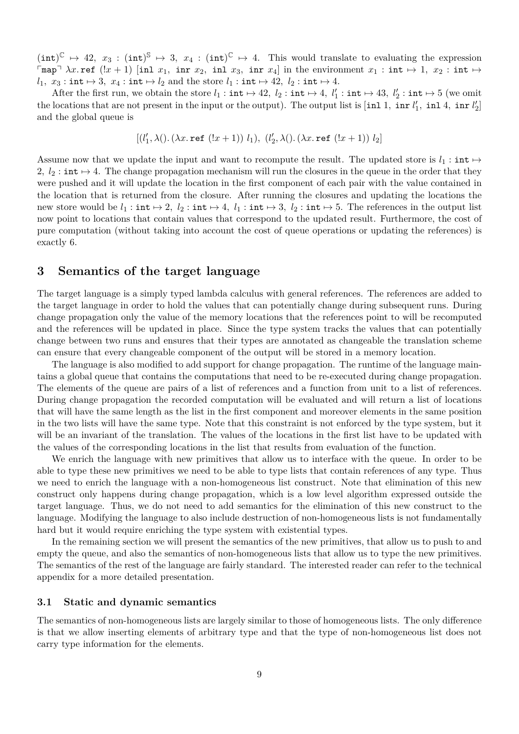$(\texttt{int})^{\mathbb{C}} \mapsto 42,\ x_3 : (\texttt{int})^{\mathbb{S}} \mapsto 3,\ x_4 : (\texttt{int})^{\mathbb{C}} \mapsto 4$. This would translate to evaluating the expression $\ulcorner\texttt{map}\urcorner\ \lambda x.\, \texttt{ref}\ (!x + 1)\ [\texttt{inl}\ x_1,\ \texttt{inr}\ x_2,\ \texttt{inl}\ x_3,\ \texttt{inr}\ x_4]$ in the environment $x_1 : \texttt{int} \mapsto 1,\ x_2 : \texttt{int} \mapsto l_1,\ x_3 : \texttt{int} \mapsto 3,\ x_4 : \texttt{int} \mapsto l_2$ and the store $l_1 : \texttt{int} \mapsto 42,\ l_2 : \texttt{int} \mapsto 4$.

After the first run, we obtain the store $l_1 : \texttt{int} \mapsto 42,\ l_2 : \texttt{int} \mapsto 4,\ l_1' : \texttt{int} \mapsto 43,\ l_2' : \texttt{int} \mapsto 5$ (we omit the locations that are not present in the input or the output). The output list is $[\texttt{inl}\ 1,\ \texttt{inr}\ l_1',\ \texttt{inl}\ 4,\ \texttt{inr}\ l_2']$ and the global queue is

$$[(l_1', \lambda().\,(\lambda x.\, \texttt{ref}\ (!x + 1))\ l_1),\ (l_2', \lambda().\,(\lambda x.\, \texttt{ref}\ (!x + 1))\ l_2]$$

Assume now that we update the input and want to recompute the result. The updated store is $l_1 : \texttt{int} \mapsto 2,\ l_2 : \texttt{int} \mapsto 4$. The change propagation mechanism will run the closures in the queue in the order that they were pushed and it will update the location in the first component of each pair with the value contained in the location that is returned from the closure. After running the closures and updating the locations the new store would be $l_1 : \texttt{int} \mapsto 2,\ l_2 : \texttt{int} \mapsto 4,\ l_1 : \texttt{int} \mapsto 3,\ l_2 : \texttt{int} \mapsto 5$. The references in the output list now point to locations that contain values that correspond to the updated result. Furthermore, the cost of pure computation (without taking into account the cost of queue operations or updating the references) is exactly 6.

## 3 Semantics of the target language

The target language is a simply typed lambda calculus with general references. The references are added to the target language in order to hold the values that can potentially change during subsequent runs. During change propagation only the value of the memory locations that the references point to will be recomputed and the references will be updated in place. Since the type system tracks the values that can potentially change between two runs and ensures that their types are annotated as changeable the translation scheme can ensure that every changeable component of the output will be stored in a memory location.

The language is also modified to add support for change propagation. The runtime of the language maintains a global queue that contains the computations that need to be re-executed during change propagation. The elements of the queue are pairs of a list of references and a function from unit to a list of references. During change propagation the recorded computation will be evaluated and will return a list of locations that will have the same length as the list in the first component and moreover elements in the same position in the two lists will have the same type. Note that this constraint is not enforced by the type system, but it will be an invariant of the translation. The values of the locations in the first list have to be updated with the values of the corresponding locations in the list that results from evaluation of the function.

We enrich the language with new primitives that allow us to interface with the queue. In order to be able to type these new primitives we need to be able to type lists that contain references of any type. Thus we need to enrich the language with a non-homogeneous list construct. Note that elimination of this new construct only happens during change propagation, which is a low level algorithm expressed outside the target language. Thus, we do not need to add semantics for the elimination of this new construct to the language. Modifying the language to also include destruction of non-homogeneous lists is not fundamentally hard but it would require enriching the type system with existential types.

In the remaining section we will present the semantics of the new primitives, that allow us to push to and empty the queue, and also the semantics of non-homogeneous lists that allow us to type the new primitives. The semantics of the rest of the language are fairly standard. The interested reader can refer to the technical appendix for a more detailed presentation.

### 3.1 Static and dynamic semantics

The semantics of non-homogeneous lists are largely similar to those of homogeneous lists. The only difference is that we allow inserting elements of arbitrary type and that the type of non-homogeneous list does not carry type information for the elements.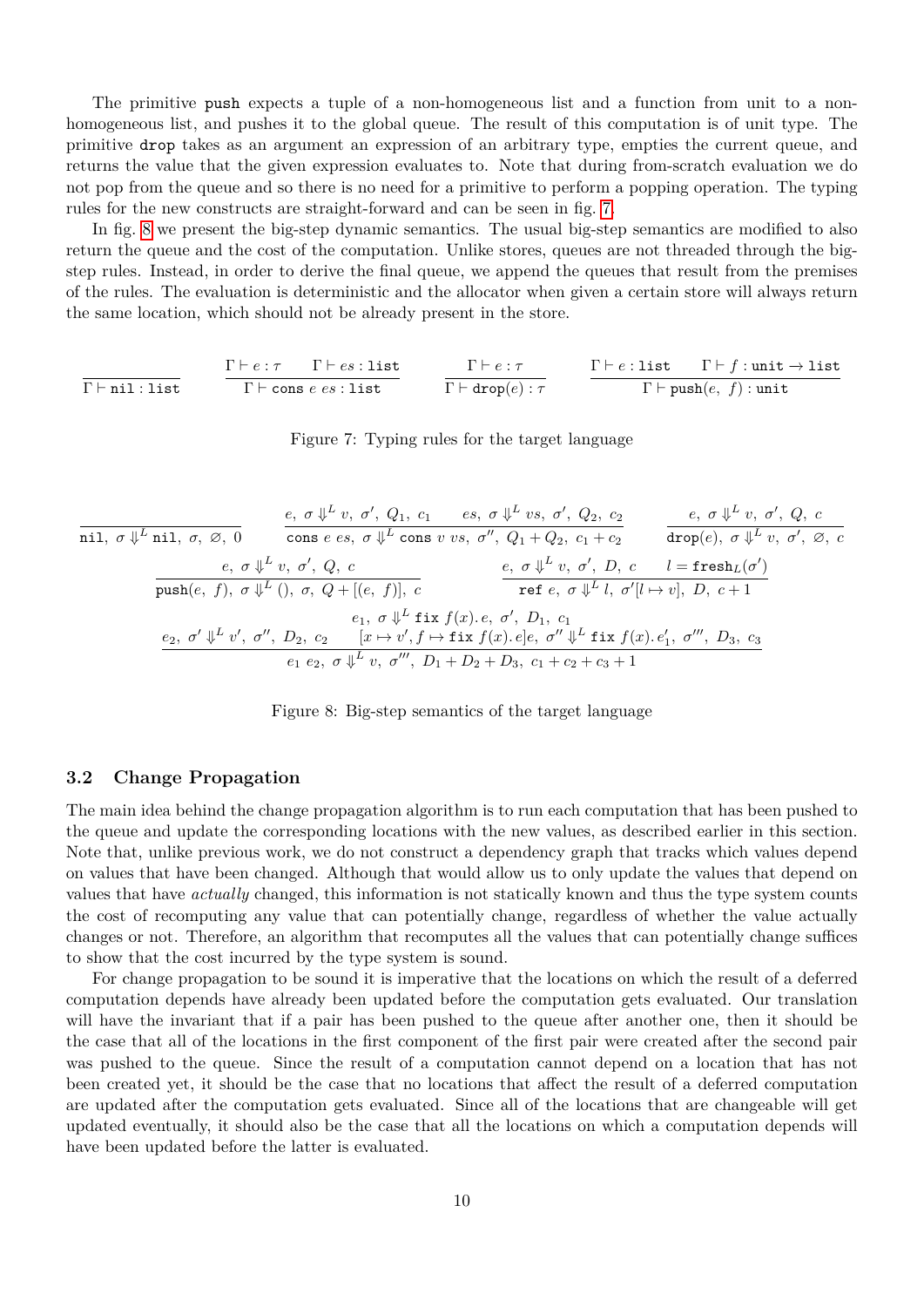The primitive push expects a tuple of a non-homogeneous list and a function from unit to a non-homogeneous list, and pushes it to the global queue. The result of this computation is of unit type. The primitive drop takes as an argument an expression of an arbitrary type, empties the current queue, and returns the value that the given expression evaluates to. Note that during from-scratch evaluation we do not pop from the queue and so there is no need for a primitive to perform a popping operation. The typing rules for the new constructs are straight-forward and can be seen in fig. 7.

In fig. 8 we present the big-step dynamic semantics. The usual big-step semantics are modified to also return the queue and the cost of the computation. Unlike stores, queues are not threaded through the big-step rules. Instead, in order to derive the final queue, we append the queues that result from the premises of the rules. The evaluation is deterministic and the allocator when given a certain store will always return the same location, which should not be already present in the store.

$$\frac{}{\Gamma \vdash \texttt{nil} : \texttt{list}} \qquad \frac{\Gamma \vdash e : \tau \qquad \Gamma \vdash es : \texttt{list}}{\Gamma \vdash \texttt{cons}\ e\ es : \texttt{list}} \qquad \frac{\Gamma \vdash e : \tau}{\Gamma \vdash \texttt{drop}(e) : \tau} \qquad \frac{\Gamma \vdash e : \texttt{list} \qquad \Gamma \vdash f : \texttt{unit} \to \texttt{list}}{\Gamma \vdash \texttt{push}(e,\ f) : \texttt{unit}}$$

Figure 7: Typing rules for the target language

$$\frac{}{\texttt{nil},\ \sigma \Downarrow^L \texttt{nil},\ \sigma,\ \varnothing,\ 0} \qquad \frac{e,\ \sigma \Downarrow^L v,\ \sigma',\ Q_1,\ c_1 \qquad es,\ \sigma \Downarrow^L vs,\ \sigma',\ Q_2,\ c_2}{\texttt{cons}\ e\ es,\ \sigma \Downarrow^L \texttt{cons}\ v\ vs,\ \sigma'',\ Q_1 + Q_2,\ c_1 + c_2} \qquad \frac{e,\ \sigma \Downarrow^L v,\ \sigma',\ Q,\ c}{\texttt{drop}(e),\ \sigma \Downarrow^L v,\ \sigma',\ \varnothing,\ c}$$

$$\frac{e,\ \sigma \Downarrow^L v,\ \sigma',\ Q,\ c}{\texttt{push}(e,\ f),\ \sigma \Downarrow^L (),\ \sigma,\ Q + [(e,\ f)],\ c} \qquad \frac{e,\ \sigma \Downarrow^L v,\ \sigma',\ D,\ c \qquad l = \texttt{fresh}_L(\sigma')}{\texttt{ref}\ e,\ \sigma \Downarrow^L l,\ \sigma'[l \mapsto v],\ D,\ c+1}$$

$$\frac{e_1,\ \sigma \Downarrow^L \texttt{fix}\ f(x).\,e,\ \sigma',\ D_1,\ c_1 \qquad e_2,\ \sigma' \Downarrow^L v',\ \sigma'',\ D_2,\ c_2 \qquad [x \mapsto v', f \mapsto \texttt{fix}\ f(x).\,e]e,\ \sigma'' \Downarrow^L \texttt{fix}\ f(x).\,e_1',\ \sigma''',\ D_3,\ c_3}{e_1\ e_2,\ \sigma \Downarrow^L v,\ \sigma''',\ D_1 + D_2 + D_3,\ c_1 + c_2 + c_3 + 1}$$

Figure 8: Big-step semantics of the target language

### 3.2 Change Propagation

The main idea behind the change propagation algorithm is to run each computation that has been pushed to the queue and update the corresponding locations with the new values, as described earlier in this section. Note that, unlike previous work, we do not construct a dependency graph that tracks which values depend on values that have been changed. Although that would allow us to only update the values that depend on values that have *actually* changed, this information is not statically known and thus the type system counts the cost of recomputing any value that can potentially change, regardless of whether the value actually changes or not. Therefore, an algorithm that recomputes all the values that can potentially change suffices to show that the cost incurred by the type system is sound.

For change propagation to be sound it is imperative that the locations on which the result of a deferred computation depends have already been updated before the computation gets evaluated. Our translation will have the invariant that if a pair has been pushed to the queue after another one, then it should be the case that all of the locations in the first component of the first pair were created after the second pair was pushed to the queue. Since the result of a computation cannot depend on a location that has not been created yet, it should be the case that no locations that affect the result of a deferred computation are updated after the computation gets evaluated. Since all of the locations that are changeable will get updated eventually, it should also be the case that all the locations on which a computation depends will have been updated before the latter is evaluated.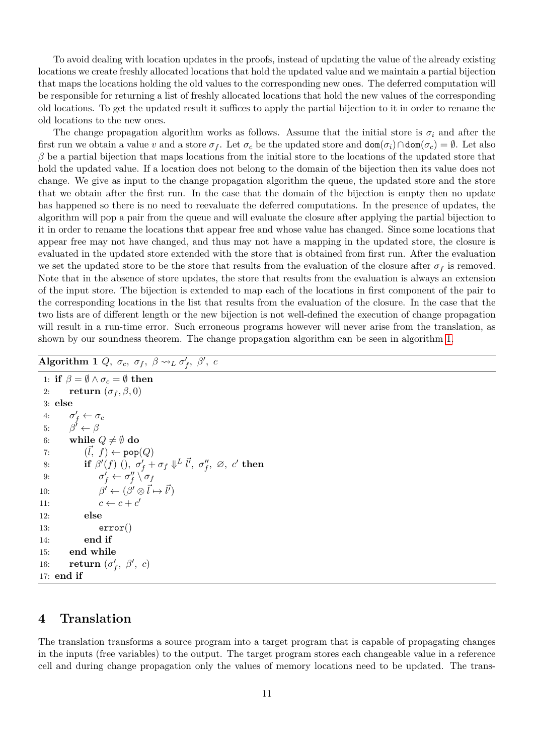To avoid dealing with location updates in the proofs, instead of updating the value of the already existing locations we create freshly allocated locations that hold the updated value and we maintain a partial bijection that maps the locations holding the old values to the corresponding new ones. The deferred computation will be responsible for returning a list of freshly allocated locations that hold the new values of the corresponding old locations. To get the updated result it suffices to apply the partial bijection to it in order to rename the old locations to the new ones.

The change propagation algorithm works as follows. Assume that the initial store is $\sigma_i$ and after the first run we obtain a value $v$ and a store $\sigma_f$. Let $\sigma_c$ be the updated store and $\mathtt{dom}(\sigma_i) \cap \mathtt{dom}(\sigma_c) = \emptyset$. Let also $\beta$ be a partial bijection that maps locations from the initial store to the locations of the updated store that hold the updated value. If a location does not belong to the domain of the bijection then its value does not change. We give as input to the change propagation algorithm the queue, the updated store and the store that we obtain after the first run. In the case that the domain of the bijection is empty then no update has happened so there is no need to reevaluate the deferred computations. In the presence of updates, the algorithm will pop a pair from the queue and will evaluate the closure after applying the partial bijection to it in order to rename the locations that appear free and whose value has changed. Since some locations that appear free may not have changed, and thus may not have a mapping in the updated store, the closure is evaluated in the updated store extended with the store that is obtained from first run. After the evaluation we set the updated store to be the store that results from the evaluation of the closure after $\sigma_f$ is removed. Note that in the absence of store updates, the store that results from the evaluation is always an extension of the input store. The bijection is extended to map each of the locations in first component of the pair to the corresponding locations in the list that results from the evaluation of the closure. In the case that the two lists are of different length or the new bijection is not well-defined the execution of change propagation will result in a run-time error. Such erroneous programs however will never arise from the translation, as shown by our soundness theorem. The change propagation algorithm can be seen in algorithm 1.

**Algorithm 1** $Q,\ \sigma_c,\ \sigma_f,\ \beta \rightsquigarrow_L \sigma'_f,\ \beta',\ c$

```
1:  if β = ∅ ∧ σ_c = ∅ then
2:      return (σ_f, β, 0)
3:  else
4:      σ'_f ← σ_c
5:      β' ← β
6:      while Q ≠ ∅ do
7:          (l⃗, f) ← pop(Q)
8:          if β'(f) (), σ'_f + σ_f ⇓^L l⃗', σ''_f, ∅, c' then
9:              σ'_f ← σ''_f \ σ_f
10:             β' ← (β' ⊗ l⃗ ↦ l⃗')
11:             c ← c + c'
12:         else
13:             error()
14:         end if
15:     end while
16:     return (σ'_f, β', c)
17: end if
```

## 4 Translation

The translation transforms a source program into a target program that is capable of propagating changes in the inputs (free variables) to the output. The target program stores each changeable value in a reference cell and during change propagation only the values of memory locations need to be updated. The trans-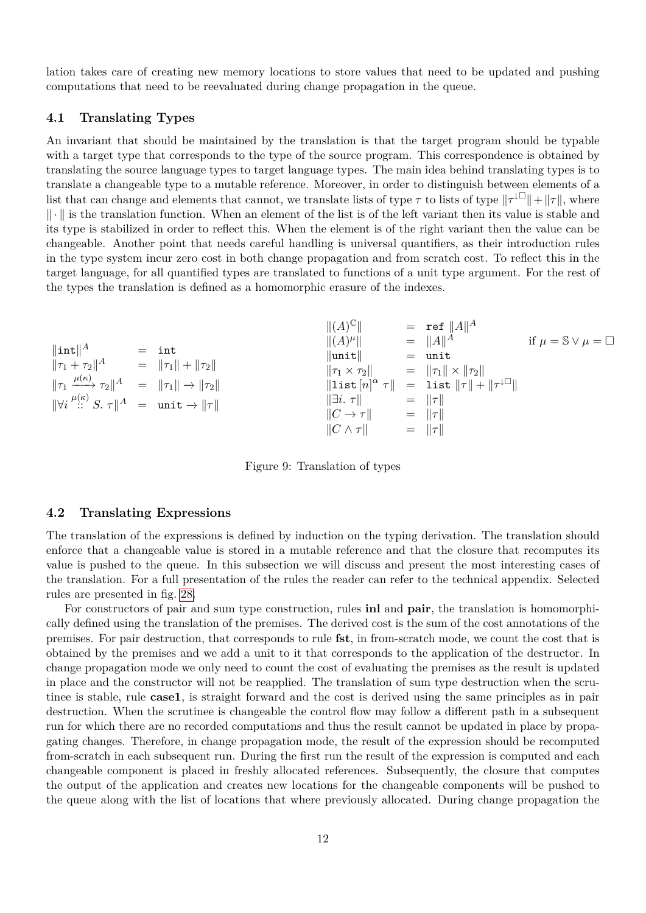lation takes care of creating new memory locations to store values that need to be updated and pushing computations that need to be reevaluated during change propagation in the queue.

### 4.1 Translating Types

An invariant that should be maintained by the translation is that the target program should be typable with a target type that corresponds to the type of the source program. This correspondence is obtained by translating the source language types to target language types. The main idea behind translating types is to translate a changeable type to a mutable reference. Moreover, in order to distinguish between elements of a list that can change and elements that cannot, we translate lists of type $\tau$ to lists of type $\|\tau^{\downarrow\Box}\| + \|\tau\|$, where $\|\cdot\|$ is the translation function. When an element of the list is of the left variant then its value is stable and its type is stabilized in order to reflect this. When the element is of the right variant then the value can be changeable. Another point that needs careful handling is universal quantifiers, as their introduction rules in the type system incur zero cost in both change propagation and from scratch cost. To reflect this in the target language, for all quantified types are translated to functions of a unit type argument. For the rest of the types the translation is defined as a homomorphic erasure of the indexes.

$$
\begin{array}{lcl}
\|\texttt{int}\|^A & = & \texttt{int} \\
\|\tau_1 + \tau_2\|^A & = & \|\tau_1\| + \|\tau_2\| \\
\|\tau_1 \xrightarrow{\mu(\kappa)} \tau_2\|^A & = & \|\tau_1\| \rightarrow \|\tau_2\| \\
\|\forall i \overset{\mu(\kappa)}{::} S.\ \tau\|^A & = & \texttt{unit} \rightarrow \|\tau\|
\end{array}
\qquad
\begin{array}{lcll}
\|(A)^{\mathbb{C}}\| & = & \texttt{ref}\ \|A\|^A & \\
\|(A)^{\mu}\| & = & \|A\|^A & \text{if } \mu = \mathbb{S} \vee \mu = \Box \\
\|\texttt{unit}\| & = & \texttt{unit} & \\
\|\tau_1 \times \tau_2\| & = & \|\tau_1\| \times \|\tau_2\| & \\
\|\texttt{list}\,[n]^{\alpha}\ \tau\| & = & \texttt{list}\ \|\tau\| + \|\tau^{\downarrow\Box}\| & \\
\|\exists i.\ \tau\| & = & \|\tau\| & \\
\|C \rightarrow \tau\| & = & \|\tau\| & \\
\|C \wedge \tau\| & = & \|\tau\| &
\end{array}
$$

Figure 9: Translation of types

### 4.2 Translating Expressions

The translation of the expressions is defined by induction on the typing derivation. The translation should enforce that a changeable value is stored in a mutable reference and that the closure that recomputes its value is pushed to the queue. In this subsection we will discuss and present the most interesting cases of the translation. For a full presentation of the rules the reader can refer to the technical appendix. Selected rules are presented in fig. 28.

For constructors of pair and sum type construction, rules **inl** and **pair**, the translation is homomorphically defined using the translation of the premises. The derived cost is the sum of the cost annotations of the premises. For pair destruction, that corresponds to rule **fst**, in from-scratch mode, we count the cost that is obtained by the premises and we add a unit to it that corresponds to the application of the destructor. In change propagation mode we only need to count the cost of evaluating the premises as the result is updated in place and the constructor will not be reapplied. The translation of sum type destruction when the scrutinee is stable, rule **case1**, is straight forward and the cost is derived using the same principles as in pair destruction. When the scrutinee is changeable the control flow may follow a different path in a subsequent run for which there are no recorded computations and thus the result cannot be updated in place by propagating changes. Therefore, in change propagation mode, the result of the expression should be recomputed from-scratch in each subsequent run. During the first run the result of the expression is computed and each changeable component is placed in freshly allocated references. Subsequently, the closure that computes the output of the application and creates new locations for the changeable components will be pushed to the queue along with the list of locations that where previously allocated. During change propagation the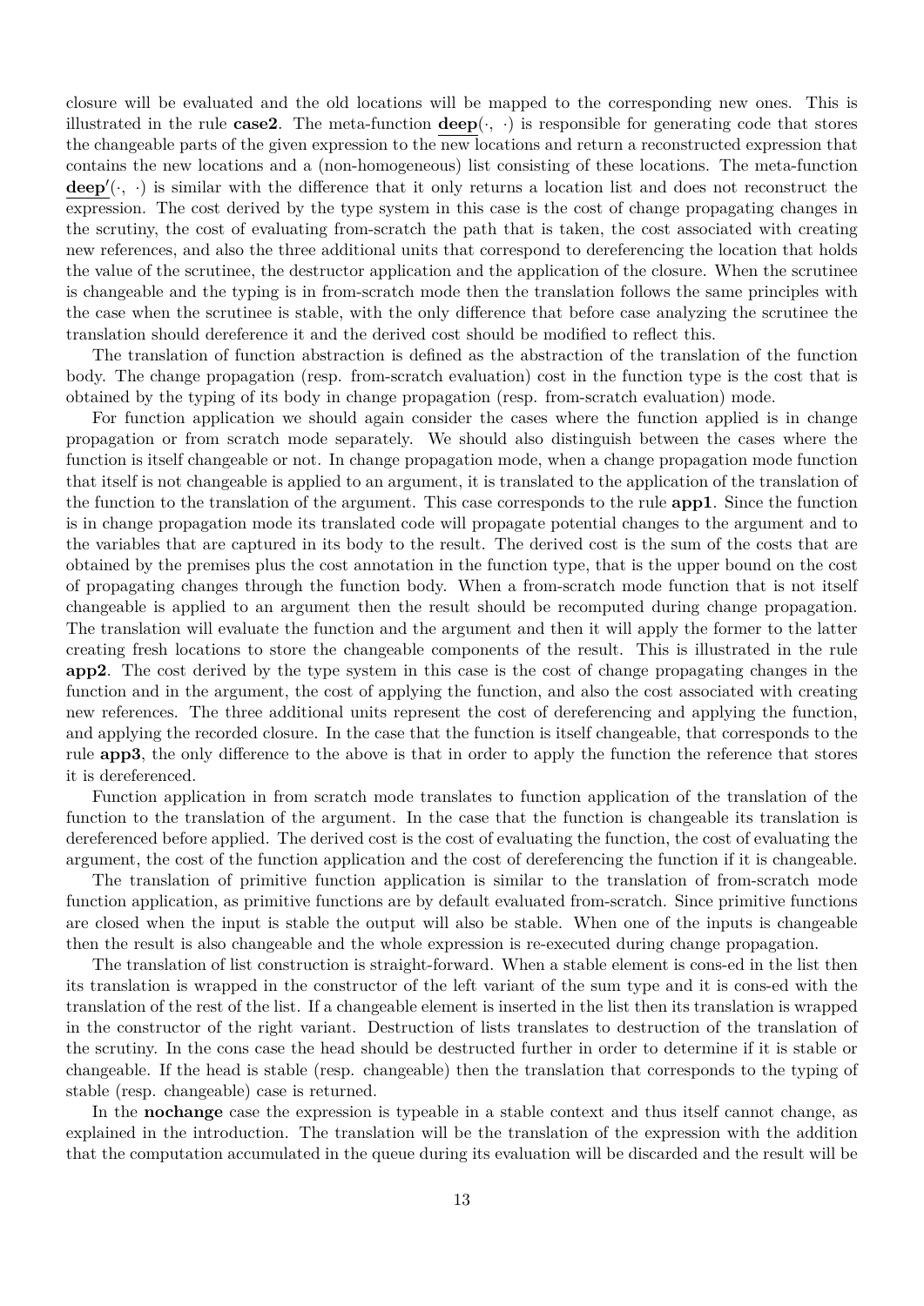closure will be evaluated and the old locations will be mapped to the corresponding new ones. This is illustrated in the rule **case2**. The meta-function $\underline{\mathbf{deep}}(\cdot,\ \cdot)$ is responsible for generating code that stores the changeable parts of the given expression to the new locations and return a reconstructed expression that contains the new locations and a (non-homogeneous) list consisting of these locations. The meta-function $\underline{\mathbf{deep'}}(\cdot,\ \cdot)$ is similar with the difference that it only returns a location list and does not reconstruct the expression. The cost derived by the type system in this case is the cost of change propagating changes in the scrutiny, the cost of evaluating from-scratch the path that is taken, the cost associated with creating new references, and also the three additional units that correspond to dereferencing the location that holds the value of the scrutinee, the destructor application and the application of the closure. When the scrutinee is changeable and the typing is in from-scratch mode then the translation follows the same principles with the case when the scrutinee is stable, with the only difference that before case analyzing the scrutinee the translation should dereference it and the derived cost should be modified to reflect this.

The translation of function abstraction is defined as the abstraction of the translation of the function body. The change propagation (resp. from-scratch evaluation) cost in the function type is the cost that is obtained by the typing of its body in change propagation (resp. from-scratch evaluation) mode.

For function application we should again consider the cases where the function applied is in change propagation or from scratch mode separately. We should also distinguish between the cases where the function is itself changeable or not. In change propagation mode, when a change propagation mode function that itself is not changeable is applied to an argument, it is translated to the application of the translation of the function to the translation of the argument. This case corresponds to the rule **app1**. Since the function is in change propagation mode its translated code will propagate potential changes to the argument and to the variables that are captured in its body to the result. The derived cost is the sum of the costs that are obtained by the premises plus the cost annotation in the function type, that is the upper bound on the cost of propagating changes through the function body. When a from-scratch mode function that is not itself changeable is applied to an argument then the result should be recomputed during change propagation. The translation will evaluate the function and the argument and then it will apply the former to the latter creating fresh locations to store the changeable components of the result. This is illustrated in the rule **app2**. The cost derived by the type system in this case is the cost of change propagating changes in the function and in the argument, the cost of applying the function, and also the cost associated with creating new references. The three additional units represent the cost of dereferencing and applying the function, and applying the recorded closure. In the case that the function is itself changeable, that corresponds to the rule **app3**, the only difference to the above is that in order to apply the function the reference that stores it is dereferenced.

Function application in from scratch mode translates to function application of the translation of the function to the translation of the argument. In the case that the function is changeable its translation is dereferenced before applied. The derived cost is the cost of evaluating the function, the cost of evaluating the argument, the cost of the function application and the cost of dereferencing the function if it is changeable.

The translation of primitive function application is similar to the translation of from-scratch mode function application, as primitive functions are by default evaluated from-scratch. Since primitive functions are closed when the input is stable the output will also be stable. When one of the inputs is changeable then the result is also changeable and the whole expression is re-executed during change propagation.

The translation of list construction is straight-forward. When a stable element is cons-ed in the list then its translation is wrapped in the constructor of the left variant of the sum type and it is cons-ed with the translation of the rest of the list. If a changeable element is inserted in the list then its translation is wrapped in the constructor of the right variant. Destruction of lists translates to destruction of the translation of the scrutiny. In the cons case the head should be destructed further in order to determine if it is stable or changeable. If the head is stable (resp. changeable) then the translation that corresponds to the typing of stable (resp. changeable) case is returned.

In the **nochange** case the expression is typeable in a stable context and thus itself cannot change, as explained in the introduction. The translation will be the translation of the expression with the addition that the computation accumulated in the queue during its evaluation will be discarded and the result will be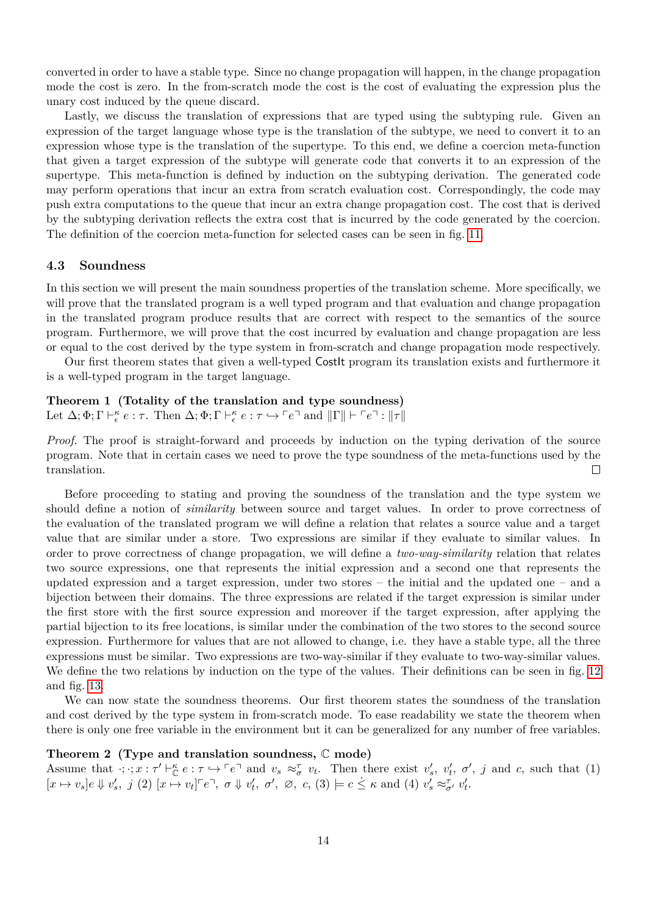converted in order to have a stable type. Since no change propagation will happen, in the change propagation mode the cost is zero. In the from-scratch mode the cost is the cost of evaluating the expression plus the unary cost induced by the queue discard.

Lastly, we discuss the translation of expressions that are typed using the subtyping rule. Given an expression of the target language whose type is the translation of the subtype, we need to convert it to an expression whose type is the translation of the supertype. To this end, we define a coercion meta-function that given a target expression of the subtype will generate code that converts it to an expression of the supertype. This meta-function is defined by induction on the subtyping derivation. The generated code may perform operations that incur an extra from scratch evaluation cost. Correspondingly, the code may push extra computations to the queue that incur an extra change propagation cost. The cost that is derived by the subtyping derivation reflects the extra cost that is incurred by the code generated by the coercion. The definition of the coercion meta-function for selected cases can be seen in fig. 11.

### 4.3 Soundness

In this section we will present the main soundness properties of the translation scheme. More specifically, we will prove that the translated program is a well typed program and that evaluation and change propagation in the translated program produce results that are correct with respect to the semantics of the source program. Furthermore, we will prove that the cost incurred by evaluation and change propagation are less or equal to the cost derived by the type system in from-scratch and change propagation mode respectively.

Our first theorem states that given a well-typed CostIt program its translation exists and furthermore it is a well-typed program in the target language.

**Theorem 1 (Totality of the translation and type soundness)**
Let $\Delta; \Phi; \Gamma \vdash^{\kappa}_{\epsilon} e : \tau$. Then $\Delta; \Phi; \Gamma \vdash^{\kappa}_{\epsilon} e : \tau \hookrightarrow \ulcorner e \urcorner$ and $\|\Gamma\| \vdash \ulcorner e \urcorner : \|\tau\|$

*Proof.* The proof is straight-forward and proceeds by induction on the typing derivation of the source program. Note that in certain cases we need to prove the type soundness of the meta-functions used by the translation. ◻

Before proceeding to stating and proving the soundness of the translation and the type system we should define a notion of *similarity* between source and target values. In order to prove correctness of the evaluation of the translated program we will define a relation that relates a source value and a target value that are similar under a store. Two expressions are similar if they evaluate to similar values. In order to prove correctness of change propagation, we will define a *two-way-similarity* relation that relates two source expressions, one that represents the initial expression and a second one that represents the updated expression and a target expression, under two stores – the initial and the updated one – and a bijection between their domains. The three expressions are related if the target expression is similar under the first store with the first source expression and moreover if the target expression, after applying the partial bijection to its free locations, is similar under the combination of the two stores to the second source expression. Furthermore for values that are not allowed to change, i.e. they have a stable type, all the three expressions must be similar. Two expressions are two-way-similar if they evaluate to two-way-similar values. We define the two relations by induction on the type of the values. Their definitions can be seen in fig. 12 and fig. 13.

We can now state the soundness theorems. Our first theorem states the soundness of the translation and cost derived by the type system in from-scratch mode. To ease readability we state the theorem when there is only one free variable in the environment but it can be generalized for any number of free variables.

**Theorem 2 (Type and translation soundness, $\mathbb{C}$ mode)**
Assume that $\cdot; \cdot; x : \tau' \vdash^{\kappa}_{\mathbb{C}} e : \tau \hookrightarrow \ulcorner e \urcorner$ and $v_s \approx^{\tau}_{\sigma} v_t$. Then there exist $v'_s$, $v'_t$, $\sigma'$, $j$ and $c$, such that (1) $[x \mapsto v_s]e \Downarrow v'_s,\ j$ (2) $[x \mapsto v_t]\ulcorner e \urcorner,\ \sigma \Downarrow v'_t,\ \sigma',\ \varnothing,\ c$, (3) $\models c \dot{\leq} \kappa$ and (4) $v'_s \approx^{\tau}_{\sigma'} v'_t$.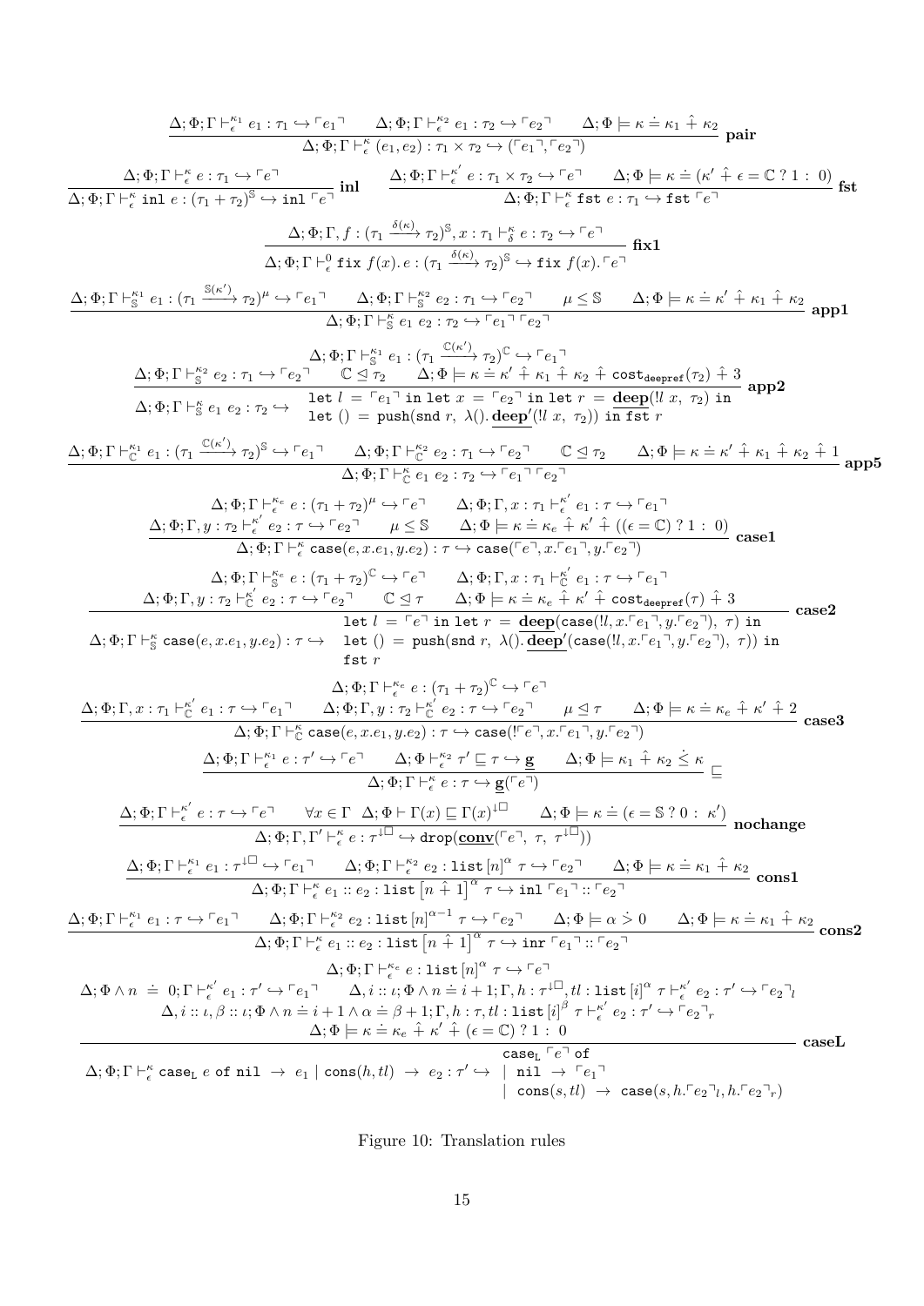$$\frac{\Delta;\Phi;\Gamma \vdash^{\kappa_1}_{\epsilon} e_1 : \tau_1 \hookrightarrow \ulcorner e_1 \urcorner \qquad \Delta;\Phi;\Gamma \vdash^{\kappa_2}_{\epsilon} e_1 : \tau_2 \hookrightarrow \ulcorner e_2 \urcorner \qquad \Delta;\Phi \models \kappa \doteq \kappa_1 \mathbin{\hat{+}} \kappa_2}{\Delta;\Phi;\Gamma \vdash^{\kappa}_{\epsilon} (e_1, e_2) : \tau_1 \times \tau_2 \hookrightarrow (\ulcorner e_1 \urcorner, \ulcorner e_2 \urcorner)} \ \textbf{pair}$$

$$\frac{\Delta;\Phi;\Gamma \vdash^{\kappa}_{\epsilon} e : \tau_1 \hookrightarrow \ulcorner e \urcorner}{\Delta;\Phi;\Gamma \vdash^{\kappa}_{\epsilon} \mathtt{inl}\ e : (\tau_1 + \tau_2)^{\mathbb{S}} \hookrightarrow \mathtt{inl}\ \ulcorner e \urcorner} \ \textbf{inl} \qquad \frac{\Delta;\Phi;\Gamma \vdash^{\kappa'}_{\epsilon} e : \tau_1 \times \tau_2 \hookrightarrow \ulcorner e \urcorner \qquad \Delta;\Phi \models \kappa \doteq (\kappa' \mathbin{\hat{+}} \epsilon = \mathbb{C}\ ?\ 1 :\ 0)}{\Delta;\Phi;\Gamma \vdash^{\kappa}_{\epsilon} \mathtt{fst}\ e : \tau_1 \hookrightarrow \mathtt{fst}\ \ulcorner e \urcorner} \ \textbf{fst}$$

$$\frac{\Delta;\Phi;\Gamma, f : (\tau_1 \xrightarrow{\delta(\kappa)} \tau_2)^{\mathbb{S}}, x : \tau_1 \vdash^{\kappa}_{\delta} e : \tau_2 \hookrightarrow \ulcorner e \urcorner}{\Delta;\Phi;\Gamma \vdash^{0}_{\epsilon} \mathtt{fix}\ f(x).\, e : (\tau_1 \xrightarrow{\delta(\kappa)} \tau_2)^{\mathbb{S}} \hookrightarrow \mathtt{fix}\ f(x).\ulcorner e \urcorner} \ \textbf{fix1}$$

$$\frac{\Delta;\Phi;\Gamma \vdash^{\kappa_1}_{\mathbb{S}} e_1 : (\tau_1 \xrightarrow{\mathbb{S}(\kappa')} \tau_2)^{\mu} \hookrightarrow \ulcorner e_1 \urcorner \qquad \Delta;\Phi;\Gamma \vdash^{\kappa_2}_{\mathbb{S}} e_2 : \tau_1 \hookrightarrow \ulcorner e_2 \urcorner \qquad \mu \leq \mathbb{S} \qquad \Delta;\Phi \models \kappa \doteq \kappa' \mathbin{\hat{+}} \kappa_1 \mathbin{\hat{+}} \kappa_2}{\Delta;\Phi;\Gamma \vdash^{\kappa}_{\mathbb{S}} e_1\ e_2 : \tau_2 \hookrightarrow \ulcorner e_1 \urcorner\ \ulcorner e_2 \urcorner} \ \textbf{app1}$$

$$\frac{\begin{array}{c}\Delta;\Phi;\Gamma \vdash^{\kappa_1}_{\mathbb{S}} e_1 : (\tau_1 \xrightarrow{\mathbb{C}(\kappa')} \tau_2)^{\mathbb{C}} \hookrightarrow \ulcorner e_1 \urcorner \\ \Delta;\Phi;\Gamma \vdash^{\kappa_2}_{\mathbb{S}} e_2 : \tau_1 \hookrightarrow \ulcorner e_2 \urcorner \qquad \mathbb{C} \trianglelefteq \tau_2 \qquad \Delta;\Phi \models \kappa \doteq \kappa' \mathbin{\hat{+}} \kappa_1 \mathbin{\hat{+}} \kappa_2 \mathbin{\hat{+}} \mathtt{cost_{deepref}}(\tau_2) \mathbin{\hat{+}} 3\end{array}}{\Delta;\Phi;\Gamma \vdash^{\kappa}_{\mathbb{S}} e_1\ e_2 : \tau_2 \hookrightarrow \begin{array}{l}\mathtt{let}\ l = \ulcorner e_1 \urcorner\ \mathtt{in\ let}\ x = \ulcorner e_2 \urcorner\ \mathtt{in\ let}\ r = \underline{\mathbf{deep}}(!l\ x,\ \tau_2)\ \mathtt{in} \\ \mathtt{let}\ () = \mathtt{push}(\mathtt{snd}\ r,\ \lambda().\,\underline{\mathbf{deep}}'(!l\ x,\ \tau_2))\ \mathtt{in\ fst}\ r\end{array}} \ \textbf{app2}$$

$$\frac{\Delta;\Phi;\Gamma \vdash^{\kappa_1}_{\mathbb{C}} e_1 : (\tau_1 \xrightarrow{\mathbb{C}(\kappa')} \tau_2)^{\mathbb{S}} \hookrightarrow \ulcorner e_1 \urcorner \qquad \Delta;\Phi;\Gamma \vdash^{\kappa_2}_{\mathbb{C}} e_2 : \tau_1 \hookrightarrow \ulcorner e_2 \urcorner \qquad \mathbb{C} \trianglelefteq \tau_2 \qquad \Delta;\Phi \models \kappa \doteq \kappa' \mathbin{\hat{+}} \kappa_1 \mathbin{\hat{+}} \kappa_2 \mathbin{\hat{+}} 1}{\Delta;\Phi;\Gamma \vdash^{\kappa}_{\mathbb{C}} e_1\ e_2 : \tau_2 \hookrightarrow \ulcorner e_1 \urcorner\ \ulcorner e_2 \urcorner} \ \textbf{app5}$$

$$\frac{\begin{array}{c}\Delta;\Phi;\Gamma \vdash^{\kappa_e}_{\epsilon} e : (\tau_1 + \tau_2)^{\mu} \hookrightarrow \ulcorner e \urcorner \qquad \Delta;\Phi;\Gamma, x : \tau_1 \vdash^{\kappa'}_{\epsilon} e_1 : \tau \hookrightarrow \ulcorner e_1 \urcorner \\ \Delta;\Phi;\Gamma, y : \tau_2 \vdash^{\kappa'}_{\epsilon} e_2 : \tau \hookrightarrow \ulcorner e_2 \urcorner \qquad \mu \leq \mathbb{S} \qquad \Delta;\Phi \models \kappa \doteq \kappa_e \mathbin{\hat{+}} \kappa' \mathbin{\hat{+}} ((\epsilon = \mathbb{C})\ ?\ 1 :\ 0)\end{array}}{\Delta;\Phi;\Gamma \vdash^{\kappa}_{\epsilon} \mathtt{case}(e, x.e_1, y.e_2) : \tau \hookrightarrow \mathtt{case}(\ulcorner e \urcorner, x.\ulcorner e_1 \urcorner, y.\ulcorner e_2 \urcorner)} \ \textbf{case1}$$

$$\frac{\begin{array}{c}\Delta;\Phi;\Gamma \vdash^{\kappa_e}_{\mathbb{S}} e : (\tau_1 + \tau_2)^{\mathbb{C}} \hookrightarrow \ulcorner e \urcorner \qquad \Delta;\Phi;\Gamma, x : \tau_1 \vdash^{\kappa'}_{\mathbb{C}} e_1 : \tau \hookrightarrow \ulcorner e_1 \urcorner \\ \Delta;\Phi;\Gamma, y : \tau_2 \vdash^{\kappa'}_{\mathbb{C}} e_2 : \tau \hookrightarrow \ulcorner e_2 \urcorner \qquad \mathbb{C} \trianglelefteq \tau \qquad \Delta;\Phi \models \kappa \doteq \kappa_e \mathbin{\hat{+}} \kappa' \mathbin{\hat{+}} \mathtt{cost_{deepref}}(\tau) \mathbin{\hat{+}} 3\end{array}}{\Delta;\Phi;\Gamma \vdash^{\kappa}_{\mathbb{S}} \mathtt{case}(e, x.e_1, y.e_2) : \tau \hookrightarrow \begin{array}{l}\mathtt{let}\ l = \ulcorner e \urcorner\ \mathtt{in\ let}\ r = \underline{\mathbf{deep}}(\mathtt{case}(!l, x.\ulcorner e_1 \urcorner, y.\ulcorner e_2 \urcorner),\ \tau)\ \mathtt{in} \\ \mathtt{let}\ () = \mathtt{push}(\mathtt{snd}\ r,\ \lambda().\,\underline{\mathbf{deep}}'(\mathtt{case}(!l, x.\ulcorner e_1 \urcorner, y.\ulcorner e_2 \urcorner),\ \tau))\ \mathtt{in} \\ \mathtt{fst}\ r\end{array}} \ \textbf{case2}$$

$$\frac{\begin{array}{c}\Delta;\Phi;\Gamma \vdash^{\kappa_e}_{\epsilon} e : (\tau_1 + \tau_2)^{\mathbb{C}} \hookrightarrow \ulcorner e \urcorner \\ \Delta;\Phi;\Gamma, x : \tau_1 \vdash^{\kappa'}_{\mathbb{C}} e_1 : \tau \hookrightarrow \ulcorner e_1 \urcorner \qquad \Delta;\Phi;\Gamma, y : \tau_2 \vdash^{\kappa'}_{\mathbb{C}} e_2 : \tau \hookrightarrow \ulcorner e_2 \urcorner \qquad \mu \trianglelefteq \tau \qquad \Delta;\Phi \models \kappa \doteq \kappa_e \mathbin{\hat{+}} \kappa' \mathbin{\hat{+}} 2\end{array}}{\Delta;\Phi;\Gamma \vdash^{\kappa}_{\mathbb{C}} \mathtt{case}(e, x.e_1, y.e_2) : \tau \hookrightarrow \mathtt{case}(!\ulcorner e \urcorner, x.\ulcorner e_1 \urcorner, y.\ulcorner e_2 \urcorner)} \ \textbf{case3}$$

$$\frac{\Delta;\Phi;\Gamma \vdash^{\kappa_1}_{\epsilon} e : \tau' \hookrightarrow \ulcorner e \urcorner \qquad \Delta;\Phi \vdash^{\kappa_2}_{\epsilon} \tau' \sqsubseteq \tau \hookrightarrow \underline{\mathbf{g}} \qquad \Delta;\Phi \models \kappa_1 \mathbin{\hat{+}} \kappa_2 \mathrel{\dot{\leq}} \kappa}{\Delta;\Phi;\Gamma \vdash^{\kappa}_{\epsilon} e : \tau \hookrightarrow \underline{\mathbf{g}}(\ulcorner e \urcorner)} \ \sqsubseteq$$

$$\frac{\Delta;\Phi;\Gamma \vdash^{\kappa'}_{\epsilon} e : \tau \hookrightarrow \ulcorner e \urcorner \qquad \forall x \in \Gamma \ \ \Delta;\Phi \vdash \Gamma(x) \sqsubseteq \Gamma(x)^{\downarrow\square} \qquad \Delta;\Phi \models \kappa \doteq (\epsilon = \mathbb{S}\ ?\ 0 :\ \kappa')}{\Delta;\Phi;\Gamma, \Gamma' \vdash^{\kappa}_{\epsilon} e : \tau^{\downarrow\square} \hookrightarrow \mathtt{drop}(\underline{\mathbf{conv}}(\ulcorner e \urcorner,\ \tau,\ \tau^{\downarrow\square}))} \ \textbf{nochange}$$

$$\frac{\Delta;\Phi;\Gamma \vdash^{\kappa_1}_{\epsilon} e_1 : \tau^{\downarrow\square} \hookrightarrow \ulcorner e_1 \urcorner \qquad \Delta;\Phi;\Gamma \vdash^{\kappa_2}_{\epsilon} e_2 : \mathtt{list}\,[n]^{\alpha}\ \tau \hookrightarrow \ulcorner e_2 \urcorner \qquad \Delta;\Phi \models \kappa \doteq \kappa_1 \mathbin{\hat{+}} \kappa_2}{\Delta;\Phi;\Gamma \vdash^{\kappa}_{\epsilon} e_1 :: e_2 : \mathtt{list}\,\left[n \mathbin{\hat{+}} 1\right]^{\alpha}\ \tau \hookrightarrow \mathtt{inl}\ \ulcorner e_1 \urcorner :: \ulcorner e_2 \urcorner} \ \textbf{cons1}$$

$$\frac{\Delta;\Phi;\Gamma \vdash^{\kappa_1}_{\epsilon} e_1 : \tau \hookrightarrow \ulcorner e_1 \urcorner \qquad \Delta;\Phi;\Gamma \vdash^{\kappa_2}_{\epsilon} e_2 : \mathtt{list}\,[n]^{\alpha - 1}\ \tau \hookrightarrow \ulcorner e_2 \urcorner \qquad \Delta;\Phi \models \alpha \mathrel{\dot{>}} 0 \qquad \Delta;\Phi \models \kappa \doteq \kappa_1 \mathbin{\hat{+}} \kappa_2}{\Delta;\Phi;\Gamma \vdash^{\kappa}_{\epsilon} e_1 :: e_2 : \mathtt{list}\,\left[n \mathbin{\hat{+}} 1\right]^{\alpha}\ \tau \hookrightarrow \mathtt{inr}\ \ulcorner e_1 \urcorner :: \ulcorner e_2 \urcorner} \ \textbf{cons2}$$

$$\frac{\begin{array}{c}\Delta;\Phi;\Gamma \vdash^{\kappa_e}_{\epsilon} e : \mathtt{list}\,[n]^{\alpha}\ \tau \hookrightarrow \ulcorner e \urcorner \\ \Delta;\Phi \wedge n \doteq 0;\Gamma \vdash^{\kappa'}_{\epsilon} e_1 : \tau' \hookrightarrow \ulcorner e_1 \urcorner \qquad \Delta, i :: \iota;\Phi \wedge n \doteq i + 1;\Gamma, h : \tau^{\downarrow\square}, tl : \mathtt{list}\,[i]^{\alpha}\ \tau \vdash^{\kappa'}_{\epsilon} e_2 : \tau' \hookrightarrow \ulcorner e_2 \urcorner_l \\ \Delta, i :: \iota, \beta :: \iota;\Phi \wedge n \doteq i + 1 \wedge \alpha \doteq \beta + 1;\Gamma, h : \tau, tl : \mathtt{list}\,[i]^{\beta}\ \tau \vdash^{\kappa'}_{\epsilon} e_2 : \tau' \hookrightarrow \ulcorner e_2 \urcorner_r \\ \Delta;\Phi \models \kappa \doteq \kappa_e \mathbin{\hat{+}} \kappa' \mathbin{\hat{+}} (\epsilon = \mathbb{C})\ ?\ 1 :\ 0\end{array}}{\Delta;\Phi;\Gamma \vdash^{\kappa}_{\epsilon} \mathtt{case_L}\ e\ \mathtt{of\ nil}\ \rightarrow\ e_1\ \mid\ \mathtt{cons}(h, tl)\ \rightarrow\ e_2 : \tau' \hookrightarrow \begin{array}{l}\mathtt{case_L}\ \ulcorner e \urcorner\ \mathtt{of} \\ \mid\ \mathtt{nil}\ \rightarrow\ \ulcorner e_1 \urcorner \\ \mid\ \mathtt{cons}(s, tl)\ \rightarrow\ \mathtt{case}(s, h.\ulcorner e_2 \urcorner_l, h.\ulcorner e_2 \urcorner_r)\end{array}} \ \textbf{caseL}$$

Figure 10: Translation rules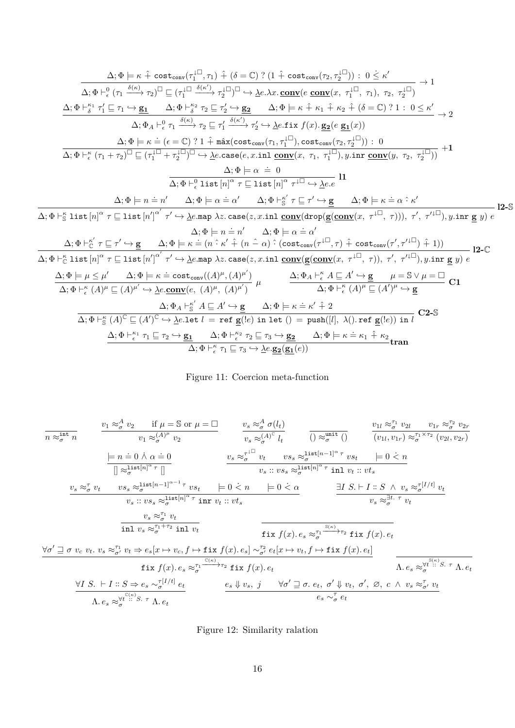$$\frac{\Delta;\Phi \models \kappa \mathrel{\hat{+}} \mathtt{cost}_{\mathtt{conv}}(\tau_1^{\downarrow\Box},\tau_1) \mathrel{\hat{+}} (\delta = \mathbb{C})\ ?\ (1 \mathrel{\hat{+}} \mathtt{cost}_{\mathtt{conv}}(\tau_2,\tau_2^{\downarrow\Box}))\ :\ 0 \mathrel{\dot{\leq}} \kappa'}{\Delta;\Phi \vdash^0_\epsilon (\tau_1 \xrightarrow{\delta(\kappa)} \tau_2)^\Box \sqsubseteq (\tau_1^{\downarrow\Box} \xrightarrow{\delta(\kappa')} \tau_2^{\downarrow\Box})^\Box \hookrightarrow \underline{\lambda} e.\lambda x.\, \underline{\mathbf{conv}}(e\ \underline{\mathbf{conv}}(x,\ \tau_1^{\downarrow\Box},\ \tau_1),\ \tau_2,\ \tau_2^{\downarrow\Box})} \to 1$$

$$\frac{\Delta;\Phi \vdash^{\kappa_1}_\delta \tau_1' \sqsubseteq \tau_1 \hookrightarrow \underline{\mathbf{g_1}} \qquad \Delta;\Phi \vdash^{\kappa_2}_\delta \tau_2 \sqsubseteq \tau_2' \hookrightarrow \underline{\mathbf{g_2}} \qquad \Delta;\Phi \models \kappa \mathrel{\hat{+}} \kappa_1 \mathrel{\hat{+}} \kappa_2 \mathrel{\hat{+}} (\delta = \mathbb{C})\ ?\ 1\ :\ 0 \leq \kappa'}{\Delta;\Phi_A \vdash^0_\epsilon \tau_1 \xrightarrow{\delta(\kappa)} \tau_2 \sqsubseteq \tau_1' \xrightarrow{\delta(\kappa')} \tau_2' \hookrightarrow \underline{\lambda} e.\mathtt{fix}\ f(x).\, \underline{\mathbf{g_2}}(e\ \underline{\mathbf{g_1}}(x))} \to 2$$

$$\frac{\Delta;\Phi \models \kappa \doteq (\epsilon = \mathbb{C})\ ?\ 1 \mathrel{\hat{+}} \mathtt{m\hat{a}x}(\mathtt{cost}_{\mathtt{conv}}(\tau_1,\tau_1^{\downarrow\Box}),\mathtt{cost}_{\mathtt{conv}}(\tau_2,\tau_2^{\downarrow\Box}))\ :\ 0}{\Delta;\Phi \vdash^\kappa_\epsilon (\tau_1+\tau_2)^\Box \sqsubseteq (\tau_1^{\downarrow\Box}+\tau_2^{\downarrow\Box})^\Box \hookrightarrow \underline{\lambda} e.\mathtt{case}(e, x.\mathtt{inl}\ \underline{\mathbf{conv}}(x,\ \tau_1,\ \tau_1^{\downarrow\Box}), y.\mathtt{inr}\ \underline{\mathbf{conv}}(y,\ \tau_2,\ \tau_2^{\downarrow\Box}))} \ \mathbf{+1}$$

$$\frac{\Delta;\Phi \models \alpha\ \doteq\ 0}{\Delta;\Phi \vdash^0_\epsilon \mathtt{list}\,[n]^\alpha\ \tau \sqsubseteq \mathtt{list}\,[n]^\alpha\ \tau^{\downarrow\Box} \hookrightarrow \underline{\lambda} e.e} \ \mathbf{l1}$$

$$\frac{\Delta;\Phi \models n \doteq n' \qquad \Delta;\Phi \models \alpha \doteq \alpha' \qquad \Delta;\Phi \vdash^{\kappa'}_{\mathbb{S}} \tau \sqsubseteq \tau' \hookrightarrow \underline{\mathbf{g}} \qquad \Delta;\Phi \models \kappa \doteq \alpha \mathrel{\hat{\cdot}} \kappa'}{\Delta;\Phi \vdash^\kappa_{\mathbb{S}} \mathtt{list}\,[n]^\alpha\ \tau \sqsubseteq \mathtt{list}\,[n']^{\alpha'}\ \tau' \hookrightarrow \underline{\lambda} e.\mathtt{map}\ \lambda z.\,\mathtt{case}(z, x.\mathtt{inl}\ \underline{\mathbf{conv}}(\mathtt{drop}(\underline{\mathbf{g}}(\underline{\mathbf{conv}}(x,\ \tau^{\downarrow\Box},\ \tau))),\ \tau',\ \tau'^{\downarrow\Box}), y.\mathtt{inr}\ \underline{\mathbf{g}}\ y)\ e} \ \mathbf{l2\text{-}\mathbb{S}}$$

$$\frac{\begin{array}{c}\Delta;\Phi \models n \doteq n' \qquad \Delta;\Phi \models \alpha \doteq \alpha' \\ \Delta;\Phi \vdash^{\kappa'}_{\mathbb{C}} \tau \sqsubseteq \tau' \hookrightarrow \underline{\mathbf{g}} \qquad \Delta;\Phi \models \kappa \doteq (n \mathrel{\hat{\cdot}} \kappa' \mathrel{\hat{+}} (n \mathrel{\hat{-}} \alpha) \mathrel{\hat{\cdot}} (\mathtt{cost}_{\mathtt{conv}}(\tau^{\downarrow\Box},\tau) \mathrel{\hat{+}} \mathtt{cost}_{\mathtt{conv}}(\tau',\tau'^{\downarrow\Box}) \mathrel{\hat{+}} 1))\end{array}}{\Delta;\Phi \vdash^\kappa_{\mathbb{C}} \mathtt{list}\,[n]^\alpha\ \tau \sqsubseteq \mathtt{list}\,[n']^{\alpha'}\ \tau' \hookrightarrow \underline{\lambda} e.\mathtt{map}\ \lambda z.\,\mathtt{case}(z, x.\mathtt{inl}\ \underline{\mathbf{conv}}(\underline{\mathbf{g}}(\underline{\mathbf{conv}}(x,\ \tau^{\downarrow\Box},\ \tau)),\ \tau',\ \tau'^{\downarrow\Box}), y.\mathtt{inr}\ \underline{\mathbf{g}}\ y)\ e} \ \mathbf{l2\text{-}\mathbb{C}}$$

$$\frac{\Delta;\Phi \models \mu \leq \mu' \qquad \Delta;\Phi \models \kappa \doteq \mathtt{cost}_{\mathtt{conv}}((A)^\mu,(A)^{\mu'})}{\Delta;\Phi \vdash^\kappa_\epsilon (A)^\mu \sqsubseteq (A)^{\mu'} \hookrightarrow \underline{\lambda} e.\underline{\mathbf{conv}}(e,\ (A)^\mu,\ (A)^{\mu'})} \ \mu \qquad \frac{\Delta;\Phi_A \vdash^\kappa_\epsilon A \sqsubseteq A' \hookrightarrow \underline{\mathbf{g}} \qquad \mu = \mathbb{S} \vee \mu = \Box}{\Delta;\Phi \vdash^\kappa_\epsilon (A)^\mu \sqsubseteq (A')^\mu \hookrightarrow \underline{\mathbf{g}}} \ \mathbf{C1}$$

$$\frac{\Delta;\Phi_A \vdash^{\kappa'}_{\mathbb{S}} A \sqsubseteq A' \hookrightarrow \underline{\mathbf{g}} \qquad \Delta;\Phi \models \kappa \doteq \kappa' \mathrel{\hat{+}} 2}{\Delta;\Phi \vdash^\kappa_{\mathbb{S}} (A)^{\mathbb{C}} \sqsubseteq (A')^{\mathbb{C}} \hookrightarrow \underline{\lambda} e.\mathtt{let}\ l\ =\ \mathtt{ref}\ \underline{\mathbf{g}}(!e)\ \mathtt{in}\ \mathtt{let}\ ()\ =\ \mathtt{push}([l],\ \lambda().\,\mathtt{ref}\ \underline{\mathbf{g}}(!e))\ \mathtt{in}\ l} \ \mathbf{C2\text{-}\mathbb{S}}$$

$$\frac{\Delta;\Phi \vdash^{\kappa_1}_\epsilon \tau_1 \sqsubseteq \tau_2 \hookrightarrow \underline{\mathbf{g_1}} \qquad \Delta;\Phi \vdash^{\kappa_2}_\epsilon \tau_2 \sqsubseteq \tau_3 \hookrightarrow \underline{\mathbf{g_2}} \qquad \Delta;\Phi \models \kappa \doteq \kappa_1 \mathrel{\hat{+}} \kappa_2}{\Delta;\Phi \vdash^\kappa_\epsilon \tau_1 \sqsubseteq \tau_3 \hookrightarrow \underline{\lambda} e.\underline{\mathbf{g_2}}(\underline{\mathbf{g_1}}(e))} \mathbf{tran}$$

Figure 11: Coercion meta-function

$$\frac{}{n \approx^{\mathtt{int}}_\sigma n} \qquad \frac{v_1 \approx^A_\sigma v_2 \qquad \text{if } \mu = \mathbb{S} \text{ or } \mu = \Box}{v_1 \approx^{(A)^\mu}_\sigma v_2} \qquad \frac{v_s \approx^A_\sigma \sigma(l_t)}{v_s \approx^{(A)^{\mathbb{C}}}_\sigma l_t} \qquad \frac{}{() \approx^{\mathtt{unit}}_\sigma ()} \qquad \frac{v_{1l} \approx^{\tau_1}_\sigma v_{2l} \qquad v_{1r} \approx^{\tau_2}_\sigma v_{2r}}{(v_{1l}, v_{1r}) \approx^{\tau_1 \times \tau_2}_\sigma (v_{2l}, v_{2r})}$$

$$\frac{\models n \doteq 0 \mathrel{\dot{\wedge}} \alpha \doteq 0}{[] \approx^{\mathtt{list}[n]^\alpha\ \tau}_\sigma []} \qquad \frac{v_s \approx^{\tau^{\downarrow\Box}}_\sigma v_t \qquad vs_s \approx^{\mathtt{list}[n-1]^\alpha\ \tau}_\sigma vs_t \qquad \models 0 \mathrel{\dot{<}} n}{v_s :: vs_s \approx^{\mathtt{list}[n]^\alpha\ \tau}_\sigma \mathtt{inl}\ v_t :: vt_s}$$

$$\frac{v_s \approx^\tau_\sigma v_t \qquad vs_s \approx^{\mathtt{list}[n-1]^{\alpha-1}\ \tau}_\sigma vs_t \qquad \models 0 \mathrel{\dot{<}} n \qquad \models 0 \mathrel{\dot{<}} \alpha}{v_s :: vs_s \approx^{\mathtt{list}[n]^\alpha\ \tau}_\sigma \mathtt{inr}\ v_t :: vt_s} \qquad \frac{\exists I\ S.\vdash I :: S\ \wedge\ v_s \approx^{\tau[I/t]}_\sigma v_t}{v_s \approx^{\exists t.\ \tau}_\sigma v_t}$$

$$\frac{v_s \approx^{\tau_1}_\sigma v_t}{\mathtt{inl}\ v_s \approx^{\tau_1+\tau_2}_\sigma \mathtt{inl}\ v_t} \qquad \frac{}{\mathtt{fix}\ f(x).\, e_s \approx^{\tau_1 \xrightarrow{\mathbb{S}(\kappa)} \tau_2}_\sigma \mathtt{fix}\ f(x).\, e_t}$$

$$\frac{\forall \sigma' \sqsupseteq \sigma\ v_c\ v_t.\ v_s \approx^{\tau_1}_{\sigma'} v_t \Rightarrow e_s[x \mapsto v_c, f \mapsto \mathtt{fix}\ f(x).\, e_s] \sim^{\tau_2}_{\sigma'} e_t[x \mapsto v_t, f \mapsto \mathtt{fix}\ f(x).\, e_t]}{\mathtt{fix}\ f(x).\, e_s \approx^{\tau_1 \xrightarrow{\mathbb{C}(\kappa)} \tau_2}_\sigma \mathtt{fix}\ f(x).\, e_t} \qquad \frac{}{\Lambda.\, e_s \approx^{\forall t \overset{\mathbb{S}(\kappa)}{::} S.\ \tau}_\sigma \Lambda.\, e_t}$$

$$\frac{\forall I\ S.\ \vdash I :: S \Rightarrow e_s \sim^{\tau[I/t]}_\sigma e_t}{\Lambda.\, e_s \approx^{\forall t \overset{\mathbb{C}(\kappa)}{::} S.\ \tau}_\sigma \Lambda.\, e_t} \qquad \frac{e_s \Downarrow v_s,\ j \qquad \forall \sigma' \sqsupseteq \sigma.\ e_t,\ \sigma' \Downarrow v_t,\ \sigma',\ \varnothing,\ c\ \wedge\ v_s \approx^\tau_{\sigma'} v_t}{e_s \sim^\tau_\sigma e_t}$$

Figure 12: Similarity ralation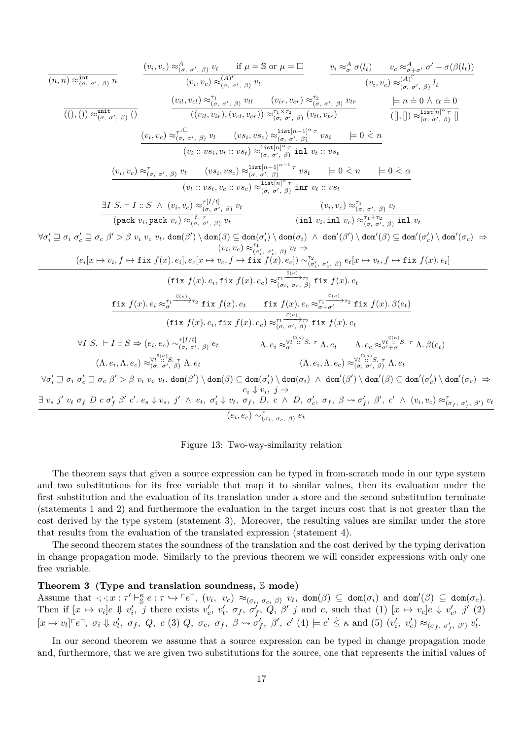$$\frac{}{(n,n) \approx^{\texttt{int}}_{(\sigma,\ \sigma',\ \beta)} n} \qquad \frac{(v_i, v_c) \approx^{A}_{(\sigma,\ \sigma',\ \beta)} v_t \qquad \text{if } \mu = \mathbb{S} \text{ or } \mu = \square}{(v_i, v_c) \approx^{(A)^{\mu}}_{(\sigma,\ \sigma',\ \beta)} v_t} \qquad \frac{v_i \approx^{A}_{\sigma} \sigma(l_t) \qquad v_c \approx^{A}_{\sigma+\sigma'} \sigma' + \sigma(\beta(l_t))}{(v_i, v_c) \approx^{(A)^{\mathbb{C}}}_{(\sigma,\ \sigma',\ \beta)} l_t}$$

$$\frac{}{((),()) \approx^{\texttt{unit}}_{(\sigma,\ \sigma',\ \beta)} ()} \qquad \frac{(v_{il}, v_{cl}) \approx^{\tau_1}_{(\sigma,\ \sigma',\ \beta)} v_{tl} \qquad (v_{ir}, v_{cr}) \approx^{\tau_2}_{(\sigma,\ \sigma',\ \beta)} v_{tr}}{((v_{il}, v_{ir}), (v_{cl}, v_{cr})) \approx^{\tau_1 \times \tau_2}_{(\sigma,\ \sigma',\ \beta)} (v_{tl}, v_{tr})} \qquad \frac{\models n \doteq 0 \ \dot\wedge\ \alpha \doteq 0}{([], []) \approx^{\texttt{list}[n]^{\alpha}\, \tau}_{(\sigma,\ \sigma',\ \beta)} []}$$

$$\frac{(v_i, v_c) \approx^{\tau^{\downarrow\square}}_{(\sigma,\ \sigma',\ \beta)} v_t \qquad (vs_i, vs_c) \approx^{\texttt{list}[n-1]^{\alpha}\, \tau}_{(\sigma,\ \sigma',\ \beta)} vs_t \qquad \models 0 \dot< n}{(v_i :: vs_i, v_t :: vs_t) \approx^{\texttt{list}[n]^{\alpha}\, \tau}_{(\sigma,\ \sigma',\ \beta)} \texttt{inl}\ v_t :: vs_t}$$

$$\frac{(v_i, v_c) \approx^{\tau}_{(\sigma,\ \sigma',\ \beta)} v_t \qquad (vs_i, vs_c) \approx^{\texttt{list}[n-1]^{\alpha-1}\, \tau}_{(\sigma,\ \sigma',\ \beta)} vs_t \qquad \models 0 \dot< n \qquad \models 0 \dot< \alpha}{(v_t :: vs_t, v_c :: vs_c) \approx^{\texttt{list}[n]^{\alpha}\, \tau}_{(\sigma,\ \sigma',\ \beta)} \texttt{inr}\ v_t :: vs_t}$$

$$\frac{\exists I\ S. \vdash I :: S \ \wedge\ (v_i, v_c) \approx^{\tau[I/t]}_{(\sigma,\ \sigma',\ \beta)} v_t}{(\texttt{pack}\ v_i, \texttt{pack}\ v_c) \approx^{\exists t.\ \tau}_{(\sigma,\ \sigma',\ \beta)} v_t} \qquad \frac{(v_i, v_c) \approx^{\tau_1}_{(\sigma,\ \sigma',\ \beta)} v_t}{(\texttt{inl}\ v_i, \texttt{inl}\ v_c) \approx^{\tau_1 + \tau_2}_{(\sigma,\ \sigma',\ \beta)} \texttt{inl}\ v_t}$$

$$\frac{\begin{array}{c}\forall \sigma_i' \sqsupseteq \sigma_i\ \sigma_c' \sqsupseteq \sigma_c\ \beta' > \beta\ v_i\ v_c\ v_t.\ \texttt{dom}(\beta') \setminus \texttt{dom}(\beta) \subseteq \texttt{dom}(\sigma_i') \setminus \texttt{dom}(\sigma_i)\ \wedge\ \texttt{dom}'(\beta') \setminus \texttt{dom}'(\beta) \subseteq \texttt{dom}'(\sigma_c') \setminus \texttt{dom}'(\sigma_c)\ \Rightarrow \\ (v_i, v_c) \approx^{\tau_1}_{(\sigma_i',\ \sigma_c',\ \beta)} v_t \Rightarrow \\ (e_i[x \mapsto v_i, f \mapsto \texttt{fix}\ f(x).\ e_i], e_c[x \mapsto v_c, f \mapsto \texttt{fix}\ f(x).\ e_c]) \sim^{\tau_2}_{(\sigma_i',\ \sigma_c',\ \beta)} e_t[x \mapsto v_t, f \mapsto \texttt{fix}\ f(x).\ e_t]\end{array}}{(\texttt{fix}\ f(x).\ e_i, \texttt{fix}\ f(x).\ e_c) \approx^{\tau_1 \xrightarrow{\mathbb{S}(\kappa)} \tau_2}_{(\sigma_i,\ \sigma_c,\ \beta)} \texttt{fix}\ f(x).\ e_t}$$

$$\frac{\texttt{fix}\ f(x).\ e_i \approx^{\tau_1 \xrightarrow{\mathbb{C}(\kappa)} \tau_2}_{\sigma} \texttt{fix}\ f(x).\ e_t \qquad \texttt{fix}\ f(x).\ e_c \approx^{\tau_1 \xrightarrow{\mathbb{C}(\kappa)} \tau_2}_{\sigma+\sigma'} \texttt{fix}\ f(x).\ \beta(e_t)}{(\texttt{fix}\ f(x).\ e_i, \texttt{fix}\ f(x).\ e_c) \approx^{\tau_1 \xrightarrow{\mathbb{C}(\kappa)} \tau_2}_{(\sigma,\ \sigma',\ \beta)} \texttt{fix}\ f(x).\ e_t}$$

$$\frac{\forall I\ S.\ \vdash I :: S \Rightarrow (e_i, e_c) \sim^{\tau[I/t]}_{(\sigma,\ \sigma',\ \beta)} e_t}{(\Lambda.\ e_i, \Lambda.\ e_c) \approx^{\forall t \overset{\mathbb{S}(\kappa)}{::} S.\ \tau}_{(\sigma,\ \sigma',\ \beta)} \Lambda.\ e_t} \qquad \frac{\Lambda.\ e_i \approx^{\forall t \overset{\mathbb{C}(\kappa)}{::} S.\ \tau}_{\sigma} \Lambda.\ e_t \qquad \Lambda.\ e_c \approx^{\forall t \overset{\mathbb{C}(\kappa)}{::} S.\ \tau}_{\sigma'+\sigma} \Lambda.\ \beta(e_t)}{(\Lambda.\ e_i, \Lambda.\ e_c) \approx^{\forall t \overset{\mathbb{C}(\kappa)}{::} S.\ \tau}_{(\sigma,\ \sigma',\ \beta)} \Lambda.\ e_t}$$

$$\frac{\begin{array}{c}\forall \sigma_i' \sqsupseteq \sigma_i\ \sigma_c' \sqsupseteq \sigma_c\ \beta' > \beta\ v_i\ v_c\ v_t.\ \texttt{dom}(\beta') \setminus \texttt{dom}(\beta) \subseteq \texttt{dom}(\sigma_i') \setminus \texttt{dom}(\sigma_i)\ \wedge\ \texttt{dom}'(\beta') \setminus \texttt{dom}'(\beta) \subseteq \texttt{dom}'(\sigma_c') \setminus \texttt{dom}'(\sigma_c)\ \Rightarrow \\ e_i \Downarrow v_i,\ j \Rightarrow \\ \exists\ v_s\ j'\ v_t\ \sigma_f\ D\ c\ \sigma_f'\ \beta'\ c'.\ e_s \Downarrow v_s,\ j'\ \wedge\ e_t,\ \sigma_i' \Downarrow v_t,\ \sigma_f,\ D,\ c\ \wedge\ D,\ \sigma_c',\ \sigma_f,\ \beta \rightsquigarrow \sigma_f',\ \beta',\ c'\ \wedge\ (v_i, v_c) \approx^{\tau}_{(\sigma_f,\ \sigma_f',\ \beta')} v_t\end{array}}{(e_i, e_c) \sim^{\tau}_{(\sigma_i,\ \sigma_c,\ \beta)} e_t}$$

Figure 13: Two-way-similarity relation

The theorem says that given a source expression can be typed in from-scratch mode in our type system and two substitutions for its free variable that map it to similar values, then its evaluation under the first substitution and the evaluation of its translation under a store and the second substitution terminate (statements 1 and 2) and furthermore the evaluation in the target incurs cost that is not greater than the cost derived by the type system (statement 3). Moreover, the resulting values are similar under the store that results from the evaluation of the translated expression (statement 4).

The second theorem states the soundness of the translation and the cost derived by the typing derivation in change propagation mode. Similarly to the previous theorem we will consider expressions with only one free variable.

**Theorem 3 (Type and translation soundness, $\mathbb{S}$ mode)**
Assume that $\cdot; \cdot; x : \tau' \vdash^{\kappa}_{\mathbb{S}} e : \tau \hookrightarrow \ulcorner e \urcorner$, $(v_i,\ v_c) \approx_{(\sigma_i,\ \sigma_c,\ \beta)} v_t$, $\texttt{dom}(\beta) \subseteq \texttt{dom}(\sigma_i)$ and $\texttt{dom}'(\beta) \subseteq \texttt{dom}(\sigma_c)$. Then if $[x \mapsto v_i]e \Downarrow v_i',\ j$ there exists $v_c',\ v_t',\ \sigma_f,\ \sigma_f',\ Q,\ \beta'\ j$ and $c$, such that (1) $[x \mapsto v_c]e \Downarrow v_c',\ j'$ (2) $[x \mapsto v_t]\ulcorner e \urcorner,\ \sigma_i \Downarrow v_t',\ \sigma_f,\ Q,\ c$ (3) $Q,\ \sigma_c,\ \sigma_f,\ \beta \rightsquigarrow \sigma_f',\ \beta',\ c'$ (4) $\models c' \dot\leq \kappa$ and (5) $(v_i',\ v_c') \approx_{(\sigma_f,\ \sigma_f',\ \beta')} v_t'$.

In our second theorem we assume that a source expression can be typed in change propagation mode and, furthermore, that we are given two substitutions for the source, one that represents the initial values of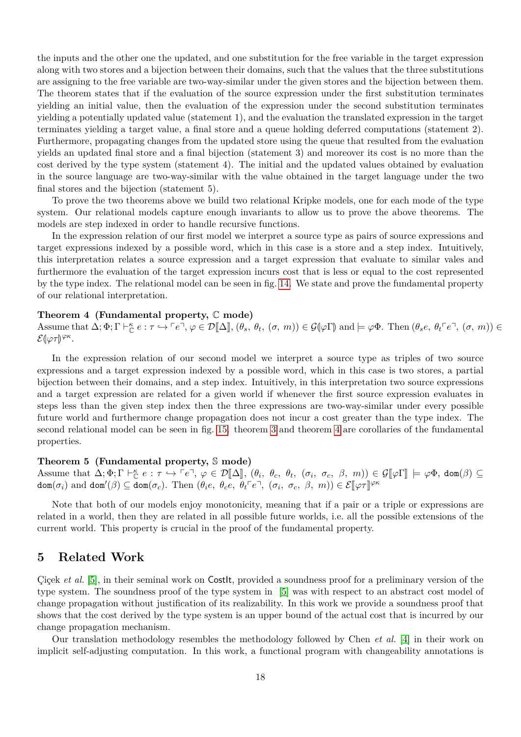the inputs and the other one the updated, and one substitution for the free variable in the target expression along with two stores and a bijection between their domains, such that the values that the three substitutions are assigning to the free variable are two-way-similar under the given stores and the bijection between them. The theorem states that if the evaluation of the source expression under the first substitution terminates yielding an initial value, then the evaluation of the expression under the second substitution terminates yielding a potentially updated value (statement 1), and the evaluation the translated expression in the target terminates yielding a target value, a final store and a queue holding deferred computations (statement 2). Furthermore, propagating changes from the updated store using the queue that resulted from the evaluation yields an updated final store and a final bijection (statement 3) and moreover its cost is no more than the cost derived by the type system (statement 4). The initial and the updated values obtained by evaluation in the source language are two-way-similar with the value obtained in the target language under the two final stores and the bijection (statement 5).

To prove the two theorems above we build two relational Kripke models, one for each mode of the type system. Our relational models capture enough invariants to allow us to prove the above theorems. The models are step indexed in order to handle recursive functions.

In the expression relation of our first model we interpret a source type as pairs of source expressions and target expressions indexed by a possible word, which in this case is a store and a step index. Intuitively, this interpretation relates a source expression and a target expression that evaluate to similar vales and furthermore the evaluation of the target expression incurs cost that is less or equal to the cost represented by the type index. The relational model can be seen in fig. 14. We state and prove the fundamental property of our relational interpretation.

**Theorem 4 (Fundamental property, $\mathbb{C}$ mode)**
Assume that $\Delta; \Phi; \Gamma \vdash^{\kappa}_{\mathbb{C}} e : \tau \hookrightarrow \ulcorner e \urcorner$, $\varphi \in \mathcal{D}[\![\Delta]\!]$, $(\theta_s,\ \theta_t,\ (\sigma,\ m)) \in \mathcal{G}(\!|\varphi\Gamma|\!)$ and $\models \varphi\Phi$. Then $(\theta_s e,\ \theta_t \ulcorner e \urcorner,\ (\sigma,\ m)) \in \mathcal{E}(\!|\varphi\tau|\!)^{\varphi\kappa}$.

In the expression relation of our second model we interpret a source type as triples of two source expressions and a target expression indexed by a possible word, which in this case is two stores, a partial bijection between their domains, and a step index. Intuitively, in this interpretation two source expressions and a target expression are related for a given world if whenever the first source expression evaluates in steps less than the given step index then the three expressions are two-way-similar under every possible future world and furthermore change propagation does not incur a cost greater than the type index. The second relational model can be seen in fig. 15. theorem 3 and theorem 4 are corollaries of the fundamental properties.

**Theorem 5 (Fundamental property, $\mathbb{S}$ mode)**
Assume that $\Delta; \Phi; \Gamma \vdash^{\kappa}_{\mathbb{C}} e : \tau \hookrightarrow \ulcorner e \urcorner$, $\varphi \in \mathcal{D}[\![\Delta]\!]$, $(\theta_i,\ \theta_c,\ \theta_t,\ (\sigma_i,\ \sigma_c,\ \beta,\ m)) \in \mathcal{G}[\![\varphi\Gamma]\!] \models \varphi\Phi$, $\mathtt{dom}(\beta) \subseteq \mathtt{dom}(\sigma_i)$ and $\mathtt{dom}'(\beta) \subseteq \mathtt{dom}(\sigma_c)$. Then $(\theta_i e,\ \theta_c e,\ \theta_t \ulcorner e \urcorner,\ (\sigma_i,\ \sigma_c,\ \beta,\ m)) \in \mathcal{E}[\![\varphi\tau]\!]^{\varphi\kappa}$

Note that both of our models enjoy monotonicity, meaning that if a pair or a triple or expressions are related in a world, then they are related in all possible future worlds, i.e. all the possible extensions of the current world. This property is crucial in the proof of the fundamental property.

## 5 Related Work

Çiçek *et al.* [5], in their seminal work on CostIt, provided a soundness proof for a preliminary version of the type system. The soundness proof of the type system in [5] was with respect to an abstract cost model of change propagation without justification of its realizability. In this work we provide a soundness proof that shows that the cost derived by the type system is an upper bound of the actual cost that is incurred by our change propagation mechanism.

Our translation methodology resembles the methodology followed by Chen *et al.* [4] in their work on implicit self-adjusting computation. In this work, a functional program with changeability annotations is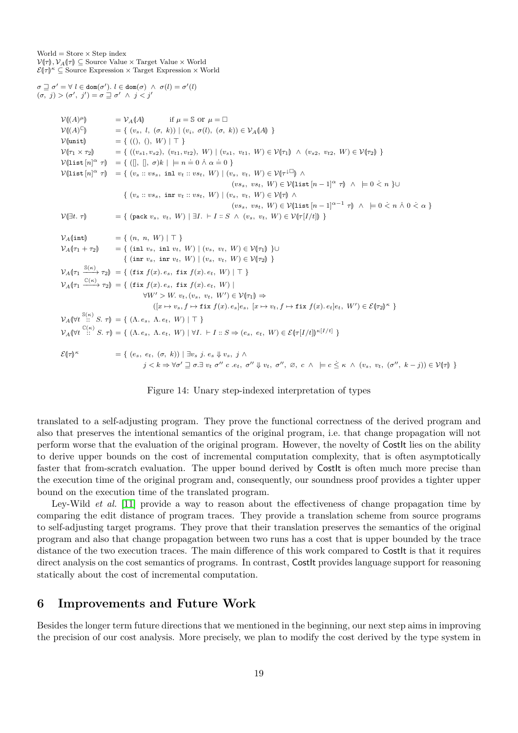$$\text{World} = \text{Store} \times \text{Step index}$$
$$\mathcal{V}(\!|\tau|\!), \mathcal{V}_A(\!|\tau|\!) \subseteq \text{Source Value} \times \text{Target Value} \times \text{World}$$
$$\mathcal{E}(\!|\tau|\!)^\kappa \subseteq \text{Source Expression} \times \text{Target Expression} \times \text{World}$$

$$\sigma \sqsupseteq \sigma' = \forall\, l \in \mathtt{dom}(\sigma').\ l \in \mathtt{dom}(\sigma) \ \wedge\ \sigma(l) = \sigma'(l)$$
$$(\sigma,\ j) > (\sigma',\ j') = \sigma \sqsupseteq \sigma' \ \wedge\ j < j'$$

$$
\begin{array}{lll}
\mathcal{V}(\!|(A)^\mu|\!) & = \mathcal{V}_A(\!|A|\!) & \text{if } \mu = \mathbb{S} \text{ or } \mu = \square \\
\mathcal{V}(\!|(A)^{\mathbb{C}}|\!) & = \{\ (v_s,\ l,\ (\sigma,\ k)) \mid (v_i,\ \sigma(l),\ (\sigma,\ k)) \in \mathcal{V}_A(\!|A|\!)\ \} & \\
\mathcal{V}(\!|\mathtt{unit}|\!) & = \{\ ((),\ (),\ W) \mid \top\ \} & \\
\mathcal{V}(\!|\tau_1 \times \tau_2|\!) & = \{\ ((v_{s1}, v_{s2}),\ (v_{t1}, v_{t2}),\ W) \mid (v_{s1},\ v_{t1},\ W) \in \mathcal{V}(\!|\tau_1|\!) \ \wedge\ (v_{s2},\ v_{t2},\ W) \in \mathcal{V}(\!|\tau_2|\!)\ \} & \\
\mathcal{V}(\!|\mathtt{list}\,[n]^\alpha\ \tau|\!) & = \{\ ([],\ [],\ \sigma)k \mid\ \models n \doteq 0 \ \dot\wedge\ \alpha \doteq 0\ \} & \\
\mathcal{V}(\!|\mathtt{list}\,[n]^\alpha\ \tau|\!) & = \{\ (v_s :: vs_s,\ \mathtt{inl}\ v_t :: vs_t,\ W) \mid (v_s,\ v_t,\ W) \in \mathcal{V}(\!|\tau^{\downarrow\square}|\!) \ \wedge & \\
& \qquad (vs_s,\ vs_t,\ W) \in \mathcal{V}(\!|\mathtt{list}\,[n-1]^\alpha\ \tau|\!) \ \wedge\ \models 0 \dot< n\ \}\cup & \\
& \quad \{\ (v_s :: vs_s,\ \mathtt{inr}\ v_t :: vs_t,\ W) \mid (v_s,\ v_t,\ W) \in \mathcal{V}(\!|\tau|\!) \ \wedge & \\
& \qquad (vs_s,\ vs_t,\ W) \in \mathcal{V}(\!|\mathtt{list}\,[n-1]^{\alpha-1}\ \tau|\!) \ \wedge\ \models 0 \dot< n \ \dot\wedge\ 0 \dot< \alpha\ \} & \\
\mathcal{V}(\!|\exists t.\ \tau|\!) & = \{\ (\mathtt{pack}\ v_s,\ v_t,\ W) \mid \exists I.\ \vdash I :: S \ \wedge\ (v_s,\ v_t,\ W) \in \mathcal{V}(\!|\tau[I/t]|\!)\ \} &
\end{array}
$$

$$
\begin{array}{ll}
\mathcal{V}_A(\!|\mathtt{int}|\!) & = \{\ (n,\ n,\ W) \mid \top\ \} \\
\mathcal{V}_A(\!|\tau_1 + \tau_2|\!) & = \{\ (\mathtt{inl}\ v_s,\ \mathtt{inl}\ v_t,\ W) \mid (v_s,\ v_t,\ W) \in \mathcal{V}(\!|\tau_1|\!)\ \}\cup \\
& \quad \{\ (\mathtt{inr}\ v_s,\ \mathtt{inr}\ v_t,\ W) \mid (v_s,\ v_t,\ W) \in \mathcal{V}(\!|\tau_2|\!)\ \} \\
\mathcal{V}_A(\!|\tau_1 \xrightarrow{\mathbb{S}(\kappa)} \tau_2|\!) & = \{\ (\mathtt{fix}\ f(x).\, e_s,\ \mathtt{fix}\ f(x).\, e_t,\ W) \mid \top\ \} \\
\mathcal{V}_A(\!|\tau_1 \xrightarrow{\mathbb{C}(\kappa)} \tau_2|\!) & = \{\ (\mathtt{fix}\ f(x).\, e_s,\ \mathtt{fix}\ f(x).\, e_t,\ W) \mid \\
& \qquad \forall W' > W.\ v_t, (v_s,\ v_t,\ W') \in \mathcal{V}(\!|\tau_1|\!) \Rightarrow \\
& \qquad\quad ([x \mapsto v_s, f \mapsto \mathtt{fix}\ f(x).\, e_s]e_s,\ [x \mapsto v_t, f \mapsto \mathtt{fix}\ f(x).\, e_t]e_t,\ W') \in \mathcal{E}(\!|\tau_2|\!)^\kappa\ \} \\
\mathcal{V}_A(\!|\forall t \overset{\mathbb{S}(\kappa)}{::} S.\ \tau|\!) & = \{\ (\Lambda.\, e_s,\ \Lambda.\, e_t,\ W) \mid \top\ \} \\
\mathcal{V}_A(\!|\forall t \overset{\mathbb{C}(\kappa)}{::} S.\ \tau|\!) & = \{\ (\Lambda.\, e_s,\ \Lambda.\, e_t,\ W) \mid \forall I.\ \vdash I :: S \Rightarrow (e_s,\ e_t,\ W) \in \mathcal{E}(\!|\tau[I/t]|\!)^{\kappa[I/t]}\ \}
\end{array}
$$

$$
\begin{array}{ll}
\mathcal{E}(\!|\tau|\!)^\kappa & = \{\ (e_s,\ e_t,\ (\sigma,\ k)) \mid \exists v_s\ j.\ e_s \Downarrow v_s,\ j\ \wedge \\
& \qquad j < k \Rightarrow \forall \sigma' \sqsupseteq \sigma.\exists\ v_t\ \sigma''\ c\ .e_t,\ \sigma'' \Downarrow v_t,\ \sigma'',\ \varnothing,\ c\ \wedge\ \models c \dot\leq \kappa\ \wedge\ (v_s,\ v_t,\ (\sigma'',\ k-j)) \in \mathcal{V}(\!|\tau|\!)\ \}
\end{array}
$$

Figure 14: Unary step-indexed interpretation of types

translated to a self-adjusting program. They prove the functional correctness of the derived program and also that preserves the intentional semantics of the original program, i.e. that change propagation will not perform worse that the evaluation of the original program. However, the novelty of CostIt lies on the ability to derive upper bounds on the cost of incremental computation complexity, that is often asymptotically faster that from-scratch evaluation. The upper bound derived by CostIt is often much more precise than the execution time of the original program and, consequently, our soundness proof provides a tighter upper bound on the execution time of the translated program.

Ley-Wild *et al.* [11] provide a way to reason about the effectiveness of change propagation time by comparing the edit distance of program traces. They provide a translation scheme from source programs to self-adjusting target programs. They prove that their translation preserves the semantics of the original program and also that change propagation between two runs has a cost that is upper bounded by the trace distance of the two execution traces. The main difference of this work compared to CostIt is that it requires direct analysis on the cost semantics of programs. In contrast, CostIt provides language support for reasoning statically about the cost of incremental computation.

## 6 Improvements and Future Work

Besides the longer term future directions that we mentioned in the beginning, our next step aims in improving the precision of our cost analysis. More precisely, we plan to modify the cost derived by the type system in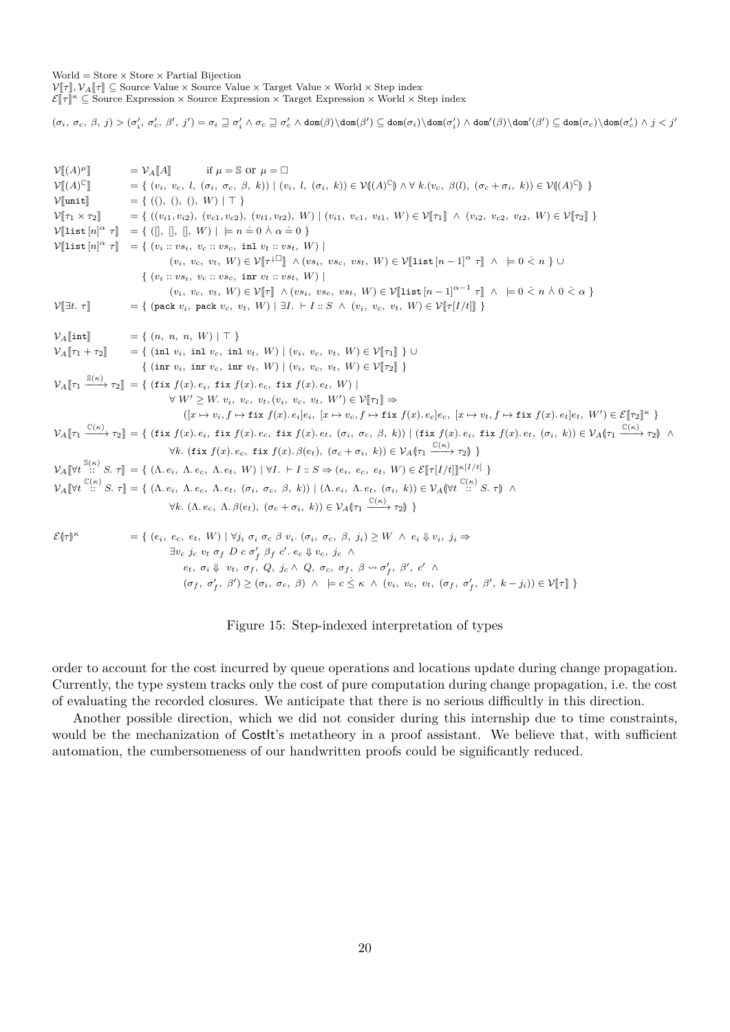World = Store × Store × Partial Bijection
$\mathcal{V}[\![\tau]\!], \mathcal{V}_A[\![\tau]\!] \subseteq$ Source Value × Source Value × Target Value × World × Step index
$\mathcal{E}[\![\tau]\!]^\kappa \subseteq$ Source Expression × Source Expression × Target Expression × World × Step index

$$(\sigma_i,\ \sigma_c,\ \beta,\ j) > (\sigma_i',\ \sigma_c',\ \beta',\ j') = \sigma_i \sqsupseteq \sigma_i' \wedge \sigma_c \sqsupseteq \sigma_c' \wedge \mathtt{dom}(\beta)\backslash\mathtt{dom}(\beta') \subseteq \mathtt{dom}(\sigma_i)\backslash\mathtt{dom}(\sigma_i') \wedge \mathtt{dom}'(\beta)\backslash\mathtt{dom}'(\beta') \subseteq \mathtt{dom}(\sigma_c)\backslash\mathtt{dom}(\sigma_c') \wedge j < j'$$

$$\mathcal{V}[\![(A)^\mu]\!] = \mathcal{V}_A[\![A]\!] \qquad \text{if } \mu = \mathbb{S} \text{ or } \mu = \square$$

$$\mathcal{V}[\![(A)^\mathbb{C}]\!] = \{\ (v_i,\ v_c,\ l,\ (\sigma_i,\ \sigma_c,\ \beta,\ k)) \mid (v_i,\ l,\ (\sigma_i,\ k)) \in \mathcal{V}(\!|(A)^\mathbb{C}|\!) \wedge \forall\ k.(v_c,\ \beta(l),\ (\sigma_c + \sigma_i,\ k)) \in \mathcal{V}(\!|(A)^\mathbb{C}|\!)\ \}$$

$$\mathcal{V}[\![\mathtt{unit}]\!] = \{\ ((),\ (),\ (),\ W) \mid \top\ \}$$

$$\mathcal{V}[\![\tau_1 \times \tau_2]\!] = \{\ ((v_{i1}, v_{i2}),\ (v_{c1}, v_{c2}),\ (v_{t1}, v_{t2}),\ W) \mid (v_{i1},\ v_{c1},\ v_{t1},\ W) \in \mathcal{V}[\![\tau_1]\!] \ \wedge\ (v_{i2},\ v_{c2},\ v_{t2},\ W) \in \mathcal{V}[\![\tau_2]\!]\ \}$$

$$\mathcal{V}[\![\mathtt{list}\,[n]^\alpha\ \tau]\!] = \{\ ([],\ [],\ [],\ W) \mid\ \models n \doteq 0 \mathrel{\dot\wedge} \alpha \doteq 0\ \}$$

$$\begin{aligned}
\mathcal{V}[\![\mathtt{list}\,[n]^\alpha\ \tau]\!] = {} & \{\ (v_i :: vs_i,\ v_c :: vs_c,\ \mathtt{inl}\ v_t :: vs_t,\ W) \mid \\
& \quad (v_i,\ v_c,\ v_t,\ W) \in \mathcal{V}[\![\tau^{\downarrow\square}]\!]\ \wedge (vs_i,\ vs_c,\ vs_t,\ W) \in \mathcal{V}[\![\mathtt{list}\,[n-1]^\alpha\ \tau]\!]\ \wedge\ \models 0 \mathrel{\dot<} n\ \} \cup \\
& \{\ (v_i :: vs_i,\ v_c :: vs_c,\ \mathtt{inr}\ v_t :: vs_t,\ W) \mid \\
& \quad (v_i,\ v_c,\ v_t,\ W) \in \mathcal{V}[\![\tau]\!]\ \wedge (vs_i,\ vs_c,\ vs_t,\ W) \in \mathcal{V}[\![\mathtt{list}\,[n-1]^{\alpha-1}\ \tau]\!]\ \wedge\ \models 0 \mathrel{\dot<} n \mathrel{\dot\wedge} 0 \mathrel{\dot<} \alpha\ \}
\end{aligned}$$

$$\mathcal{V}[\![\exists t.\ \tau]\!] = \{\ (\mathtt{pack}\ v_i,\ \mathtt{pack}\ v_c,\ v_t,\ W) \mid \exists I.\ \vdash I :: S\ \wedge\ (v_i,\ v_c,\ v_t,\ W) \in \mathcal{V}[\![\tau[I/t]]\!]\ \}$$

$$\mathcal{V}_A[\![\mathtt{int}]\!] = \{\ (n,\ n,\ n,\ W) \mid \top\ \}$$

$$\begin{aligned}
\mathcal{V}_A[\![\tau_1 + \tau_2]\!] = {} & \{\ (\mathtt{inl}\ v_i,\ \mathtt{inl}\ v_c,\ \mathtt{inl}\ v_t,\ W) \mid (v_i,\ v_c,\ v_t,\ W) \in \mathcal{V}[\![\tau_1]\!]\ \} \cup \\
& \{\ (\mathtt{inr}\ v_i,\ \mathtt{inr}\ v_c,\ \mathtt{inr}\ v_t,\ W) \mid (v_i,\ v_c,\ v_t,\ W) \in \mathcal{V}[\![\tau_2]\!]\ \}
\end{aligned}$$

$$\begin{aligned}
\mathcal{V}_A[\![\tau_1 \xrightarrow{\mathbb{S}(\kappa)} \tau_2]\!] = {} & \{\ (\mathtt{fix}\ f(x).\,e_i,\ \mathtt{fix}\ f(x).\,e_c,\ \mathtt{fix}\ f(x).\,e_t,\ W) \mid \\
& \quad \forall\ W' \geq W.\ v_i,\ v_c,\ v_t, (v_i,\ v_c,\ v_t,\ W') \in \mathcal{V}[\![\tau_1]\!] \Rightarrow \\
& \quad\quad ([x \mapsto v_i, f \mapsto \mathtt{fix}\ f(x).\,e_i]e_i,\ [x \mapsto v_c, f \mapsto \mathtt{fix}\ f(x).\,e_c]e_c,\ [x \mapsto v_t, f \mapsto \mathtt{fix}\ f(x).\,e_t]e_t,\ W') \in \mathcal{E}[\![\tau_2]\!]^\kappa\ \}
\end{aligned}$$

$$\begin{aligned}
\mathcal{V}_A[\![\tau_1 \xrightarrow{\mathbb{C}(\kappa)} \tau_2]\!] = {} & \{\ (\mathtt{fix}\ f(x).\,e_i,\ \mathtt{fix}\ f(x).\,e_c,\ \mathtt{fix}\ f(x).\,e_t,\ (\sigma_i,\ \sigma_c,\ \beta,\ k)) \mid (\mathtt{fix}\ f(x).\,e_i,\ \mathtt{fix}\ f(x).\,e_t,\ (\sigma_i,\ k)) \in \mathcal{V}_A(\!|\tau_1 \xrightarrow{\mathbb{C}(\kappa)} \tau_2|\!)\ \wedge \\
& \quad \forall k.\ (\mathtt{fix}\ f(x).\,e_c,\ \mathtt{fix}\ f(x).\,\beta(e_t),\ (\sigma_c + \sigma_i,\ k)) \in \mathcal{V}_A(\!|\tau_1 \xrightarrow{\mathbb{C}(\kappa)} \tau_2|\!)\ \}
\end{aligned}$$

$$\mathcal{V}_A[\![\forall t \overset{\mathbb{S}(\kappa)}{::} S.\ \tau]\!] = \{\ (\Lambda.\,e_i,\ \Lambda.\,e_c,\ \Lambda.\,e_t,\ W) \mid \forall I.\ \vdash I :: S \Rightarrow (e_i,\ e_c,\ e_t,\ W) \in \mathcal{E}[\![\tau[I/t]]\!]^{\kappa[I/t]}\ \}$$

$$\begin{aligned}
\mathcal{V}_A[\![\forall t \overset{\mathbb{C}(\kappa)}{::} S.\ \tau]\!] = {} & \{\ (\Lambda.\,e_i,\ \Lambda.\,e_c,\ \Lambda.\,e_t,\ (\sigma_i,\ \sigma_c,\ \beta,\ k)) \mid (\Lambda.\,e_i,\ \Lambda.\,e_t,\ (\sigma_i,\ k)) \in \mathcal{V}_A(\!|\forall t \overset{\mathbb{C}(\kappa)}{::} S.\ \tau|\!)\ \wedge \\
& \quad \forall k.\ (\Lambda.\,e_c,\ \Lambda.\,\beta(e_t),\ (\sigma_c + \sigma_i,\ k)) \in \mathcal{V}_A(\!|\tau_1 \xrightarrow{\mathbb{C}(\kappa)} \tau_2|\!)\ \}
\end{aligned}$$

$$\begin{aligned}
\mathcal{E}(\!|\tau|\!)^\kappa = {} & \{\ (e_i,\ e_c,\ e_t,\ W) \mid \forall j_i\ \sigma_i\ \sigma_c\ \beta\ v_i.\ (\sigma_i,\ \sigma_c,\ \beta,\ j_i) \geq W\ \wedge\ e_i \Downarrow v_i,\ j_i \Rightarrow \\
& \quad \exists v_c\ j_c\ v_t\ \sigma_f\ D\ c\ \sigma_f'\ \beta_f\ c'.\ e_c \Downarrow v_c,\ j_c\ \wedge \\
& \quad\quad e_t,\ \sigma_i \Downarrow\ v_t,\ \sigma_f,\ Q,\ j_c \wedge\ Q,\ \sigma_c,\ \sigma_f,\ \beta \rightsquigarrow \sigma_f',\ \beta',\ c'\ \wedge \\
& \quad\quad (\sigma_f,\ \sigma_f',\ \beta') \geq (\sigma_i,\ \sigma_c,\ \beta)\ \wedge\ \models c \mathrel{\dot\leq} \kappa\ \wedge\ (v_i,\ v_c,\ v_t,\ (\sigma_f,\ \sigma_f',\ \beta',\ k - j_i)) \in \mathcal{V}[\![\tau]\!]\ \}
\end{aligned}$$

Figure 15: Step-indexed interpretation of types

order to account for the cost incurred by queue operations and locations update during change propagation. Currently, the type system tracks only the cost of pure computation during change propagation, i.e. the cost of evaluating the recorded closures. We anticipate that there is no serious difficultly in this direction.

Another possible direction, which we did not consider during this internship due to time constraints, would be the mechanization of CostIt's metatheory in a proof assistant. We believe that, with sufficient automation, the cumbersomeness of our handwritten proofs could be significantly reduced.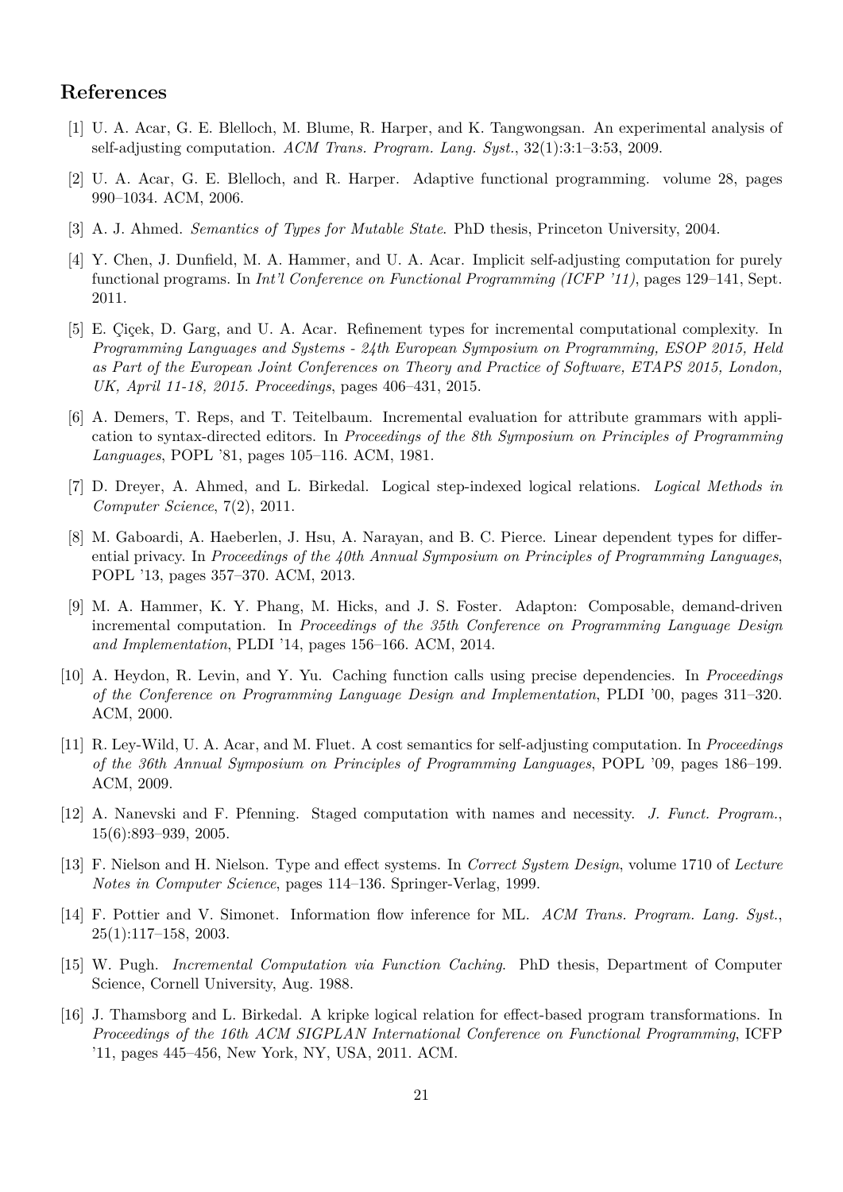## References

[1] U. A. Acar, G. E. Blelloch, M. Blume, R. Harper, and K. Tangwongsan. An experimental analysis of self-adjusting computation. *ACM Trans. Program. Lang. Syst.*, 32(1):3:1–3:53, 2009.

[2] U. A. Acar, G. E. Blelloch, and R. Harper. Adaptive functional programming. volume 28, pages 990–1034. ACM, 2006.

[3] A. J. Ahmed. *Semantics of Types for Mutable State*. PhD thesis, Princeton University, 2004.

[4] Y. Chen, J. Dunfield, M. A. Hammer, and U. A. Acar. Implicit self-adjusting computation for purely functional programs. In *Int'l Conference on Functional Programming (ICFP '11)*, pages 129–141, Sept. 2011.

[5] E. Çiçek, D. Garg, and U. A. Acar. Refinement types for incremental computational complexity. In *Programming Languages and Systems - 24th European Symposium on Programming, ESOP 2015, Held as Part of the European Joint Conferences on Theory and Practice of Software, ETAPS 2015, London, UK, April 11-18, 2015. Proceedings*, pages 406–431, 2015.

[6] A. Demers, T. Reps, and T. Teitelbaum. Incremental evaluation for attribute grammars with application to syntax-directed editors. In *Proceedings of the 8th Symposium on Principles of Programming Languages*, POPL '81, pages 105–116. ACM, 1981.

[7] D. Dreyer, A. Ahmed, and L. Birkedal. Logical step-indexed logical relations. *Logical Methods in Computer Science*, 7(2), 2011.

[8] M. Gaboardi, A. Haeberlen, J. Hsu, A. Narayan, and B. C. Pierce. Linear dependent types for differential privacy. In *Proceedings of the 40th Annual Symposium on Principles of Programming Languages*, POPL '13, pages 357–370. ACM, 2013.

[9] M. A. Hammer, K. Y. Phang, M. Hicks, and J. S. Foster. Adapton: Composable, demand-driven incremental computation. In *Proceedings of the 35th Conference on Programming Language Design and Implementation*, PLDI '14, pages 156–166. ACM, 2014.

[10] A. Heydon, R. Levin, and Y. Yu. Caching function calls using precise dependencies. In *Proceedings of the Conference on Programming Language Design and Implementation*, PLDI '00, pages 311–320. ACM, 2000.

[11] R. Ley-Wild, U. A. Acar, and M. Fluet. A cost semantics for self-adjusting computation. In *Proceedings of the 36th Annual Symposium on Principles of Programming Languages*, POPL '09, pages 186–199. ACM, 2009.

[12] A. Nanevski and F. Pfenning. Staged computation with names and necessity. *J. Funct. Program.*, 15(6):893–939, 2005.

[13] F. Nielson and H. Nielson. Type and effect systems. In *Correct System Design*, volume 1710 of *Lecture Notes in Computer Science*, pages 114–136. Springer-Verlag, 1999.

[14] F. Pottier and V. Simonet. Information flow inference for ML. *ACM Trans. Program. Lang. Syst.*, 25(1):117–158, 2003.

[15] W. Pugh. *Incremental Computation via Function Caching*. PhD thesis, Department of Computer Science, Cornell University, Aug. 1988.

[16] J. Thamsborg and L. Birkedal. A kripke logical relation for effect-based program transformations. In *Proceedings of the 16th ACM SIGPLAN International Conference on Functional Programming*, ICFP '11, pages 445–456, New York, NY, USA, 2011. ACM.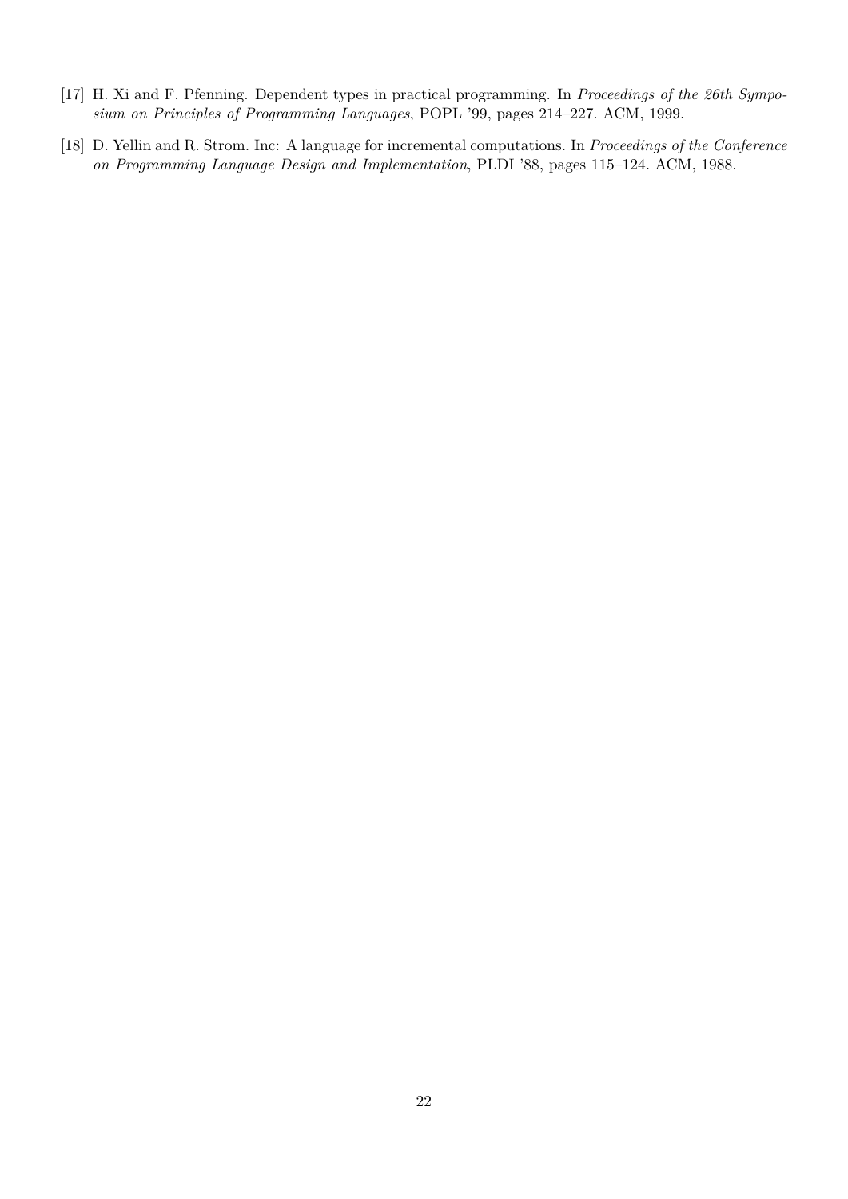[17] H. Xi and F. Pfenning. Dependent types in practical programming. In *Proceedings of the 26th Symposium on Principles of Programming Languages*, POPL '99, pages 214–227. ACM, 1999.

[18] D. Yellin and R. Strom. Inc: A language for incremental computations. In *Proceedings of the Conference on Programming Language Design and Implementation*, PLDI '88, pages 115–124. ACM, 1988.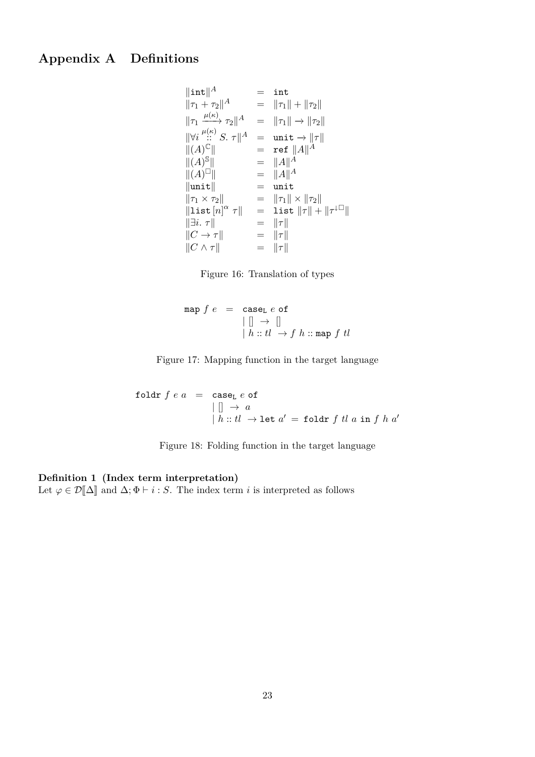# Appendix A Definitions

$$
\begin{array}{lcl}
\|\texttt{int}\|^A & = & \texttt{int} \\
\|\tau_1 + \tau_2\|^A & = & \|\tau_1\| + \|\tau_2\| \\
\|\tau_1 \xrightarrow{\mu(\kappa)} \tau_2\|^A & = & \|\tau_1\| \rightarrow \|\tau_2\| \\
\|\forall i \overset{\mu(\kappa)}{::} S.\ \tau\|^A & = & \texttt{unit} \rightarrow \|\tau\| \\
\|(A)^{\mathbb{C}}\| & = & \texttt{ref}\ \|A\|^A \\
\|(A)^{\mathbb{S}}\| & = & \|A\|^A \\
\|(A)^{\square}\| & = & \|A\|^A \\
\|\texttt{unit}\| & = & \texttt{unit} \\
\|\tau_1 \times \tau_2\| & = & \|\tau_1\| \times \|\tau_2\| \\
\|\texttt{list}\,[n]^{\alpha}\ \tau\| & = & \texttt{list}\ \|\tau\| + \|\tau^{\downarrow\square}\| \\
\|\exists i.\ \tau\| & = & \|\tau\| \\
\|C \rightarrow \tau\| & = & \|\tau\| \\
\|C \wedge \tau\| & = & \|\tau\|
\end{array}
$$

Figure 16: Translation of types

$$
\begin{array}{lcl}
\texttt{map}\ f\ e & = & \texttt{case}_{\texttt{L}}\ e\ \texttt{of} \\
 & & \mid []\ \rightarrow\ [] \\
 & & \mid h :: tl\ \rightarrow f\ h :: \texttt{map}\ f\ tl
\end{array}
$$

Figure 17: Mapping function in the target language

$$
\begin{array}{lcl}
\texttt{foldr}\ f\ e\ a & = & \texttt{case}_{\texttt{L}}\ e\ \texttt{of} \\
 & & \mid []\ \rightarrow\ a \\
 & & \mid h :: tl\ \rightarrow \texttt{let}\ a' = \texttt{foldr}\ f\ tl\ a\ \texttt{in}\ f\ h\ a'
\end{array}
$$

Figure 18: Folding function in the target language

**Definition 1 (Index term interpretation)**
Let $\varphi \in \mathcal{D}[\![\Delta]\!]$ and $\Delta; \Phi \vdash i : S$. The index term $i$ is interpreted as follows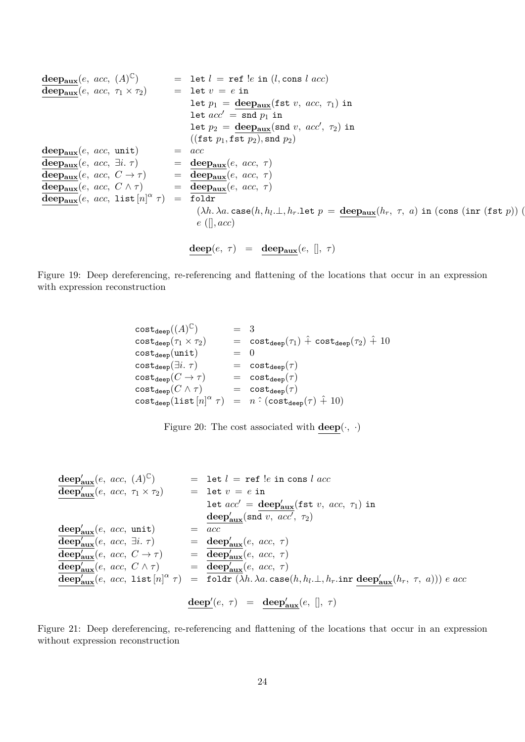$$
\begin{array}{lcl}
\underline{\mathbf{deep_{aux}}}(e,\ acc,\ (A)^{\mathbb{C}}) & = & \texttt{let}\ l\ =\ \texttt{ref}\ !e\ \texttt{in}\ (l, \texttt{cons}\ l\ acc) \\
\underline{\mathbf{deep_{aux}}}(e,\ acc,\ \tau_1 \times \tau_2) & = & \texttt{let}\ v\ =\ e\ \texttt{in} \\
& & \texttt{let}\ p_1\ =\ \underline{\mathbf{deep_{aux}}}(\texttt{fst}\ v,\ acc,\ \tau_1)\ \texttt{in} \\
& & \texttt{let}\ acc'\ =\ \texttt{snd}\ p_1\ \texttt{in} \\
& & \texttt{let}\ p_2\ =\ \underline{\mathbf{deep_{aux}}}(\texttt{snd}\ v,\ acc',\ \tau_2)\ \texttt{in} \\
& & ((\texttt{fst}\ p_1, \texttt{fst}\ p_2), \texttt{snd}\ p_2) \\
\underline{\mathbf{deep_{aux}}}(e,\ acc,\ \texttt{unit}) & = & acc \\
\underline{\mathbf{deep_{aux}}}(e,\ acc,\ \exists i.\ \tau) & = & \underline{\mathbf{deep_{aux}}}(e,\ acc,\ \tau) \\
\underline{\mathbf{deep_{aux}}}(e,\ acc,\ C \to \tau) & = & \underline{\mathbf{deep_{aux}}}(e,\ acc,\ \tau) \\
\underline{\mathbf{deep_{aux}}}(e,\ acc,\ C \wedge \tau) & = & \underline{\mathbf{deep_{aux}}}(e,\ acc,\ \tau) \\
\underline{\mathbf{deep_{aux}}}(e,\ acc,\ \texttt{list}\,[n]^{\alpha}\ \tau) & = & \texttt{foldr} \\
& & \quad (\lambda h.\,\lambda a.\,\texttt{case}(h, h_l.\bot, h_r.\texttt{let}\ p\ =\ \underline{\mathbf{deep_{aux}}}(h_r,\ \tau,\ a)\ \texttt{in}\ (\texttt{cons}\ (\texttt{inr}\ (\texttt{fst}\ p))\ ( \\
& & \quad e\ ([], acc)
\end{array}
$$

$$
\underline{\mathbf{deep}}(e,\ \tau)\ \ =\ \ \underline{\mathbf{deep_{aux}}}(e,\ [],\ \tau)
$$

Figure 19: Deep dereferencing, re-referencing and flattening of the locations that occur in an expression with expression reconstruction

$$
\begin{array}{lcl}
\texttt{cost}_{\texttt{deep}}((A)^{\mathbb{C}}) & = & 3 \\
\texttt{cost}_{\texttt{deep}}(\tau_1 \times \tau_2) & = & \texttt{cost}_{\texttt{deep}}(\tau_1)\ \hat{+}\ \texttt{cost}_{\texttt{deep}}(\tau_2)\ \hat{+}\ 10 \\
\texttt{cost}_{\texttt{deep}}(\texttt{unit}) & = & 0 \\
\texttt{cost}_{\texttt{deep}}(\exists i.\ \tau) & = & \texttt{cost}_{\texttt{deep}}(\tau) \\
\texttt{cost}_{\texttt{deep}}(C \to \tau) & = & \texttt{cost}_{\texttt{deep}}(\tau) \\
\texttt{cost}_{\texttt{deep}}(C \wedge \tau) & = & \texttt{cost}_{\texttt{deep}}(\tau) \\
\texttt{cost}_{\texttt{deep}}(\texttt{list}\,[n]^{\alpha}\ \tau) & = & n\ \hat{\cdot}\ (\texttt{cost}_{\texttt{deep}}(\tau)\ \hat{+}\ 10)
\end{array}
$$

Figure 20: The cost associated with $\underline{\mathbf{deep}}(\cdot,\ \cdot)$

$$
\begin{array}{lcl}
\underline{\mathbf{deep'_{aux}}}(e,\ acc,\ (A)^{\mathbb{C}}) & = & \texttt{let}\ l\ =\ \texttt{ref}\ !e\ \texttt{in}\ \texttt{cons}\ l\ acc \\
\underline{\mathbf{deep'_{aux}}}(e,\ acc,\ \tau_1 \times \tau_2) & = & \texttt{let}\ v\ =\ e\ \texttt{in} \\
& & \texttt{let}\ acc'\ =\ \underline{\mathbf{deep'_{aux}}}(\texttt{fst}\ v,\ acc,\ \tau_1)\ \texttt{in} \\
& & \underline{\mathbf{deep'_{aux}}}(\texttt{snd}\ v,\ acc',\ \tau_2) \\
\underline{\mathbf{deep'_{aux}}}(e,\ acc,\ \texttt{unit}) & = & acc \\
\underline{\mathbf{deep'_{aux}}}(e,\ acc,\ \exists i.\ \tau) & = & \underline{\mathbf{deep'_{aux}}}(e,\ acc,\ \tau) \\
\underline{\mathbf{deep'_{aux}}}(e,\ acc,\ C \to \tau) & = & \underline{\mathbf{deep'_{aux}}}(e,\ acc,\ \tau) \\
\underline{\mathbf{deep'_{aux}}}(e,\ acc,\ C \wedge \tau) & = & \underline{\mathbf{deep'_{aux}}}(e,\ acc,\ \tau) \\
\underline{\mathbf{deep'_{aux}}}(e,\ acc,\ \texttt{list}\,[n]^{\alpha}\ \tau) & = & \texttt{foldr}\ (\lambda h.\,\lambda a.\,\texttt{case}(h, h_l.\bot, h_r.\texttt{inr}\ \underline{\mathbf{deep'_{aux}}}(h_r,\ \tau,\ a)))\ e\ acc
\end{array}
$$

$$
\underline{\mathbf{deep'}}(e,\ \tau)\ \ =\ \ \underline{\mathbf{deep'_{aux}}}(e,\ [],\ \tau)
$$

Figure 21: Deep dereferencing, re-referencing and flattening of the locations that occur in an expression without expression reconstruction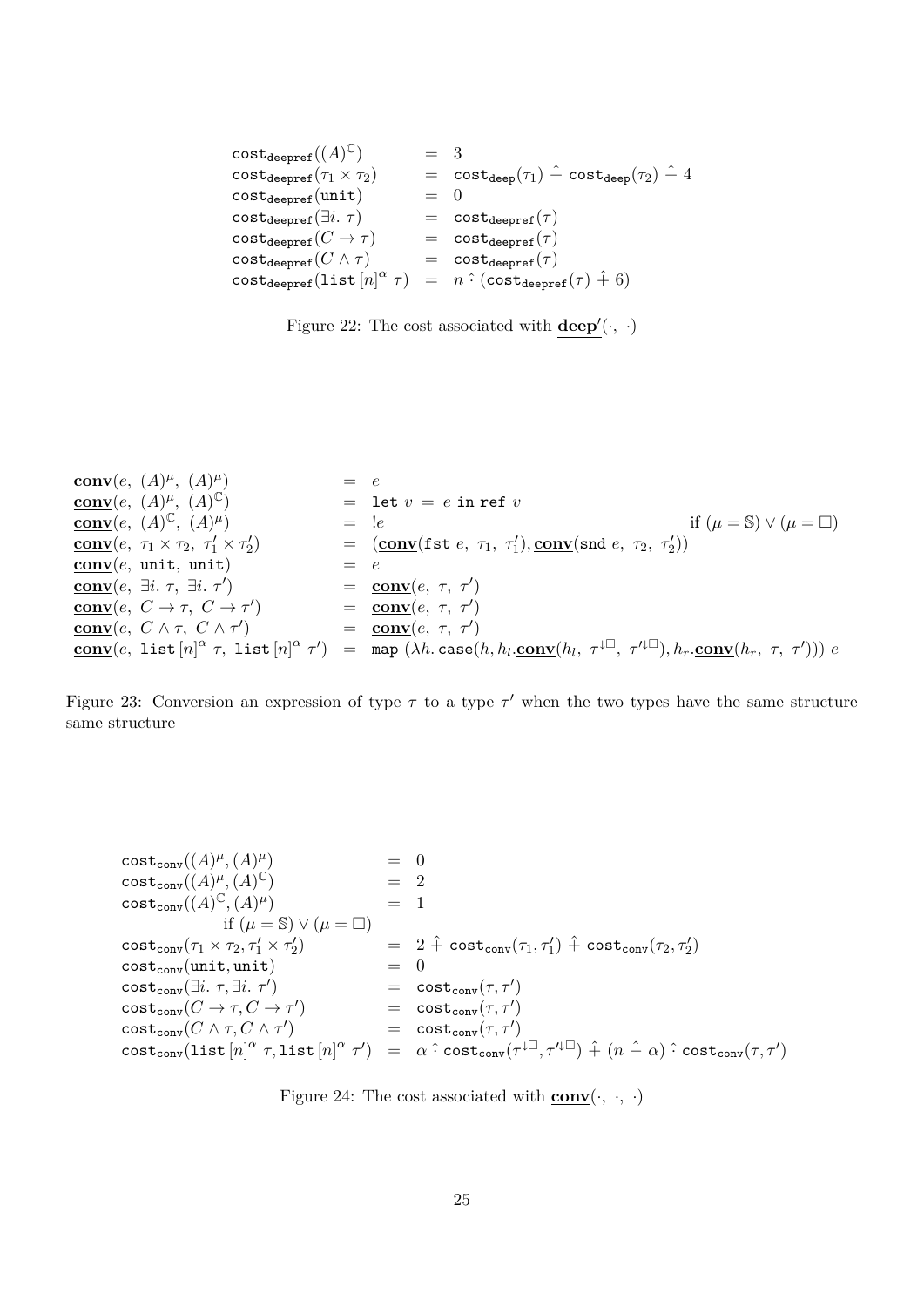$$
\begin{array}{lcl}
\mathtt{cost_{deepref}}((A)^{\mathbb{C}}) & = & 3 \\
\mathtt{cost_{deepref}}(\tau_1 \times \tau_2) & = & \mathtt{cost_{deep}}(\tau_1) \mathbin{\hat{+}} \mathtt{cost_{deep}}(\tau_2) \mathbin{\hat{+}} 4 \\
\mathtt{cost_{deepref}}(\mathtt{unit}) & = & 0 \\
\mathtt{cost_{deepref}}(\exists i.\ \tau) & = & \mathtt{cost_{deepref}}(\tau) \\
\mathtt{cost_{deepref}}(C \rightarrow \tau) & = & \mathtt{cost_{deepref}}(\tau) \\
\mathtt{cost_{deepref}}(C \wedge \tau) & = & \mathtt{cost_{deepref}}(\tau) \\
\mathtt{cost_{deepref}}(\mathtt{list}\,[n]^{\alpha}\ \tau) & = & n \mathbin{\hat{\cdot}} (\mathtt{cost_{deepref}}(\tau) \mathbin{\hat{+}} 6)
\end{array}
$$

Figure 22: The cost associated with $\underline{\mathbf{deep'}}(\cdot,\ \cdot)$

$$
\begin{array}{lcll}
\underline{\mathbf{conv}}(e,\ (A)^{\mu},\ (A)^{\mu}) & = & e & \\
\underline{\mathbf{conv}}(e,\ (A)^{\mu},\ (A)^{\mathbb{C}}) & = & \mathtt{let}\ v\ =\ e\ \mathtt{in}\ \mathtt{ref}\ v & \\
\underline{\mathbf{conv}}(e,\ (A)^{\mathbb{C}},\ (A)^{\mu}) & = & !e & \text{if } (\mu = \mathbb{S}) \vee (\mu = \square) \\
\underline{\mathbf{conv}}(e,\ \tau_1 \times \tau_2,\ \tau_1' \times \tau_2') & = & (\underline{\mathbf{conv}}(\mathtt{fst}\ e,\ \tau_1,\ \tau_1'), \underline{\mathbf{conv}}(\mathtt{snd}\ e,\ \tau_2,\ \tau_2')) & \\
\underline{\mathbf{conv}}(e,\ \mathtt{unit},\ \mathtt{unit}) & = & e & \\
\underline{\mathbf{conv}}(e,\ \exists i.\ \tau,\ \exists i.\ \tau') & = & \underline{\mathbf{conv}}(e,\ \tau,\ \tau') & \\
\underline{\mathbf{conv}}(e,\ C \rightarrow \tau,\ C \rightarrow \tau') & = & \underline{\mathbf{conv}}(e,\ \tau,\ \tau') & \\
\underline{\mathbf{conv}}(e,\ C \wedge \tau,\ C \wedge \tau') & = & \underline{\mathbf{conv}}(e,\ \tau,\ \tau') & \\
\underline{\mathbf{conv}}(e,\ \mathtt{list}\,[n]^{\alpha}\ \tau,\ \mathtt{list}\,[n]^{\alpha}\ \tau') & = & \mathtt{map}\ (\lambda h.\ \mathtt{case}(h, h_l.\underline{\mathbf{conv}}(h_l,\ \tau^{\downarrow\square},\ \tau'^{\downarrow\square}), h_r.\underline{\mathbf{conv}}(h_r,\ \tau,\ \tau')))\ e &
\end{array}
$$

Figure 23: Conversion an expression of type $\tau$ to a type $\tau'$ when the two types have the same structure same structure

$$
\begin{array}{lcl}
\mathtt{cost_{conv}}((A)^{\mu}, (A)^{\mu}) & = & 0 \\
\mathtt{cost_{conv}}((A)^{\mu}, (A)^{\mathbb{C}}) & = & 2 \\
\mathtt{cost_{conv}}((A)^{\mathbb{C}}, (A)^{\mu}) & = & 1 \\
\quad \text{if } (\mu = \mathbb{S}) \vee (\mu = \square) & & \\
\mathtt{cost_{conv}}(\tau_1 \times \tau_2, \tau_1' \times \tau_2') & = & 2 \mathbin{\hat{+}} \mathtt{cost_{conv}}(\tau_1, \tau_1') \mathbin{\hat{+}} \mathtt{cost_{conv}}(\tau_2, \tau_2') \\
\mathtt{cost_{conv}}(\mathtt{unit}, \mathtt{unit}) & = & 0 \\
\mathtt{cost_{conv}}(\exists i.\ \tau, \exists i.\ \tau') & = & \mathtt{cost_{conv}}(\tau, \tau') \\
\mathtt{cost_{conv}}(C \rightarrow \tau, C \rightarrow \tau') & = & \mathtt{cost_{conv}}(\tau, \tau') \\
\mathtt{cost_{conv}}(C \wedge \tau, C \wedge \tau') & = & \mathtt{cost_{conv}}(\tau, \tau') \\
\mathtt{cost_{conv}}(\mathtt{list}\,[n]^{\alpha}\ \tau, \mathtt{list}\,[n]^{\alpha}\ \tau') & = & \alpha \mathbin{\hat{\cdot}} \mathtt{cost_{conv}}(\tau^{\downarrow\square}, \tau'^{\downarrow\square}) \mathbin{\hat{+}} (n \mathbin{\hat{-}} \alpha) \mathbin{\hat{\cdot}} \mathtt{cost_{conv}}(\tau, \tau')
\end{array}
$$

Figure 24: The cost associated with $\underline{\mathbf{conv}}(\cdot,\ \cdot,\ \cdot)$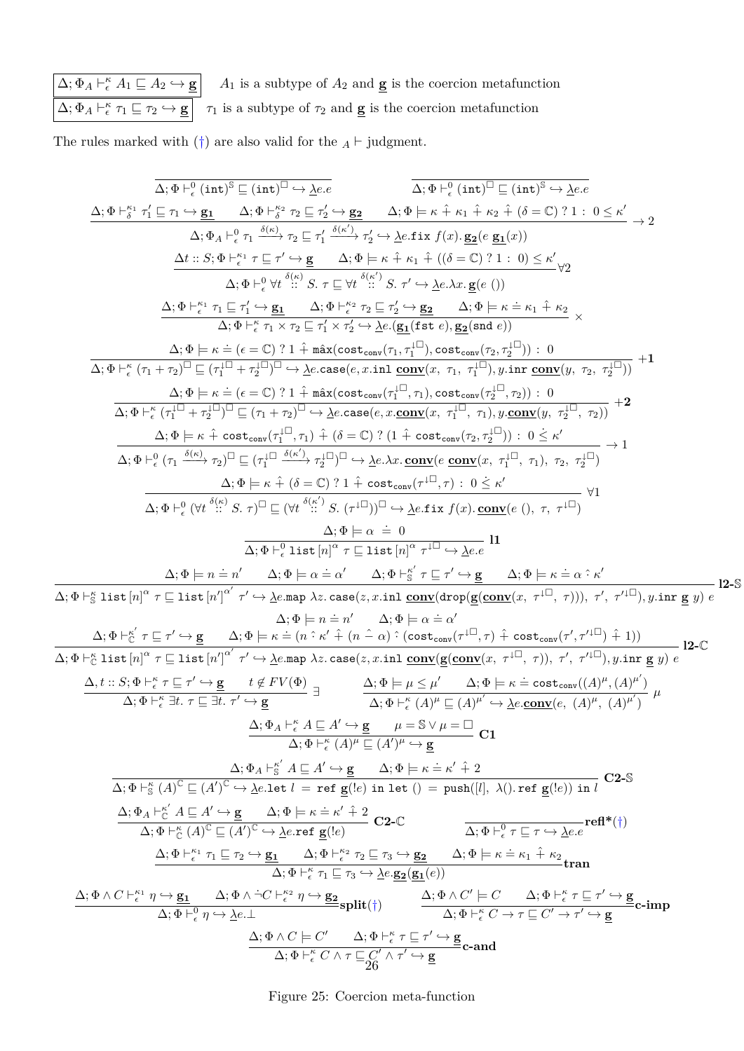$\boxed{\Delta; \Phi_A \vdash^{\kappa}_{\epsilon} A_1 \sqsubseteq A_2 \hookrightarrow \underline{\mathbf{g}}}$ $A_1$ is a subtype of $A_2$ and $\underline{\mathbf{g}}$ is the coercion metafunction

$\boxed{\Delta; \Phi_A \vdash^{\kappa}_{\epsilon} \tau_1 \sqsubseteq \tau_2 \hookrightarrow \underline{\mathbf{g}}}$ $\tau_1$ is a subtype of $\tau_2$ and $\underline{\mathbf{g}}$ is the coercion metafunction

The rules marked with (†) are also valid for the ${}_A\vdash$ judgment.

$$\frac{}{\Delta; \Phi \vdash^{0}_{\epsilon} (\texttt{int})^{\mathbb{S}} \sqsubseteq (\texttt{int})^{\square} \hookrightarrow \underline{\lambda} e.e} \qquad \frac{}{\Delta; \Phi \vdash^{0}_{\epsilon} (\texttt{int})^{\square} \sqsubseteq (\texttt{int})^{\mathbb{S}} \hookrightarrow \underline{\lambda} e.e}$$

$$\frac{\Delta; \Phi \vdash^{\kappa_1}_{\delta} \tau_1' \sqsubseteq \tau_1 \hookrightarrow \underline{\mathbf{g_1}} \qquad \Delta; \Phi \vdash^{\kappa_2}_{\delta} \tau_2 \sqsubseteq \tau_2' \hookrightarrow \underline{\mathbf{g_2}} \qquad \Delta; \Phi \models \kappa \mathrel{\hat{+}} \kappa_1 \mathrel{\hat{+}} \kappa_2 \mathrel{\hat{+}} (\delta = \mathbb{C}) \mathrel{?} 1 \mathrel{:} 0 \leq \kappa'}{\Delta; \Phi_A \vdash^{0}_{\epsilon} \tau_1 \xrightarrow{\delta(\kappa)} \tau_2 \sqsubseteq \tau_1' \xrightarrow{\delta(\kappa')} \tau_2' \hookrightarrow \underline{\lambda} e.\texttt{fix}\ f(x).\, \underline{\mathbf{g_2}}(e\ \underline{\mathbf{g_1}}(x))} \rightarrow 2$$

$$\frac{\Delta t :: S; \Phi \vdash^{\kappa_1}_{\epsilon} \tau \sqsubseteq \tau' \hookrightarrow \underline{\mathbf{g}} \qquad \Delta; \Phi \models \kappa \mathrel{\hat{+}} \kappa_1 \mathrel{\hat{+}} ((\delta = \mathbb{C}) \mathrel{?} 1 \mathrel{:} 0) \leq \kappa'}{\Delta; \Phi \vdash^{0}_{\epsilon} \forall t \overset{\delta(\kappa)}{::} S.\, \tau \sqsubseteq \forall t \overset{\delta(\kappa')}{::} S.\, \tau' \hookrightarrow \underline{\lambda} e.\lambda x.\, \underline{\mathbf{g}}(e\ ())} \forall 2$$

$$\frac{\Delta; \Phi \vdash^{\kappa_1}_{\epsilon} \tau_1 \sqsubseteq \tau_1' \hookrightarrow \underline{\mathbf{g_1}} \qquad \Delta; \Phi \vdash^{\kappa_2}_{\epsilon} \tau_2 \sqsubseteq \tau_2' \hookrightarrow \underline{\mathbf{g_2}} \qquad \Delta; \Phi \models \kappa \doteq \kappa_1 \mathrel{\hat{+}} \kappa_2}{\Delta; \Phi \vdash^{\kappa}_{\epsilon} \tau_1 \times \tau_2 \sqsubseteq \tau_1' \times \tau_2' \hookrightarrow \underline{\lambda} e.(\underline{\mathbf{g_1}}(\texttt{fst}\ e), \underline{\mathbf{g_2}}(\texttt{snd}\ e))} \times$$

$$\frac{\Delta; \Phi \models \kappa \doteq (\epsilon = \mathbb{C}) \mathrel{?} 1 \mathrel{\hat{+}} \hat{\max}(\texttt{cost}_{\texttt{conv}}(\tau_1, \tau_1^{\downarrow\square}), \texttt{cost}_{\texttt{conv}}(\tau_2, \tau_2^{\downarrow\square})) \mathrel{:} 0}{\Delta; \Phi \vdash^{\kappa}_{\epsilon} (\tau_1 + \tau_2)^{\square} \sqsubseteq (\tau_1^{\downarrow\square} + \tau_2^{\downarrow\square})^{\square} \hookrightarrow \underline{\lambda} e.\texttt{case}(e, x.\texttt{inl}\ \underline{\mathbf{conv}}(x,\ \tau_1,\ \tau_1^{\downarrow\square}), y.\texttt{inr}\ \underline{\mathbf{conv}}(y,\ \tau_2,\ \tau_2^{\downarrow\square}))} \ \mathbf{+1}$$

$$\frac{\Delta; \Phi \models \kappa \doteq (\epsilon = \mathbb{C}) \mathrel{?} 1 \mathrel{\hat{+}} \hat{\max}(\texttt{cost}_{\texttt{conv}}(\tau_1^{\downarrow\square}, \tau_1), \texttt{cost}_{\texttt{conv}}(\tau_2^{\downarrow\square}, \tau_2)) \mathrel{:} 0}{\Delta; \Phi \vdash^{\kappa}_{\epsilon} (\tau_1^{\downarrow\square} + \tau_2^{\downarrow\square})^{\square} \sqsubseteq (\tau_1 + \tau_2)^{\square} \hookrightarrow \underline{\lambda} e.\texttt{case}(e, x.\underline{\mathbf{conv}}(x,\ \tau_1^{\downarrow\square},\ \tau_1), y.\underline{\mathbf{conv}}(y,\ \tau_2^{\downarrow\square},\ \tau_2))} \ \mathbf{+2}$$

$$\frac{\Delta; \Phi \models \kappa \mathrel{\hat{+}} \texttt{cost}_{\texttt{conv}}(\tau_1^{\downarrow\square}, \tau_1) \mathrel{\hat{+}} (\delta = \mathbb{C}) \mathrel{?} (1 \mathrel{\hat{+}} \texttt{cost}_{\texttt{conv}}(\tau_2, \tau_2^{\downarrow\square})) \mathrel{:} 0 \mathrel{\dot{\leq}} \kappa'}{\Delta; \Phi \vdash^{0}_{\epsilon} (\tau_1 \xrightarrow{\delta(\kappa)} \tau_2)^{\square} \sqsubseteq (\tau_1^{\downarrow\square} \xrightarrow{\delta(\kappa')} \tau_2^{\downarrow\square})^{\square} \hookrightarrow \underline{\lambda} e.\lambda x.\, \underline{\mathbf{conv}}(e\ \underline{\mathbf{conv}}(x,\ \tau_1^{\downarrow\square},\ \tau_1),\ \tau_2,\ \tau_2^{\downarrow\square})} \rightarrow 1$$

$$\frac{\Delta; \Phi \models \kappa \mathrel{\hat{+}} (\delta = \mathbb{C}) \mathrel{?} 1 \mathrel{\hat{+}} \texttt{cost}_{\texttt{conv}}(\tau^{\downarrow\square}, \tau) \mathrel{:} 0 \mathrel{\dot{\leq}} \kappa'}{\Delta; \Phi \vdash^{0}_{\epsilon} (\forall t \overset{\delta(\kappa)}{::} S.\, \tau)^{\square} \sqsubseteq (\forall t \overset{\delta(\kappa')}{::} S.\, (\tau^{\downarrow\square}))^{\square} \hookrightarrow \underline{\lambda} e.\texttt{fix}\ f(x).\, \underline{\mathbf{conv}}(e\ (),\ \tau,\ \tau^{\downarrow\square})} \ \forall 1$$

$$\frac{\Delta; \Phi \models \alpha \doteq 0}{\Delta; \Phi \vdash^{0}_{\epsilon} \texttt{list}\,[n]^{\alpha}\ \tau \sqsubseteq \texttt{list}\,[n]^{\alpha}\ \tau^{\downarrow\square} \hookrightarrow \underline{\lambda} e.e} \ \mathbf{l1}$$

$$\frac{\Delta; \Phi \models n \doteq n' \qquad \Delta; \Phi \models \alpha \doteq \alpha' \qquad \Delta; \Phi \vdash^{\kappa'}_{\mathbb{S}} \tau \sqsubseteq \tau' \hookrightarrow \underline{\mathbf{g}} \qquad \Delta; \Phi \models \kappa \doteq \alpha \mathrel{\hat{\cdot}} \kappa'}{\Delta; \Phi \vdash^{\kappa}_{\mathbb{S}} \texttt{list}\,[n]^{\alpha}\ \tau \sqsubseteq \texttt{list}\,[n']^{\alpha'}\ \tau' \hookrightarrow \underline{\lambda} e.\texttt{map}\ \lambda z.\, \texttt{case}(z, x.\texttt{inl}\ \underline{\mathbf{conv}}(\texttt{drop}(\underline{\mathbf{g}}(\underline{\mathbf{conv}}(x,\ \tau^{\downarrow\square},\ \tau))),\ \tau',\ \tau'^{\downarrow\square}), y.\texttt{inr}\ \underline{\mathbf{g}}\ y)\ e} \ \mathbf{l2\text{-}\mathbb{S}}$$

$$\frac{\begin{array}{c}\Delta; \Phi \models n \doteq n' \qquad \Delta; \Phi \models \alpha \doteq \alpha' \\ \Delta; \Phi \vdash^{\kappa'}_{\mathbb{C}} \tau \sqsubseteq \tau' \hookrightarrow \underline{\mathbf{g}} \qquad \Delta; \Phi \models \kappa \doteq (n \mathrel{\hat{\cdot}} \kappa' \mathrel{\hat{+}} (n \mathrel{\hat{-}} \alpha) \mathrel{\hat{\cdot}} (\texttt{cost}_{\texttt{conv}}(\tau^{\downarrow\square}, \tau) \mathrel{\hat{+}} \texttt{cost}_{\texttt{conv}}(\tau', \tau'^{\downarrow\square}) \mathrel{\hat{+}} 1))\end{array}}{\Delta; \Phi \vdash^{\kappa}_{\mathbb{C}} \texttt{list}\,[n]^{\alpha}\ \tau \sqsubseteq \texttt{list}\,[n']^{\alpha'}\ \tau' \hookrightarrow \underline{\lambda} e.\texttt{map}\ \lambda z.\, \texttt{case}(z, x.\texttt{inl}\ \underline{\mathbf{conv}}(\underline{\mathbf{g}}(\underline{\mathbf{conv}}(x,\ \tau^{\downarrow\square},\ \tau)),\ \tau',\ \tau'^{\downarrow\square}), y.\texttt{inr}\ \underline{\mathbf{g}}\ y)\ e} \ \mathbf{l2\text{-}\mathbb{C}}$$

$$\frac{\Delta, t :: S; \Phi \vdash^{\kappa}_{\epsilon} \tau \sqsubseteq \tau' \hookrightarrow \underline{\mathbf{g}} \qquad t \notin FV(\Phi)}{\Delta; \Phi \vdash^{\kappa}_{\epsilon} \exists t.\, \tau \sqsubseteq \exists t.\, \tau' \hookrightarrow \underline{\mathbf{g}}} \ \exists \qquad \frac{\Delta; \Phi \models \mu \leq \mu' \qquad \Delta; \Phi \models \kappa \doteq \texttt{cost}_{\texttt{conv}}((A)^{\mu}, (A)^{\mu'})}{\Delta; \Phi \vdash^{\kappa}_{\epsilon} (A)^{\mu} \sqsubseteq (A)^{\mu'} \hookrightarrow \underline{\lambda} e.\underline{\mathbf{conv}}(e,\ (A)^{\mu},\ (A)^{\mu'})} \ \mu$$

$$\frac{\Delta; \Phi_A \vdash^{\kappa}_{\epsilon} A \sqsubseteq A' \hookrightarrow \underline{\mathbf{g}} \qquad \mu = \mathbb{S} \vee \mu = \square}{\Delta; \Phi \vdash^{\kappa}_{\epsilon} (A)^{\mu} \sqsubseteq (A')^{\mu} \hookrightarrow \underline{\mathbf{g}}} \ \mathbf{C1}$$

$$\frac{\Delta; \Phi_A \vdash^{\kappa'}_{\mathbb{S}} A \sqsubseteq A' \hookrightarrow \underline{\mathbf{g}} \qquad \Delta; \Phi \models \kappa \doteq \kappa' \mathrel{\hat{+}} 2}{\Delta; \Phi \vdash^{\kappa}_{\mathbb{S}} (A)^{\mathbb{C}} \sqsubseteq (A')^{\mathbb{C}} \hookrightarrow \underline{\lambda} e.\texttt{let}\ l\ =\ \texttt{ref}\ \underline{\mathbf{g}}(!e)\ \texttt{in let}\ ()\ =\ \texttt{push}([l],\ \lambda().\,\texttt{ref}\ \underline{\mathbf{g}}(!e))\ \texttt{in}\ l} \ \mathbf{C2\text{-}\mathbb{S}}$$

$$\frac{\Delta; \Phi_A \vdash^{\kappa'}_{\mathbb{C}} A \sqsubseteq A' \hookrightarrow \underline{\mathbf{g}} \qquad \Delta; \Phi \models \kappa \doteq \kappa' \mathrel{\hat{+}} 2}{\Delta; \Phi \vdash^{\kappa}_{\mathbb{C}} (A)^{\mathbb{C}} \sqsubseteq (A')^{\mathbb{C}} \hookrightarrow \underline{\lambda} e.\texttt{ref}\ \underline{\mathbf{g}}(!e)} \ \mathbf{C2\text{-}\mathbb{C}} \qquad \frac{}{\Delta; \Phi \vdash^{0}_{\epsilon} \tau \sqsubseteq \tau \hookrightarrow \underline{\lambda} e.e} \ \mathbf{refl^*}(\dagger)$$

$$\frac{\Delta; \Phi \vdash^{\kappa_1}_{\epsilon} \tau_1 \sqsubseteq \tau_2 \hookrightarrow \underline{\mathbf{g_1}} \qquad \Delta; \Phi \vdash^{\kappa_2}_{\epsilon} \tau_2 \sqsubseteq \tau_3 \hookrightarrow \underline{\mathbf{g_2}} \qquad \Delta; \Phi \models \kappa \doteq \kappa_1 \mathrel{\hat{+}} \kappa_2}{\Delta; \Phi \vdash^{\kappa}_{\epsilon} \tau_1 \sqsubseteq \tau_3 \hookrightarrow \underline{\lambda} e.\underline{\mathbf{g_2}}(\underline{\mathbf{g_1}}(e))} \ \mathbf{tran}$$

$$\frac{\Delta; \Phi \wedge C \vdash^{\kappa_1}_{\epsilon} \eta \hookrightarrow \underline{\mathbf{g_1}} \qquad \Delta; \Phi \wedge \hat{\neg} C \vdash^{\kappa_2}_{\epsilon} \eta \hookrightarrow \underline{\mathbf{g_2}}}{\Delta; \Phi \vdash^{0}_{\epsilon} \eta \hookrightarrow \underline{\lambda} e.\bot} \ \mathbf{split}(\dagger) \qquad \frac{\Delta; \Phi \wedge C' \models C \qquad \Delta; \Phi \vdash^{\kappa}_{\epsilon} \tau \sqsubseteq \tau' \hookrightarrow \underline{\mathbf{g}}}{\Delta; \Phi \vdash^{\kappa}_{\epsilon} C \rightarrow \tau \sqsubseteq C' \rightarrow \tau' \hookrightarrow \underline{\mathbf{g}}} \ \mathbf{c\text{-}imp}$$

$$\frac{\Delta; \Phi \wedge C \models C' \qquad \Delta; \Phi \vdash^{\kappa}_{\epsilon} \tau \sqsubseteq \tau' \hookrightarrow \underline{\mathbf{g}}}{\Delta; \Phi \vdash^{\kappa}_{\epsilon} C \wedge \tau \sqsubseteq C' \wedge \tau' \hookrightarrow \underline{\mathbf{g}}} \ \mathbf{c\text{-}and}$$

Figure 25: Coercion meta-function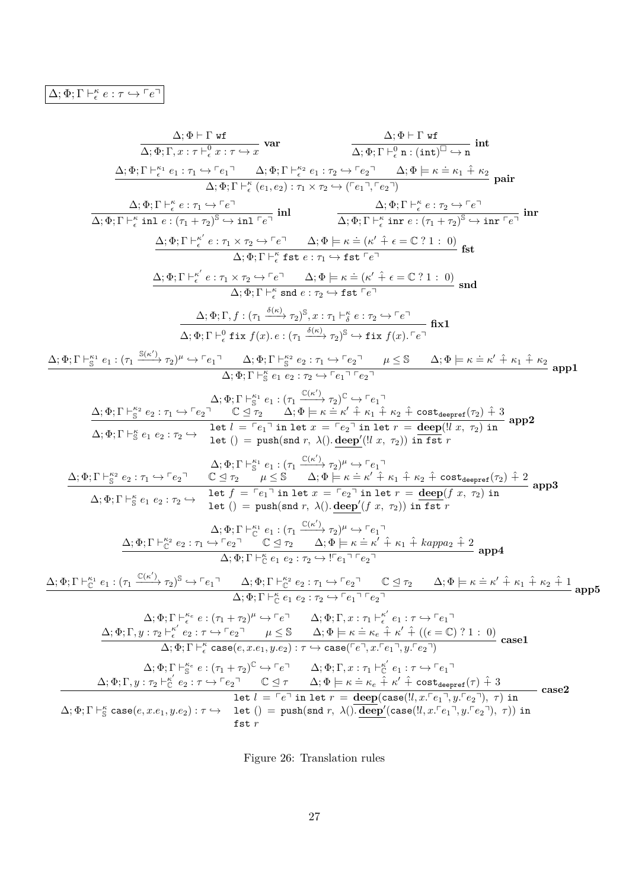$$\boxed{\Delta; \Phi; \Gamma \vdash^{\kappa}_{\epsilon} e : \tau \hookrightarrow \ulcorner e \urcorner}$$

$$\frac{\Delta; \Phi \vdash \Gamma \ \mathtt{wf}}{\Delta; \Phi; \Gamma, x : \tau \vdash^{0}_{\epsilon} x : \tau \hookrightarrow x} \ \textbf{var} \qquad \frac{\Delta; \Phi \vdash \Gamma \ \mathtt{wf}}{\Delta; \Phi; \Gamma \vdash^{0}_{\epsilon} \mathtt{n} : (\mathtt{int})^{\square} \hookrightarrow \mathtt{n}} \ \textbf{int}$$

$$\frac{\Delta; \Phi; \Gamma \vdash^{\kappa_1}_{\epsilon} e_1 : \tau_1 \hookrightarrow \ulcorner e_1 \urcorner \qquad \Delta; \Phi; \Gamma \vdash^{\kappa_2}_{\epsilon} e_1 : \tau_2 \hookrightarrow \ulcorner e_2 \urcorner \qquad \Delta; \Phi \models \kappa \doteq \kappa_1 \hat{+} \kappa_2}{\Delta; \Phi; \Gamma \vdash^{\kappa}_{\epsilon} (e_1, e_2) : \tau_1 \times \tau_2 \hookrightarrow (\ulcorner e_1 \urcorner, \ulcorner e_2 \urcorner)} \ \textbf{pair}$$

$$\frac{\Delta; \Phi; \Gamma \vdash^{\kappa}_{\epsilon} e : \tau_1 \hookrightarrow \ulcorner e \urcorner}{\Delta; \Phi; \Gamma \vdash^{\kappa}_{\epsilon} \mathtt{inl}\ e : (\tau_1 + \tau_2)^{\mathbb{S}} \hookrightarrow \mathtt{inl}\ \ulcorner e \urcorner} \ \textbf{inl} \qquad \frac{\Delta; \Phi; \Gamma \vdash^{\kappa}_{\epsilon} e : \tau_2 \hookrightarrow \ulcorner e \urcorner}{\Delta; \Phi; \Gamma \vdash^{\kappa}_{\epsilon} \mathtt{inr}\ e : (\tau_1 + \tau_2)^{\mathbb{S}} \hookrightarrow \mathtt{inr}\ \ulcorner e \urcorner} \ \textbf{inr}$$

$$\frac{\Delta; \Phi; \Gamma \vdash^{\kappa'}_{\epsilon} e : \tau_1 \times \tau_2 \hookrightarrow \ulcorner e \urcorner \qquad \Delta; \Phi \models \kappa \doteq (\kappa' \hat{+} \epsilon = \mathbb{C}\ ?\ 1 :\ 0)}{\Delta; \Phi; \Gamma \vdash^{\kappa}_{\epsilon} \mathtt{fst}\ e : \tau_1 \hookrightarrow \mathtt{fst}\ \ulcorner e \urcorner} \ \textbf{fst}$$

$$\frac{\Delta; \Phi; \Gamma \vdash^{\kappa'}_{\epsilon} e : \tau_1 \times \tau_2 \hookrightarrow \ulcorner e \urcorner \qquad \Delta; \Phi \models \kappa \doteq (\kappa' \hat{+} \epsilon = \mathbb{C}\ ?\ 1 :\ 0)}{\Delta; \Phi; \Gamma \vdash^{\kappa}_{\epsilon} \mathtt{snd}\ e : \tau_2 \hookrightarrow \mathtt{fst}\ \ulcorner e \urcorner} \ \textbf{snd}$$

$$\frac{\Delta; \Phi; \Gamma, f : (\tau_1 \xrightarrow{\delta(\kappa)} \tau_2)^{\mathbb{S}}, x : \tau_1 \vdash^{\kappa}_{\delta} e : \tau_2 \hookrightarrow \ulcorner e \urcorner}{\Delta; \Phi; \Gamma \vdash^{0}_{\epsilon} \mathtt{fix}\ f(x).\, e : (\tau_1 \xrightarrow{\delta(\kappa)} \tau_2)^{\mathbb{S}} \hookrightarrow \mathtt{fix}\ f(x).\ulcorner e \urcorner} \ \textbf{fix1}$$

$$\frac{\Delta; \Phi; \Gamma \vdash^{\kappa_1}_{\mathbb{S}} e_1 : (\tau_1 \xrightarrow{\mathbb{S}(\kappa')} \tau_2)^{\mu} \hookrightarrow \ulcorner e_1 \urcorner \qquad \Delta; \Phi; \Gamma \vdash^{\kappa_2}_{\mathbb{S}} e_2 : \tau_1 \hookrightarrow \ulcorner e_2 \urcorner \qquad \mu \leq \mathbb{S} \qquad \Delta; \Phi \models \kappa \doteq \kappa' \hat{+} \kappa_1 \hat{+} \kappa_2}{\Delta; \Phi; \Gamma \vdash^{\kappa}_{\mathbb{S}} e_1\ e_2 : \tau_2 \hookrightarrow \ulcorner e_1 \urcorner \ulcorner e_2 \urcorner} \ \textbf{app1}$$

$$\frac{\begin{array}{c}\Delta; \Phi; \Gamma \vdash^{\kappa_1}_{\mathbb{S}} e_1 : (\tau_1 \xrightarrow{\mathbb{C}(\kappa')} \tau_2)^{\mathbb{C}} \hookrightarrow \ulcorner e_1 \urcorner \\ \Delta; \Phi; \Gamma \vdash^{\kappa_2}_{\mathbb{S}} e_2 : \tau_1 \hookrightarrow \ulcorner e_2 \urcorner \qquad \mathbb{C} \trianglelefteq \tau_2 \qquad \Delta; \Phi \models \kappa \doteq \kappa' \hat{+} \kappa_1 \hat{+} \kappa_2 \hat{+} \mathtt{cost}_{\mathtt{deepref}}(\tau_2) \hat{+} 3\end{array}}{\Delta; \Phi; \Gamma \vdash^{\kappa}_{\mathbb{S}} e_1\ e_2 : \tau_2 \hookrightarrow \begin{array}{l}\mathtt{let}\ l\ =\ \ulcorner e_1 \urcorner\ \mathtt{in}\ \mathtt{let}\ x\ =\ \ulcorner e_2 \urcorner\ \mathtt{in}\ \mathtt{let}\ r\ =\ \underline{\mathbf{deep}}(!l\ x,\ \tau_2)\ \mathtt{in} \\ \mathtt{let}\ ()\ =\ \mathtt{push}(\mathtt{snd}\ r,\ \lambda().\,\underline{\mathbf{deep}}'(!l\ x,\ \tau_2))\ \mathtt{in}\ \mathtt{fst}\ r\end{array}} \ \textbf{app2}$$

$$\frac{\begin{array}{c}\Delta; \Phi; \Gamma \vdash^{\kappa_1}_{\mathbb{S}} e_1 : (\tau_1 \xrightarrow{\mathbb{C}(\kappa')} \tau_2)^{\mu} \hookrightarrow \ulcorner e_1 \urcorner \\ \Delta; \Phi; \Gamma \vdash^{\kappa_2}_{\mathbb{S}} e_2 : \tau_1 \hookrightarrow \ulcorner e_2 \urcorner \qquad \mathbb{C} \trianglelefteq \tau_2 \qquad \mu \leq \mathbb{S} \qquad \Delta; \Phi \models \kappa \doteq \kappa' \hat{+} \kappa_1 \hat{+} \kappa_2 \hat{+} \mathtt{cost}_{\mathtt{deepref}}(\tau_2) \hat{+} 2\end{array}}{\Delta; \Phi; \Gamma \vdash^{\kappa}_{\mathbb{S}} e_1\ e_2 : \tau_2 \hookrightarrow \begin{array}{l}\mathtt{let}\ f\ =\ \ulcorner e_1 \urcorner\ \mathtt{in}\ \mathtt{let}\ x\ =\ \ulcorner e_2 \urcorner\ \mathtt{in}\ \mathtt{let}\ r\ =\ \underline{\mathbf{deep}}(f\ x,\ \tau_2)\ \mathtt{in} \\ \mathtt{let}\ ()\ =\ \mathtt{push}(\mathtt{snd}\ r,\ \lambda().\,\underline{\mathbf{deep}}'(f\ x,\ \tau_2))\ \mathtt{in}\ \mathtt{fst}\ r\end{array}} \ \textbf{app3}$$

$$\frac{\begin{array}{c}\Delta; \Phi; \Gamma \vdash^{\kappa_1}_{\mathbb{C}} e_1 : (\tau_1 \xrightarrow{\mathbb{C}(\kappa')} \tau_2)^{\mu} \hookrightarrow \ulcorner e_1 \urcorner \\ \Delta; \Phi; \Gamma \vdash^{\kappa_2}_{\mathbb{C}} e_2 : \tau_1 \hookrightarrow \ulcorner e_2 \urcorner \qquad \mathbb{C} \trianglelefteq \tau_2 \qquad \Delta; \Phi \models \kappa \doteq \kappa' \hat{+} \kappa_1 \hat{+} kappa_2 \hat{+} 2\end{array}}{\Delta; \Phi; \Gamma \vdash^{\kappa}_{\mathbb{C}} e_1\ e_2 : \tau_2 \hookrightarrow\ !\ulcorner e_1 \urcorner \ulcorner e_2 \urcorner} \ \textbf{app4}$$

$$\frac{\Delta; \Phi; \Gamma \vdash^{\kappa_1}_{\mathbb{C}} e_1 : (\tau_1 \xrightarrow{\mathbb{C}(\kappa')} \tau_2)^{\mathbb{S}} \hookrightarrow \ulcorner e_1 \urcorner \qquad \Delta; \Phi; \Gamma \vdash^{\kappa_2}_{\mathbb{C}} e_2 : \tau_1 \hookrightarrow \ulcorner e_2 \urcorner \qquad \mathbb{C} \trianglelefteq \tau_2 \qquad \Delta; \Phi \models \kappa \doteq \kappa' \hat{+} \kappa_1 \hat{+} \kappa_2 \hat{+} 1}{\Delta; \Phi; \Gamma \vdash^{\kappa}_{\mathbb{C}} e_1\ e_2 : \tau_2 \hookrightarrow \ulcorner e_1 \urcorner \ulcorner e_2 \urcorner} \ \textbf{app5}$$

$$\frac{\begin{array}{c}\Delta; \Phi; \Gamma \vdash^{\kappa_e}_{\epsilon} e : (\tau_1 + \tau_2)^{\mu} \hookrightarrow \ulcorner e \urcorner \qquad \Delta; \Phi; \Gamma, x : \tau_1 \vdash^{\kappa'}_{\epsilon} e_1 : \tau \hookrightarrow \ulcorner e_1 \urcorner \\ \Delta; \Phi; \Gamma, y : \tau_2 \vdash^{\kappa'}_{\epsilon} e_2 : \tau \hookrightarrow \ulcorner e_2 \urcorner \qquad \mu \leq \mathbb{S} \qquad \Delta; \Phi \models \kappa \doteq \kappa_e \hat{+} \kappa' \hat{+} ((\epsilon = \mathbb{C})\ ?\ 1 :\ 0)\end{array}}{\Delta; \Phi; \Gamma \vdash^{\kappa}_{\epsilon} \mathtt{case}(e, x.e_1, y.e_2) : \tau \hookrightarrow \mathtt{case}(\ulcorner e \urcorner, x.\ulcorner e_1 \urcorner, y.\ulcorner e_2 \urcorner)} \ \textbf{case1}$$

$$\frac{\begin{array}{c}\Delta; \Phi; \Gamma \vdash^{\kappa_e}_{\mathbb{S}} e : (\tau_1 + \tau_2)^{\mathbb{C}} \hookrightarrow \ulcorner e \urcorner \qquad \Delta; \Phi; \Gamma, x : \tau_1 \vdash^{\kappa'}_{\mathbb{C}} e_1 : \tau \hookrightarrow \ulcorner e_1 \urcorner \\ \Delta; \Phi; \Gamma, y : \tau_2 \vdash^{\kappa'}_{\mathbb{C}} e_2 : \tau \hookrightarrow \ulcorner e_2 \urcorner \qquad \mathbb{C} \trianglelefteq \tau \qquad \Delta; \Phi \models \kappa \doteq \kappa_e \hat{+} \kappa' \hat{+} \mathtt{cost}_{\mathtt{deepref}}(\tau) \hat{+} 3\end{array}}{\Delta; \Phi; \Gamma \vdash^{\kappa}_{\mathbb{S}} \mathtt{case}(e, x.e_1, y.e_2) : \tau \hookrightarrow \begin{array}{l}\mathtt{let}\ l\ =\ \ulcorner e \urcorner\ \mathtt{in}\ \mathtt{let}\ r\ =\ \underline{\mathbf{deep}}(\mathtt{case}(!l, x.\ulcorner e_1 \urcorner, y.\ulcorner e_2 \urcorner),\ \tau)\ \mathtt{in} \\ \mathtt{let}\ ()\ =\ \mathtt{push}(\mathtt{snd}\ r,\ \lambda().\,\underline{\mathbf{deep}}'(\mathtt{case}(!l, x.\ulcorner e_1 \urcorner, y.\ulcorner e_2 \urcorner),\ \tau))\ \mathtt{in} \\ \mathtt{fst}\ r\end{array}} \ \textbf{case2}$$

Figure 26: Translation rules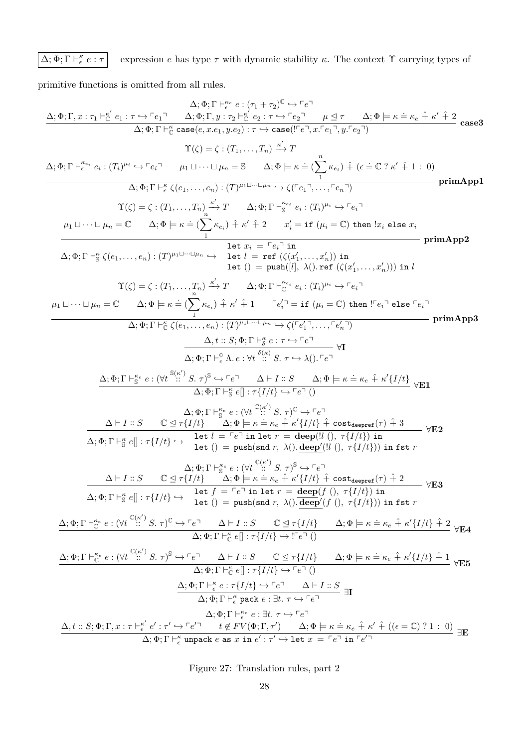$\boxed{\Delta; \Phi; \Gamma \vdash^{\kappa}_{\epsilon} e : \tau}$ expression $e$ has type $\tau$ with dynamic stability $\kappa$. The context $\Upsilon$ carrying types of primitive functions is omitted from all rules.

$$\frac{\Delta; \Phi; \Gamma \vdash^{\kappa_e}_{\epsilon} e : (\tau_1 + \tau_2)^{\mathbb{C}} \hookrightarrow \ulcorner e \urcorner \quad \Delta; \Phi; \Gamma, x : \tau_1 \vdash^{\kappa'}_{\mathbb{C}} e_1 : \tau \hookrightarrow \ulcorner e_1 \urcorner \quad \Delta; \Phi; \Gamma, y : \tau_2 \vdash^{\kappa'}_{\mathbb{C}} e_2 : \tau \hookrightarrow \ulcorner e_2 \urcorner \quad \mu \trianglelefteq \tau \quad \Delta; \Phi \models \kappa \doteq \kappa_e \mathbin{\hat{+}} \kappa' \mathbin{\hat{+}} 2}{\Delta; \Phi; \Gamma \vdash^{\kappa}_{\mathbb{C}} \mathtt{case}(e, x.e_1, y.e_2) : \tau \hookrightarrow \mathtt{case}(!\ulcorner e \urcorner, x.\ulcorner e_1 \urcorner, y.\ulcorner e_2 \urcorner)} \ \textbf{case3}$$

$$\frac{\Upsilon(\zeta) = \zeta : (T_1, \ldots, T_n) \xrightarrow{\kappa'} T \qquad \Delta; \Phi; \Gamma \vdash^{\kappa_{e_i}}_{\epsilon} e_i : (T_i)^{\mu_i} \hookrightarrow \ulcorner e_i \urcorner \quad \mu_1 \sqcup \cdots \sqcup \mu_n = \mathbb{S} \quad \Delta; \Phi \models \kappa \doteq (\sum_1^n \kappa_{e_i}) \mathbin{\hat{+}} (\epsilon \doteq \mathbb{C} \mathbin{?} \kappa' \mathbin{\hat{+}} 1 : 0)}{\Delta; \Phi; \Gamma \vdash^{\kappa}_{\epsilon} \zeta(e_1, \ldots, e_n) : (T)^{\mu_1 \sqcup \cdots \sqcup \mu_n} \hookrightarrow \zeta(\ulcorner e_1 \urcorner, \ldots, \ulcorner e_n \urcorner)} \ \textbf{primApp1}$$

$$\frac{\begin{array}{c}\Upsilon(\zeta) = \zeta : (T_1, \ldots, T_n) \xrightarrow{\kappa'} T \qquad \Delta; \Phi; \Gamma \vdash^{\kappa_{e_i}}_{\mathbb{S}} e_i : (T_i)^{\mu_i} \hookrightarrow \ulcorner e_i \urcorner \\ \mu_1 \sqcup \cdots \sqcup \mu_n = \mathbb{C} \qquad \Delta; \Phi \models \kappa \doteq (\sum_1^n \kappa_{e_i}) \mathbin{\hat{+}} \kappa' \mathbin{\hat{+}} 2 \qquad x'_i = \mathtt{if}\ (\mu_i = \mathbb{C})\ \mathtt{then}\ !x_i\ \mathtt{else}\ x_i\end{array}}{\Delta; \Phi; \Gamma \vdash^{\kappa}_{\mathbb{S}} \zeta(e_1, \ldots, e_n) : (T)^{\mu_1 \sqcup \cdots \sqcup \mu_n} \hookrightarrow \begin{array}{l}\mathtt{let}\ x_i = \ulcorner e_i \urcorner\ \mathtt{in} \\ \mathtt{let}\ l = \mathtt{ref}\ (\zeta(x'_1, \ldots, x'_n))\ \mathtt{in} \\ \mathtt{let}\ () = \mathtt{push}([l],\ \lambda().\,\mathtt{ref}\ (\zeta(x'_1, \ldots, x'_n)))\ \mathtt{in}\ l\end{array}} \ \textbf{primApp2}$$

$$\frac{\begin{array}{c}\Upsilon(\zeta) = \zeta : (T_1, \ldots, T_n) \xrightarrow{\kappa'} T \qquad \Delta; \Phi; \Gamma \vdash^{\kappa_{e_i}}_{\mathbb{C}} e_i : (T_i)^{\mu_i} \hookrightarrow \ulcorner e_i \urcorner \\ \mu_1 \sqcup \cdots \sqcup \mu_n = \mathbb{C} \qquad \Delta; \Phi \models \kappa \doteq (\sum_1^n \kappa_{e_i}) \mathbin{\hat{+}} \kappa' \mathbin{\hat{+}} 1 \qquad \ulcorner e'_i \urcorner = \mathtt{if}\ (\mu_i = \mathbb{C})\ \mathtt{then}\ !\ulcorner e_i \urcorner\ \mathtt{else}\ \ulcorner e_i \urcorner\end{array}}{\Delta; \Phi; \Gamma \vdash^{\kappa}_{\mathbb{C}} \zeta(e_1, \ldots, e_n) : (T)^{\mu_1 \sqcup \cdots \sqcup \mu_n} \hookrightarrow \zeta(\ulcorner e'_1 \urcorner, \ldots, \ulcorner e'_n \urcorner)} \ \textbf{primApp3}$$

$$\frac{\Delta, t :: S; \Phi; \Gamma \vdash^{\kappa}_{\delta} e : \tau \hookrightarrow \ulcorner e \urcorner}{\Delta; \Phi; \Gamma \vdash^{0}_{\epsilon} \Lambda.\, e : \forall t \overset{\delta(\kappa)}{::} S.\ \tau \hookrightarrow \lambda().\,\ulcorner e \urcorner} \ \forall\textbf{I}$$

$$\frac{\Delta; \Phi; \Gamma \vdash^{\kappa_e}_{\mathbb{S}} e : (\forall t \overset{\mathbb{S}(\kappa')}{::} S.\ \tau)^{\mathbb{S}} \hookrightarrow \ulcorner e \urcorner \qquad \Delta \vdash I :: S \qquad \Delta; \Phi \models \kappa \doteq \kappa_e \mathbin{\hat{+}} \kappa'\{I/t\}}{\Delta; \Phi; \Gamma \vdash^{\kappa}_{\mathbb{S}} e[\,] : \tau\{I/t\} \hookrightarrow \ulcorner e \urcorner\ ()} \ \forall\textbf{E1}$$

$$\frac{\begin{array}{c}\Delta; \Phi; \Gamma \vdash^{\kappa_e}_{\mathbb{S}} e : (\forall t \overset{\mathbb{C}(\kappa')}{::} S.\ \tau)^{\mathbb{C}} \hookrightarrow \ulcorner e \urcorner \\ \Delta \vdash I :: S \qquad \mathbb{C} \trianglelefteq \tau\{I/t\} \qquad \Delta; \Phi \models \kappa \doteq \kappa_e \mathbin{\hat{+}} \kappa'\{I/t\} \mathbin{\hat{+}} \mathtt{cost}_{\mathtt{deepref}}(\tau) \mathbin{\hat{+}} 3\end{array}}{\Delta; \Phi; \Gamma \vdash^{\kappa}_{\mathbb{S}} e[\,] : \tau\{I/t\} \hookrightarrow \begin{array}{l}\mathtt{let}\ l = \ulcorner e \urcorner\ \mathtt{in}\ \mathtt{let}\ r = \underline{\mathbf{deep}}(!l\ (),\ \tau\{I/t\})\ \mathtt{in} \\ \mathtt{let}\ () = \mathtt{push}(\mathtt{snd}\ r,\ \lambda().\,\underline{\mathbf{deep}}'(!l\ (),\ \tau\{I/t\}))\ \mathtt{in}\ \mathtt{fst}\ r\end{array}} \ \forall\textbf{E2}$$

$$\frac{\begin{array}{c}\Delta; \Phi; \Gamma \vdash^{\kappa_e}_{\mathbb{S}} e : (\forall t \overset{\mathbb{C}(\kappa')}{::} S.\ \tau)^{\mathbb{S}} \hookrightarrow \ulcorner e \urcorner \\ \Delta \vdash I :: S \qquad \mathbb{C} \trianglelefteq \tau\{I/t\} \qquad \Delta; \Phi \models \kappa \doteq \kappa_e \mathbin{\hat{+}} \kappa'\{I/t\} \mathbin{\hat{+}} \mathtt{cost}_{\mathtt{deepref}}(\tau) \mathbin{\hat{+}} 2\end{array}}{\Delta; \Phi; \Gamma \vdash^{\kappa}_{\mathbb{S}} e[\,] : \tau\{I/t\} \hookrightarrow \begin{array}{l}\mathtt{let}\ f = \ulcorner e \urcorner\ \mathtt{in}\ \mathtt{let}\ r = \underline{\mathbf{deep}}(f\ (),\ \tau\{I/t\})\ \mathtt{in} \\ \mathtt{let}\ () = \mathtt{push}(\mathtt{snd}\ r,\ \lambda().\,\underline{\mathbf{deep}}'(f\ (),\ \tau\{I/t\}))\ \mathtt{in}\ \mathtt{fst}\ r\end{array}} \ \forall\textbf{E3}$$

$$\frac{\Delta; \Phi; \Gamma \vdash^{\kappa_e}_{\mathbb{C}} e : (\forall t \overset{\mathbb{C}(\kappa')}{::} S.\ \tau)^{\mathbb{C}} \hookrightarrow \ulcorner e \urcorner \qquad \Delta \vdash I :: S \qquad \mathbb{C} \trianglelefteq \tau\{I/t\} \qquad \Delta; \Phi \models \kappa \doteq \kappa_e \mathbin{\hat{+}} \kappa'\{I/t\} \mathbin{\hat{+}} 2}{\Delta; \Phi; \Gamma \vdash^{\kappa}_{\mathbb{C}} e[\,] : \tau\{I/t\} \hookrightarrow !\ulcorner e \urcorner\ ()} \ \forall\textbf{E4}$$

$$\frac{\Delta; \Phi; \Gamma \vdash^{\kappa_e}_{\mathbb{C}} e : (\forall t \overset{\mathbb{C}(\kappa')}{::} S.\ \tau)^{\mathbb{S}} \hookrightarrow \ulcorner e \urcorner \qquad \Delta \vdash I :: S \qquad \mathbb{C} \trianglelefteq \tau\{I/t\} \qquad \Delta; \Phi \models \kappa \doteq \kappa_e \mathbin{\hat{+}} \kappa'\{I/t\} \mathbin{\hat{+}} 1}{\Delta; \Phi; \Gamma \vdash^{\kappa}_{\mathbb{C}} e[\,] : \tau\{I/t\} \hookrightarrow \ulcorner e \urcorner\ ()} \ \forall\textbf{E5}$$

$$\frac{\Delta; \Phi; \Gamma \vdash^{\kappa}_{\epsilon} e : \tau\{I/t\} \hookrightarrow \ulcorner e \urcorner \qquad \Delta \vdash I :: S}{\Delta; \Phi; \Gamma \vdash^{\kappa}_{\epsilon} \mathtt{pack}\ e : \exists t.\ \tau \hookrightarrow \ulcorner e \urcorner} \ \exists\textbf{I}$$

$$\frac{\begin{array}{c}\Delta; \Phi; \Gamma \vdash^{\kappa_e}_{\epsilon} e : \exists t.\ \tau \hookrightarrow \ulcorner e \urcorner \\ \Delta, t :: S; \Phi; \Gamma, x : \tau \vdash^{\kappa'}_{\epsilon} e' : \tau' \hookrightarrow \ulcorner e' \urcorner \qquad t \notin FV(\Phi; \Gamma, \tau') \qquad \Delta; \Phi \models \kappa \doteq \kappa_e \mathbin{\hat{+}} \kappa' \mathbin{\hat{+}} ((\epsilon = \mathbb{C})\ ?\ 1 : 0)\end{array}}{\Delta; \Phi; \Gamma \vdash^{\kappa}_{\epsilon} \mathtt{unpack}\ e\ \mathtt{as}\ x\ \mathtt{in}\ e' : \tau' \hookrightarrow \mathtt{let}\ x = \ulcorner e \urcorner\ \mathtt{in}\ \ulcorner e' \urcorner} \ \exists\textbf{E}$$

Figure 27: Translation rules, part 2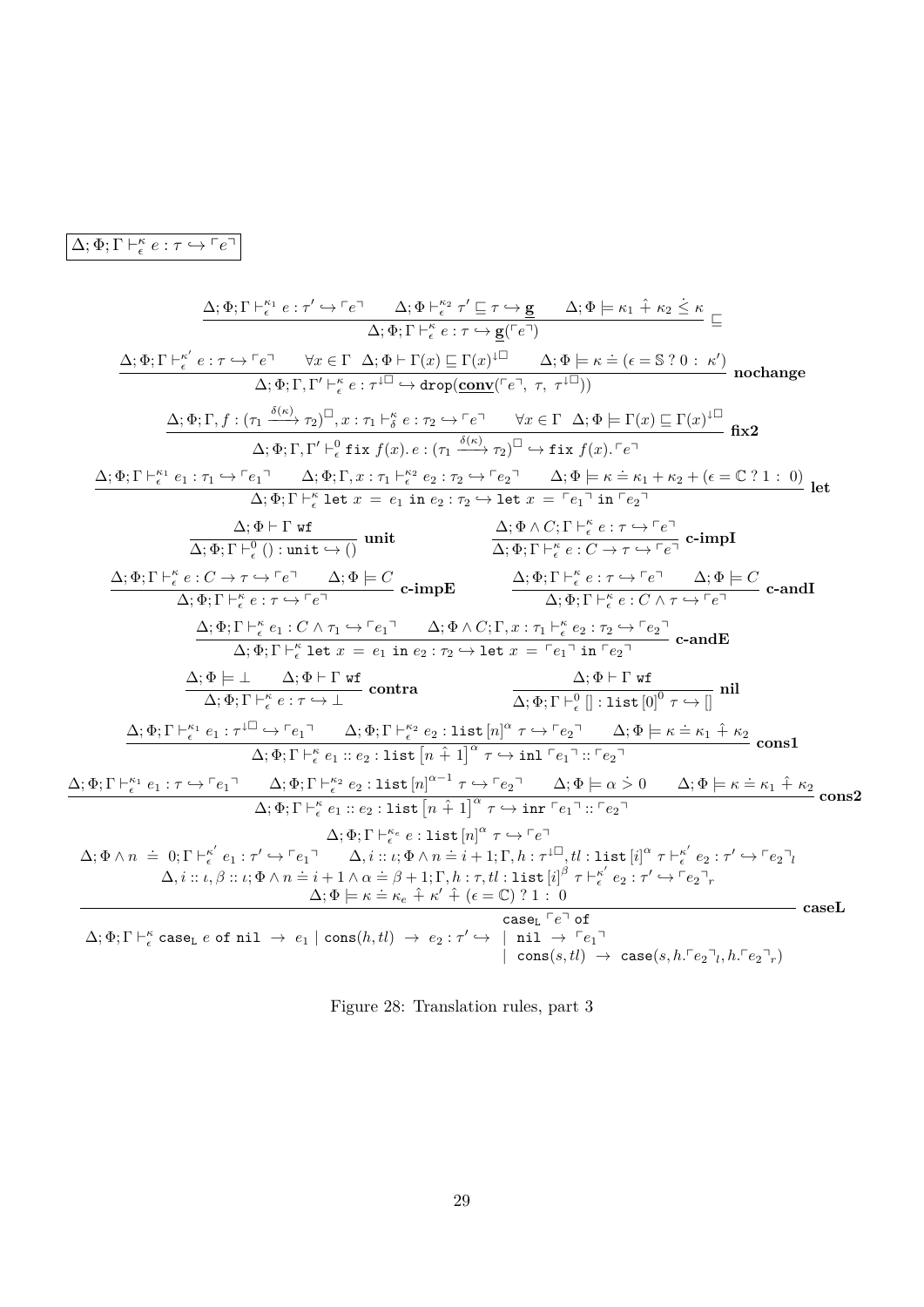$$\boxed{\Delta; \Phi; \Gamma \vdash^{\kappa}_{\epsilon} e : \tau \hookrightarrow \ulcorner e \urcorner}$$

$$\frac{\Delta; \Phi; \Gamma \vdash^{\kappa_1}_{\epsilon} e : \tau' \hookrightarrow \ulcorner e \urcorner \qquad \Delta; \Phi \vdash^{\kappa_2}_{\epsilon} \tau' \sqsubseteq \tau \hookrightarrow \underline{\mathbf{g}} \qquad \Delta; \Phi \models \kappa_1 \hat{+} \kappa_2 \dot{\leq} \kappa}{\Delta; \Phi; \Gamma \vdash^{\kappa}_{\epsilon} e : \tau \hookrightarrow \underline{\mathbf{g}}(\ulcorner e \urcorner)} \sqsubseteq$$

$$\frac{\Delta; \Phi; \Gamma \vdash^{\kappa'}_{\epsilon} e : \tau \hookrightarrow \ulcorner e \urcorner \qquad \forall x \in \Gamma \ \ \Delta; \Phi \vdash \Gamma(x) \sqsubseteq \Gamma(x)^{\downarrow\Box} \qquad \Delta; \Phi \models \kappa \doteq (\epsilon = \mathbb{S} \ ? \ 0 : \ \kappa')}{\Delta; \Phi; \Gamma, \Gamma' \vdash^{\kappa}_{\epsilon} e : \tau^{\downarrow\Box} \hookrightarrow \mathtt{drop}(\underline{\mathbf{conv}}(\ulcorner e \urcorner, \ \tau, \ \tau^{\downarrow\Box}))} \ \textbf{nochange}$$

$$\frac{\Delta; \Phi; \Gamma, f : (\tau_1 \xrightarrow{\delta(\kappa)} \tau_2)^{\Box}, x : \tau_1 \vdash^{\kappa}_{\delta} e : \tau_2 \hookrightarrow \ulcorner e \urcorner \qquad \forall x \in \Gamma \ \ \Delta; \Phi \models \Gamma(x) \sqsubseteq \Gamma(x)^{\downarrow\Box}}{\Delta; \Phi; \Gamma, \Gamma' \vdash^{0}_{\epsilon} \mathtt{fix}\ f(x). \, e : (\tau_1 \xrightarrow{\delta(\kappa)} \tau_2)^{\Box} \hookrightarrow \mathtt{fix}\ f(x). \ulcorner e \urcorner} \ \textbf{fix2}$$

$$\frac{\Delta; \Phi; \Gamma \vdash^{\kappa_1}_{\epsilon} e_1 : \tau_1 \hookrightarrow \ulcorner e_1 \urcorner \qquad \Delta; \Phi; \Gamma, x : \tau_1 \vdash^{\kappa_2}_{\epsilon} e_2 : \tau_2 \hookrightarrow \ulcorner e_2 \urcorner \qquad \Delta; \Phi \models \kappa \doteq \kappa_1 + \kappa_2 + (\epsilon = \mathbb{C} \ ? \ 1 : \ 0)}{\Delta; \Phi; \Gamma \vdash^{\kappa}_{\epsilon} \mathtt{let}\ x \ = \ e_1 \ \mathtt{in}\ e_2 : \tau_2 \hookrightarrow \mathtt{let}\ x \ = \ \ulcorner e_1 \urcorner \ \mathtt{in}\ \ulcorner e_2 \urcorner} \ \textbf{let}$$

$$\frac{\Delta; \Phi \vdash \Gamma \ \mathtt{wf}}{\Delta; \Phi; \Gamma \vdash^{0}_{\epsilon} () : \mathtt{unit} \hookrightarrow ()} \ \textbf{unit} \qquad \frac{\Delta; \Phi \wedge C; \Gamma \vdash^{\kappa}_{\epsilon} e : \tau \hookrightarrow \ulcorner e \urcorner}{\Delta; \Phi; \Gamma \vdash^{\kappa}_{\epsilon} e : C \to \tau \hookrightarrow \ulcorner e \urcorner} \ \textbf{c-impI}$$

$$\frac{\Delta; \Phi; \Gamma \vdash^{\kappa}_{\epsilon} e : C \to \tau \hookrightarrow \ulcorner e \urcorner \qquad \Delta; \Phi \models C}{\Delta; \Phi; \Gamma \vdash^{\kappa}_{\epsilon} e : \tau \hookrightarrow \ulcorner e \urcorner} \ \textbf{c-impE} \qquad \frac{\Delta; \Phi; \Gamma \vdash^{\kappa}_{\epsilon} e : \tau \hookrightarrow \ulcorner e \urcorner \qquad \Delta; \Phi \models C}{\Delta; \Phi; \Gamma \vdash^{\kappa}_{\epsilon} e : C \wedge \tau \hookrightarrow \ulcorner e \urcorner} \ \textbf{c-andI}$$

$$\frac{\Delta; \Phi; \Gamma \vdash^{\kappa}_{\epsilon} e_1 : C \wedge \tau_1 \hookrightarrow \ulcorner e_1 \urcorner \qquad \Delta; \Phi \wedge C; \Gamma, x : \tau_1 \vdash^{\kappa}_{\epsilon} e_2 : \tau_2 \hookrightarrow \ulcorner e_2 \urcorner}{\Delta; \Phi; \Gamma \vdash^{\kappa}_{\epsilon} \mathtt{let}\ x \ = \ e_1 \ \mathtt{in}\ e_2 : \tau_2 \hookrightarrow \mathtt{let}\ x \ = \ \ulcorner e_1 \urcorner \ \mathtt{in}\ \ulcorner e_2 \urcorner} \ \textbf{c-andE}$$

$$\frac{\Delta; \Phi \models \bot \qquad \Delta; \Phi \vdash \Gamma \ \mathtt{wf}}{\Delta; \Phi; \Gamma \vdash^{\kappa}_{\epsilon} e : \tau \hookrightarrow \bot} \ \textbf{contra} \qquad \frac{\Delta; \Phi \vdash \Gamma \ \mathtt{wf}}{\Delta; \Phi; \Gamma \vdash^{0}_{\epsilon} [] : \mathtt{list}\,[0]^{0}\ \tau \hookrightarrow []} \ \textbf{nil}$$

$$\frac{\Delta; \Phi; \Gamma \vdash^{\kappa_1}_{\epsilon} e_1 : \tau^{\downarrow\Box} \hookrightarrow \ulcorner e_1 \urcorner \qquad \Delta; \Phi; \Gamma \vdash^{\kappa_2}_{\epsilon} e_2 : \mathtt{list}\,[n]^{\alpha}\ \tau \hookrightarrow \ulcorner e_2 \urcorner \qquad \Delta; \Phi \models \kappa \doteq \kappa_1 \hat{+} \kappa_2}{\Delta; \Phi; \Gamma \vdash^{\kappa}_{\epsilon} e_1 :: e_2 : \mathtt{list}\,\left[n \hat{+} 1\right]^{\alpha}\ \tau \hookrightarrow \mathtt{inl}\ \ulcorner e_1 \urcorner :: \ulcorner e_2 \urcorner} \ \textbf{cons1}$$

$$\frac{\Delta; \Phi; \Gamma \vdash^{\kappa_1}_{\epsilon} e_1 : \tau \hookrightarrow \ulcorner e_1 \urcorner \qquad \Delta; \Phi; \Gamma \vdash^{\kappa_2}_{\epsilon} e_2 : \mathtt{list}\,[n]^{\alpha - 1}\ \tau \hookrightarrow \ulcorner e_2 \urcorner \qquad \Delta; \Phi \models \alpha \dot{>} 0 \qquad \Delta; \Phi \models \kappa \doteq \kappa_1 \hat{+} \kappa_2}{\Delta; \Phi; \Gamma \vdash^{\kappa}_{\epsilon} e_1 :: e_2 : \mathtt{list}\,\left[n \hat{+} 1\right]^{\alpha}\ \tau \hookrightarrow \mathtt{inr}\ \ulcorner e_1 \urcorner :: \ulcorner e_2 \urcorner} \ \textbf{cons2}$$

$$\frac{\begin{array}{c} \Delta; \Phi; \Gamma \vdash^{\kappa_e}_{\epsilon} e : \mathtt{list}\,[n]^{\alpha}\ \tau \hookrightarrow \ulcorner e \urcorner \\ \Delta; \Phi \wedge n \ \doteq \ 0; \Gamma \vdash^{\kappa'}_{\epsilon} e_1 : \tau' \hookrightarrow \ulcorner e_1 \urcorner \qquad \Delta, i :: \iota; \Phi \wedge n \doteq i + 1; \Gamma, h : \tau^{\downarrow\Box}, tl : \mathtt{list}\,[i]^{\alpha}\ \tau \vdash^{\kappa'}_{\epsilon} e_2 : \tau' \hookrightarrow \ulcorner e_2 \urcorner_l \\ \Delta, i :: \iota, \beta :: \iota; \Phi \wedge n \doteq i + 1 \wedge \alpha \doteq \beta + 1; \Gamma, h : \tau, tl : \mathtt{list}\,[i]^{\beta}\ \tau \vdash^{\kappa'}_{\epsilon} e_2 : \tau' \hookrightarrow \ulcorner e_2 \urcorner_r \\ \Delta; \Phi \models \kappa \doteq \kappa_e \hat{+} \kappa' \hat{+} (\epsilon = \mathbb{C}) \ ? \ 1 : \ 0 \end{array}}{\Delta; \Phi; \Gamma \vdash^{\kappa}_{\epsilon} \mathtt{case_L}\ e \ \mathtt{of}\ \mathtt{nil}\ \to \ e_1 \mid \mathtt{cons}(h, tl) \ \to \ e_2 : \tau' \hookrightarrow \begin{array}{l} \mathtt{case_L}\ \ulcorner e \urcorner \ \mathtt{of} \\ \mid \ \mathtt{nil}\ \to \ \ulcorner e_1 \urcorner \\ \mid \ \mathtt{cons}(s, tl) \ \to \ \mathtt{case}(s, h. \ulcorner e_2 \urcorner_l, h. \ulcorner e_2 \urcorner_r) \end{array}} \ \textbf{caseL}$$

Figure 28: Translation rules, part 3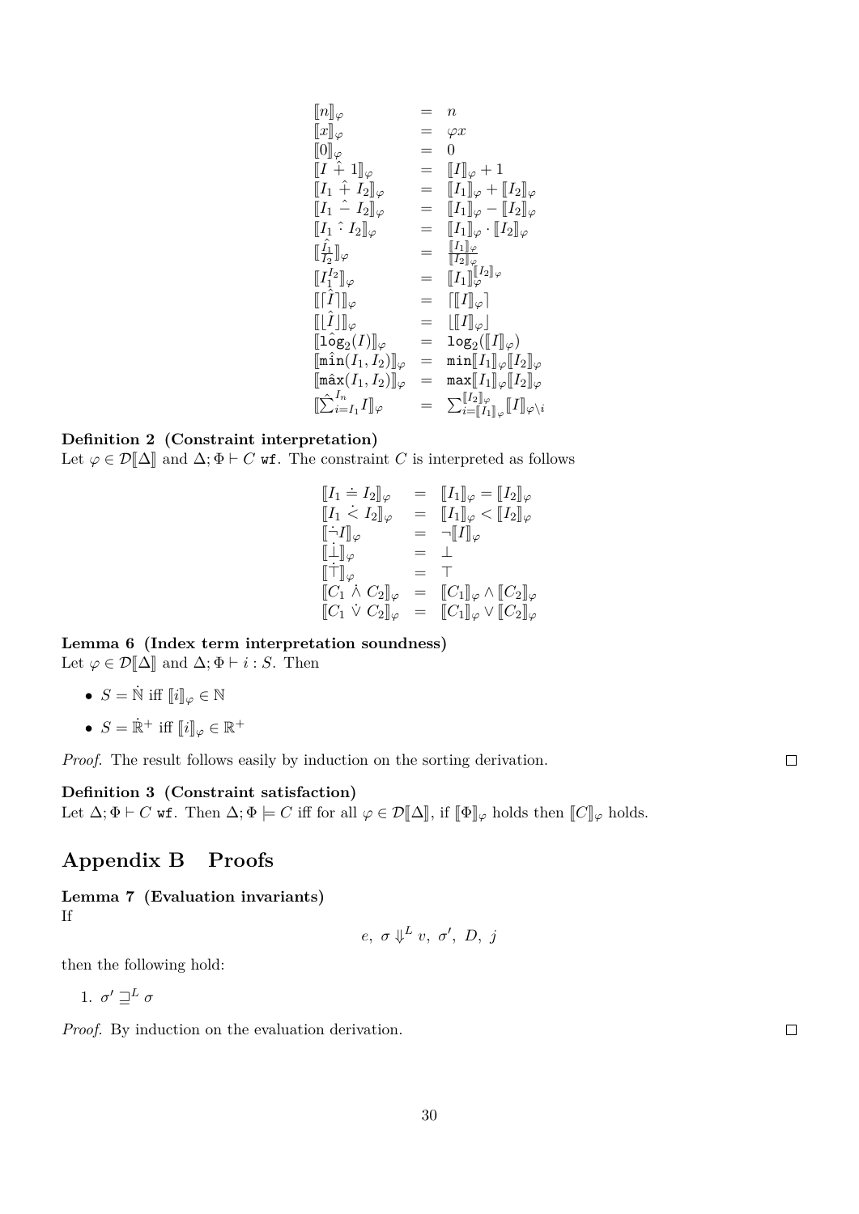$$
\begin{array}{lcl}
[\![n]\!]_\varphi & = & n \\
[\![x]\!]_\varphi & = & \varphi x \\
[\![0]\!]_\varphi & = & 0 \\
[\![I \mathbin{\hat{+}} 1]\!]_\varphi & = & [\![I]\!]_\varphi + 1 \\
[\![I_1 \mathbin{\hat{+}} I_2]\!]_\varphi & = & [\![I_1]\!]_\varphi + [\![I_2]\!]_\varphi \\
[\![I_1 \mathbin{\hat{-}} I_2]\!]_\varphi & = & [\![I_1]\!]_\varphi - [\![I_2]\!]_\varphi \\
[\![I_1 \mathbin{\hat{\cdot}} I_2]\!]_\varphi & = & [\![I_1]\!]_\varphi \cdot [\![I_2]\!]_\varphi \\
[\![\hat{\frac{I_1}{I_2}}]\!]_\varphi & = & \frac{[\![I_1]\!]_\varphi}{[\![I_2]\!]_\varphi} \\
[\![\hat{I_1^{I_2}}]\!]_\varphi & = & [\![I_1]\!]_\varphi^{[\![I_2]\!]_\varphi} \\
[\![\lceil \hat{I} \rceil]\!]_\varphi & = & \lceil [\![I]\!]_\varphi \rceil \\
[\![\lfloor \hat{I} \rfloor]\!]_\varphi & = & \lfloor [\![I]\!]_\varphi \rfloor \\
[\![\hat{\texttt{log}}_2(I)]\!]_\varphi & = & \texttt{log}_2([\![I]\!]_\varphi) \\
[\![\hat{\texttt{min}}(I_1, I_2)]\!]_\varphi & = & \texttt{min}[\![I_1]\!]_\varphi[\![I_2]\!]_\varphi \\
[\![\hat{\texttt{max}}(I_1, I_2)]\!]_\varphi & = & \texttt{max}[\![I_1]\!]_\varphi[\![I_2]\!]_\varphi \\
[\![\hat{\sum}_{i=I_1}^{I_n} I]\!]_\varphi & = & \sum_{i=[\![I_1]\!]_\varphi}^{[\![I_2]\!]_\varphi} [\![I]\!]_{\varphi \setminus i}
\end{array}
$$

**Definition 2 (Constraint interpretation)**
Let $\varphi \in \mathcal{D}[\![\Delta]\!]$ and $\Delta; \Phi \vdash C$ $\texttt{wf}$. The constraint $C$ is interpreted as follows

$$
\begin{array}{lcl}
[\![I_1 \doteq I_2]\!]_\varphi & = & [\![I_1]\!]_\varphi = [\![I_2]\!]_\varphi \\
[\![I_1 \mathrel{\dot{<}} I_2]\!]_\varphi & = & [\![I_1]\!]_\varphi < [\![I_2]\!]_\varphi \\
[\![\dot{\neg} I]\!]_\varphi & = & \neg [\![I]\!]_\varphi \\
[\![\dot{\bot}]\!]_\varphi & = & \bot \\
[\![\dot{\top}]\!]_\varphi & = & \top \\
[\![C_1 \mathbin{\dot{\wedge}} C_2]\!]_\varphi & = & [\![C_1]\!]_\varphi \wedge [\![C_2]\!]_\varphi \\
[\![C_1 \mathbin{\dot{\vee}} C_2]\!]_\varphi & = & [\![C_1]\!]_\varphi \vee [\![C_2]\!]_\varphi
\end{array}
$$

**Lemma 6 (Index term interpretation soundness)**
Let $\varphi \in \mathcal{D}[\![\Delta]\!]$ and $\Delta; \Phi \vdash i : S$. Then

- $S = \dot{\mathbb{N}}$ iff $[\![i]\!]_\varphi \in \mathbb{N}$
- $S = \dot{\mathbb{R}}^+$ iff $[\![i]\!]_\varphi \in \mathbb{R}^+$

*Proof.* The result follows easily by induction on the sorting derivation. □

**Definition 3 (Constraint satisfaction)**
Let $\Delta; \Phi \vdash C$ $\texttt{wf}$. Then $\Delta; \Phi \models C$ iff for all $\varphi \in \mathcal{D}[\![\Delta]\!]$, if $[\![\Phi]\!]_\varphi$ holds then $[\![C]\!]_\varphi$ holds.

## Appendix B Proofs

**Lemma 7 (Evaluation invariants)**
If

$$e,\ \sigma \Downarrow^L v,\ \sigma',\ D,\ j$$

then the following hold:

1. $\sigma' \sqsupseteq^L \sigma$

*Proof.* By induction on the evaluation derivation. □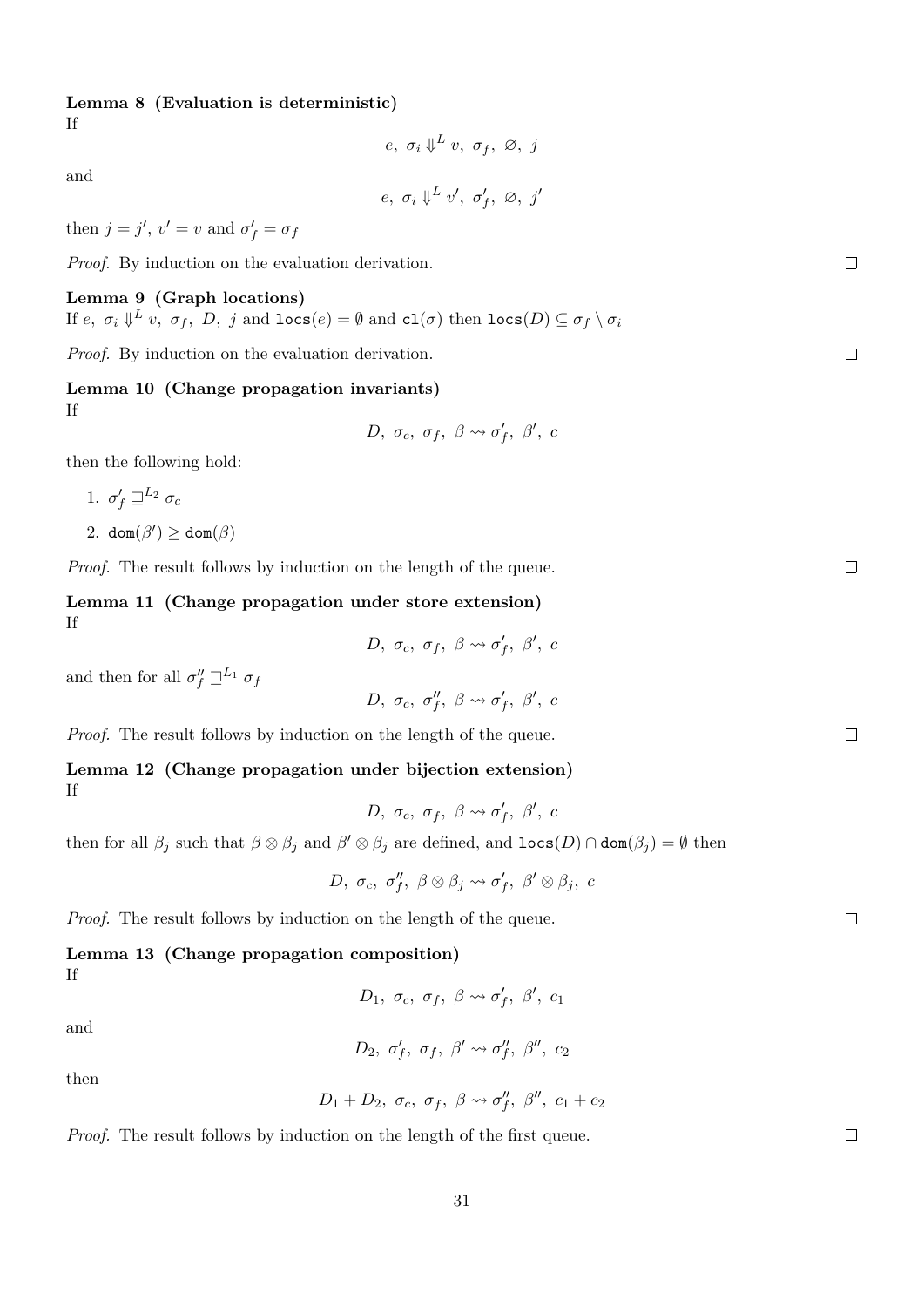**Lemma 8 (Evaluation is deterministic)**
If

$$e,\ \sigma_i \Downarrow^L v,\ \sigma_f,\ \varnothing,\ j$$

and

$$e,\ \sigma_i \Downarrow^L v',\ \sigma'_f,\ \varnothing,\ j'$$

then $j = j'$, $v' = v$ and $\sigma'_f = \sigma_f$

*Proof.* By induction on the evaluation derivation. □

**Lemma 9 (Graph locations)**
If $e,\ \sigma_i \Downarrow^L v,\ \sigma_f,\ D,\ j$ and $\texttt{locs}(e) = \emptyset$ and $\texttt{cl}(\sigma)$ then $\texttt{locs}(D) \subseteq \sigma_f \setminus \sigma_i$

*Proof.* By induction on the evaluation derivation. □

**Lemma 10 (Change propagation invariants)**
If

$$D,\ \sigma_c,\ \sigma_f,\ \beta \rightsquigarrow \sigma'_f,\ \beta',\ c$$

then the following hold:

1. $\sigma'_f \sqsupseteq^{L_2} \sigma_c$
2. $\texttt{dom}(\beta') \geq \texttt{dom}(\beta)$

*Proof.* The result follows by induction on the length of the queue. □

**Lemma 11 (Change propagation under store extension)**
If

$$D,\ \sigma_c,\ \sigma_f,\ \beta \rightsquigarrow \sigma'_f,\ \beta',\ c$$

and then for all $\sigma''_f \sqsupseteq^{L_1} \sigma_f$

$$D,\ \sigma_c,\ \sigma''_f,\ \beta \rightsquigarrow \sigma'_f,\ \beta',\ c$$

*Proof.* The result follows by induction on the length of the queue. □

**Lemma 12 (Change propagation under bijection extension)**
If

$$D,\ \sigma_c,\ \sigma_f,\ \beta \rightsquigarrow \sigma'_f,\ \beta',\ c$$

then for all $\beta_j$ such that $\beta \otimes \beta_j$ and $\beta' \otimes \beta_j$ are defined, and $\texttt{locs}(D) \cap \texttt{dom}(\beta_j) = \emptyset$ then

$$D,\ \sigma_c,\ \sigma''_f,\ \beta \otimes \beta_j \rightsquigarrow \sigma'_f,\ \beta' \otimes \beta_j,\ c$$

*Proof.* The result follows by induction on the length of the queue. □

**Lemma 13 (Change propagation composition)**
If

$$D_1,\ \sigma_c,\ \sigma_f,\ \beta \rightsquigarrow \sigma'_f,\ \beta',\ c_1$$

and

$$D_2,\ \sigma'_f,\ \sigma_f,\ \beta' \rightsquigarrow \sigma''_f,\ \beta'',\ c_2$$

then

$$D_1 + D_2,\ \sigma_c,\ \sigma_f,\ \beta \rightsquigarrow \sigma''_f,\ \beta'',\ c_1 + c_2$$

*Proof.* The result follows by induction on the length of the first queue. □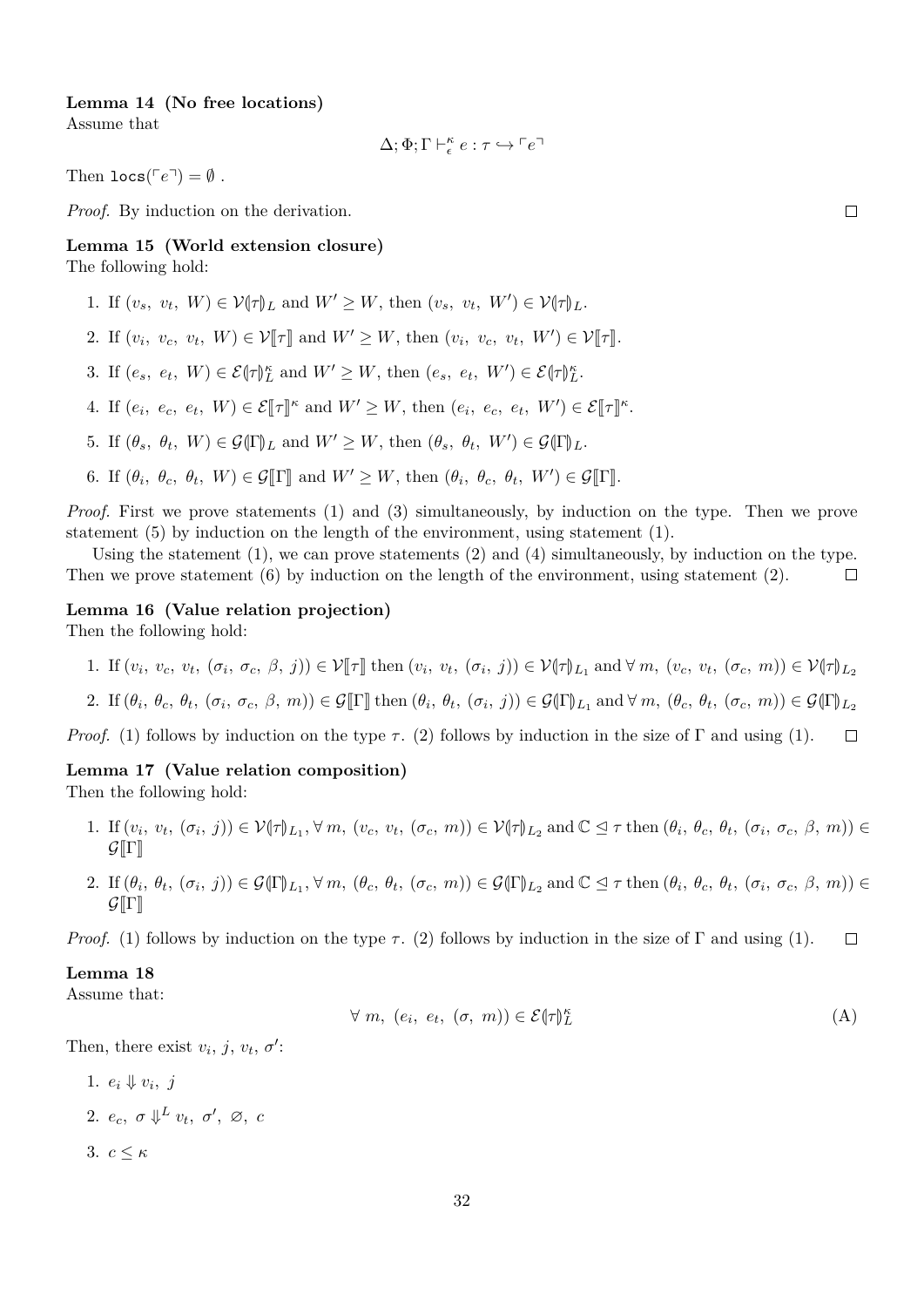**Lemma 14 (No free locations)**
Assume that

$$\Delta; \Phi; \Gamma \vdash_{\epsilon}^{\kappa} e : \tau \hookrightarrow \ulcorner e \urcorner$$

Then $\mathtt{locs}(\ulcorner e \urcorner) = \emptyset$ .

*Proof.* By induction on the derivation. ◻

**Lemma 15 (World extension closure)**
The following hold:

1. If $(v_s,\ v_t,\ W) \in \mathcal{V}(\!|\tau|\!)_L$ and $W' \geq W$, then $(v_s,\ v_t,\ W') \in \mathcal{V}(\!|\tau|\!)_L$.
2. If $(v_i,\ v_c,\ v_t,\ W) \in \mathcal{V}[\![\tau]\!]$ and $W' \geq W$, then $(v_i,\ v_c,\ v_t,\ W') \in \mathcal{V}[\![\tau]\!]$.
3. If $(e_s,\ e_t,\ W) \in \mathcal{E}(\!|\tau|\!)_L^{\kappa}$ and $W' \geq W$, then $(e_s,\ e_t,\ W') \in \mathcal{E}(\!|\tau|\!)_L^{\kappa}$.
4. If $(e_i,\ e_c,\ e_t,\ W) \in \mathcal{E}[\![\tau]\!]^{\kappa}$ and $W' \geq W$, then $(e_i,\ e_c,\ e_t,\ W') \in \mathcal{E}[\![\tau]\!]^{\kappa}$.
5. If $(\theta_s,\ \theta_t,\ W) \in \mathcal{G}(\!|\Gamma|\!)_L$ and $W' \geq W$, then $(\theta_s,\ \theta_t,\ W') \in \mathcal{G}(\!|\Gamma|\!)_L$.
6. If $(\theta_i,\ \theta_c,\ \theta_t,\ W) \in \mathcal{G}[\![\Gamma]\!]$ and $W' \geq W$, then $(\theta_i,\ \theta_c,\ \theta_t,\ W') \in \mathcal{G}[\![\Gamma]\!]$.

*Proof.* First we prove statements (1) and (3) simultaneously, by induction on the type. Then we prove statement (5) by induction on the length of the environment, using statement (1).

Using the statement (1), we can prove statements (2) and (4) simultaneously, by induction on the type. Then we prove statement (6) by induction on the length of the environment, using statement (2). ◻

**Lemma 16 (Value relation projection)**
Then the following hold:

1. If $(v_i,\ v_c,\ v_t,\ (\sigma_i,\ \sigma_c,\ \beta,\ j)) \in \mathcal{V}[\![\tau]\!]$ then $(v_i,\ v_t,\ (\sigma_i,\ j)) \in \mathcal{V}(\!|\tau|\!)_{L_1}$ and $\forall\, m,\ (v_c,\ v_t,\ (\sigma_c,\ m)) \in \mathcal{V}(\!|\tau|\!)_{L_2}$
2. If $(\theta_i,\ \theta_c,\ \theta_t,\ (\sigma_i,\ \sigma_c,\ \beta,\ m)) \in \mathcal{G}[\![\Gamma]\!]$ then $(\theta_i,\ \theta_t,\ (\sigma_i,\ j)) \in \mathcal{G}(\!|\Gamma|\!)_{L_1}$ and $\forall\, m,\ (\theta_c,\ \theta_t,\ (\sigma_c,\ m)) \in \mathcal{G}(\!|\Gamma|\!)_{L_2}$

*Proof.* (1) follows by induction on the type $\tau$. (2) follows by induction in the size of $\Gamma$ and using (1). ◻

**Lemma 17 (Value relation composition)**
Then the following hold:

1. If $(v_i,\ v_t,\ (\sigma_i,\ j)) \in \mathcal{V}(\!|\tau|\!)_{L_1}$, $\forall\, m,\ (v_c,\ v_t,\ (\sigma_c,\ m)) \in \mathcal{V}(\!|\tau|\!)_{L_2}$ and $\mathbb{C} \trianglelefteq \tau$ then $(\theta_i,\ \theta_c,\ \theta_t,\ (\sigma_i,\ \sigma_c,\ \beta,\ m)) \in \mathcal{G}[\![\Gamma]\!]$
2. If $(\theta_i,\ \theta_t,\ (\sigma_i,\ j)) \in \mathcal{G}(\!|\Gamma|\!)_{L_1}$, $\forall\, m,\ (\theta_c,\ \theta_t,\ (\sigma_c,\ m)) \in \mathcal{G}(\!|\Gamma|\!)_{L_2}$ and $\mathbb{C} \trianglelefteq \tau$ then $(\theta_i,\ \theta_c,\ \theta_t,\ (\sigma_i,\ \sigma_c,\ \beta,\ m)) \in \mathcal{G}[\![\Gamma]\!]$

*Proof.* (1) follows by induction on the type $\tau$. (2) follows by induction in the size of $\Gamma$ and using (1). ◻

**Lemma 18**
Assume that:

$$\forall\, m,\ (e_i,\ e_t,\ (\sigma,\ m)) \in \mathcal{E}(\!|\tau|\!)_L^{\kappa} \tag{A}$$

Then, there exist $v_i$, $j$, $v_t$, $\sigma'$:

1. $e_i \Downarrow v_i,\ j$
2. $e_c,\ \sigma \Downarrow^L v_t,\ \sigma',\ \varnothing,\ c$
3. $c \leq \kappa$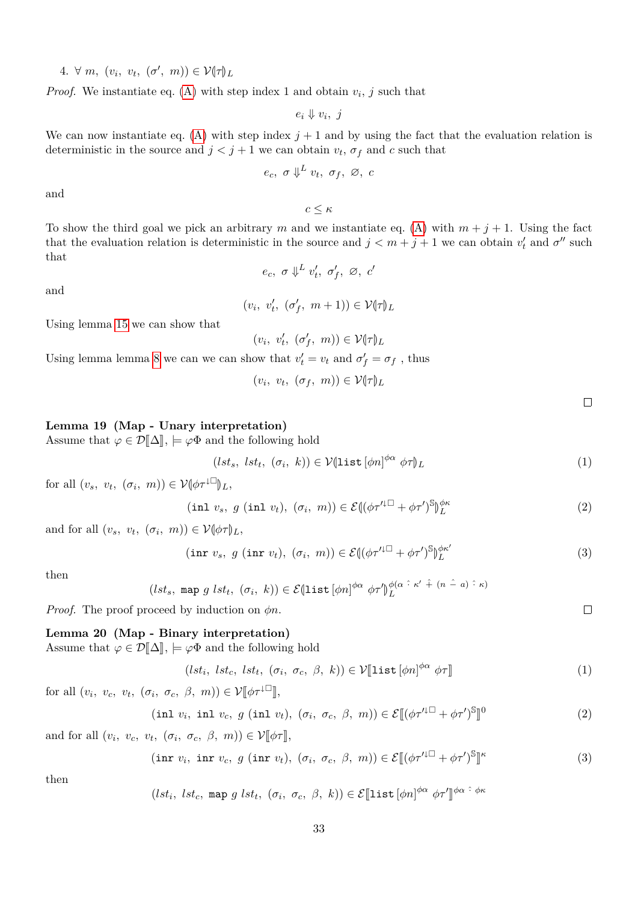4. $\forall\ m,\ (v_i,\ v_t,\ (\sigma',\ m)) \in \mathcal{V}(\!|\tau|\!)_L$

*Proof.* We instantiate eq. (A) with step index 1 and obtain $v_i$, $j$ such that

$$e_i \Downarrow v_i,\ j$$

We can now instantiate eq. (A) with step index $j+1$ and by using the fact that the evaluation relation is deterministic in the source and $j < j+1$ we can obtain $v_t$, $\sigma_f$ and $c$ such that

$$e_c,\ \sigma \Downarrow^L v_t,\ \sigma_f,\ \varnothing,\ c$$

and

$$c \le \kappa$$

To show the third goal we pick an arbitrary $m$ and we instantiate eq. (A) with $m+j+1$. Using the fact that the evaluation relation is deterministic in the source and $j < m+j+1$ we can obtain $v_t'$ and $\sigma''$ such that

$$e_c,\ \sigma \Downarrow^L v_t',\ \sigma_f',\ \varnothing,\ c'$$

and

$$(v_i,\ v_t',\ (\sigma_f',\ m+1)) \in \mathcal{V}(\!|\tau|\!)_L$$

Using lemma 15 we can show that

$$(v_i,\ v_t',\ (\sigma_f',\ m)) \in \mathcal{V}(\!|\tau|\!)_L$$

Using lemma lemma 8 we can we can show that $v_t' = v_t$ and $\sigma_f' = \sigma_f$ , thus

$$(v_i,\ v_t,\ (\sigma_f,\ m)) \in \mathcal{V}(\!|\tau|\!)_L$$

∎

**Lemma 19 (Map - Unary interpretation)**
Assume that $\varphi \in \mathcal{D}[\![\Delta]\!]$, $\models \varphi\Phi$ and the following hold

$$(lst_s,\ lst_t,\ (\sigma_i,\ k)) \in \mathcal{V}(\!|\texttt{list}\,[\phi n]^{\phi\alpha}\ \phi\tau|\!)_L \tag{1}$$

for all $(v_s,\ v_t,\ (\sigma_i,\ m)) \in \mathcal{V}(\!|\phi\tau^{\downarrow\Box}|\!)_L$,

$$(\texttt{inl}\ v_s,\ g\ (\texttt{inl}\ v_t),\ (\sigma_i,\ m)) \in \mathcal{E}(\!|(\phi\tau'^{\downarrow\Box} + \phi\tau')^{\mathbb{S}}|\!)_L^{\phi\kappa} \tag{2}$$

and for all $(v_s,\ v_t,\ (\sigma_i,\ m)) \in \mathcal{V}(\!|\phi\tau|\!)_L$,

$$(\texttt{inr}\ v_s,\ g\ (\texttt{inr}\ v_t),\ (\sigma_i,\ m)) \in \mathcal{E}(\!|(\phi\tau'^{\downarrow\Box} + \phi\tau')^{\mathbb{S}}|\!)_L^{\phi\kappa'} \tag{3}$$

then

$$(lst_s,\ \texttt{map}\ g\ lst_t,\ (\sigma_i,\ k)) \in \mathcal{E}(\!|\texttt{list}\,[\phi n]^{\phi\alpha}\ \phi\tau'|\!)_L^{\phi(\alpha\ \hat{\cdot}\ \kappa'\ \hat{+}\ (n\ \hat{-}\ a)\ \hat{\cdot}\ \kappa)}$$

*Proof.* The proof proceed by induction on $\phi n$. ∎

**Lemma 20 (Map - Binary interpretation)**
Assume that $\varphi \in \mathcal{D}[\![\Delta]\!]$, $\models \varphi\Phi$ and the following hold

$$(lst_i,\ lst_c,\ lst_t,\ (\sigma_i,\ \sigma_c,\ \beta,\ k)) \in \mathcal{V}[\![\texttt{list}\,[\phi n]^{\phi\alpha}\ \phi\tau]\!] \tag{1}$$

for all $(v_i,\ v_c,\ v_t,\ (\sigma_i,\ \sigma_c,\ \beta,\ m)) \in \mathcal{V}[\![\phi\tau^{\downarrow\Box}]\!]$,

$$(\texttt{inl}\ v_i,\ \texttt{inl}\ v_c,\ g\ (\texttt{inl}\ v_t),\ (\sigma_i,\ \sigma_c,\ \beta,\ m)) \in \mathcal{E}[\![(\phi\tau'^{\downarrow\Box} + \phi\tau')^{\mathbb{S}}]\!]^0 \tag{2}$$

and for all $(v_i,\ v_c,\ v_t,\ (\sigma_i,\ \sigma_c,\ \beta,\ m)) \in \mathcal{V}[\![\phi\tau]\!]$,

$$(\texttt{inr}\ v_i,\ \texttt{inr}\ v_c,\ g\ (\texttt{inr}\ v_t),\ (\sigma_i,\ \sigma_c,\ \beta,\ m)) \in \mathcal{E}[\![(\phi\tau'^{\downarrow\Box} + \phi\tau')^{\mathbb{S}}]\!]^{\kappa} \tag{3}$$

then

$$(lst_i,\ lst_c,\ \texttt{map}\ g\ lst_t,\ (\sigma_i,\ \sigma_c,\ \beta,\ k)) \in \mathcal{E}[\![\texttt{list}\,[\phi n]^{\phi\alpha}\ \phi\tau']\!]^{\phi\alpha\ \hat{\cdot}\ \phi\kappa}$$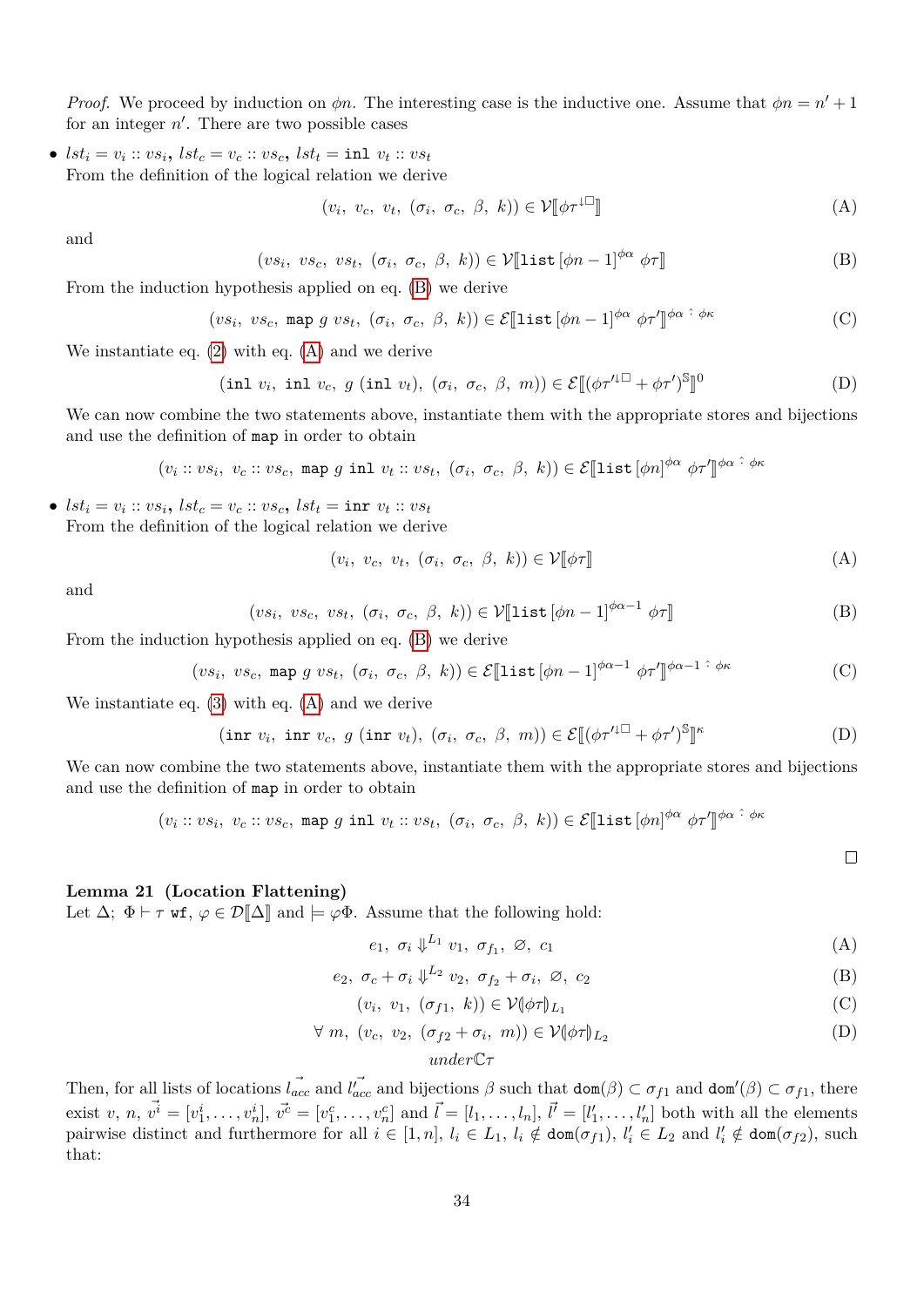*Proof.* We proceed by induction on $\phi n$. The interesting case is the inductive one. Assume that $\phi n = n' + 1$ for an integer $n'$. There are two possible cases

- $lst_i = v_i :: vs_i$, $lst_c = v_c :: vs_c$, $lst_t = \texttt{inl}\ v_t :: vs_t$
  From the definition of the logical relation we derive
  $$(v_i,\ v_c,\ v_t,\ (\sigma_i,\ \sigma_c,\ \beta,\ k)) \in \mathcal{V}[\![\phi\tau^{\downarrow\square}]\!] \tag{A}$$
  and
  $$(vs_i,\ vs_c,\ vs_t,\ (\sigma_i,\ \sigma_c,\ \beta,\ k)) \in \mathcal{V}[\![\texttt{list}\,[\phi n - 1]^{\phi\alpha}\ \phi\tau]\!] \tag{B}$$
  From the induction hypothesis applied on eq. (B) we derive
  $$(vs_i,\ vs_c,\ \texttt{map}\ g\ vs_t,\ (\sigma_i,\ \sigma_c,\ \beta,\ k)) \in \mathcal{E}[\![\texttt{list}\,[\phi n - 1]^{\phi\alpha}\ \phi\tau']\!]^{\phi\alpha\ \hat{\cdot}\ \phi\kappa} \tag{C}$$
  We instantiate eq. (2) with eq. (A) and we derive
  $$(\texttt{inl}\ v_i,\ \texttt{inl}\ v_c,\ g\ (\texttt{inl}\ v_t),\ (\sigma_i,\ \sigma_c,\ \beta,\ m)) \in \mathcal{E}[\![(\phi\tau'^{\downarrow\square} + \phi\tau')^{\mathbb{S}}]\!]^{0} \tag{D}$$
  We can now combine the two statements above, instantiate them with the appropriate stores and bijections and use the definition of map in order to obtain
  $$(v_i :: vs_i,\ v_c :: vs_c,\ \texttt{map}\ g\ \texttt{inl}\ v_t :: vs_t,\ (\sigma_i,\ \sigma_c,\ \beta,\ k)) \in \mathcal{E}[\![\texttt{list}\,[\phi n]^{\phi\alpha}\ \phi\tau']\!]^{\phi\alpha\ \hat{\cdot}\ \phi\kappa}$$

- $lst_i = v_i :: vs_i$, $lst_c = v_c :: vs_c$, $lst_t = \texttt{inr}\ v_t :: vs_t$
  From the definition of the logical relation we derive
  $$(v_i,\ v_c,\ v_t,\ (\sigma_i,\ \sigma_c,\ \beta,\ k)) \in \mathcal{V}[\![\phi\tau]\!] \tag{A}$$
  and
  $$(vs_i,\ vs_c,\ vs_t,\ (\sigma_i,\ \sigma_c,\ \beta,\ k)) \in \mathcal{V}[\![\texttt{list}\,[\phi n - 1]^{\phi\alpha - 1}\ \phi\tau]\!] \tag{B}$$
  From the induction hypothesis applied on eq. (B) we derive
  $$(vs_i,\ vs_c,\ \texttt{map}\ g\ vs_t,\ (\sigma_i,\ \sigma_c,\ \beta,\ k)) \in \mathcal{E}[\![\texttt{list}\,[\phi n - 1]^{\phi\alpha - 1}\ \phi\tau']\!]^{\phi\alpha - 1\ \hat{\cdot}\ \phi\kappa} \tag{C}$$
  We instantiate eq. (3) with eq. (A) and we derive
  $$(\texttt{inr}\ v_i,\ \texttt{inr}\ v_c,\ g\ (\texttt{inr}\ v_t),\ (\sigma_i,\ \sigma_c,\ \beta,\ m)) \in \mathcal{E}[\![(\phi\tau'^{\downarrow\square} + \phi\tau')^{\mathbb{S}}]\!]^{\kappa} \tag{D}$$
  We can now combine the two statements above, instantiate them with the appropriate stores and bijections and use the definition of map in order to obtain
  $$(v_i :: vs_i,\ v_c :: vs_c,\ \texttt{map}\ g\ \texttt{inl}\ v_t :: vs_t,\ (\sigma_i,\ \sigma_c,\ \beta,\ k)) \in \mathcal{E}[\![\texttt{list}\,[\phi n]^{\phi\alpha}\ \phi\tau']\!]^{\phi\alpha\ \hat{\cdot}\ \phi\kappa}$$

□

**Lemma 21 (Location Flattening)**
Let $\Delta;\ \Phi \vdash \tau\ \texttt{wf}$, $\varphi \in \mathcal{D}[\![\Delta]\!]$ and $\models \varphi\Phi$. Assume that the following hold:

$$e_1,\ \sigma_i \Downarrow^{L_1} v_1,\ \sigma_{f_1},\ \varnothing,\ c_1 \tag{A}$$
$$e_2,\ \sigma_c + \sigma_i \Downarrow^{L_2} v_2,\ \sigma_{f_2} + \sigma_i,\ \varnothing,\ c_2 \tag{B}$$
$$(v_i,\ v_1,\ (\sigma_{f1},\ k)) \in \mathcal{V}(\!|\phi\tau|\!)_{L_1} \tag{C}$$
$$\forall\ m,\ (v_c,\ v_2,\ (\sigma_{f2} + \sigma_i,\ m)) \in \mathcal{V}(\!|\phi\tau|\!)_{L_2} \tag{D}$$
$$under\mathbb{C}\tau$$

Then, for all lists of locations $\vec{l_{acc}}$ and $\vec{l'_{acc}}$ and bijections $\beta$ such that $\texttt{dom}(\beta) \subset \sigma_{f1}$ and $\texttt{dom}'(\beta) \subset \sigma_{f1}$, there exist $v$, $n$, $\vec{v^i} = [v^i_1, \ldots, v^i_n]$, $\vec{v^c} = [v^c_1, \ldots, v^c_n]$ and $\vec{l} = [l_1, \ldots, l_n]$, $\vec{l'} = [l'_1, \ldots, l'_n]$ both with all the elements pairwise distinct and furthermore for all $i \in [1, n]$, $l_i \in L_1$, $l_i \notin \texttt{dom}(\sigma_{f1})$, $l'_i \in L_2$ and $l'_i \notin \texttt{dom}(\sigma_{f2})$, such that: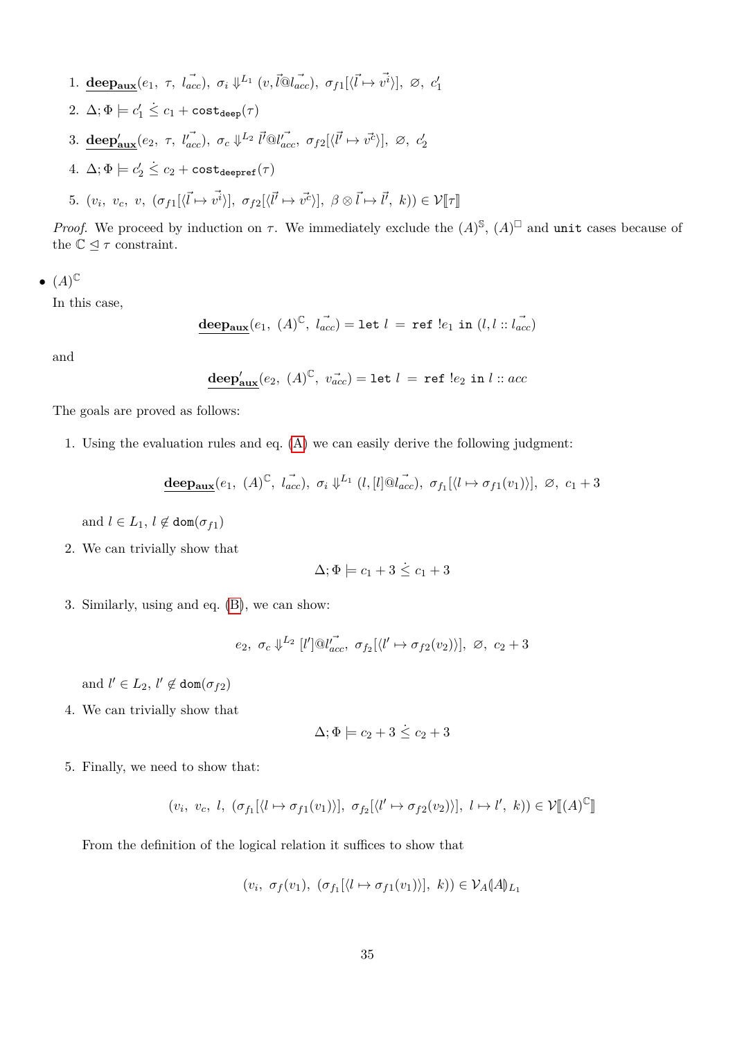1. $\underline{\mathbf{deep_{aux}}}(e_1,\ \tau,\ \vec{l_{acc}}),\ \sigma_i \Downarrow^{L_1} (v, \vec{l} @ \vec{l_{acc}}),\ \sigma_{f1}[\langle \vec{l} \mapsto \vec{v^i} \rangle],\ \varnothing,\ c_1'$
2. $\Delta; \Phi \models c_1' \mathrel{\dot{\leq}} c_1 + \mathtt{cost_{deep}}(\tau)$
3. $\underline{\mathbf{deep'_{aux}}}(e_2,\ \tau,\ \vec{l'_{acc}}),\ \sigma_c \Downarrow^{L_2} \vec{l'} @ \vec{l'_{acc}},\ \sigma_{f2}[\langle \vec{l'} \mapsto \vec{v^c} \rangle],\ \varnothing,\ c_2'$
4. $\Delta; \Phi \models c_2' \mathrel{\dot{\leq}} c_2 + \mathtt{cost_{deepref}}(\tau)$
5. $(v_i,\ v_c,\ v,\ (\sigma_{f1}[\langle \vec{l} \mapsto \vec{v^i} \rangle],\ \sigma_{f2}[\langle \vec{l'} \mapsto \vec{v^c} \rangle],\ \beta \otimes \vec{l} \mapsto \vec{l'},\ k)) \in \mathcal{V}[\![\tau]\!]$

*Proof.* We proceed by induction on $\tau$. We immediately exclude the $(A)^{\mathbb{S}}$, $(A)^{\square}$ and unit cases because of the $\mathbb{C} \trianglelefteq \tau$ constraint.

- $(A)^{\mathbb{C}}$

  In this case,

$$\underline{\mathbf{deep_{aux}}}(e_1,\ (A)^{\mathbb{C}},\ \vec{l_{acc}}) = \mathtt{let}\ l\ =\ \mathtt{ref}\ !e_1\ \mathtt{in}\ (l, l :: \vec{l_{acc}})$$

  and

$$\underline{\mathbf{deep'_{aux}}}(e_2,\ (A)^{\mathbb{C}},\ \vec{v_{acc}}) = \mathtt{let}\ l\ =\ \mathtt{ref}\ !e_2\ \mathtt{in}\ l :: acc$$

  The goals are proved as follows:

  1. Using the evaluation rules and eq. (A) we can easily derive the following judgment:

$$\underline{\mathbf{deep_{aux}}}(e_1,\ (A)^{\mathbb{C}},\ \vec{l_{acc}}),\ \sigma_i \Downarrow^{L_1} (l, [l] @ \vec{l_{acc}}),\ \sigma_{f_1}[\langle l \mapsto \sigma_{f1}(v_1) \rangle],\ \varnothing,\ c_1 + 3$$

     and $l \in L_1$, $l \notin \mathtt{dom}(\sigma_{f1})$

  2. We can trivially show that

$$\Delta; \Phi \models c_1 + 3 \mathrel{\dot{\leq}} c_1 + 3$$

  3. Similarly, using and eq. (B), we can show:

$$e_2,\ \sigma_c \Downarrow^{L_2} [l'] @ \vec{l'_{acc}},\ \sigma_{f_2}[\langle l' \mapsto \sigma_{f2}(v_2) \rangle],\ \varnothing,\ c_2 + 3$$

     and $l' \in L_2$, $l' \notin \mathtt{dom}(\sigma_{f2})$

  4. We can trivially show that

$$\Delta; \Phi \models c_2 + 3 \mathrel{\dot{\leq}} c_2 + 3$$

  5. Finally, we need to show that:

$$(v_i,\ v_c,\ l,\ (\sigma_{f_1}[\langle l \mapsto \sigma_{f1}(v_1) \rangle],\ \sigma_{f_2}[\langle l' \mapsto \sigma_{f2}(v_2) \rangle],\ l \mapsto l',\ k)) \in \mathcal{V}[\![(A)^{\mathbb{C}}]\!]$$

     From the definition of the logical relation it suffices to show that

$$(v_i,\ \sigma_f(v_1),\ (\sigma_{f_1}[\langle l \mapsto \sigma_{f1}(v_1) \rangle],\ k)) \in \mathcal{V}_A(\!|A|\!)_{L_1}$$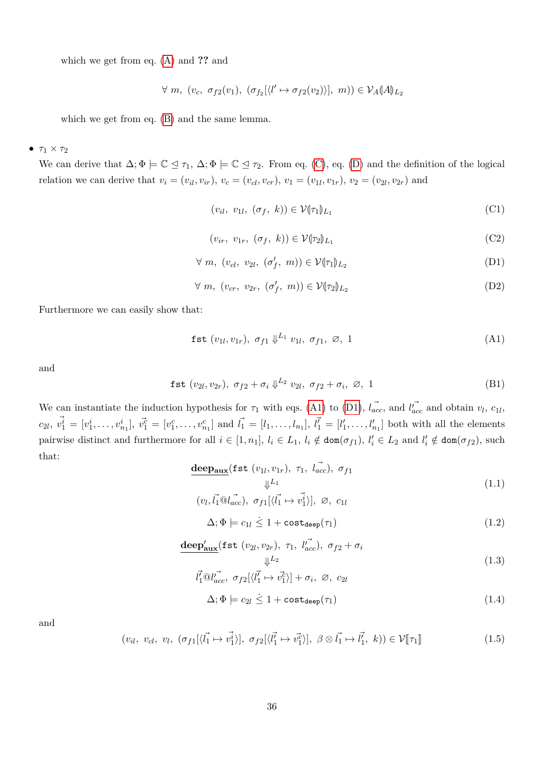which we get from eq. (A) and **??** and

$$\forall\ m,\ (v_c,\ \sigma_{f2}(v_1),\ (\sigma_{f_2}[\langle l' \mapsto \sigma_{f2}(v_2)\rangle],\ m)) \in \mathcal{V}_A(\!|A|\!)_{L_2}$$

which we get from eq. (B) and the same lemma.

- $\tau_1 \times \tau_2$

  We can derive that $\Delta; \Phi \models \mathbb{C} \trianglelefteq \tau_1$, $\Delta; \Phi \models \mathbb{C} \trianglelefteq \tau_2$. From eq. (C), eq. (D) and the definition of the logical relation we can derive that $v_i = (v_{il}, v_{ir})$, $v_c = (v_{cl}, v_{cr})$, $v_1 = (v_{1l}, v_{1r})$, $v_2 = (v_{2l}, v_{2r})$ and

$$(v_{il},\ v_{1l},\ (\sigma_f,\ k)) \in \mathcal{V}(\!|\tau_1|\!)_{L_1} \tag{C1}$$

$$(v_{ir},\ v_{1r},\ (\sigma_f,\ k)) \in \mathcal{V}(\!|\tau_2|\!)_{L_1} \tag{C2}$$

$$\forall\ m,\ (v_{cl},\ v_{2l},\ (\sigma'_f,\ m)) \in \mathcal{V}(\!|\tau_1|\!)_{L_2} \tag{D1}$$

$$\forall\ m,\ (v_{cr},\ v_{2r},\ (\sigma'_f,\ m)) \in \mathcal{V}(\!|\tau_2|\!)_{L_2} \tag{D2}$$

  Furthermore we can easily show that:

$$\texttt{fst}\ (v_{1l}, v_{1r}),\ \sigma_{f1} \Downarrow^{L_1} v_{1l},\ \sigma_{f1},\ \varnothing,\ 1 \tag{A1}$$

  and

$$\texttt{fst}\ (v_{2l}, v_{2r}),\ \sigma_{f2} + \sigma_i \Downarrow^{L_2} v_{2l},\ \sigma_{f2} + \sigma_i,\ \varnothing,\ 1 \tag{B1}$$

  We can instantiate the induction hypothesis for $\tau_1$ with eqs. (A1) to (D1), $\vec{l_{acc}}$, and $\vec{l'_{acc}}$ and obtain $v_l$, $c_{1l}$, $c_{2l}$, $\vec{v^i_1} = [v^i_1, \ldots, v^i_{n_1}]$, $\vec{v^c_1} = [v^c_1, \ldots, v^c_{n_1}]$ and $\vec{l_1} = [l_1, \ldots, l_{n_1}]$, $\vec{l'_1} = [l'_1, \ldots, l'_{n_1}]$ both with all the elements pairwise distinct and furthermore for all $i \in [1, n_1]$, $l_i \in L_1$, $l_i \notin \texttt{dom}(\sigma_{f1})$, $l'_i \in L_2$ and $l'_i \notin \texttt{dom}(\sigma_{f2})$, such that:

$$\begin{array}{c}\underline{\mathbf{deep_{aux}}}(\texttt{fst}\ (v_{1l}, v_{1r}),\ \tau_1,\ \vec{l_{acc}}),\ \sigma_{f1} \\ \Downarrow^{L_1} \\ (v_l, \vec{l_1} @ \vec{l_{acc}}),\ \sigma_{f1}[\langle \vec{l_1} \mapsto \vec{v^i_1}\rangle],\ \varnothing,\ c_{1l}\end{array} \tag{1.1}$$

$$\Delta; \Phi \models c_{1l} \mathrel{\dot{\le}} 1 + \texttt{cost}_{\texttt{deep}}(\tau_1) \tag{1.2}$$

$$\begin{array}{c}\underline{\mathbf{deep'_{aux}}}(\texttt{fst}\ (v_{2l}, v_{2r}),\ \tau_1,\ \vec{l'_{acc}}),\ \sigma_{f2} + \sigma_i \\ \Downarrow^{L_2} \\ \vec{l'_1} @ \vec{l'_{acc}},\ \sigma_{f2}[\langle \vec{l'_1} \mapsto \vec{v^c_1}\rangle] + \sigma_i,\ \varnothing,\ c_{2l}\end{array} \tag{1.3}$$

$$\Delta; \Phi \models c_{2l} \mathrel{\dot{\le}} 1 + \texttt{cost}_{\texttt{deep}}(\tau_1) \tag{1.4}$$

  and

$$(v_{il},\ v_{cl},\ v_l,\ (\sigma_{f1}[\langle \vec{l_1} \mapsto \vec{v^i_1}\rangle],\ \sigma_{f2}[\langle \vec{l'_1} \mapsto \vec{v^c_1}\rangle],\ \beta \otimes \vec{l_1} \mapsto \vec{l'_1},\ k)) \in \mathcal{V}[\![\tau_1]\!] \tag{1.5}$$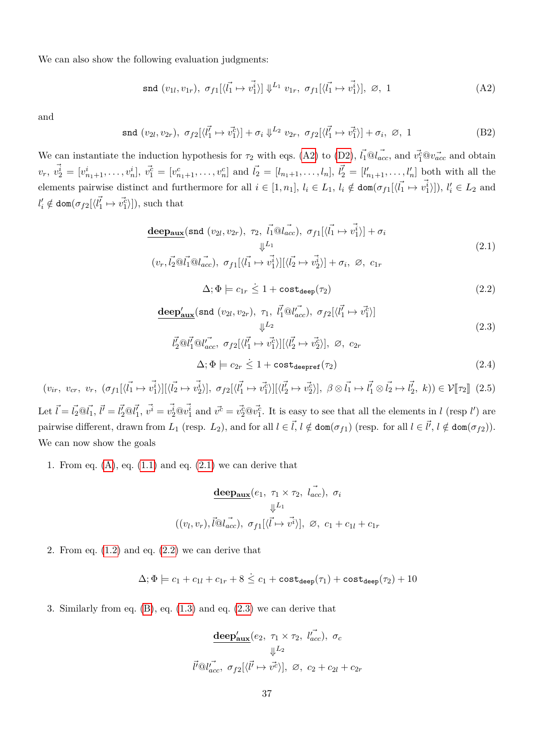We can also show the following evaluation judgments:

$$\texttt{snd}\ (v_{1l}, v_{1r}),\ \sigma_{f1}[\langle \vec{l_1} \mapsto \vec{v_1^i}\rangle] \Downarrow^{L_1} v_{1r},\ \sigma_{f1}[\langle \vec{l_1} \mapsto \vec{v_1^i}\rangle],\ \varnothing,\ 1 \tag{A2}$$

and

$$\texttt{snd}\ (v_{2l}, v_{2r}),\ \sigma_{f2}[\langle \vec{l_1'} \mapsto \vec{v_1^c}\rangle] + \sigma_i \Downarrow^{L_2} v_{2r},\ \sigma_{f2}[\langle \vec{l_1'} \mapsto \vec{v_1^c}\rangle] + \sigma_i,\ \varnothing,\ 1 \tag{B2}$$

We can instantiate the induction hypothesis for $\tau_2$ with eqs. (A2) to (D2), $\vec{l_1}@\vec{l_{acc}}$, and $\vec{v_1^c}@\vec{v_{acc}}$ and obtain $v_r$, $\vec{v_2^i} = [v^i_{n_1+1}, \ldots, v^i_n]$, $\vec{v_1^c} = [v^c_{n_1+1}, \ldots, v^c_n]$ and $\vec{l_2} = [l_{n_1+1}, \ldots, l_n]$, $\vec{l_2'} = [l'_{n_1+1}, \ldots, l'_n]$ both with all the elements pairwise distinct and furthermore for all $i \in [1, n_1]$, $l_i \in L_1$, $l_i \notin \texttt{dom}(\sigma_{f1}[\langle \vec{l_1} \mapsto \vec{v_1^i}\rangle])$, $l'_i \in L_2$ and $l'_i \notin \texttt{dom}(\sigma_{f2}[\langle \vec{l_1'} \mapsto \vec{v_1^c}\rangle])$, such that

$$\begin{array}{c}\underline{\mathbf{deep_{aux}}}(\texttt{snd}\ (v_{2l}, v_{2r}),\ \tau_2,\ \vec{l_1}@\vec{l_{acc}}),\ \sigma_{f1}[\langle \vec{l_1} \mapsto \vec{v_1^i}\rangle] + \sigma_i \\ \Downarrow^{L_1} \\ (v_r, \vec{l_2}@\vec{l_1}@\vec{l_{acc}}),\ \sigma_{f1}[\langle \vec{l_1} \mapsto \vec{v_1^i}\rangle][\langle \vec{l_2} \mapsto \vec{v_2^i}\rangle] + \sigma_i,\ \varnothing,\ c_{1r}\end{array} \tag{2.1}$$

$$\Delta; \Phi \models c_{1r} \dot{\leq} 1 + \texttt{cost}_{\texttt{deep}}(\tau_2) \tag{2.2}$$

$$\begin{array}{c}\underline{\mathbf{deep'_{aux}}}(\texttt{snd}\ (v_{2l}, v_{2r}),\ \tau_1,\ \vec{l_1'}@\vec{l'_{acc}}),\ \sigma_{f2}[\langle \vec{l_1'} \mapsto \vec{v_1^c}\rangle] \\ \Downarrow^{L_2} \\ \vec{l_2'}@\vec{l_1'}@\vec{l'_{acc}},\ \sigma_{f2}[\langle \vec{l_1'} \mapsto \vec{v_1^c}\rangle][\langle \vec{l_2'} \mapsto \vec{v_2^c}\rangle],\ \varnothing,\ c_{2r}\end{array} \tag{2.3}$$

$$\Delta; \Phi \models c_{2r} \dot{\leq} 1 + \texttt{cost}_{\texttt{deepref}}(\tau_2) \tag{2.4}$$

$$(v_{ir},\ v_{cr},\ v_r,\ (\sigma_{f1}[\langle \vec{l_1} \mapsto \vec{v_1^i}\rangle][\langle \vec{l_2} \mapsto \vec{v_2^i}\rangle],\ \sigma_{f2}[\langle \vec{l_1'} \mapsto \vec{v_1^c}\rangle][\langle \vec{l_2'} \mapsto \vec{v_2^c}\rangle],\ \beta \otimes \vec{l_1} \mapsto \vec{l_1'} \otimes \vec{l_2} \mapsto \vec{l_2'},\ k)) \in \mathcal{V}[\![\tau_2]\!] \tag{2.5}$$

Let $\vec{l} = \vec{l_2}@\vec{l_1}$, $\vec{l'} = \vec{l_2'}@\vec{l_1'}$, $\vec{v^i} = \vec{v_2^i}@\vec{v_1^i}$ and $\vec{v^c} = \vec{v_2^c}@\vec{v_1^c}$. It is easy to see that all the elements in $l$ (resp $l'$) are pairwise different, drawn from $L_1$ (resp. $L_2$), and for all $l \in \vec{l}$, $l \notin \texttt{dom}(\sigma_{f1})$ (resp. for all $l \in \vec{l'}$, $l \notin \texttt{dom}(\sigma_{f2})$). We can now show the goals

1. From eq. (A), eq. (1.1) and eq. (2.1) we can derive that

$$\begin{array}{c}\underline{\mathbf{deep_{aux}}}(e_1,\ \tau_1 \times \tau_2,\ \vec{l_{acc}}),\ \sigma_i \\ \Downarrow^{L_1} \\ ((v_l, v_r), \vec{l}@\vec{l_{acc}}),\ \sigma_{f1}[\langle \vec{l} \mapsto \vec{v^i}\rangle],\ \varnothing,\ c_1 + c_{1l} + c_{1r}\end{array}$$

2. From eq. (1.2) and eq. (2.2) we can derive that

$$\Delta; \Phi \models c_1 + c_{1l} + c_{1r} + 8 \dot{\leq} c_1 + \texttt{cost}_{\texttt{deep}}(\tau_1) + \texttt{cost}_{\texttt{deep}}(\tau_2) + 10$$

3. Similarly from eq. (B), eq. (1.3) and eq. (2.3) we can derive that

$$\begin{array}{c}\underline{\mathbf{deep'_{aux}}}(e_2,\ \tau_1 \times \tau_2,\ \vec{l'_{acc}}),\ \sigma_c \\ \Downarrow^{L_2} \\ \vec{l'}@\vec{l'_{acc}},\ \sigma_{f2}[\langle \vec{l'} \mapsto \vec{v^c}\rangle],\ \varnothing,\ c_2 + c_{2l} + c_{2r}\end{array}$$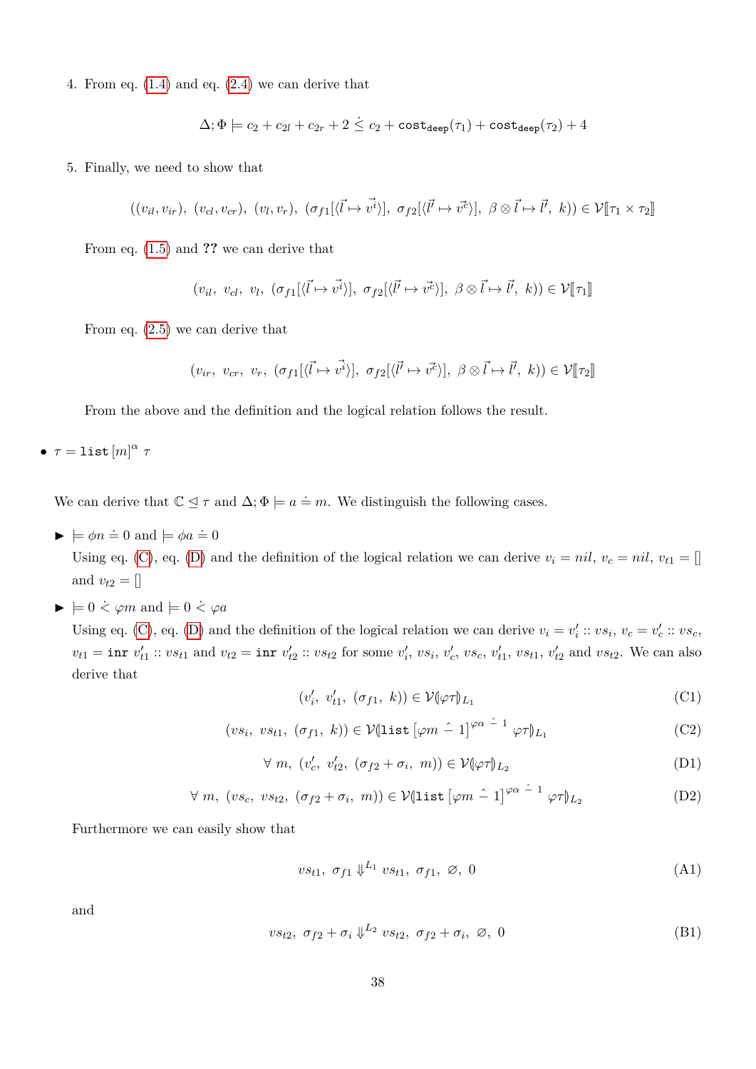4. From eq. (1.4) and eq. (2.4) we can derive that

$$\Delta; \Phi \models c_2 + c_{2l} + c_{2r} + 2 \dot{\leq} c_2 + \texttt{cost}_{\texttt{deep}}(\tau_1) + \texttt{cost}_{\texttt{deep}}(\tau_2) + 4$$

5. Finally, we need to show that

$$((v_{il}, v_{ir}),\ (v_{cl}, v_{cr}),\ (v_l, v_r),\ (\sigma_{f1}[\langle \vec{l} \mapsto \vec{v^i} \rangle],\ \sigma_{f2}[\langle \vec{l'} \mapsto \vec{v^c} \rangle],\ \beta \otimes \vec{l} \mapsto \vec{l'},\ k)) \in \mathcal{V}[\![\tau_1 \times \tau_2]\!]$$

From eq. (1.5) and **??** we can derive that

$$(v_{il},\ v_{cl},\ v_l,\ (\sigma_{f1}[\langle \vec{l} \mapsto \vec{v^i} \rangle],\ \sigma_{f2}[\langle \vec{l'} \mapsto \vec{v^c} \rangle],\ \beta \otimes \vec{l} \mapsto \vec{l'},\ k)) \in \mathcal{V}[\![\tau_1]\!]$$

From eq. (2.5) we can derive that

$$(v_{ir},\ v_{cr},\ v_r,\ (\sigma_{f1}[\langle \vec{l} \mapsto \vec{v^i} \rangle],\ \sigma_{f2}[\langle \vec{l'} \mapsto \vec{v^c} \rangle],\ \beta \otimes \vec{l} \mapsto \vec{l'},\ k)) \in \mathcal{V}[\![\tau_2]\!]$$

From the above and the definition and the logical relation follows the result.

- $\tau = \texttt{list}\,[m]^{\alpha}\ \tau$

We can derive that $\mathbb{C} \trianglelefteq \tau$ and $\Delta; \Phi \models a \doteq m$. We distinguish the following cases.

- ▶ $\models \phi n \doteq 0$ and $\models \phi a \doteq 0$

  Using eq. (C), eq. (D) and the definition of the logical relation we can derive $v_i = nil$, $v_c = nil$, $v_{t1} = []$ and $v_{t2} = []$

- ▶ $\models 0 \dot{<} \varphi m$ and $\models 0 \dot{<} \varphi a$

  Using eq. (C), eq. (D) and the definition of the logical relation we can derive $v_i = v_i' :: vs_i$, $v_c = v_c' :: vs_c$, $v_{t1} = \texttt{inr}\ v_{t1}' :: vs_{t1}$ and $v_{t2} = \texttt{inr}\ v_{t2}' :: vs_{t2}$ for some $v_i'$, $vs_i$, $v_c'$, $vs_c$, $v_{t1}'$, $vs_{t1}$, $v_{t2}'$ and $vs_{t2}$. We can also derive that

$$(v_i',\ v_{t1}',\ (\sigma_{f1},\ k)) \in \mathcal{V}(\!|\varphi\tau|\!)_{L_1} \tag{C1}$$

$$(vs_i,\ vs_{t1},\ (\sigma_{f1},\ k)) \in \mathcal{V}(\!|\texttt{list}\,[\varphi m \mathbin{\hat{-}} 1]^{\varphi\alpha \mathbin{\hat{-}} 1}\ \varphi\tau|\!)_{L_1} \tag{C2}$$

$$\forall\ m,\ (v_c',\ v_{t2}',\ (\sigma_{f2} + \sigma_i,\ m)) \in \mathcal{V}(\!|\varphi\tau|\!)_{L_2} \tag{D1}$$

$$\forall\ m,\ (vs_c,\ vs_{t2},\ (\sigma_{f2} + \sigma_i,\ m)) \in \mathcal{V}(\!|\texttt{list}\,[\varphi m \mathbin{\hat{-}} 1]^{\varphi\alpha \mathbin{\hat{-}} 1}\ \varphi\tau|\!)_{L_2} \tag{D2}$$

  Furthermore we can easily show that

$$vs_{t1},\ \sigma_{f1} \Downarrow^{L_1} vs_{t1},\ \sigma_{f1},\ \varnothing,\ 0 \tag{A1}$$

  and

$$vs_{t2},\ \sigma_{f2} + \sigma_i \Downarrow^{L_2} vs_{t2},\ \sigma_{f2} + \sigma_i,\ \varnothing,\ 0 \tag{B1}$$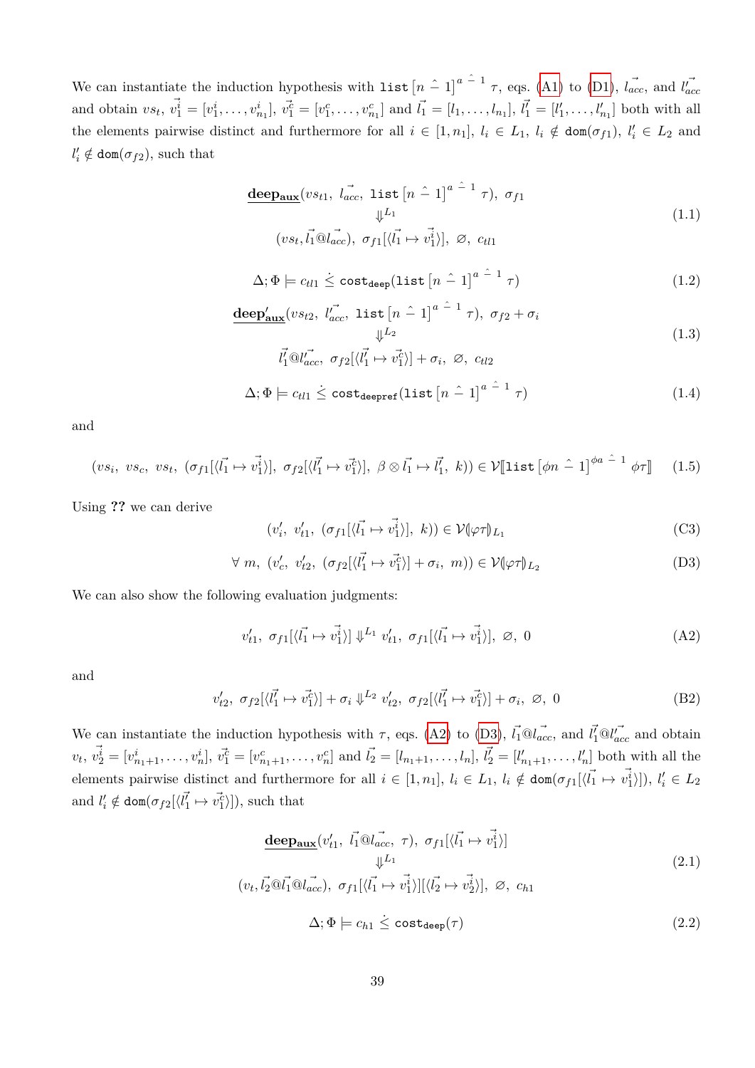We can instantiate the induction hypothesis with $\texttt{list}\,[n \mathbin{\hat{-}} 1]^{a \mathbin{\hat{-}} 1}\,\tau$, eqs. (A1) to (D1), $\vec{l_{acc}}$, and $\vec{l'_{acc}}$ and obtain $vs_t$, $\vec{v_1^i} = [v_1^i, \ldots, v_{n_1}^i]$, $\vec{v_1^c} = [v_1^c, \ldots, v_{n_1}^c]$ and $\vec{l_1} = [l_1, \ldots, l_{n_1}]$, $\vec{l'_1} = [l'_1, \ldots, l'_{n_1}]$ both with all the elements pairwise distinct and furthermore for all $i \in [1, n_1]$, $l_i \in L_1$, $l_i \notin \texttt{dom}(\sigma_{f1})$, $l'_i \in L_2$ and $l'_i \notin \texttt{dom}(\sigma_{f2})$, such that

$$
\begin{array}{c}
\underline{\mathbf{deep_{aux}}}(vs_{t1},\ \vec{l_{acc}},\ \texttt{list}\,[n \mathbin{\hat{-}} 1]^{a \mathbin{\hat{-}} 1}\,\tau),\ \sigma_{f1} \\
\Downarrow^{L_1} \\
(vs_t, \vec{l_1} @ \vec{l_{acc}}),\ \sigma_{f1}[\langle \vec{l_1} \mapsto \vec{v_1^i} \rangle],\ \varnothing,\ c_{tl1}
\end{array}
\tag{1.1}
$$

$$
\Delta; \Phi \models c_{tl1} \mathrel{\dot{\leq}} \texttt{cost}_{\texttt{deep}}(\texttt{list}\,[n \mathbin{\hat{-}} 1]^{a \mathbin{\hat{-}} 1}\,\tau)
\tag{1.2}
$$

$$
\begin{array}{c}
\underline{\mathbf{deep'_{aux}}}(vs_{t2},\ \vec{l'_{acc}},\ \texttt{list}\,[n \mathbin{\hat{-}} 1]^{a \mathbin{\hat{-}} 1}\,\tau),\ \sigma_{f2} + \sigma_i \\
\Downarrow^{L_2} \\
\vec{l'_1} @ \vec{l'_{acc}},\ \sigma_{f2}[\langle \vec{l'_1} \mapsto \vec{v_1^c} \rangle] + \sigma_i,\ \varnothing,\ c_{tl2}
\end{array}
\tag{1.3}
$$

$$
\Delta; \Phi \models c_{tl1} \mathrel{\dot{\leq}} \texttt{cost}_{\texttt{deepref}}(\texttt{list}\,[n \mathbin{\hat{-}} 1]^{a \mathbin{\hat{-}} 1}\,\tau)
\tag{1.4}
$$

and

$$
(vs_i,\ vs_c,\ vs_t,\ (\sigma_{f1}[\langle \vec{l_1} \mapsto \vec{v_1^i} \rangle],\ \sigma_{f2}[\langle \vec{l'_1} \mapsto \vec{v_1^c} \rangle],\ \beta \otimes \vec{l_1} \mapsto \vec{l'_1},\ k)) \in \mathcal{V}[\![\texttt{list}\,[\phi n \mathbin{\hat{-}} 1]^{\phi a \mathbin{\hat{-}} 1}\,\phi\tau]\!]
\tag{1.5}
$$

Using **??** we can derive

$$
(v'_i,\ v'_{t1},\ (\sigma_{f1}[\langle \vec{l_1} \mapsto \vec{v_1^i} \rangle],\ k)) \in \mathcal{V}(\!|\varphi\tau|\!)_{L_1}
\tag{C3}
$$

$$
\forall\ m,\ (v'_c,\ v'_{t2},\ (\sigma_{f2}[\langle \vec{l'_1} \mapsto \vec{v_1^c} \rangle] + \sigma_i,\ m)) \in \mathcal{V}(\!|\varphi\tau|\!)_{L_2}
\tag{D3}
$$

We can also show the following evaluation judgments:

$$
v'_{t1},\ \sigma_{f1}[\langle \vec{l_1} \mapsto \vec{v_1^i} \rangle] \Downarrow^{L_1} v'_{t1},\ \sigma_{f1}[\langle \vec{l_1} \mapsto \vec{v_1^i} \rangle],\ \varnothing,\ 0
\tag{A2}
$$

and

$$
v'_{t2},\ \sigma_{f2}[\langle \vec{l'_1} \mapsto \vec{v_1^c} \rangle] + \sigma_i \Downarrow^{L_2} v'_{t2},\ \sigma_{f2}[\langle \vec{l'_1} \mapsto \vec{v_1^c} \rangle] + \sigma_i,\ \varnothing,\ 0
\tag{B2}
$$

We can instantiate the induction hypothesis with $\tau$, eqs. (A2) to (D3), $\vec{l_1} @ \vec{l_{acc}}$, and $\vec{l'_1} @ \vec{l'_{acc}}$ and obtain $v_t$, $\vec{v_2^i} = [v_{n_1+1}^i, \ldots, v_n^i]$, $\vec{v_1^c} = [v_{n_1+1}^c, \ldots, v_n^c]$ and $\vec{l_2} = [l_{n_1+1}, \ldots, l_n]$, $\vec{l'_2} = [l'_{n_1+1}, \ldots, l'_n]$ both with all the elements pairwise distinct and furthermore for all $i \in [1, n_1]$, $l_i \in L_1$, $l_i \notin \texttt{dom}(\sigma_{f1}[\langle \vec{l_1} \mapsto \vec{v_1^i} \rangle])$, $l'_i \in L_2$ and $l'_i \notin \texttt{dom}(\sigma_{f2}[\langle \vec{l'_1} \mapsto \vec{v_1^c} \rangle])$, such that

$$
\begin{array}{c}
\underline{\mathbf{deep_{aux}}}(v'_{t1},\ \vec{l_1} @ \vec{l_{acc}},\ \tau),\ \sigma_{f1}[\langle \vec{l_1} \mapsto \vec{v_1^i} \rangle] \\
\Downarrow^{L_1} \\
(v_t, \vec{l_2} @ \vec{l_1} @ \vec{l_{acc}}),\ \sigma_{f1}[\langle \vec{l_1} \mapsto \vec{v_1^i} \rangle][\langle \vec{l_2} \mapsto \vec{v_2^i} \rangle],\ \varnothing,\ c_{h1}
\end{array}
\tag{2.1}
$$

$$
\Delta; \Phi \models c_{h1} \mathrel{\dot{\leq}} \texttt{cost}_{\texttt{deep}}(\tau)
\tag{2.2}
$$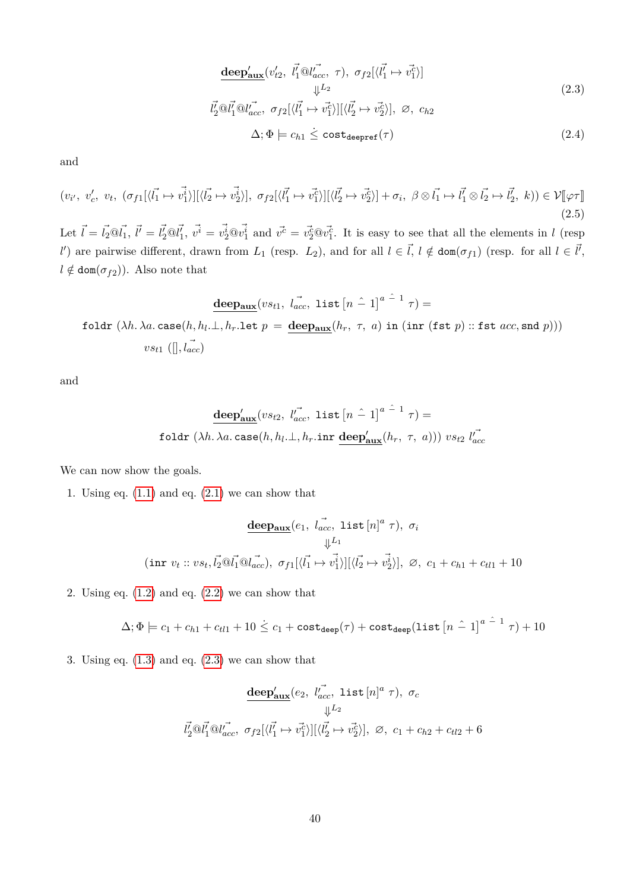$$\underline{\mathbf{deep'_{aux}}}(v'_{t2},\ \vec{l'_1}@\vec{l'_{acc}},\ \tau),\ \sigma_{f2}[\langle\vec{l'_1} \mapsto \vec{v^c_1}\rangle] \\ \Downarrow^{L_2} \\ \vec{l'_2}@\vec{l'_1}@\vec{l'_{acc}},\ \sigma_{f2}[\langle\vec{l'_1} \mapsto \vec{v^c_1}\rangle][\langle\vec{l'_2} \mapsto \vec{v^c_2}\rangle],\ \varnothing,\ c_{h2} \tag{2.3}$$

$$\Delta; \Phi \models c_{h1} \stackrel{.}{\leq} \mathtt{cost_{deepref}}(\tau) \tag{2.4}$$

and

$$(v_{i'},\ v'_c,\ v_t,\ (\sigma_{f1}[\langle\vec{l_1} \mapsto \vec{v^i_1}\rangle][\langle\vec{l_2} \mapsto \vec{v^i_2}\rangle],\ \sigma_{f2}[\langle\vec{l'_1} \mapsto \vec{v^c_1}\rangle][\langle\vec{l'_2} \mapsto \vec{v^c_2}\rangle] + \sigma_i,\ \beta \otimes \vec{l_1} \mapsto \vec{l'_1} \otimes \vec{l_2} \mapsto \vec{l'_2},\ k)) \in \mathcal{V}[\![\varphi\tau]\!] \tag{2.5}$$

Let $\vec{l} = \vec{l_2}@\vec{l_1}$, $\vec{l'} = \vec{l'_2}@\vec{l'_1}$, $\vec{v^i} = \vec{v^i_2}@\vec{v^i_1}$ and $\vec{v^c} = \vec{v^c_2}@\vec{v^c_1}$. It is easy to see that all the elements in $l$ (resp $l'$) are pairwise different, drawn from $L_1$ (resp. $L_2$), and for all $l \in \vec{l}$, $l \notin \mathtt{dom}(\sigma_{f1})$ (resp. for all $l \in \vec{l'}$, $l \notin \mathtt{dom}(\sigma_{f2})$). Also note that

$$\underline{\mathbf{deep_{aux}}}(vs_{t1},\ \vec{l_{acc}},\ \mathtt{list}\,[n \stackrel{\frown}{-} 1]^{a \stackrel{\frown}{-} 1}\ \tau) = \\ \mathtt{foldr}\ (\lambda h.\,\lambda a.\,\mathtt{case}(h, h_l.\bot, h_r.\mathtt{let}\ p\ =\ \underline{\mathbf{deep_{aux}}}(h_r,\ \tau,\ a)\ \mathtt{in}\ (\mathtt{inr}\ (\mathtt{fst}\ p) :: \mathtt{fst}\ acc, \mathtt{snd}\ p))) \\ vs_{t1}\ ([], \vec{l_{acc}})$$

and

$$\underline{\mathbf{deep'_{aux}}}(vs_{t2},\ \vec{l'_{acc}},\ \mathtt{list}\,[n \stackrel{\frown}{-} 1]^{a \stackrel{\frown}{-} 1}\ \tau) = \\ \mathtt{foldr}\ (\lambda h.\,\lambda a.\,\mathtt{case}(h, h_l.\bot, h_r.\mathtt{inr}\ \underline{\mathbf{deep'_{aux}}}(h_r,\ \tau,\ a)))\ vs_{t2}\ \vec{l'_{acc}}$$

We can now show the goals.

1. Using eq. (1.1) and eq. (2.1) we can show that

$$\underline{\mathbf{deep_{aux}}}(e_1,\ \vec{l_{acc}},\ \mathtt{list}\,[n]^a\ \tau),\ \sigma_i \\ \Downarrow^{L_1} \\ (\mathtt{inr}\ v_t :: vs_t, \vec{l_2}@\vec{l_1}@\vec{l_{acc}}),\ \sigma_{f1}[\langle\vec{l_1} \mapsto \vec{v^i_1}\rangle][\langle\vec{l_2} \mapsto \vec{v^i_2}\rangle],\ \varnothing,\ c_1 + c_{h1} + c_{tl1} + 10$$

2. Using eq. (1.2) and eq. (2.2) we can show that

$$\Delta; \Phi \models c_1 + c_{h1} + c_{tl1} + 10 \stackrel{.}{\leq} c_1 + \mathtt{cost_{deep}}(\tau) + \mathtt{cost_{deep}}(\mathtt{list}\,[n \stackrel{\frown}{-} 1]^{a \stackrel{\frown}{-} 1}\ \tau) + 10$$

3. Using eq. (1.3) and eq. (2.3) we can show that

$$\underline{\mathbf{deep'_{aux}}}(e_2,\ \vec{l'_{acc}},\ \mathtt{list}\,[n]^a\ \tau),\ \sigma_c \\ \Downarrow^{L_2} \\ \vec{l'_2}@\vec{l'_1}@\vec{l'_{acc}},\ \sigma_{f2}[\langle\vec{l'_1} \mapsto \vec{v^c_1}\rangle][\langle\vec{l'_2} \mapsto \vec{v^c_2}\rangle],\ \varnothing,\ c_1 + c_{h2} + c_{tl2} + 6$$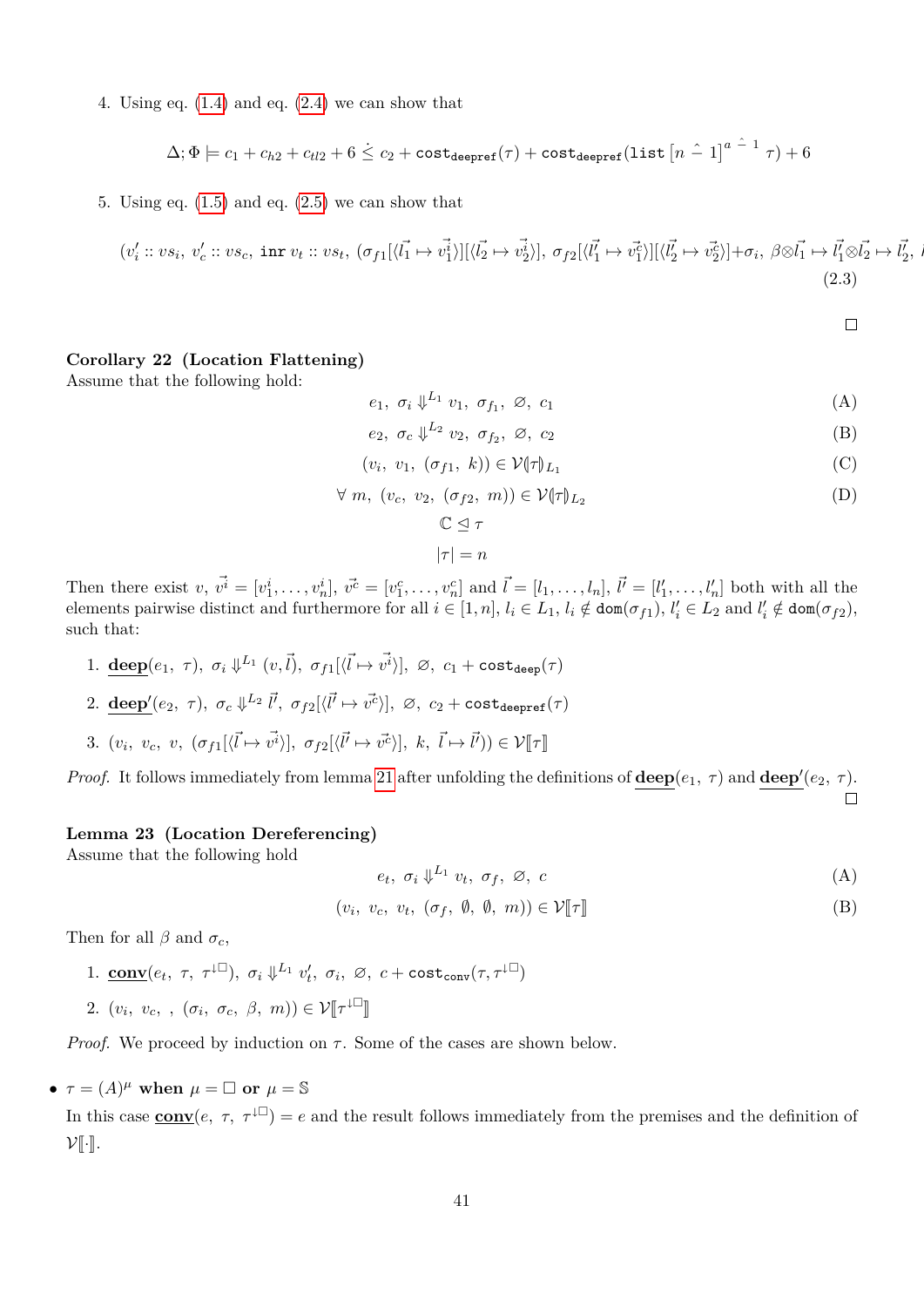4. Using eq. (1.4) and eq. (2.4) we can show that

$$\Delta; \Phi \models c_1 + c_{h2} + c_{tl2} + 6 \,\dot{\leq}\, c_2 + \texttt{cost}_{\texttt{deepref}}(\tau) + \texttt{cost}_{\texttt{deepref}}(\texttt{list}\ [n \mathbin{\hat{-}} 1]^{a \mathbin{\hat{-}} 1}\ \tau) + 6$$

5. Using eq. (1.5) and eq. (2.5) we can show that

$$(v_i' :: vs_i,\ v_c' :: vs_c,\ \texttt{inr}\ v_t :: vs_t,\ (\sigma_{f1}[\langle \vec{l_1} \mapsto \vec{v_1^i}\rangle][\langle \vec{l_2} \mapsto \vec{v_2^i}\rangle],\ \sigma_{f2}[\langle \vec{l_1'} \mapsto \vec{v_1^c}\rangle][\langle \vec{l_2'} \mapsto \vec{v_2^c}\rangle]+\sigma_i,\ \beta \otimes \vec{l_1} \mapsto \vec{l_1'} \otimes \vec{l_2} \mapsto \vec{l_2'},\ \quad (2.3)$$

□

**Corollary 22 (Location Flattening)**
Assume that the following hold:

$$e_1,\ \sigma_i \Downarrow^{L_1} v_1,\ \sigma_{f_1},\ \varnothing,\ c_1 \quad \text{(A)}$$

$$e_2,\ \sigma_c \Downarrow^{L_2} v_2,\ \sigma_{f_2},\ \varnothing,\ c_2 \quad \text{(B)}$$

$$(v_i,\ v_1,\ (\sigma_{f1},\ k)) \in \mathcal{V}(\!|\tau|\!)_{L_1} \quad \text{(C)}$$

$$\forall\ m,\ (v_c,\ v_2,\ (\sigma_{f2},\ m)) \in \mathcal{V}(\!|\tau|\!)_{L_2} \quad \text{(D)}$$

$$\mathbb{C} \trianglelefteq \tau$$

$$|\tau| = n$$

Then there exist $v$, $\vec{v^i} = [v_1^i, \ldots, v_n^i]$, $\vec{v^c} = [v_1^c, \ldots, v_n^c]$ and $\vec{l} = [l_1, \ldots, l_n]$, $\vec{l'} = [l_1', \ldots, l_n']$ both with all the elements pairwise distinct and furthermore for all $i \in [1, n]$, $l_i \in L_1$, $l_i \notin \texttt{dom}(\sigma_{f1})$, $l_i' \in L_2$ and $l_i' \notin \texttt{dom}(\sigma_{f2})$, such that:

1. $\underline{\textbf{deep}}(e_1,\ \tau),\ \sigma_i \Downarrow^{L_1} (v, \vec{l}),\ \sigma_{f1}[\langle \vec{l} \mapsto \vec{v^i}\rangle],\ \varnothing,\ c_1 + \texttt{cost}_{\texttt{deep}}(\tau)$
2. $\underline{\textbf{deep}'}(e_2,\ \tau),\ \sigma_c \Downarrow^{L_2} \vec{l'},\ \sigma_{f2}[\langle \vec{l'} \mapsto \vec{v^c}\rangle],\ \varnothing,\ c_2 + \texttt{cost}_{\texttt{deepref}}(\tau)$
3. $(v_i,\ v_c,\ v,\ (\sigma_{f1}[\langle \vec{l} \mapsto \vec{v^i}\rangle],\ \sigma_{f2}[\langle \vec{l'} \mapsto \vec{v^c}\rangle],\ k,\ \vec{l} \mapsto \vec{l'})) \in \mathcal{V}[\![\tau]\!]$

*Proof.* It follows immediately from lemma 21 after unfolding the definitions of $\underline{\textbf{deep}}(e_1,\ \tau)$ and $\underline{\textbf{deep}'}(e_2,\ \tau)$. □

**Lemma 23 (Location Dereferencing)**
Assume that the following hold

$$e_t,\ \sigma_i \Downarrow^{L_1} v_t,\ \sigma_f,\ \varnothing,\ c \quad \text{(A)}$$

$$(v_i,\ v_c,\ v_t,\ (\sigma_f,\ \emptyset,\ \emptyset,\ m)) \in \mathcal{V}[\![\tau]\!] \quad \text{(B)}$$

Then for all $\beta$ and $\sigma_c$,

1. $\underline{\textbf{conv}}(e_t,\ \tau,\ \tau^{\downarrow\Box}),\ \sigma_i \Downarrow^{L_1} v_t',\ \sigma_i,\ \varnothing,\ c + \texttt{cost}_{\texttt{conv}}(\tau, \tau^{\downarrow\Box})$
2. $(v_i,\ v_c,\ ,\ (\sigma_i,\ \sigma_c,\ \beta,\ m)) \in \mathcal{V}[\![\tau^{\downarrow\Box}]\!]$

*Proof.* We proceed by induction on $\tau$. Some of the cases are shown below.

- **$\tau = (A)^\mu$ when $\mu = \Box$ or $\mu = \mathbb{S}$**
  In this case $\underline{\textbf{conv}}(e,\ \tau,\ \tau^{\downarrow\Box}) = e$ and the result follows immediately from the premises and the definition of $\mathcal{V}[\![\cdot]\!]$.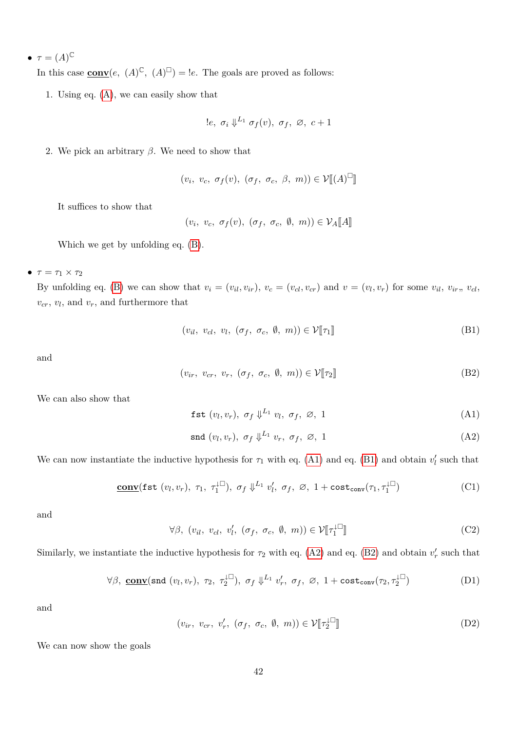- $\tau = (A)^{\mathbb{C}}$

  In this case $\underline{\textbf{conv}}(e,\ (A)^{\mathbb{C}},\ (A)^{\square}) = !e$. The goals are proved as follows:

  1. Using eq. (A), we can easily show that

  $$!e,\ \sigma_i \Downarrow^{L_1} \sigma_f(v),\ \sigma_f,\ \varnothing,\ c+1$$

  2. We pick an arbitrary $\beta$. We need to show that

  $$(v_i,\ v_c,\ \sigma_f(v),\ (\sigma_f,\ \sigma_c,\ \beta,\ m)) \in \mathcal{V}[\![(A)^{\square}]\!]$$

     It suffices to show that

  $$(v_i,\ v_c,\ \sigma_f(v),\ (\sigma_f,\ \sigma_c,\ \emptyset,\ m)) \in \mathcal{V}_A[\![A]\!]$$

     Which we get by unfolding eq. (B).

- $\tau = \tau_1 \times \tau_2$

  By unfolding eq. (B) we can show that $v_i = (v_{il}, v_{ir})$, $v_c = (v_{cl}, v_{cr})$ and $v = (v_l, v_r)$ for some $v_{il}$, $v_{ir}$,, $v_{cl}$, $v_{cr}$, $v_l$, and $v_r$, and furthermore that

  $$(v_{il},\ v_{cl},\ v_l,\ (\sigma_f,\ \sigma_c,\ \emptyset,\ m)) \in \mathcal{V}[\![\tau_1]\!] \tag{B1}$$

  and

  $$(v_{ir},\ v_{cr},\ v_r,\ (\sigma_f,\ \sigma_c,\ \emptyset,\ m)) \in \mathcal{V}[\![\tau_2]\!] \tag{B2}$$

  We can also show that

  $$\texttt{fst}\ (v_l, v_r),\ \sigma_f \Downarrow^{L_1} v_l,\ \sigma_f,\ \varnothing,\ 1 \tag{A1}$$

  $$\texttt{snd}\ (v_l, v_r),\ \sigma_f \Downarrow^{L_1} v_r,\ \sigma_f,\ \varnothing,\ 1 \tag{A2}$$

  We can now instantiate the inductive hypothesis for $\tau_1$ with eq. (A1) and eq. (B1) and obtain $v_l'$ such that

  $$\underline{\textbf{conv}}(\texttt{fst}\ (v_l, v_r),\ \tau_1,\ \tau_1^{\downarrow\square}),\ \sigma_f \Downarrow^{L_1} v_l',\ \sigma_f,\ \varnothing,\ 1 + \texttt{cost}_{\texttt{conv}}(\tau_1, \tau_1^{\downarrow\square}) \tag{C1}$$

  and

  $$\forall \beta,\ (v_{il},\ v_{cl},\ v_l',\ (\sigma_f,\ \sigma_c,\ \emptyset,\ m)) \in \mathcal{V}[\![\tau_1^{\downarrow\square}]\!] \tag{C2}$$

  Similarly, we instantiate the inductive hypothesis for $\tau_2$ with eq. (A2) and eq. (B2) and obtain $v_r'$ such that

  $$\forall \beta,\ \underline{\textbf{conv}}(\texttt{snd}\ (v_l, v_r),\ \tau_2,\ \tau_2^{\downarrow\square}),\ \sigma_f \Downarrow^{L_1} v_r',\ \sigma_f,\ \varnothing,\ 1 + \texttt{cost}_{\texttt{conv}}(\tau_2, \tau_2^{\downarrow\square}) \tag{D1}$$

  and

  $$(v_{ir},\ v_{cr},\ v_r',\ (\sigma_f,\ \sigma_c,\ \emptyset,\ m)) \in \mathcal{V}[\![\tau_2^{\downarrow\square}]\!] \tag{D2}$$

  We can now show the goals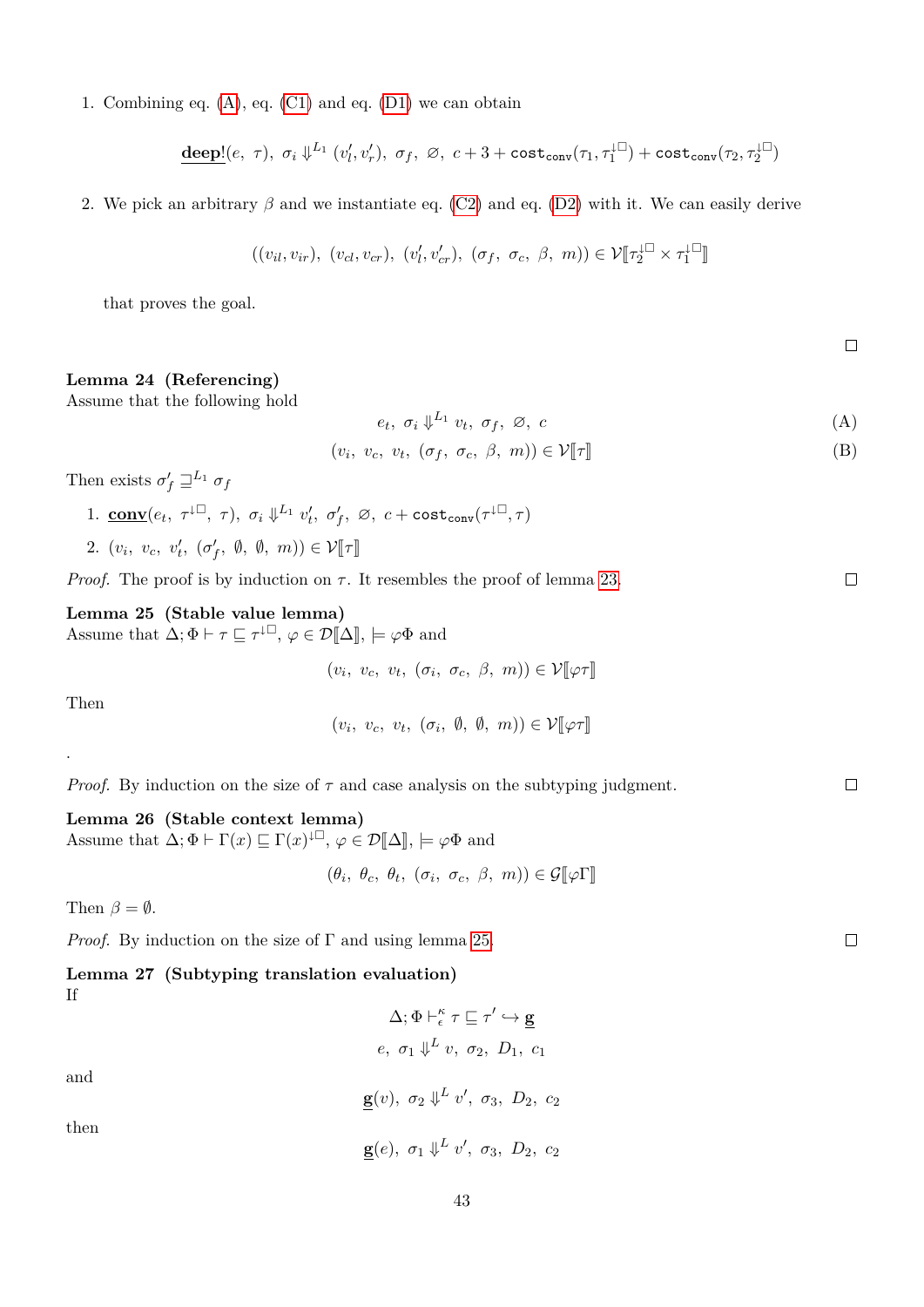1. Combining eq. (A), eq. (C1) and eq. (D1) we can obtain

$$\underline{\textbf{deep!}}(e,\ \tau),\ \sigma_i \Downarrow^{L_1} (v'_l, v'_r),\ \sigma_f,\ \varnothing,\ c + 3 + \texttt{cost}_{\texttt{conv}}(\tau_1, \tau_1^{\downarrow\square}) + \texttt{cost}_{\texttt{conv}}(\tau_2, \tau_2^{\downarrow\square})$$

2. We pick an arbitrary $\beta$ and we instantiate eq. (C2) and eq. (D2) with it. We can easily derive

$$((v_{il}, v_{ir}),\ (v_{cl}, v_{cr}),\ (v'_l, v'_{cr}),\ (\sigma_f,\ \sigma_c,\ \beta,\ m)) \in \mathcal{V}[\![\tau_2^{\downarrow\square} \times \tau_1^{\downarrow\square}]\!]$$

that proves the goal.

□

**Lemma 24 (Referencing)**
Assume that the following hold

$$e_t,\ \sigma_i \Downarrow^{L_1} v_t,\ \sigma_f,\ \varnothing,\ c \tag{A}$$

$$(v_i,\ v_c,\ v_t,\ (\sigma_f,\ \sigma_c,\ \beta,\ m)) \in \mathcal{V}[\![\tau]\!] \tag{B}$$

Then exists $\sigma'_f \sqsupseteq^{L_1} \sigma_f$

1. $\underline{\textbf{conv}}(e_t,\ \tau^{\downarrow\square},\ \tau),\ \sigma_i \Downarrow^{L_1} v'_t,\ \sigma'_f,\ \varnothing,\ c + \texttt{cost}_{\texttt{conv}}(\tau^{\downarrow\square}, \tau)$
2. $(v_i,\ v_c,\ v'_t,\ (\sigma'_f,\ \emptyset,\ \emptyset,\ m)) \in \mathcal{V}[\![\tau]\!]$

*Proof.* The proof is by induction on $\tau$. It resembles the proof of lemma 23. □

**Lemma 25 (Stable value lemma)**
Assume that $\Delta; \Phi \vdash \tau \sqsubseteq \tau^{\downarrow\square}$, $\varphi \in \mathcal{D}[\![\Delta]\!]$, $\models \varphi\Phi$ and

$$(v_i,\ v_c,\ v_t,\ (\sigma_i,\ \sigma_c,\ \beta,\ m)) \in \mathcal{V}[\![\varphi\tau]\!]$$

Then

$$(v_i,\ v_c,\ v_t,\ (\sigma_i,\ \emptyset,\ \emptyset,\ m)) \in \mathcal{V}[\![\varphi\tau]\!]$$

.

*Proof.* By induction on the size of $\tau$ and case analysis on the subtyping judgment. □

**Lemma 26 (Stable context lemma)**
Assume that $\Delta; \Phi \vdash \Gamma(x) \sqsubseteq \Gamma(x)^{\downarrow\square}$, $\varphi \in \mathcal{D}[\![\Delta]\!]$, $\models \varphi\Phi$ and

$$(\theta_i,\ \theta_c,\ \theta_t,\ (\sigma_i,\ \sigma_c,\ \beta,\ m)) \in \mathcal{G}[\![\varphi\Gamma]\!]$$

Then $\beta = \emptyset$.

*Proof.* By induction on the size of $\Gamma$ and using lemma 25. □

**Lemma 27 (Subtyping translation evaluation)**
If

$$\Delta; \Phi \vdash^{\kappa}_{\epsilon} \tau \sqsubseteq \tau' \hookrightarrow \underline{\mathbf{g}}$$

$$e,\ \sigma_1 \Downarrow^{L} v,\ \sigma_2,\ D_1,\ c_1$$

and

$$\underline{\mathbf{g}}(v),\ \sigma_2 \Downarrow^{L} v',\ \sigma_3,\ D_2,\ c_2$$

then

$$\underline{\mathbf{g}}(e),\ \sigma_1 \Downarrow^{L} v',\ \sigma_3,\ D_2,\ c_2$$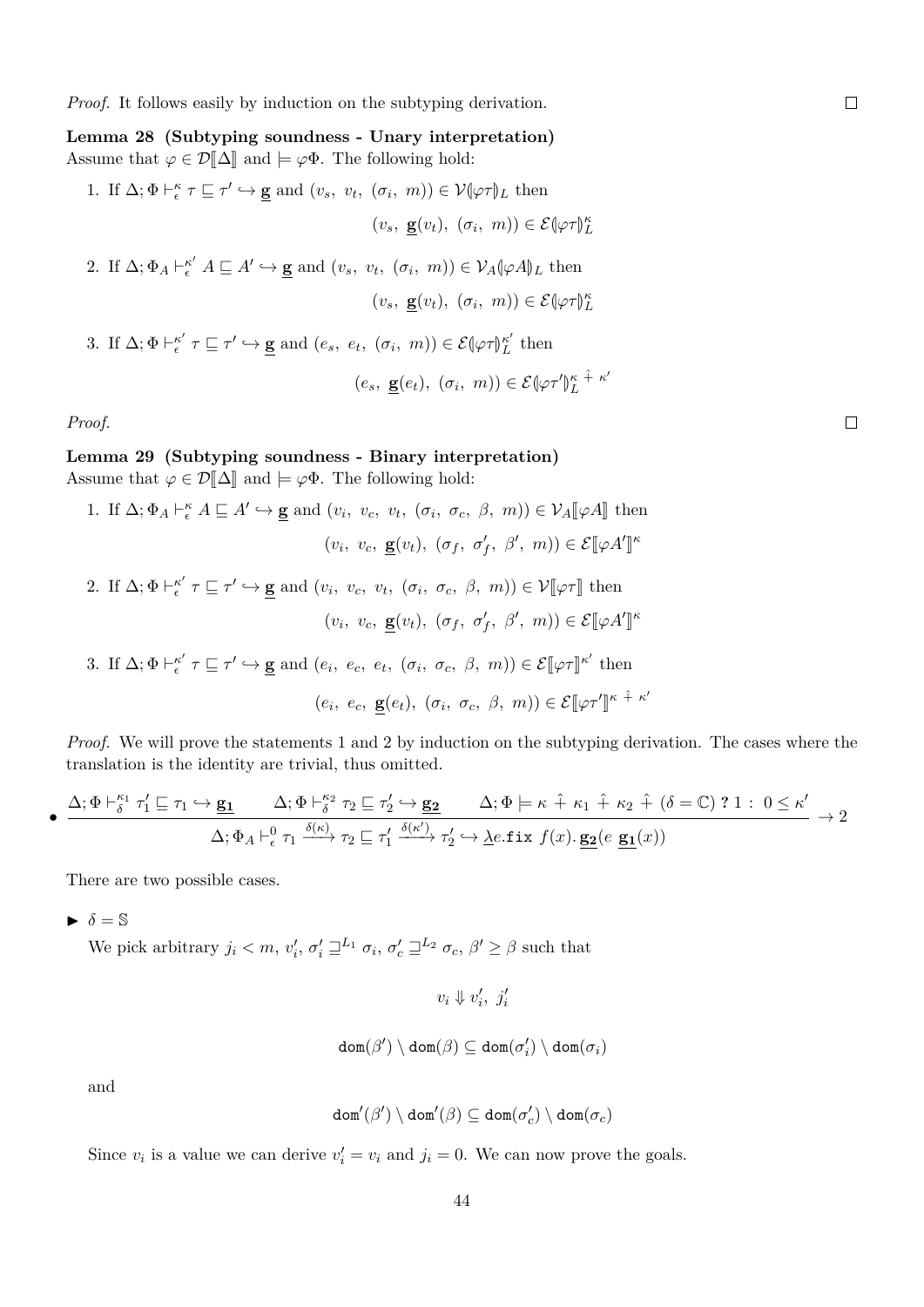*Proof.* It follows easily by induction on the subtyping derivation. □

**Lemma 28 (Subtyping soundness - Unary interpretation)**
Assume that $\varphi \in \mathcal{D}[\![\Delta]\!]$ and $\models \varphi\Phi$. The following hold:

1. If $\Delta; \Phi \vdash^{\kappa}_{\epsilon} \tau \sqsubseteq \tau' \hookrightarrow \underline{\mathbf{g}}$ and $(v_s,\ v_t,\ (\sigma_i,\ m)) \in \mathcal{V}(\!|\varphi\tau|\!)_L$ then
$$(v_s,\ \underline{\mathbf{g}}(v_t),\ (\sigma_i,\ m)) \in \mathcal{E}(\!|\varphi\tau|\!)^{\kappa}_L$$

2. If $\Delta; \Phi_A \vdash^{\kappa'}_{\epsilon} A \sqsubseteq A' \hookrightarrow \underline{\mathbf{g}}$ and $(v_s,\ v_t,\ (\sigma_i,\ m)) \in \mathcal{V}_A(\!|\varphi A|\!)_L$ then
$$(v_s,\ \underline{\mathbf{g}}(v_t),\ (\sigma_i,\ m)) \in \mathcal{E}(\!|\varphi\tau|\!)^{\kappa}_L$$

3. If $\Delta; \Phi \vdash^{\kappa'}_{\epsilon} \tau \sqsubseteq \tau' \hookrightarrow \underline{\mathbf{g}}$ and $(e_s,\ e_t,\ (\sigma_i,\ m)) \in \mathcal{E}(\!|\varphi\tau|\!)^{\kappa'}_L$ then
$$(e_s,\ \underline{\mathbf{g}}(e_t),\ (\sigma_i,\ m)) \in \mathcal{E}(\!|\varphi\tau'|\!)^{\kappa\ \hat{+}\ \kappa'}_L$$

*Proof.* □

**Lemma 29 (Subtyping soundness - Binary interpretation)**
Assume that $\varphi \in \mathcal{D}[\![\Delta]\!]$ and $\models \varphi\Phi$. The following hold:

1. If $\Delta; \Phi_A \vdash^{\kappa}_{\epsilon} A \sqsubseteq A' \hookrightarrow \underline{\mathbf{g}}$ and $(v_i,\ v_c,\ v_t,\ (\sigma_i,\ \sigma_c,\ \beta,\ m)) \in \mathcal{V}_A[\![\varphi A]\!]$ then
$$(v_i,\ v_c,\ \underline{\mathbf{g}}(v_t),\ (\sigma_f,\ \sigma'_f,\ \beta',\ m)) \in \mathcal{E}[\![\varphi A']\!]^{\kappa}$$

2. If $\Delta; \Phi \vdash^{\kappa'}_{\epsilon} \tau \sqsubseteq \tau' \hookrightarrow \underline{\mathbf{g}}$ and $(v_i,\ v_c,\ v_t,\ (\sigma_i,\ \sigma_c,\ \beta,\ m)) \in \mathcal{V}[\![\varphi\tau]\!]$ then
$$(v_i,\ v_c,\ \underline{\mathbf{g}}(v_t),\ (\sigma_f,\ \sigma'_f,\ \beta',\ m)) \in \mathcal{E}[\![\varphi A']\!]^{\kappa}$$

3. If $\Delta; \Phi \vdash^{\kappa'}_{\epsilon} \tau \sqsubseteq \tau' \hookrightarrow \underline{\mathbf{g}}$ and $(e_i,\ e_c,\ e_t,\ (\sigma_i,\ \sigma_c,\ \beta,\ m)) \in \mathcal{E}[\![\varphi\tau]\!]^{\kappa'}$ then
$$(e_i,\ e_c,\ \underline{\mathbf{g}}(e_t),\ (\sigma_i,\ \sigma_c,\ \beta,\ m)) \in \mathcal{E}[\![\varphi\tau']\!]^{\kappa\ \hat{+}\ \kappa'}$$

*Proof.* We will prove the statements 1 and 2 by induction on the subtyping derivation. The cases where the translation is the identity are trivial, thus omitted.

- $$\frac{\Delta; \Phi \vdash^{\kappa_1}_{\delta} \tau'_1 \sqsubseteq \tau_1 \hookrightarrow \underline{\mathbf{g_1}} \qquad \Delta; \Phi \vdash^{\kappa_2}_{\delta} \tau_2 \sqsubseteq \tau'_2 \hookrightarrow \underline{\mathbf{g_2}} \qquad \Delta; \Phi \models \kappa\ \hat{+}\ \kappa_1\ \hat{+}\ \kappa_2\ \hat{+}\ (\delta = \mathbb{C})\ ?\ 1\ :\ 0 \leq \kappa'}{\Delta; \Phi_A \vdash^{0}_{\epsilon} \tau_1 \xrightarrow{\delta(\kappa)} \tau_2 \sqsubseteq \tau'_1 \xrightarrow{\delta(\kappa')} \tau'_2 \hookrightarrow \underline{\lambda} e.\mathtt{fix}\ f(x).\ \underline{\mathbf{g_2}}(e\ \underline{\mathbf{g_1}}(x))} \rightarrow 2$$

There are two possible cases.

► $\delta = \mathbb{S}$

We pick arbitrary $j_i < m$, $v'_i$, $\sigma'_i \sqsupseteq^{L_1} \sigma_i$, $\sigma'_c \sqsupseteq^{L_2} \sigma_c$, $\beta' \geq \beta$ such that

$$v_i \Downarrow v'_i,\ j'_i$$

$$\mathtt{dom}(\beta') \setminus \mathtt{dom}(\beta) \subseteq \mathtt{dom}(\sigma'_i) \setminus \mathtt{dom}(\sigma_i)$$

and

$$\mathtt{dom}'(\beta') \setminus \mathtt{dom}'(\beta) \subseteq \mathtt{dom}(\sigma'_c) \setminus \mathtt{dom}(\sigma_c)$$

Since $v_i$ is a value we can derive $v'_i = v_i$ and $j_i = 0$. We can now prove the goals.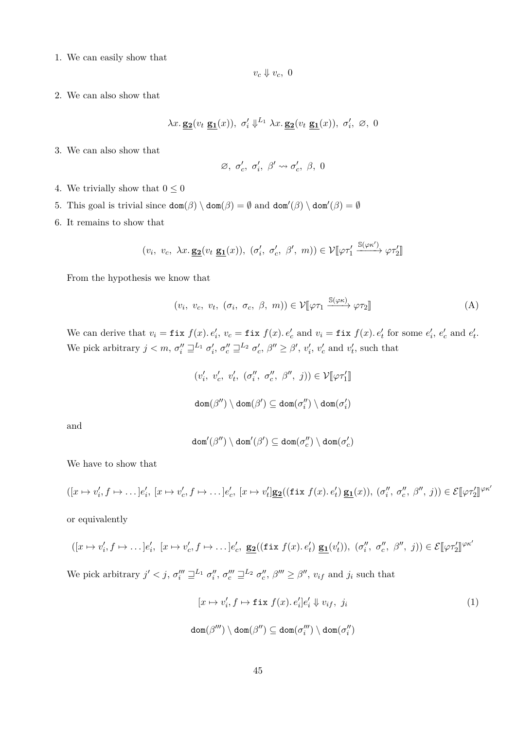1. We can easily show that

$$v_c \Downarrow v_c,\ 0$$

2. We can also show that

$$\lambda x.\, \underline{\mathbf{g_2}}(v_t\ \underline{\mathbf{g_1}}(x)),\ \sigma_i' \Downarrow^{L_1} \lambda x.\, \underline{\mathbf{g_2}}(v_t\ \underline{\mathbf{g_1}}(x)),\ \sigma_i',\ \varnothing,\ 0$$

3. We can also show that

$$\varnothing,\ \sigma_c',\ \sigma_i',\ \beta' \rightsquigarrow \sigma_c',\ \beta,\ 0$$

4. We trivially show that $0 \leq 0$

5. This goal is trivial since $\mathtt{dom}(\beta) \setminus \mathtt{dom}(\beta) = \emptyset$ and $\mathtt{dom}'(\beta) \setminus \mathtt{dom}'(\beta) = \emptyset$

6. It remains to show that

$$(v_i,\ v_c,\ \lambda x.\, \underline{\mathbf{g_2}}(v_t\ \underline{\mathbf{g_1}}(x)),\ (\sigma_i',\ \sigma_c',\ \beta',\ m)) \in \mathcal{V}[\![\varphi\tau_1' \xrightarrow{\mathbb{S}(\varphi\kappa')} \varphi\tau_2']\!]$$

From the hypothesis we know that

$$(v_i,\ v_c,\ v_t,\ (\sigma_i,\ \sigma_c,\ \beta,\ m)) \in \mathcal{V}[\![\varphi\tau_1 \xrightarrow{\mathbb{S}(\varphi\kappa)} \varphi\tau_2]\!] \tag{A}$$

We can derive that $v_i = \mathtt{fix}\ f(x).\, e_i'$, $v_c = \mathtt{fix}\ f(x).\, e_c'$ and $v_i = \mathtt{fix}\ f(x).\, e_t'$ for some $e_i'$, $e_c'$ and $e_t'$. We pick arbitrary $j < m$, $\sigma_i'' \sqsupseteq^{L_1} \sigma_i'$, $\sigma_c'' \sqsupseteq^{L_2} \sigma_c'$, $\beta'' \geq \beta'$, $v_i'$, $v_c'$ and $v_t'$, such that

$$(v_i',\ v_c',\ v_t',\ (\sigma_i'',\ \sigma_c'',\ \beta'',\ j)) \in \mathcal{V}[\![\varphi\tau_1']\!]$$

$$\mathtt{dom}(\beta'') \setminus \mathtt{dom}(\beta') \subseteq \mathtt{dom}(\sigma_i'') \setminus \mathtt{dom}(\sigma_i')$$

and

$$\mathtt{dom}'(\beta'') \setminus \mathtt{dom}'(\beta') \subseteq \mathtt{dom}(\sigma_c'') \setminus \mathtt{dom}(\sigma_c')$$

We have to show that

$$([x \mapsto v_i', f \mapsto \ldots]e_i',\ [x \mapsto v_c', f \mapsto \ldots]e_c',\ [x \mapsto v_t']\underline{\mathbf{g_2}}((\mathtt{fix}\ f(x).\, e_t')\ \underline{\mathbf{g_1}}(x)),\ (\sigma_i'',\ \sigma_c'',\ \beta'',\ j)) \in \mathcal{E}[\![\varphi\tau_2']\!]^{\varphi\kappa'}$$

or equivalently

$$([x \mapsto v_i', f \mapsto \ldots]e_i',\ [x \mapsto v_c', f \mapsto \ldots]e_c',\ \underline{\mathbf{g_2}}((\mathtt{fix}\ f(x).\, e_t')\ \underline{\mathbf{g_1}}(v_t')),\ (\sigma_i'',\ \sigma_c'',\ \beta'',\ j)) \in \mathcal{E}[\![\varphi\tau_2']\!]^{\varphi\kappa'}$$

We pick arbitrary $j' < j$, $\sigma_i''' \sqsupseteq^{L_1} \sigma_i''$, $\sigma_c''' \sqsupseteq^{L_2} \sigma_c''$, $\beta''' \geq \beta''$, $v_{if}$ and $j_i$ such that

$$[x \mapsto v_i', f \mapsto \mathtt{fix}\ f(x).\, e_i']e_i' \Downarrow v_{if},\ j_i \tag{1}$$

$$\mathtt{dom}(\beta''') \setminus \mathtt{dom}(\beta'') \subseteq \mathtt{dom}(\sigma_i''') \setminus \mathtt{dom}(\sigma_i'')$$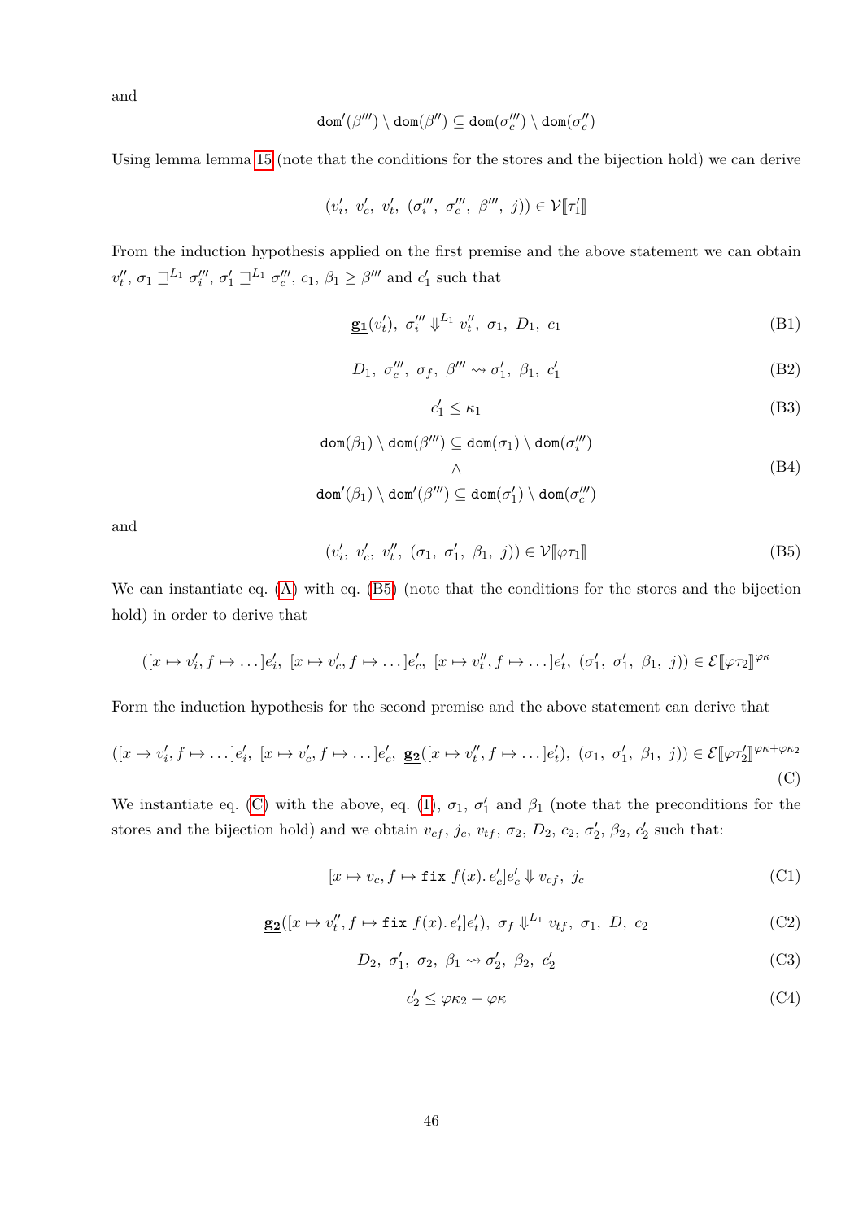and

$$\mathtt{dom}'(\beta''') \setminus \mathtt{dom}(\beta'') \subseteq \mathtt{dom}(\sigma_c''') \setminus \mathtt{dom}(\sigma_c'')$$

Using lemma lemma 15 (note that the conditions for the stores and the bijection hold) we can derive

$$(v_i',\ v_c',\ v_t',\ (\sigma_i''',\ \sigma_c''',\ \beta''',\ j)) \in \mathcal{V}[\![\tau_1']\!]$$

From the induction hypothesis applied on the first premise and the above statement we can obtain $v_t''$, $\sigma_1 \sqsupseteq^{L_1} \sigma_i'''$, $\sigma_1' \sqsupseteq^{L_1} \sigma_c'''$, $c_1$, $\beta_1 \geq \beta'''$ and $c_1'$ such that

$$\underline{\mathbf{g_1}}(v_t'),\ \sigma_i''' \Downarrow^{L_1} v_t'',\ \sigma_1,\ D_1,\ c_1 \tag{B1}$$

$$D_1,\ \sigma_c''',\ \sigma_f,\ \beta''' \rightsquigarrow \sigma_1',\ \beta_1,\ c_1' \tag{B2}$$

$$c_1' \leq \kappa_1 \tag{B3}$$

$$\begin{gathered}\mathtt{dom}(\beta_1) \setminus \mathtt{dom}(\beta''') \subseteq \mathtt{dom}(\sigma_1) \setminus \mathtt{dom}(\sigma_i''') \\ \wedge \\ \mathtt{dom}'(\beta_1) \setminus \mathtt{dom}'(\beta''') \subseteq \mathtt{dom}(\sigma_1') \setminus \mathtt{dom}(\sigma_c''')\end{gathered} \tag{B4}$$

and

$$(v_i',\ v_c',\ v_t'',\ (\sigma_1,\ \sigma_1',\ \beta_1,\ j)) \in \mathcal{V}[\![\varphi\tau_1]\!] \tag{B5}$$

We can instantiate eq. (A) with eq. (B5) (note that the conditions for the stores and the bijection hold) in order to derive that

$$([x \mapsto v_i', f \mapsto \ldots]e_i',\ [x \mapsto v_c', f \mapsto \ldots]e_c',\ [x \mapsto v_t'', f \mapsto \ldots]e_t',\ (\sigma_1',\ \sigma_1',\ \beta_1,\ j)) \in \mathcal{E}[\![\varphi\tau_2]\!]^{\varphi\kappa}$$

Form the induction hypothesis for the second premise and the above statement can derive that

$$([x \mapsto v_i', f \mapsto \ldots]e_i',\ [x \mapsto v_c', f \mapsto \ldots]e_c',\ \underline{\mathbf{g_2}}([x \mapsto v_t'', f \mapsto \ldots]e_t'),\ (\sigma_1,\ \sigma_1',\ \beta_1,\ j)) \in \mathcal{E}[\![\varphi\tau_2']\!]^{\varphi\kappa+\varphi\kappa_2} \tag{C}$$

We instantiate eq. (C) with the above, eq. (1), $\sigma_1$, $\sigma_1'$ and $\beta_1$ (note that the preconditions for the stores and the bijection hold) and we obtain $v_{cf}$, $j_c$, $v_{tf}$, $\sigma_2$, $D_2$, $c_2$, $\sigma_2'$, $\beta_2$, $c_2'$ such that:

$$[x \mapsto v_c, f \mapsto \mathtt{fix}\ f(x).\, e_c']e_c' \Downarrow v_{cf},\ j_c \tag{C1}$$

$$\underline{\mathbf{g_2}}([x \mapsto v_t'', f \mapsto \mathtt{fix}\ f(x).\, e_t']e_t'),\ \sigma_f \Downarrow^{L_1} v_{tf},\ \sigma_1,\ D,\ c_2 \tag{C2}$$

$$D_2,\ \sigma_1',\ \sigma_2,\ \beta_1 \rightsquigarrow \sigma_2',\ \beta_2,\ c_2' \tag{C3}$$

$$c_2' \leq \varphi\kappa_2 + \varphi\kappa \tag{C4}$$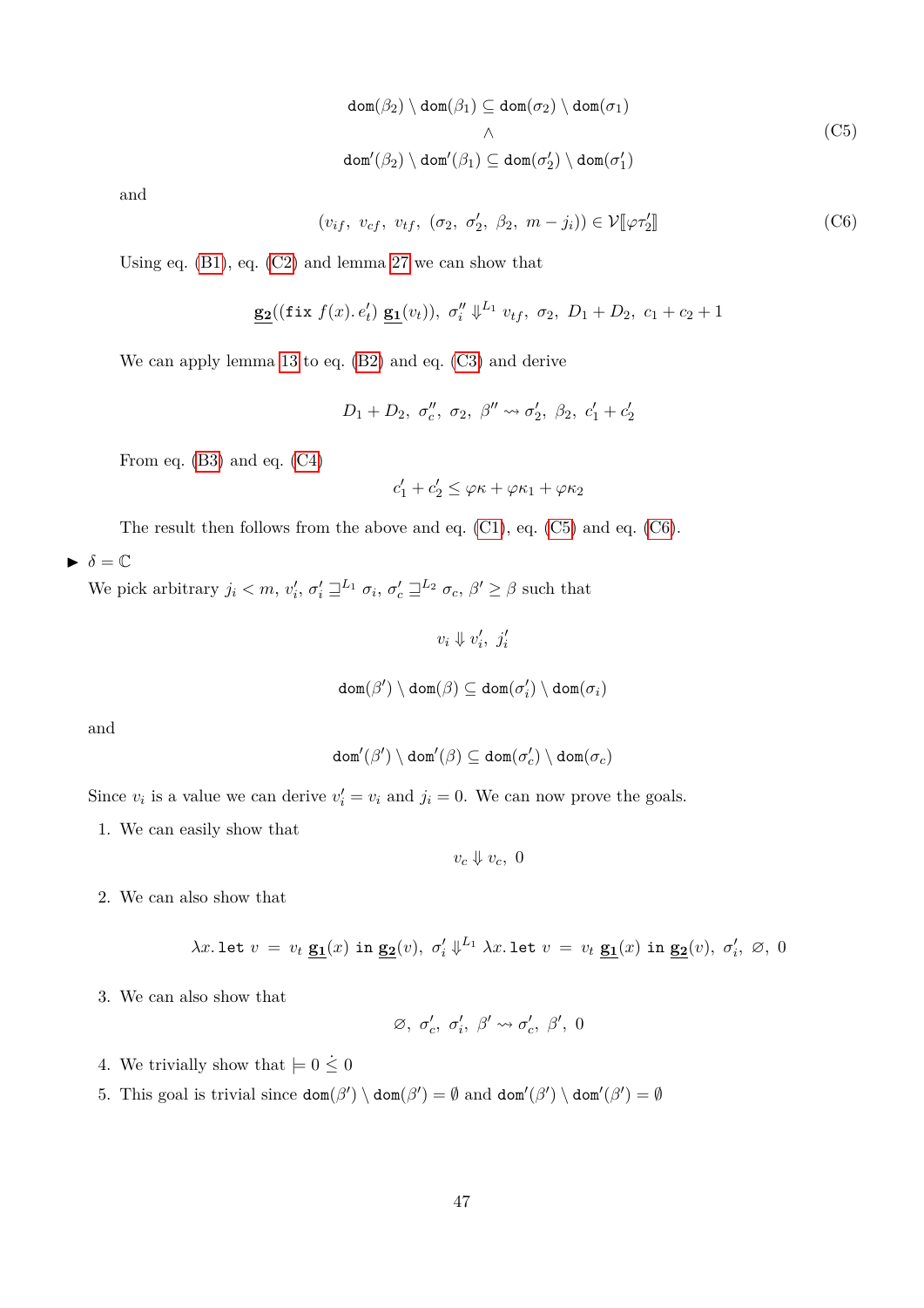$$\texttt{dom}(\beta_2) \setminus \texttt{dom}(\beta_1) \subseteq \texttt{dom}(\sigma_2) \setminus \texttt{dom}(\sigma_1) \\ \wedge \\ \texttt{dom}'(\beta_2) \setminus \texttt{dom}'(\beta_1) \subseteq \texttt{dom}(\sigma_2') \setminus \texttt{dom}(\sigma_1') \tag{C5}$$

and

$$(v_{if},\ v_{cf},\ v_{tf},\ (\sigma_2,\ \sigma_2',\ \beta_2,\ m - j_i)) \in \mathcal{V}[\![\varphi\tau_2']\!] \tag{C6}$$

Using eq. (B1), eq. (C2) and lemma 27 we can show that

$$\underline{\mathbf{g_2}}((\texttt{fix}\ f(x).\ e_t')\ \underline{\mathbf{g_1}}(v_t)),\ \sigma_i'' \Downarrow^{L_1} v_{tf},\ \sigma_2,\ D_1 + D_2,\ c_1 + c_2 + 1$$

We can apply lemma 13 to eq. (B2) and eq. (C3) and derive

$$D_1 + D_2,\ \sigma_c'',\ \sigma_2,\ \beta'' \rightsquigarrow \sigma_2',\ \beta_2,\ c_1' + c_2'$$

From eq. (B3) and eq. (C4)

$$c_1' + c_2' \leq \varphi\kappa + \varphi\kappa_1 + \varphi\kappa_2$$

The result then follows from the above and eq. (C1), eq. (C5) and eq. (C6).

- $\delta = \mathbb{C}$

We pick arbitrary $j_i < m$, $v_i'$, $\sigma_i' \sqsupseteq^{L_1} \sigma_i$, $\sigma_c' \sqsupseteq^{L_2} \sigma_c$, $\beta' \geq \beta$ such that

$$v_i \Downarrow v_i',\ j_i'$$

$$\texttt{dom}(\beta') \setminus \texttt{dom}(\beta) \subseteq \texttt{dom}(\sigma_i') \setminus \texttt{dom}(\sigma_i)$$

and

$$\texttt{dom}'(\beta') \setminus \texttt{dom}'(\beta) \subseteq \texttt{dom}(\sigma_c') \setminus \texttt{dom}(\sigma_c)$$

Since $v_i$ is a value we can derive $v_i' = v_i$ and $j_i = 0$. We can now prove the goals.

1. We can easily show that
$$v_c \Downarrow v_c,\ 0$$

2. We can also show that
$$\lambda x.\,\texttt{let}\ v\ =\ v_t\ \underline{\mathbf{g_1}}(x)\ \texttt{in}\ \underline{\mathbf{g_2}}(v),\ \sigma_i' \Downarrow^{L_1} \lambda x.\,\texttt{let}\ v\ =\ v_t\ \underline{\mathbf{g_1}}(x)\ \texttt{in}\ \underline{\mathbf{g_2}}(v),\ \sigma_i',\ \varnothing,\ 0$$

3. We can also show that
$$\varnothing,\ \sigma_c',\ \sigma_i',\ \beta' \rightsquigarrow \sigma_c',\ \beta',\ 0$$

4. We trivially show that $\models 0 \mathrel{\dot{\leq}} 0$

5. This goal is trivial since $\texttt{dom}(\beta') \setminus \texttt{dom}(\beta') = \emptyset$ and $\texttt{dom}'(\beta') \setminus \texttt{dom}'(\beta') = \emptyset$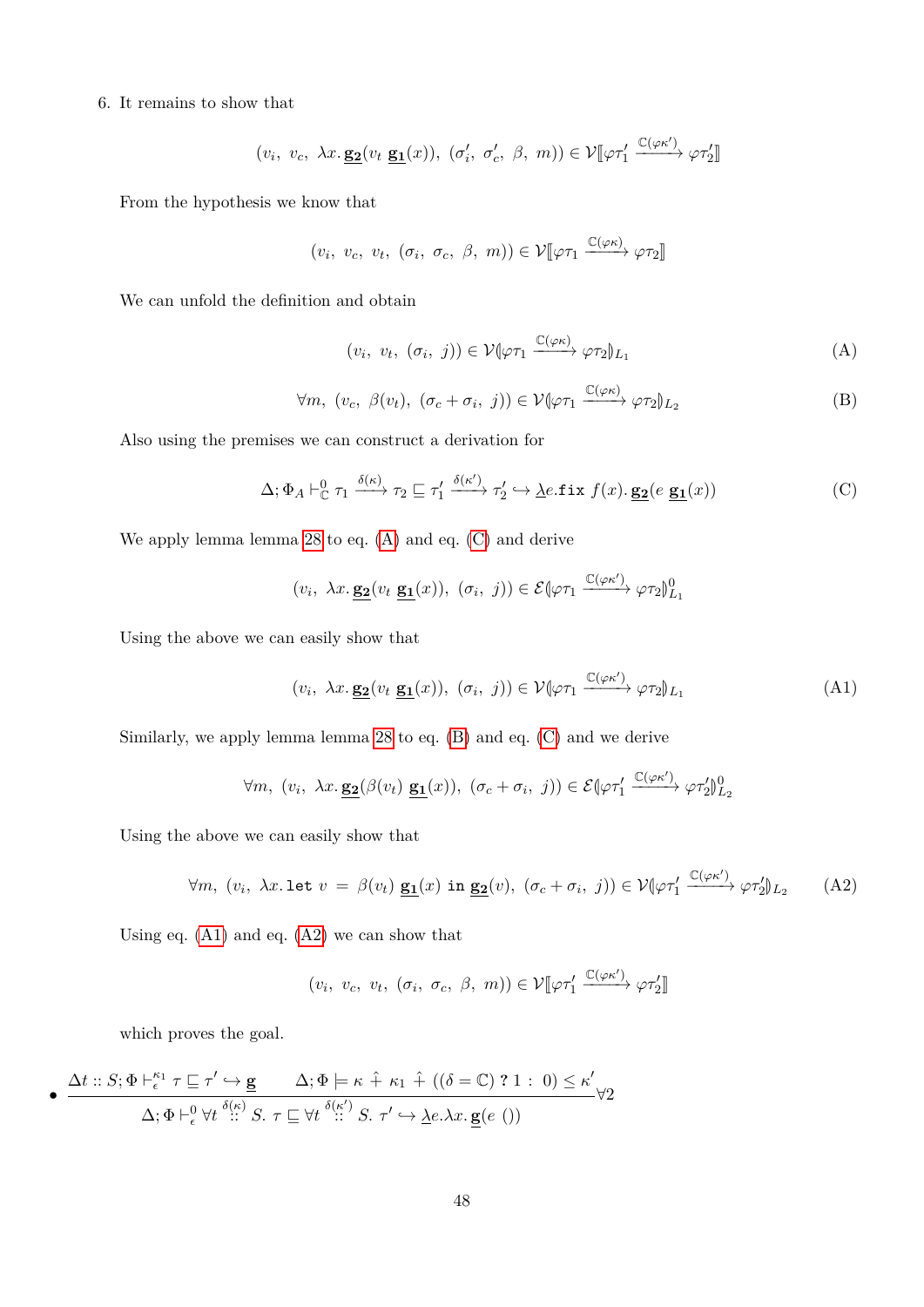6. It remains to show that

$$(v_i,\ v_c,\ \lambda x.\,\underline{\mathbf{g_2}}(v_t\ \underline{\mathbf{g_1}}(x)),\ (\sigma_i',\ \sigma_c',\ \beta,\ m)) \in \mathcal{V}[\![\varphi\tau_1' \xrightarrow{\mathbb{C}(\varphi\kappa')} \varphi\tau_2']\!]$$

From the hypothesis we know that

$$(v_i,\ v_c,\ v_t,\ (\sigma_i,\ \sigma_c,\ \beta,\ m)) \in \mathcal{V}[\![\varphi\tau_1 \xrightarrow{\mathbb{C}(\varphi\kappa)} \varphi\tau_2]\!]$$

We can unfold the definition and obtain

$$(v_i,\ v_t,\ (\sigma_i,\ j)) \in \mathcal{V}(\!|\varphi\tau_1 \xrightarrow{\mathbb{C}(\varphi\kappa)} \varphi\tau_2|\!)_{L_1} \tag{A}$$

$$\forall m,\ (v_c,\ \beta(v_t),\ (\sigma_c + \sigma_i,\ j)) \in \mathcal{V}(\!|\varphi\tau_1 \xrightarrow{\mathbb{C}(\varphi\kappa)} \varphi\tau_2|\!)_{L_2} \tag{B}$$

Also using the premises we can construct a derivation for

$$\Delta; \Phi_A \vdash^0_{\mathbb{C}} \tau_1 \xrightarrow{\delta(\kappa)} \tau_2 \sqsubseteq \tau_1' \xrightarrow{\delta(\kappa')} \tau_2' \hookrightarrow \underline{\lambda} e.\mathtt{fix}\ f(x).\,\underline{\mathbf{g_2}}(e\ \underline{\mathbf{g_1}}(x)) \tag{C}$$

We apply lemma lemma 28 to eq. (A) and eq. (C) and derive

$$(v_i,\ \lambda x.\,\underline{\mathbf{g_2}}(v_t\ \underline{\mathbf{g_1}}(x)),\ (\sigma_i,\ j)) \in \mathcal{E}(\!|\varphi\tau_1 \xrightarrow{\mathbb{C}(\varphi\kappa')} \varphi\tau_2|\!)^0_{L_1}$$

Using the above we can easily show that

$$(v_i,\ \lambda x.\,\underline{\mathbf{g_2}}(v_t\ \underline{\mathbf{g_1}}(x)),\ (\sigma_i,\ j)) \in \mathcal{V}(\!|\varphi\tau_1 \xrightarrow{\mathbb{C}(\varphi\kappa')} \varphi\tau_2|\!)_{L_1} \tag{A1}$$

Similarly, we apply lemma lemma 28 to eq. (B) and eq. (C) and we derive

$$\forall m,\ (v_i,\ \lambda x.\,\underline{\mathbf{g_2}}(\beta(v_t)\ \underline{\mathbf{g_1}}(x)),\ (\sigma_c + \sigma_i,\ j)) \in \mathcal{E}(\!|\varphi\tau_1' \xrightarrow{\mathbb{C}(\varphi\kappa')} \varphi\tau_2'|\!)^0_{L_2}$$

Using the above we can easily show that

$$\forall m,\ (v_i,\ \lambda x.\,\mathtt{let}\ v\ =\ \beta(v_t)\ \underline{\mathbf{g_1}}(x)\ \mathtt{in}\ \underline{\mathbf{g_2}}(v),\ (\sigma_c + \sigma_i,\ j)) \in \mathcal{V}(\!|\varphi\tau_1' \xrightarrow{\mathbb{C}(\varphi\kappa')} \varphi\tau_2'|\!)_{L_2} \tag{A2}$$

Using eq. (A1) and eq. (A2) we can show that

$$(v_i,\ v_c,\ v_t,\ (\sigma_i,\ \sigma_c,\ \beta,\ m)) \in \mathcal{V}[\![\varphi\tau_1' \xrightarrow{\mathbb{C}(\varphi\kappa')} \varphi\tau_2']\!]$$

which proves the goal.

- $$\frac{\Delta t :: S; \Phi \vdash^{\kappa_1}_{\epsilon} \tau \sqsubseteq \tau' \hookrightarrow \underline{\mathbf{g}} \qquad \Delta; \Phi \models \kappa \mathbin{\hat{+}} \kappa_1 \mathbin{\hat{+}} ((\delta = \mathbb{C})\ ?\ 1\ :\ 0) \leq \kappa'}{\Delta; \Phi \vdash^0_{\epsilon} \forall t \overset{\delta(\kappa)}{::} S.\ \tau \sqsubseteq \forall t \overset{\delta(\kappa')}{::} S.\ \tau' \hookrightarrow \underline{\lambda} e.\lambda x.\,\underline{\mathbf{g}}(e\ ())}\ \forall 2$$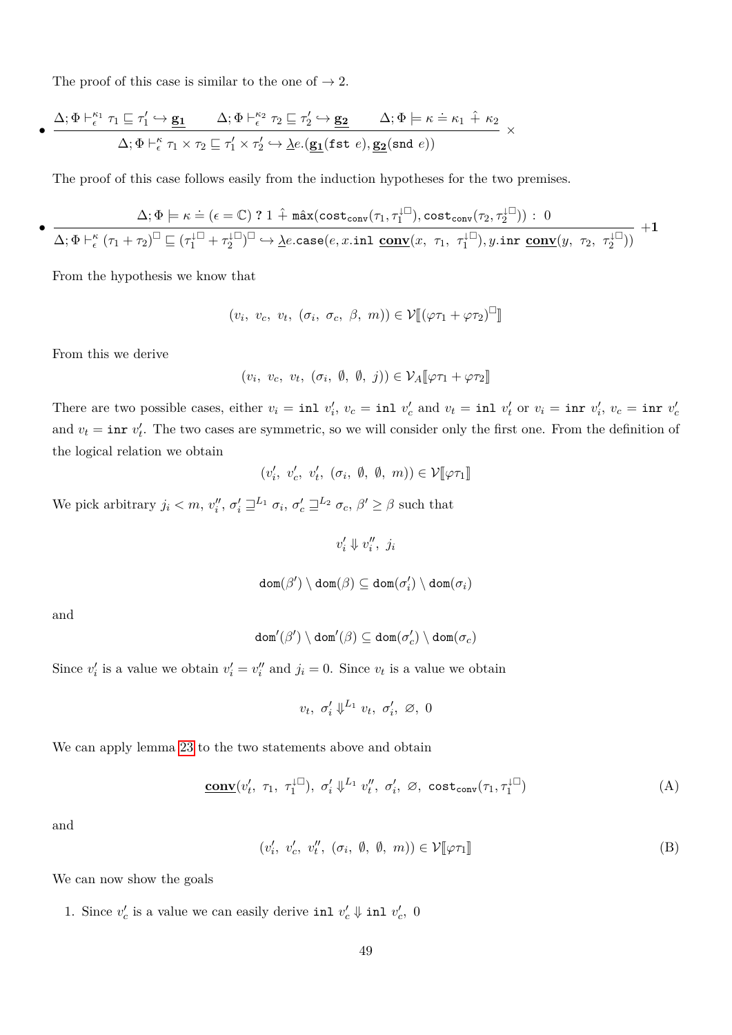The proof of this case is similar to the one of $\to 2$.

- $$\frac{\Delta; \Phi \vdash^{\kappa_1}_{\epsilon} \tau_1 \sqsubseteq \tau_1' \hookrightarrow \underline{\mathbf{g_1}} \qquad \Delta; \Phi \vdash^{\kappa_2}_{\epsilon} \tau_2 \sqsubseteq \tau_2' \hookrightarrow \underline{\mathbf{g_2}} \qquad \Delta; \Phi \models \kappa \doteq \kappa_1 \ \hat{+} \ \kappa_2}{\Delta; \Phi \vdash^{\kappa}_{\epsilon} \tau_1 \times \tau_2 \sqsubseteq \tau_1' \times \tau_2' \hookrightarrow \underline{\lambda} e.(\underline{\mathbf{g_1}}(\mathtt{fst}\ e), \underline{\mathbf{g_2}}(\mathtt{snd}\ e))} \times$$

The proof of this case follows easily from the induction hypotheses for the two premises.

- $$\frac{\Delta; \Phi \models \kappa \doteq (\epsilon = \mathbb{C}) \ ? \ 1 \ \hat{+} \ \hat{\max}(\mathtt{cost_{conv}}(\tau_1, \tau_1^{\downarrow\square}), \mathtt{cost_{conv}}(\tau_2, \tau_2^{\downarrow\square})) \ : \ 0}{\Delta; \Phi \vdash^{\kappa}_{\epsilon} (\tau_1 + \tau_2)^{\square} \sqsubseteq (\tau_1^{\downarrow\square} + \tau_2^{\downarrow\square})^{\square} \hookrightarrow \underline{\lambda} e.\mathtt{case}(e, x.\mathtt{inl}\ \underline{\mathbf{conv}}(x,\ \tau_1,\ \tau_1^{\downarrow\square}), y.\mathtt{inr}\ \underline{\mathbf{conv}}(y,\ \tau_2,\ \tau_2^{\downarrow\square}))} \ \mathbf{+1}$$

From the hypothesis we know that

$$(v_i,\ v_c,\ v_t,\ (\sigma_i,\ \sigma_c,\ \beta,\ m)) \in \mathcal{V}[\![(\varphi\tau_1 + \varphi\tau_2)^{\square}]\!]$$

From this we derive

$$(v_i,\ v_c,\ v_t,\ (\sigma_i,\ \emptyset,\ \emptyset,\ j)) \in \mathcal{V}_A[\![\varphi\tau_1 + \varphi\tau_2]\!]$$

There are two possible cases, either $v_i = \mathtt{inl}\ v_i'$, $v_c = \mathtt{inl}\ v_c'$ and $v_t = \mathtt{inl}\ v_t'$ or $v_i = \mathtt{inr}\ v_i'$, $v_c = \mathtt{inr}\ v_c'$ and $v_t = \mathtt{inr}\ v_t'$. The two cases are symmetric, so we will consider only the first one. From the definition of the logical relation we obtain

$$(v_i',\ v_c',\ v_t',\ (\sigma_i,\ \emptyset,\ \emptyset,\ m)) \in \mathcal{V}[\![\varphi\tau_1]\!]$$

We pick arbitrary $j_i < m$, $v_i''$, $\sigma_i' \sqsupseteq^{L_1} \sigma_i$, $\sigma_c' \sqsupseteq^{L_2} \sigma_c$, $\beta' \geq \beta$ such that

$$v_i' \Downarrow v_i'',\ j_i$$

$$\mathtt{dom}(\beta') \setminus \mathtt{dom}(\beta) \subseteq \mathtt{dom}(\sigma_i') \setminus \mathtt{dom}(\sigma_i)$$

and

$$\mathtt{dom}'(\beta') \setminus \mathtt{dom}'(\beta) \subseteq \mathtt{dom}(\sigma_c') \setminus \mathtt{dom}(\sigma_c)$$

Since $v_i'$ is a value we obtain $v_i' = v_i''$ and $j_i = 0$. Since $v_t$ is a value we obtain

$$v_t,\ \sigma_i' \Downarrow^{L_1} v_t,\ \sigma_i',\ \varnothing,\ 0$$

We can apply lemma 23 to the two statements above and obtain

$$\underline{\mathbf{conv}}(v_t',\ \tau_1,\ \tau_1^{\downarrow\square}),\ \sigma_i' \Downarrow^{L_1} v_t'',\ \sigma_i',\ \varnothing,\ \mathtt{cost_{conv}}(\tau_1, \tau_1^{\downarrow\square}) \tag{A}$$

and

$$(v_i',\ v_c',\ v_t'',\ (\sigma_i,\ \emptyset,\ \emptyset,\ m)) \in \mathcal{V}[\![\varphi\tau_1]\!] \tag{B}$$

We can now show the goals

1. Since $v_c'$ is a value we can easily derive $\mathtt{inl}\ v_c' \Downarrow \mathtt{inl}\ v_c',\ 0$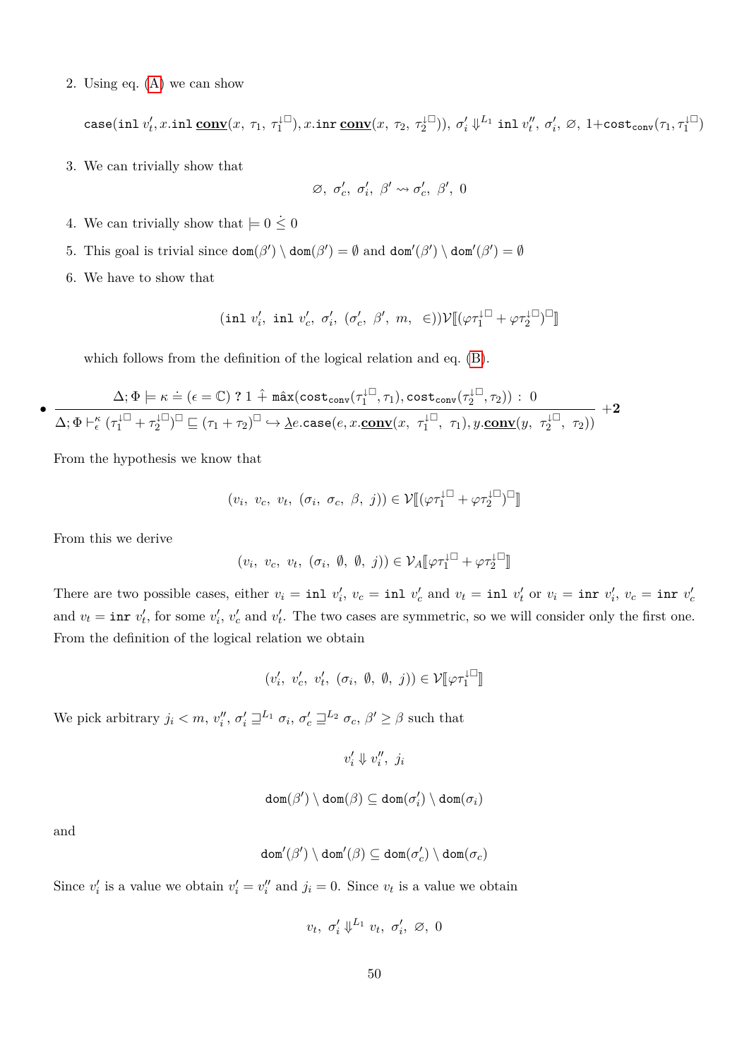2. Using eq. (A) we can show

$$\texttt{case}(\texttt{inl}\ v_t', x.\texttt{inl}\ \underline{\textbf{conv}}(x,\ \tau_1,\ \tau_1^{\downarrow\square}), x.\texttt{inr}\ \underline{\textbf{conv}}(x,\ \tau_2,\ \tau_2^{\downarrow\square})),\ \sigma_i' \Downarrow^{L_1} \texttt{inl}\ v_t'',\ \sigma_i',\ \varnothing,\ 1{+}\texttt{cost}_{\texttt{conv}}(\tau_1, \tau_1^{\downarrow\square})$$

3. We can trivially show that

$$\varnothing,\ \sigma_c',\ \sigma_i',\ \beta' \rightsquigarrow \sigma_c',\ \beta',\ 0$$

4. We can trivially show that $\models 0 \mathrel{\dot{\leq}} 0$

5. This goal is trivial since $\texttt{dom}(\beta') \setminus \texttt{dom}(\beta') = \emptyset$ and $\texttt{dom}'(\beta') \setminus \texttt{dom}'(\beta') = \emptyset$

6. We have to show that

$$(\texttt{inl}\ v_i',\ \texttt{inl}\ v_c',\ \sigma_i',\ (\sigma_c',\ \beta',\ m,\ \in))\mathcal{V}[\![(\varphi\tau_1^{\downarrow\square} + \varphi\tau_2^{\downarrow\square})^{\square}]\!]$$

which follows from the definition of the logical relation and eq. (B).

- $$\frac{\Delta;\Phi \models \kappa \doteq (\epsilon = \mathbb{C})\ ?\ 1 \mathbin{\hat{+}} \hat{\max}(\texttt{cost}_{\texttt{conv}}(\tau_1^{\downarrow\square}, \tau_1), \texttt{cost}_{\texttt{conv}}(\tau_2^{\downarrow\square}, \tau_2))\ :\ 0}{\Delta;\Phi \vdash_{\epsilon}^{\kappa} (\tau_1^{\downarrow\square} + \tau_2^{\downarrow\square})^{\square} \sqsubseteq (\tau_1 + \tau_2)^{\square} \hookrightarrow \underline{\lambda} e.\texttt{case}(e, x.\underline{\textbf{conv}}(x,\ \tau_1^{\downarrow\square},\ \tau_1), y.\underline{\textbf{conv}}(y,\ \tau_2^{\downarrow\square},\ \tau_2))}\ \textbf{+2}$$

From the hypothesis we know that

$$(v_i,\ v_c,\ v_t,\ (\sigma_i,\ \sigma_c,\ \beta,\ j)) \in \mathcal{V}[\![(\varphi\tau_1^{\downarrow\square} + \varphi\tau_2^{\downarrow\square})^{\square}]\!]$$

From this we derive

$$(v_i,\ v_c,\ v_t,\ (\sigma_i,\ \emptyset,\ \emptyset,\ j)) \in \mathcal{V}_A[\![\varphi\tau_1^{\downarrow\square} + \varphi\tau_2^{\downarrow\square}]\!]$$

There are two possible cases, either $v_i = \texttt{inl}\ v_i'$, $v_c = \texttt{inl}\ v_c'$ and $v_t = \texttt{inl}\ v_t'$ or $v_i = \texttt{inr}\ v_i'$, $v_c = \texttt{inr}\ v_c'$ and $v_t = \texttt{inr}\ v_t'$, for some $v_i'$, $v_c'$ and $v_t'$. The two cases are symmetric, so we will consider only the first one. From the definition of the logical relation we obtain

$$(v_i',\ v_c',\ v_t',\ (\sigma_i,\ \emptyset,\ \emptyset,\ j)) \in \mathcal{V}[\![\varphi\tau_1^{\downarrow\square}]\!]$$

We pick arbitrary $j_i < m$, $v_i''$, $\sigma_i' \sqsupseteq^{L_1} \sigma_i$, $\sigma_c' \sqsupseteq^{L_2} \sigma_c$, $\beta' \geq \beta$ such that

$$v_i' \Downarrow v_i'',\ j_i$$

$$\texttt{dom}(\beta') \setminus \texttt{dom}(\beta) \subseteq \texttt{dom}(\sigma_i') \setminus \texttt{dom}(\sigma_i)$$

and

$$\texttt{dom}'(\beta') \setminus \texttt{dom}'(\beta) \subseteq \texttt{dom}(\sigma_c') \setminus \texttt{dom}(\sigma_c)$$

Since $v_i'$ is a value we obtain $v_i' = v_i''$ and $j_i = 0$. Since $v_t$ is a value we obtain

$$v_t,\ \sigma_i' \Downarrow^{L_1} v_t,\ \sigma_i',\ \varnothing,\ 0$$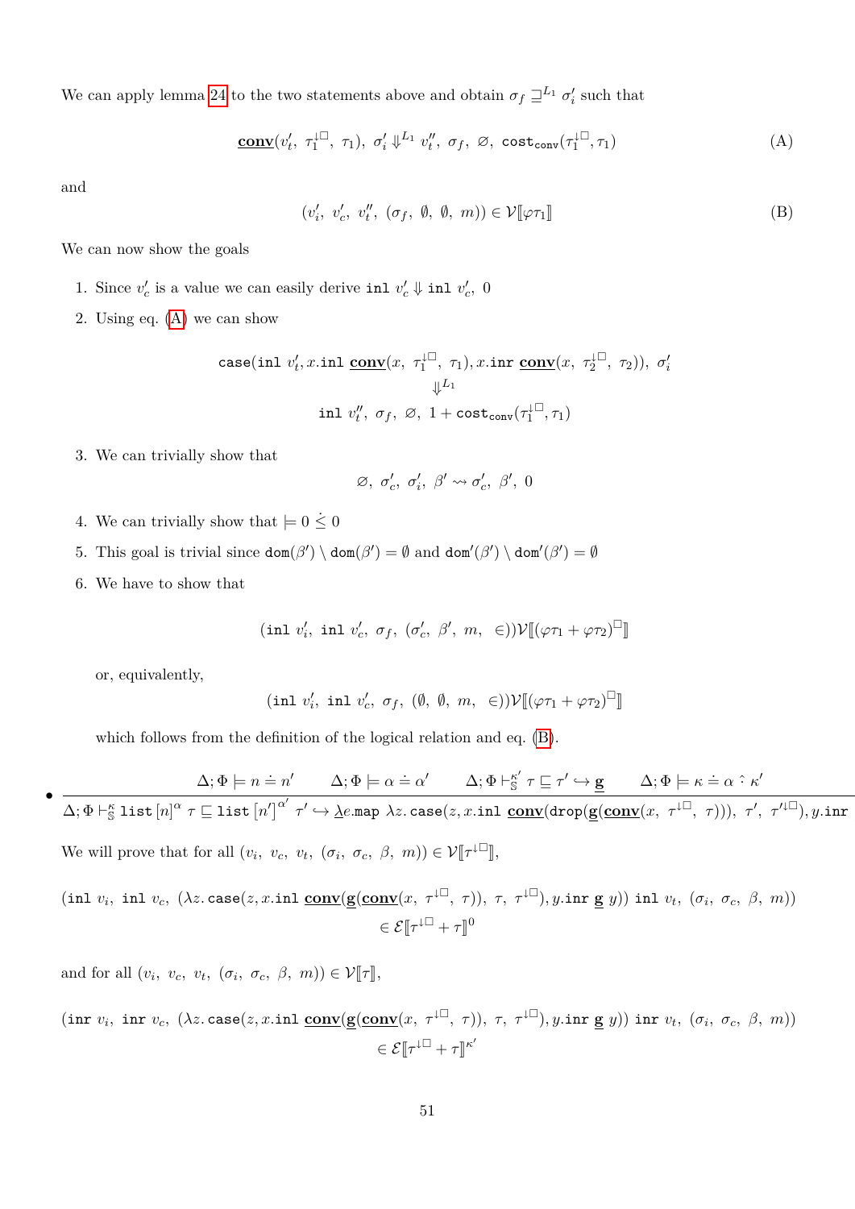We can apply lemma 24 to the two statements above and obtain $\sigma_f \sqsupseteq^{L_1} \sigma_i'$ such that

$$\underline{\mathbf{conv}}(v_t',\ \tau_1^{\downarrow\square},\ \tau_1),\ \sigma_i' \Downarrow^{L_1} v_t'',\ \sigma_f,\ \varnothing,\ \mathtt{cost}_{\mathtt{conv}}(\tau_1^{\downarrow\square}, \tau_1) \tag{A}$$

and

$$(v_i',\ v_c',\ v_t'',\ (\sigma_f,\ \emptyset,\ \emptyset,\ m)) \in \mathcal{V}[\![\varphi\tau_1]\!] \tag{B}$$

We can now show the goals

1. Since $v_c'$ is a value we can easily derive $\mathtt{inl}\ v_c' \Downarrow \mathtt{inl}\ v_c',\ 0$
2. Using eq. (A) we can show

$$\begin{gathered}\mathtt{case}(\mathtt{inl}\ v_t', x.\mathtt{inl}\ \underline{\mathbf{conv}}(x,\ \tau_1^{\downarrow\square},\ \tau_1), x.\mathtt{inr}\ \underline{\mathbf{conv}}(x,\ \tau_2^{\downarrow\square},\ \tau_2)),\ \sigma_i' \\ \Downarrow^{L_1} \\ \mathtt{inl}\ v_t'',\ \sigma_f,\ \varnothing,\ 1 + \mathtt{cost}_{\mathtt{conv}}(\tau_1^{\downarrow\square}, \tau_1)\end{gathered}$$

3. We can trivially show that

$$\varnothing,\ \sigma_c',\ \sigma_i',\ \beta' \rightsquigarrow \sigma_c',\ \beta',\ 0$$

4. We can trivially show that $\models 0 \dot{\leq} 0$
5. This goal is trivial since $\mathtt{dom}(\beta') \setminus \mathtt{dom}(\beta') = \emptyset$ and $\mathtt{dom}'(\beta') \setminus \mathtt{dom}'(\beta') = \emptyset$
6. We have to show that

$$(\mathtt{inl}\ v_i',\ \mathtt{inl}\ v_c',\ \sigma_f,\ (\sigma_c',\ \beta',\ m,\ \in))\mathcal{V}[\![(\varphi\tau_1 + \varphi\tau_2)^{\square}]\!]$$

or, equivalently,

$$(\mathtt{inl}\ v_i',\ \mathtt{inl}\ v_c',\ \sigma_f,\ (\emptyset,\ \emptyset,\ m,\ \in))\mathcal{V}[\![(\varphi\tau_1 + \varphi\tau_2)^{\square}]\!]$$

which follows from the definition of the logical relation and eq. (B).

- $$\frac{\Delta;\Phi \models n \doteq n' \qquad \Delta;\Phi \models \alpha \doteq \alpha' \qquad \Delta;\Phi \vdash_{\mathbb{S}}^{\kappa'} \tau \sqsubseteq \tau' \hookrightarrow \underline{\mathbf{g}} \qquad \Delta;\Phi \models \kappa \doteq \alpha \mathbin{\hat{\cdot}} \kappa'}{\Delta;\Phi \vdash_{\mathbb{S}}^{\kappa} \mathtt{list}\,[n]^{\alpha}\,\tau \sqsubseteq \mathtt{list}\,[n']^{\alpha'}\,\tau' \hookrightarrow \underline{\lambda} e.\mathtt{map}\ \lambda z.\mathtt{case}(z, x.\mathtt{inl}\ \underline{\mathbf{conv}}(\mathtt{drop}(\underline{\mathbf{g}}(\underline{\mathbf{conv}}(x,\ \tau^{\downarrow\square},\ \tau))),\ \tau',\ \tau'^{\downarrow\square}), y.\mathtt{inr}}$$

We will prove that for all $(v_i,\ v_c,\ v_t,\ (\sigma_i,\ \sigma_c,\ \beta,\ m)) \in \mathcal{V}[\![\tau^{\downarrow\square}]\!]$,

$$\begin{gathered}(\mathtt{inl}\ v_i,\ \mathtt{inl}\ v_c,\ (\lambda z.\mathtt{case}(z, x.\mathtt{inl}\ \underline{\mathbf{conv}}(\underline{\mathbf{g}}(\underline{\mathbf{conv}}(x,\ \tau^{\downarrow\square},\ \tau)),\ \tau,\ \tau^{\downarrow\square}), y.\mathtt{inr}\ \underline{\mathbf{g}}\ y))\ \mathtt{inl}\ v_t,\ (\sigma_i,\ \sigma_c,\ \beta,\ m)) \\ \in \mathcal{E}[\![\tau^{\downarrow\square} + \tau]\!]^{0}\end{gathered}$$

and for all $(v_i,\ v_c,\ v_t,\ (\sigma_i,\ \sigma_c,\ \beta,\ m)) \in \mathcal{V}[\![\tau]\!]$,

$$\begin{gathered}(\mathtt{inr}\ v_i,\ \mathtt{inr}\ v_c,\ (\lambda z.\mathtt{case}(z, x.\mathtt{inl}\ \underline{\mathbf{conv}}(\underline{\mathbf{g}}(\underline{\mathbf{conv}}(x,\ \tau^{\downarrow\square},\ \tau)),\ \tau,\ \tau^{\downarrow\square}), y.\mathtt{inr}\ \underline{\mathbf{g}}\ y))\ \mathtt{inr}\ v_t,\ (\sigma_i,\ \sigma_c,\ \beta,\ m)) \\ \in \mathcal{E}[\![\tau^{\downarrow\square} + \tau]\!]^{\kappa'}\end{gathered}$$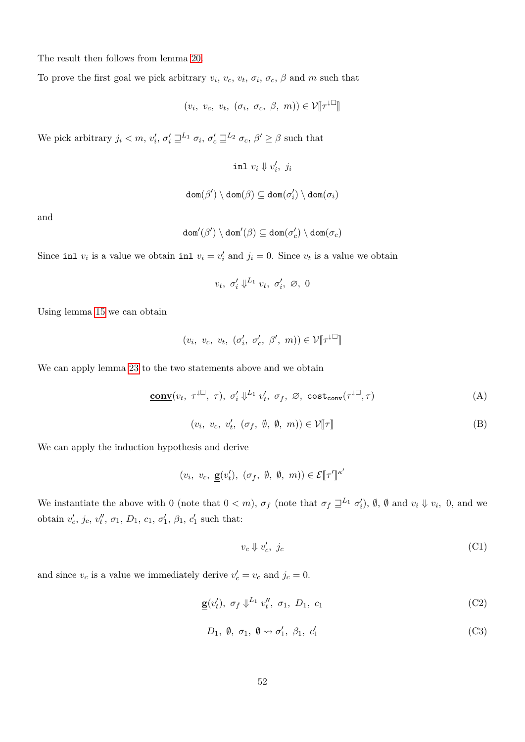The result then follows from lemma 20.

To prove the first goal we pick arbitrary $v_i$, $v_c$, $v_t$, $\sigma_i$, $\sigma_c$, $\beta$ and $m$ such that

$$(v_i,\ v_c,\ v_t,\ (\sigma_i,\ \sigma_c,\ \beta,\ m)) \in \mathcal{V}[\![\tau^{\downarrow\square}]\!]$$

We pick arbitrary $j_i < m$, $v_i'$, $\sigma_i' \sqsupseteq^{L_1} \sigma_i$, $\sigma_c' \sqsupseteq^{L_2} \sigma_c$, $\beta' \geq \beta$ such that

$$\texttt{inl}\ v_i \Downarrow v_i',\ j_i$$

$$\texttt{dom}(\beta') \setminus \texttt{dom}(\beta) \subseteq \texttt{dom}(\sigma_i') \setminus \texttt{dom}(\sigma_i)$$

and

$$\texttt{dom}'(\beta') \setminus \texttt{dom}'(\beta) \subseteq \texttt{dom}(\sigma_c') \setminus \texttt{dom}(\sigma_c)$$

Since $\texttt{inl}\ v_i$ is a value we obtain $\texttt{inl}\ v_i = v_i'$ and $j_i = 0$. Since $v_t$ is a value we obtain

$$v_t,\ \sigma_i' \Downarrow^{L_1} v_t,\ \sigma_i',\ \varnothing,\ 0$$

Using lemma 15 we can obtain

$$(v_i,\ v_c,\ v_t,\ (\sigma_i',\ \sigma_c',\ \beta',\ m)) \in \mathcal{V}[\![\tau^{\downarrow\square}]\!]$$

We can apply lemma 23 to the two statements above and we obtain

$$\underline{\textbf{conv}}(v_t,\ \tau^{\downarrow\square},\ \tau),\ \sigma_i' \Downarrow^{L_1} v_t',\ \sigma_f,\ \varnothing,\ \texttt{cost}_{\texttt{conv}}(\tau^{\downarrow\square}, \tau) \tag{A}$$

$$(v_i,\ v_c,\ v_t',\ (\sigma_f,\ \emptyset,\ \emptyset,\ m)) \in \mathcal{V}[\![\tau]\!] \tag{B}$$

We can apply the induction hypothesis and derive

$$(v_i,\ v_c,\ \underline{\mathbf{g}}(v_t'),\ (\sigma_f,\ \emptyset,\ \emptyset,\ m)) \in \mathcal{E}[\![\tau']\!]^{\kappa'}$$

We instantiate the above with 0 (note that $0 < m$), $\sigma_f$ (note that $\sigma_f \sqsupseteq^{L_1} \sigma_i'$), $\emptyset$, $\emptyset$ and $v_i \Downarrow v_i,\ 0$, and we obtain $v_c'$, $j_c$, $v_t''$, $\sigma_1$, $D_1$, $c_1$, $\sigma_1'$, $\beta_1$, $c_1'$ such that:

$$v_c \Downarrow v_c',\ j_c \tag{C1}$$

and since $v_c$ is a value we immediately derive $v_c' = v_c$ and $j_c = 0$.

$$\underline{\mathbf{g}}(v_t'),\ \sigma_f \Downarrow^{L_1} v_t'',\ \sigma_1,\ D_1,\ c_1 \tag{C2}$$

$$D_1,\ \emptyset,\ \sigma_1,\ \emptyset \rightsquigarrow \sigma_1',\ \beta_1,\ c_1' \tag{C3}$$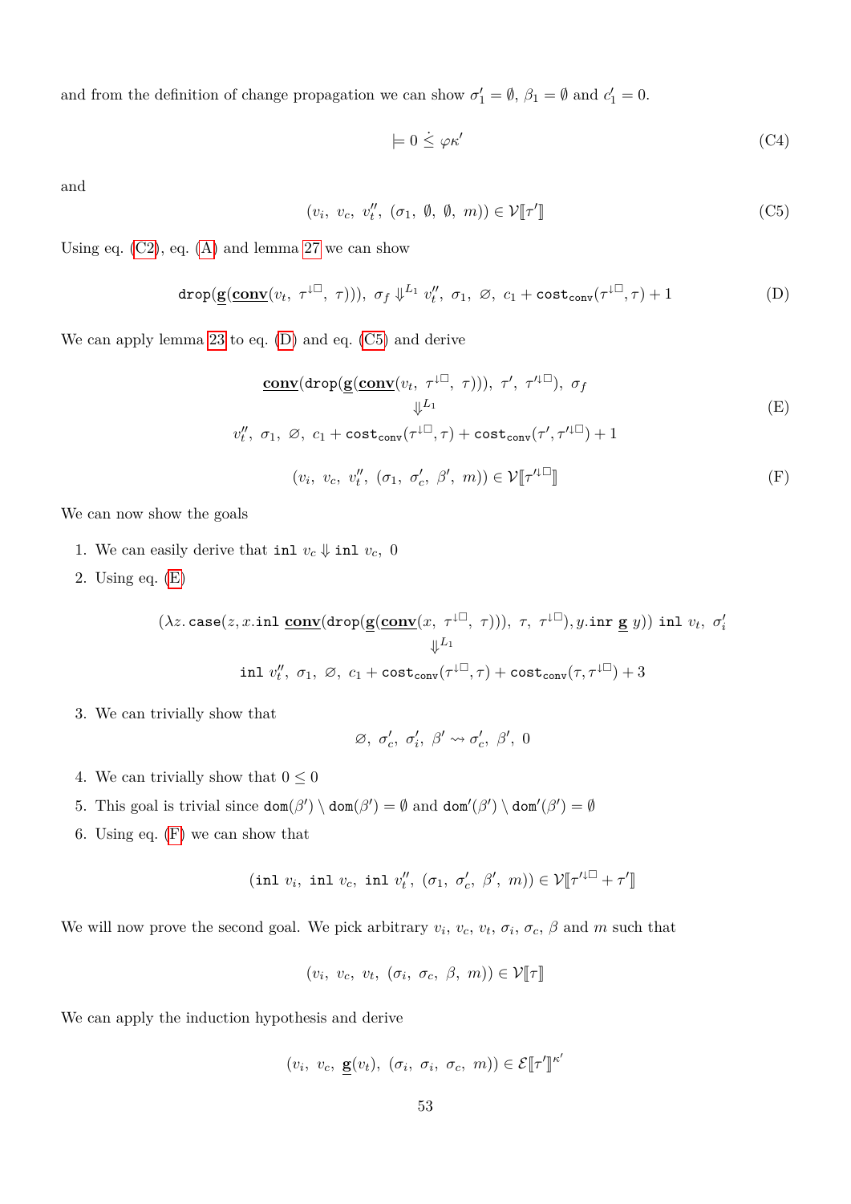and from the definition of change propagation we can show $\sigma_1' = \emptyset$, $\beta_1 = \emptyset$ and $c_1' = 0$.

$$\models 0 \,\dot{\leq}\, \varphi\kappa' \tag{C4}$$

and

$$(v_i,\ v_c,\ v_t'',\ (\sigma_1,\ \emptyset,\ \emptyset,\ m)) \in \mathcal{V}[\![\tau']\!] \tag{C5}$$

Using eq. (C2), eq. (A) and lemma 27 we can show

$$\texttt{drop}(\underline{\mathbf{g}}(\underline{\mathbf{conv}}(v_t,\ \tau^{\downarrow\Box},\ \tau))),\ \sigma_f \Downarrow^{L_1} v_t'',\ \sigma_1,\ \varnothing,\ c_1 + \texttt{cost}_{\texttt{conv}}(\tau^{\downarrow\Box},\tau) + 1 \tag{D}$$

We can apply lemma 23 to eq. (D) and eq. (C5) and derive

$$\begin{array}{c}\underline{\mathbf{conv}}(\texttt{drop}(\underline{\mathbf{g}}(\underline{\mathbf{conv}}(v_t,\ \tau^{\downarrow\Box},\ \tau))),\ \tau',\ \tau'^{\downarrow\Box}),\ \sigma_f \\ \Downarrow^{L_1} \\ v_t'',\ \sigma_1,\ \varnothing,\ c_1 + \texttt{cost}_{\texttt{conv}}(\tau^{\downarrow\Box},\tau) + \texttt{cost}_{\texttt{conv}}(\tau',\tau'^{\downarrow\Box}) + 1\end{array} \tag{E}$$

$$(v_i,\ v_c,\ v_t'',\ (\sigma_1,\ \sigma_c',\ \beta',\ m)) \in \mathcal{V}[\![\tau'^{\downarrow\Box}]\!] \tag{F}$$

We can now show the goals

1. We can easily derive that $\texttt{inl}\ v_c \Downarrow \texttt{inl}\ v_c,\ 0$
2. Using eq. (E)

$$\begin{array}{c}(\lambda z.\,\texttt{case}(z, x.\texttt{inl}\ \underline{\mathbf{conv}}(\texttt{drop}(\underline{\mathbf{g}}(\underline{\mathbf{conv}}(x,\ \tau^{\downarrow\Box},\ \tau))),\ \tau,\ \tau^{\downarrow\Box}), y.\texttt{inr}\ \underline{\mathbf{g}}\ y))\ \texttt{inl}\ v_t,\ \sigma_i' \\ \Downarrow^{L_1} \\ \texttt{inl}\ v_t'',\ \sigma_1,\ \varnothing,\ c_1 + \texttt{cost}_{\texttt{conv}}(\tau^{\downarrow\Box},\tau) + \texttt{cost}_{\texttt{conv}}(\tau,\tau^{\downarrow\Box}) + 3\end{array}$$

3. We can trivially show that

$$\varnothing,\ \sigma_c',\ \sigma_i',\ \beta' \rightsquigarrow \sigma_c',\ \beta',\ 0$$

4. We can trivially show that $0 \leq 0$
5. This goal is trivial since $\texttt{dom}(\beta') \setminus \texttt{dom}(\beta') = \emptyset$ and $\texttt{dom}'(\beta') \setminus \texttt{dom}'(\beta') = \emptyset$
6. Using eq. (F) we can show that

$$(\texttt{inl}\ v_i,\ \texttt{inl}\ v_c,\ \texttt{inl}\ v_t'',\ (\sigma_1,\ \sigma_c',\ \beta',\ m)) \in \mathcal{V}[\![\tau'^{\downarrow\Box} + \tau']\!]$$

We will now prove the second goal. We pick arbitrary $v_i$, $v_c$, $v_t$, $\sigma_i$, $\sigma_c$, $\beta$ and $m$ such that

$$(v_i,\ v_c,\ v_t,\ (\sigma_i,\ \sigma_c,\ \beta,\ m)) \in \mathcal{V}[\![\tau]\!]$$

We can apply the induction hypothesis and derive

$$(v_i,\ v_c,\ \underline{\mathbf{g}}(v_t),\ (\sigma_i,\ \sigma_i,\ \sigma_c,\ m)) \in \mathcal{E}[\![\tau']\!]^{\kappa'}$$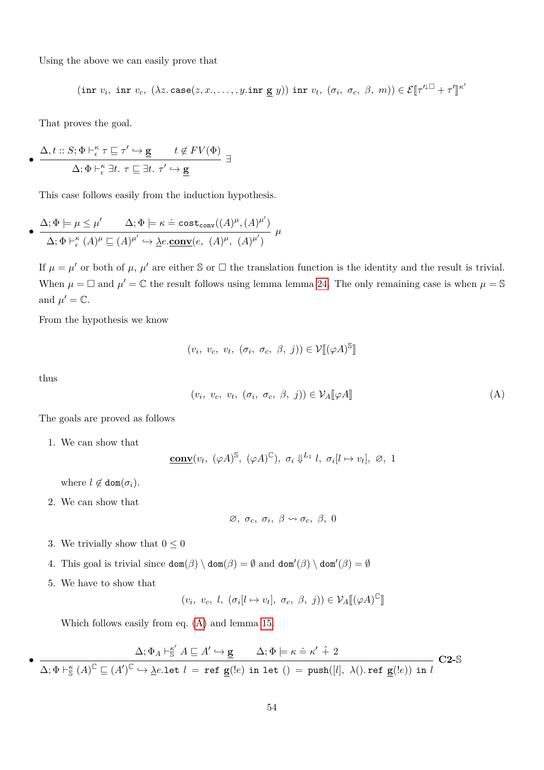Using the above we can easily prove that

$$(\texttt{inr}\ v_i,\ \texttt{inr}\ v_c,\ (\lambda z.\,\texttt{case}(z, x., \ldots, , y.\texttt{inr}\ \underline{\mathbf{g}}\ y))\ \texttt{inr}\ v_t,\ (\sigma_i,\ \sigma_c,\ \beta,\ m)) \in \mathcal{E}[\![\tau'^{\downarrow\square} + \tau']\!]^{\kappa'}$$

That proves the goal.

- $$\frac{\Delta, t :: S; \Phi \vdash^{\kappa}_{\epsilon} \tau \sqsubseteq \tau' \hookrightarrow \underline{\mathbf{g}} \qquad t \notin FV(\Phi)}{\Delta; \Phi \vdash^{\kappa}_{\epsilon} \exists t.\ \tau \sqsubseteq \exists t.\ \tau' \hookrightarrow \underline{\mathbf{g}}}\ \exists$$

  This case follows easily from the induction hypothesis.

- $$\frac{\Delta; \Phi \models \mu \leq \mu' \qquad \Delta; \Phi \models \kappa \doteq \texttt{cost}_{\texttt{conv}}((A)^{\mu}, (A)^{\mu'})}{\Delta; \Phi \vdash^{\kappa}_{\epsilon} (A)^{\mu} \sqsubseteq (A)^{\mu'} \hookrightarrow \underline{\lambda} e.\underline{\mathbf{conv}}(e,\ (A)^{\mu},\ (A)^{\mu'})}\ \mu$$

  If $\mu = \mu'$ or both of $\mu$, $\mu'$ are either $\mathbb{S}$ or $\square$ the translation function is the identity and the result is trivial. When $\mu = \square$ and $\mu' = \mathbb{C}$ the result follows using lemma lemma 24. The only remaining case is when $\mu = \mathbb{S}$ and $\mu' = \mathbb{C}$.

  From the hypothesis we know

  $$(v_i,\ v_c,\ v_t,\ (\sigma_i,\ \sigma_c,\ \beta,\ j)) \in \mathcal{V}[\![(\varphi A)^{\mathbb{S}}]\!]$$

  thus

  $$(v_i,\ v_c,\ v_t,\ (\sigma_i,\ \sigma_c,\ \beta,\ j)) \in \mathcal{V}_A[\![\varphi A]\!] \tag{A}$$

  The goals are proved as follows

  1. We can show that

     $$\underline{\mathbf{conv}}(v_t,\ (\varphi A)^{\mathbb{S}},\ (\varphi A)^{\mathbb{C}}),\ \sigma_i \Downarrow^{L_1} l,\ \sigma_i[l \mapsto v_t],\ \varnothing,\ 1$$

     where $l \notin \texttt{dom}(\sigma_i)$.

  2. We can show that

     $$\varnothing,\ \sigma_c,\ \sigma_i,\ \beta \rightsquigarrow \sigma_c,\ \beta,\ 0$$

  3. We trivially show that $0 \leq 0$

  4. This goal is trivial since $\texttt{dom}(\beta) \setminus \texttt{dom}(\beta) = \emptyset$ and $\texttt{dom}'(\beta) \setminus \texttt{dom}'(\beta) = \emptyset$

  5. We have to show that

     $$(v_i,\ v_c,\ l,\ (\sigma_i[l \mapsto v_t],\ \sigma_c,\ \beta,\ j)) \in \mathcal{V}_A[\![(\varphi A)^{\mathbb{C}}]\!]$$

     Which follows easily from eq. (A) and lemma 15.

- $$\frac{\Delta; \Phi_A \vdash^{\kappa'}_{\mathbb{S}} A \sqsubseteq A' \hookrightarrow \underline{\mathbf{g}} \qquad \Delta; \Phi \models \kappa \doteq \kappa'\ \hat{+}\ 2}{\Delta; \Phi \vdash^{\kappa}_{\mathbb{S}} (A)^{\mathbb{C}} \sqsubseteq (A')^{\mathbb{C}} \hookrightarrow \underline{\lambda} e.\texttt{let}\ l\ =\ \texttt{ref}\ \underline{\mathbf{g}}(!e)\ \texttt{in}\ \texttt{let}\ ()\ =\ \texttt{push}([l],\ \lambda().\,\texttt{ref}\ \underline{\mathbf{g}}(!e))\ \texttt{in}\ l}\ \textbf{C2-}\mathbb{S}$$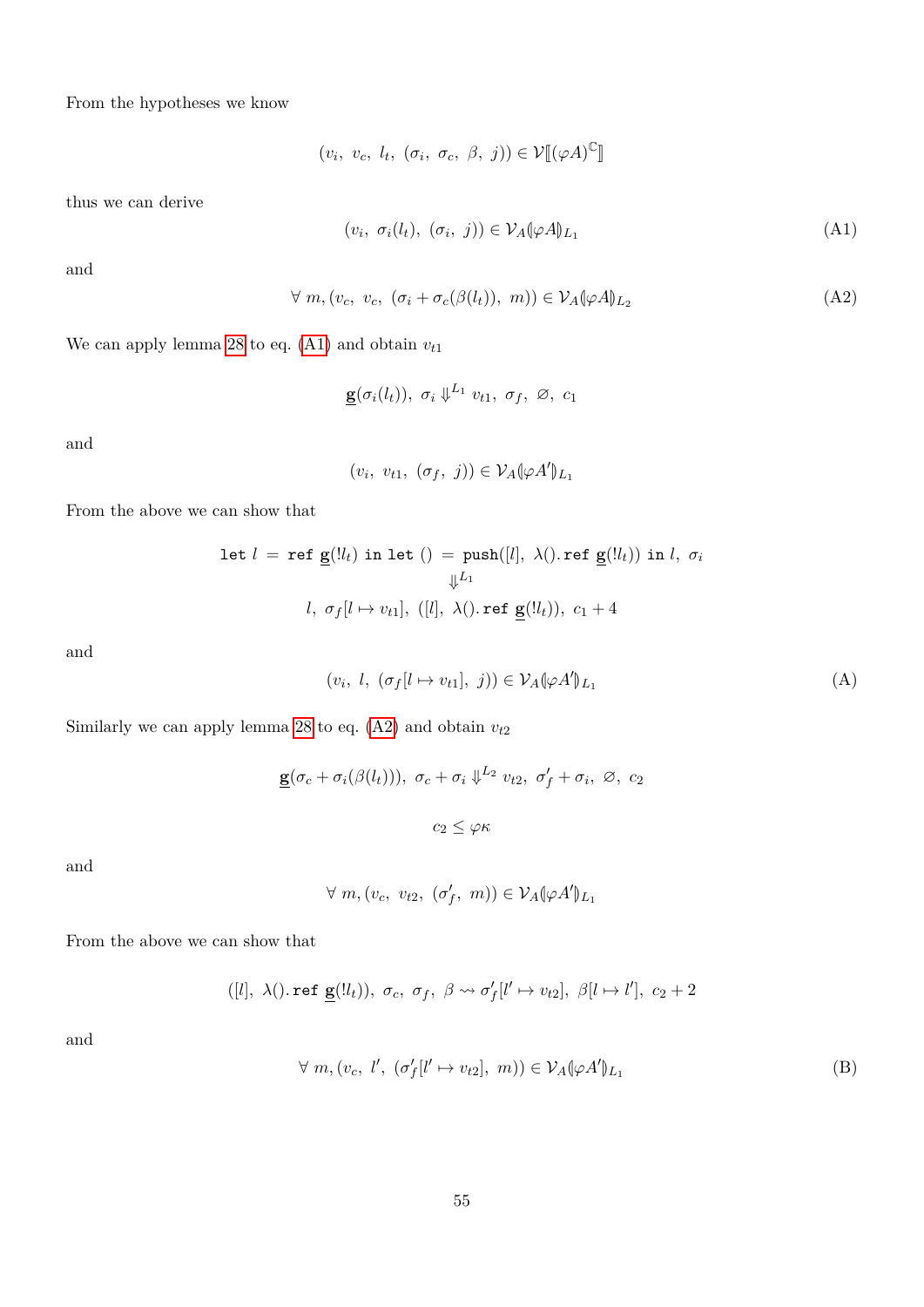From the hypotheses we know

$$(v_i,\ v_c,\ l_t,\ (\sigma_i,\ \sigma_c,\ \beta,\ j)) \in \mathcal{V}[\![(\varphi A)^{\mathbb{C}}]\!]$$

thus we can derive

$$(v_i,\ \sigma_i(l_t),\ (\sigma_i,\ j)) \in \mathcal{V}_A(\!|\varphi A|\!)_{L_1} \tag{A1}$$

and

$$\forall\ m, (v_c,\ v_c,\ (\sigma_i + \sigma_c(\beta(l_t)),\ m)) \in \mathcal{V}_A(\!|\varphi A|\!)_{L_2} \tag{A2}$$

We can apply lemma 28 to eq. (A1) and obtain $v_{t1}$

$$\underline{\mathbf{g}}(\sigma_i(l_t)),\ \sigma_i \Downarrow^{L_1} v_{t1},\ \sigma_f,\ \varnothing,\ c_1$$

and

$$(v_i,\ v_{t1},\ (\sigma_f,\ j)) \in \mathcal{V}_A(\!|\varphi A'|\!)_{L_1}$$

From the above we can show that

$$\begin{gathered}\texttt{let}\ l\ =\ \texttt{ref}\ \underline{\mathbf{g}}(!l_t)\ \texttt{in}\ \texttt{let}\ ()\ =\ \texttt{push}([l],\ \lambda().\,\texttt{ref}\ \underline{\mathbf{g}}(!l_t))\ \texttt{in}\ l,\ \sigma_i \\ \Downarrow^{L_1} \\ l,\ \sigma_f[l \mapsto v_{t1}],\ ([l],\ \lambda().\,\texttt{ref}\ \underline{\mathbf{g}}(!l_t)),\ c_1 + 4\end{gathered}$$

and

$$(v_i,\ l,\ (\sigma_f[l \mapsto v_{t1}],\ j)) \in \mathcal{V}_A(\!|\varphi A'|\!)_{L_1} \tag{A}$$

Similarly we can apply lemma 28 to eq. (A2) and obtain $v_{t2}$

$$\underline{\mathbf{g}}(\sigma_c + \sigma_i(\beta(l_t))),\ \sigma_c + \sigma_i \Downarrow^{L_2} v_{t2},\ \sigma_f' + \sigma_i,\ \varnothing,\ c_2$$

$$c_2 \leq \varphi\kappa$$

and

$$\forall\ m, (v_c,\ v_{t2},\ (\sigma_f',\ m)) \in \mathcal{V}_A(\!|\varphi A'|\!)_{L_1}$$

From the above we can show that

$$([l],\ \lambda().\,\texttt{ref}\ \underline{\mathbf{g}}(!l_t)),\ \sigma_c,\ \sigma_f,\ \beta \rightsquigarrow \sigma_f'[l' \mapsto v_{t2}],\ \beta[l \mapsto l'],\ c_2 + 2$$

and

$$\forall\ m, (v_c,\ l',\ (\sigma_f'[l' \mapsto v_{t2}],\ m)) \in \mathcal{V}_A(\!|\varphi A'|\!)_{L_1} \tag{B}$$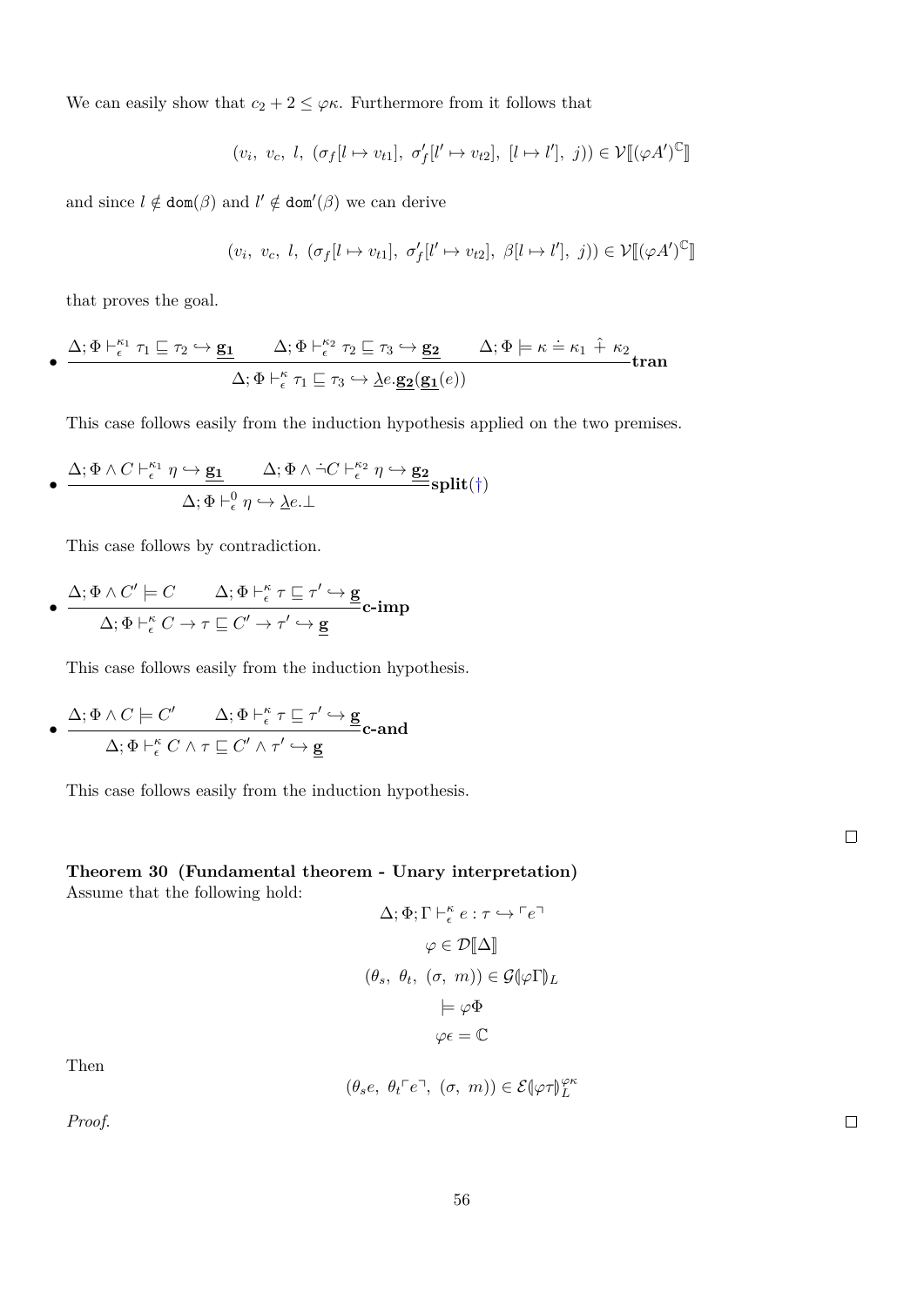We can easily show that $c_2 + 2 \leq \varphi\kappa$. Furthermore from it follows that

$$(v_i,\ v_c,\ l,\ (\sigma_f[l \mapsto v_{t1}],\ \sigma'_f[l' \mapsto v_{t2}],\ [l \mapsto l'],\ j)) \in \mathcal{V}[\![(\varphi A')^{\mathbb{C}}]\!]$$

and since $l \notin \mathtt{dom}(\beta)$ and $l' \notin \mathtt{dom'}(\beta)$ we can derive

$$(v_i,\ v_c,\ l,\ (\sigma_f[l \mapsto v_{t1}],\ \sigma'_f[l' \mapsto v_{t2}],\ \beta[l \mapsto l'],\ j)) \in \mathcal{V}[\![(\varphi A')^{\mathbb{C}}]\!]$$

that proves the goal.

- $$\frac{\Delta; \Phi \vdash^{\kappa_1}_{\epsilon} \tau_1 \sqsubseteq \tau_2 \hookrightarrow \underline{\mathbf{g_1}} \qquad \Delta; \Phi \vdash^{\kappa_2}_{\epsilon} \tau_2 \sqsubseteq \tau_3 \hookrightarrow \underline{\mathbf{g_2}} \qquad \Delta; \Phi \models \kappa \doteq \kappa_1 \ \hat{+}\ \kappa_2}{\Delta; \Phi \vdash^{\kappa}_{\epsilon} \tau_1 \sqsubseteq \tau_3 \hookrightarrow \underline{\lambda} e.\underline{\mathbf{g_2}}(\underline{\mathbf{g_1}}(e))}\textbf{tran}$$

  This case follows easily from the induction hypothesis applied on the two premises.

- $$\frac{\Delta; \Phi \wedge C \vdash^{\kappa_1}_{\epsilon} \eta \hookrightarrow \underline{\mathbf{g_1}} \qquad \Delta; \Phi \wedge \dot{\neg} C \vdash^{\kappa_2}_{\epsilon} \eta \hookrightarrow \underline{\mathbf{g_2}}}{\Delta; \Phi \vdash^{0}_{\epsilon} \eta \hookrightarrow \underline{\lambda} e.\bot}\textbf{split}(\dagger)$$

  This case follows by contradiction.

- $$\frac{\Delta; \Phi \wedge C' \models C \qquad \Delta; \Phi \vdash^{\kappa}_{\epsilon} \tau \sqsubseteq \tau' \hookrightarrow \underline{\mathbf{g}}}{\Delta; \Phi \vdash^{\kappa}_{\epsilon} C \to \tau \sqsubseteq C' \to \tau' \hookrightarrow \underline{\mathbf{g}}}\textbf{c-imp}$$

  This case follows easily from the induction hypothesis.

- $$\frac{\Delta; \Phi \wedge C \models C' \qquad \Delta; \Phi \vdash^{\kappa}_{\epsilon} \tau \sqsubseteq \tau' \hookrightarrow \underline{\mathbf{g}}}{\Delta; \Phi \vdash^{\kappa}_{\epsilon} C \wedge \tau \sqsubseteq C' \wedge \tau' \hookrightarrow \underline{\mathbf{g}}}\textbf{c-and}$$

  This case follows easily from the induction hypothesis.

□

**Theorem 30 (Fundamental theorem - Unary interpretation)**
Assume that the following hold:

$$\Delta; \Phi; \Gamma \vdash^{\kappa}_{\epsilon} e : \tau \hookrightarrow \ulcorner e \urcorner$$

$$\varphi \in \mathcal{D}[\![\Delta]\!]$$

$$(\theta_s,\ \theta_t,\ (\sigma,\ m)) \in \mathcal{G}(\!|\varphi\Gamma|\!)_L$$

$$\models \varphi\Phi$$

$$\varphi\epsilon = \mathbb{C}$$

Then

$$(\theta_s e,\ \theta_t \ulcorner e \urcorner,\ (\sigma,\ m)) \in \mathcal{E}(\!|\varphi\tau|\!)^{\varphi\kappa}_L$$

*Proof.* □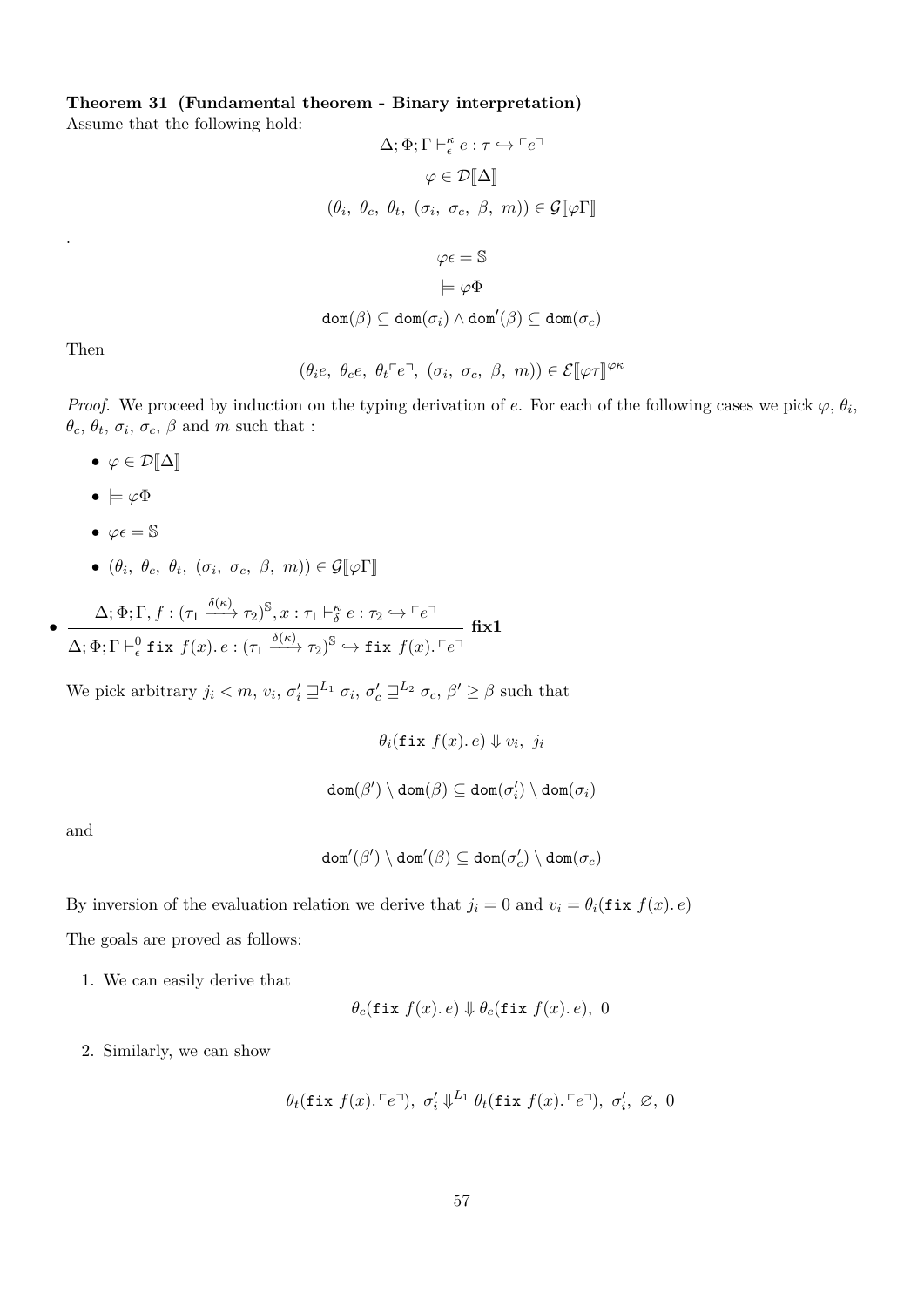**Theorem 31 (Fundamental theorem - Binary interpretation)**
Assume that the following hold:

$$\Delta; \Phi; \Gamma \vdash_{\epsilon}^{\kappa} e : \tau \hookrightarrow \ulcorner e \urcorner$$

$$\varphi \in \mathcal{D}[\![\Delta]\!]$$

$$(\theta_i,\ \theta_c,\ \theta_t,\ (\sigma_i,\ \sigma_c,\ \beta,\ m)) \in \mathcal{G}[\![\varphi\Gamma]\!]$$

.

$$\varphi\epsilon = \mathbb{S}$$

$$\models \varphi\Phi$$

$$\mathtt{dom}(\beta) \subseteq \mathtt{dom}(\sigma_i) \wedge \mathtt{dom}'(\beta) \subseteq \mathtt{dom}(\sigma_c)$$

Then

$$(\theta_i e,\ \theta_c e,\ \theta_t \ulcorner e \urcorner,\ (\sigma_i,\ \sigma_c,\ \beta,\ m)) \in \mathcal{E}[\![\varphi\tau]\!]^{\varphi\kappa}$$

*Proof.* We proceed by induction on the typing derivation of $e$. For each of the following cases we pick $\varphi$, $\theta_i$, $\theta_c$, $\theta_t$, $\sigma_i$, $\sigma_c$, $\beta$ and $m$ such that :

- $\varphi \in \mathcal{D}[\![\Delta]\!]$
- $\models \varphi\Phi$
- $\varphi\epsilon = \mathbb{S}$
- $(\theta_i,\ \theta_c,\ \theta_t,\ (\sigma_i,\ \sigma_c,\ \beta,\ m)) \in \mathcal{G}[\![\varphi\Gamma]\!]$

- $$\frac{\Delta; \Phi; \Gamma, f : (\tau_1 \xrightarrow{\delta(\kappa)} \tau_2)^{\mathbb{S}}, x : \tau_1 \vdash_{\delta}^{\kappa} e : \tau_2 \hookrightarrow \ulcorner e \urcorner}{\Delta; \Phi; \Gamma \vdash_{\epsilon}^{0} \mathtt{fix}\ f(x). e : (\tau_1 \xrightarrow{\delta(\kappa)} \tau_2)^{\mathbb{S}} \hookrightarrow \mathtt{fix}\ f(x). \ulcorner e \urcorner}\ \textbf{fix1}$$

We pick arbitrary $j_i < m$, $v_i$, $\sigma_i' \sqsupseteq^{L_1} \sigma_i$, $\sigma_c' \sqsupseteq^{L_2} \sigma_c$, $\beta' \geq \beta$ such that

$$\theta_i(\mathtt{fix}\ f(x). e) \Downarrow v_i,\ j_i$$

$$\mathtt{dom}(\beta') \setminus \mathtt{dom}(\beta) \subseteq \mathtt{dom}(\sigma_i') \setminus \mathtt{dom}(\sigma_i)$$

and

$$\mathtt{dom}'(\beta') \setminus \mathtt{dom}'(\beta) \subseteq \mathtt{dom}(\sigma_c') \setminus \mathtt{dom}(\sigma_c)$$

By inversion of the evaluation relation we derive that $j_i = 0$ and $v_i = \theta_i(\mathtt{fix}\ f(x). e)$

The goals are proved as follows:

1. We can easily derive that

$$\theta_c(\mathtt{fix}\ f(x). e) \Downarrow \theta_c(\mathtt{fix}\ f(x). e),\ 0$$

2. Similarly, we can show

$$\theta_t(\mathtt{fix}\ f(x). \ulcorner e \urcorner),\ \sigma_i' \Downarrow^{L_1} \theta_t(\mathtt{fix}\ f(x). \ulcorner e \urcorner),\ \sigma_i',\ \varnothing,\ 0$$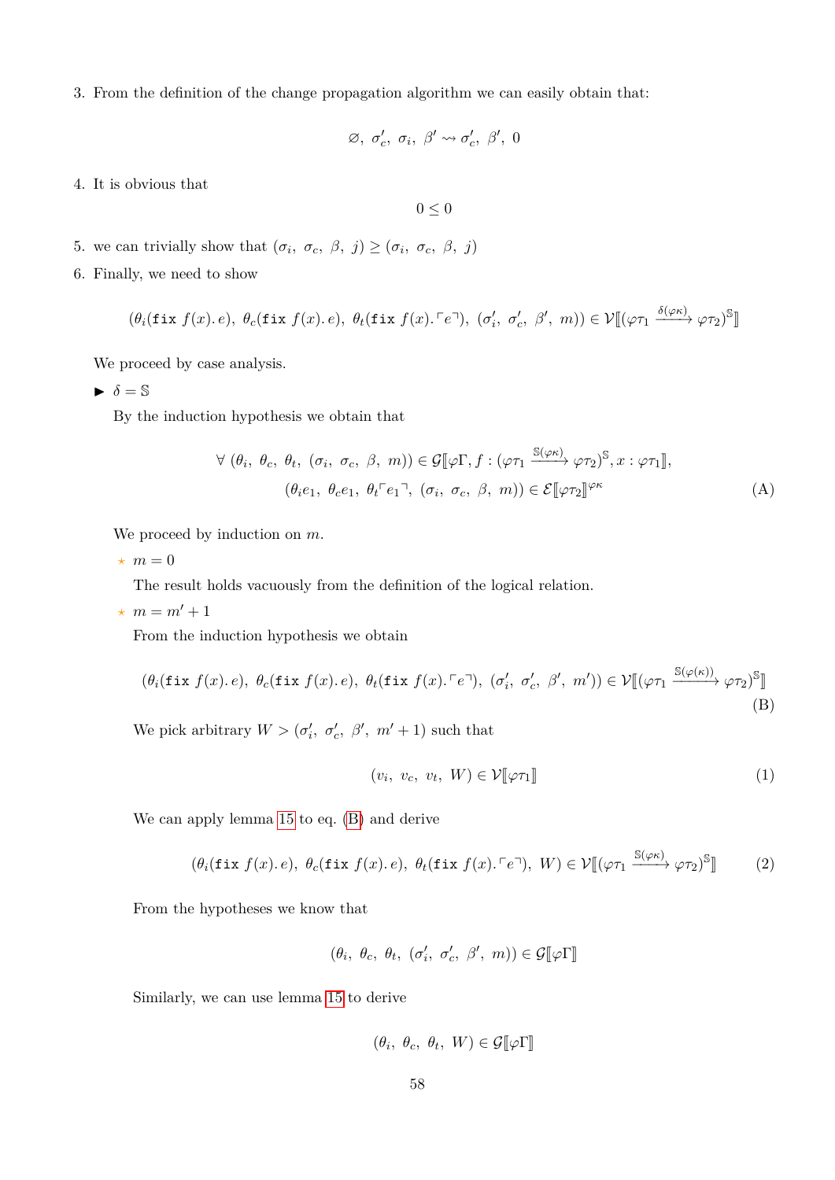3. From the definition of the change propagation algorithm we can easily obtain that:

$$\varnothing,\ \sigma_c',\ \sigma_i,\ \beta' \rightsquigarrow \sigma_c',\ \beta',\ 0$$

4. It is obvious that

$$0 \leq 0$$

5. we can trivially show that $(\sigma_i,\ \sigma_c,\ \beta,\ j) \geq (\sigma_i,\ \sigma_c,\ \beta,\ j)$

6. Finally, we need to show

$$(\theta_i(\texttt{fix}\ f(x).\,e),\ \theta_c(\texttt{fix}\ f(x).\,e),\ \theta_t(\texttt{fix}\ f(x).\ulcorner e \urcorner),\ (\sigma_i',\ \sigma_c',\ \beta',\ m)) \in \mathcal{V}[\![(\varphi\tau_1 \xrightarrow{\delta(\varphi\kappa)} \varphi\tau_2)^{\mathbb{S}}]\!]$$

We proceed by case analysis.

► $\delta = \mathbb{S}$

By the induction hypothesis we obtain that

$$\forall\ (\theta_i,\ \theta_c,\ \theta_t,\ (\sigma_i,\ \sigma_c,\ \beta,\ m)) \in \mathcal{G}[\![\varphi\Gamma, f : (\varphi\tau_1 \xrightarrow{\mathbb{S}(\varphi\kappa)} \varphi\tau_2)^{\mathbb{S}}, x : \varphi\tau_1]\!],$$
$$(\theta_i e_1,\ \theta_c e_1,\ \theta_t \ulcorner e_1 \urcorner,\ (\sigma_i,\ \sigma_c,\ \beta,\ m)) \in \mathcal{E}[\![\varphi\tau_2]\!]^{\varphi\kappa} \tag{A}$$

We proceed by induction on $m$.

⋆ $m = 0$

The result holds vacuously from the definition of the logical relation.

⋆ $m = m' + 1$

From the induction hypothesis we obtain

$$(\theta_i(\texttt{fix}\ f(x).\,e),\ \theta_c(\texttt{fix}\ f(x).\,e),\ \theta_t(\texttt{fix}\ f(x).\ulcorner e \urcorner),\ (\sigma_i',\ \sigma_c',\ \beta',\ m')) \in \mathcal{V}[\![(\varphi\tau_1 \xrightarrow{\mathbb{S}(\varphi(\kappa))} \varphi\tau_2)^{\mathbb{S}}]\!] \tag{B}$$

We pick arbitrary $W > (\sigma_i',\ \sigma_c',\ \beta',\ m'+1)$ such that

$$(v_i,\ v_c,\ v_t,\ W) \in \mathcal{V}[\![\varphi\tau_1]\!] \tag{1}$$

We can apply lemma 15 to eq. (B) and derive

$$(\theta_i(\texttt{fix}\ f(x).\,e),\ \theta_c(\texttt{fix}\ f(x).\,e),\ \theta_t(\texttt{fix}\ f(x).\ulcorner e \urcorner),\ W) \in \mathcal{V}[\![(\varphi\tau_1 \xrightarrow{\mathbb{S}(\varphi\kappa)} \varphi\tau_2)^{\mathbb{S}}]\!] \tag{2}$$

From the hypotheses we know that

$$(\theta_i,\ \theta_c,\ \theta_t,\ (\sigma_i',\ \sigma_c',\ \beta',\ m)) \in \mathcal{G}[\![\varphi\Gamma]\!]$$

Similarly, we can use lemma 15 to derive

$$(\theta_i,\ \theta_c,\ \theta_t,\ W) \in \mathcal{G}[\![\varphi\Gamma]\!]$$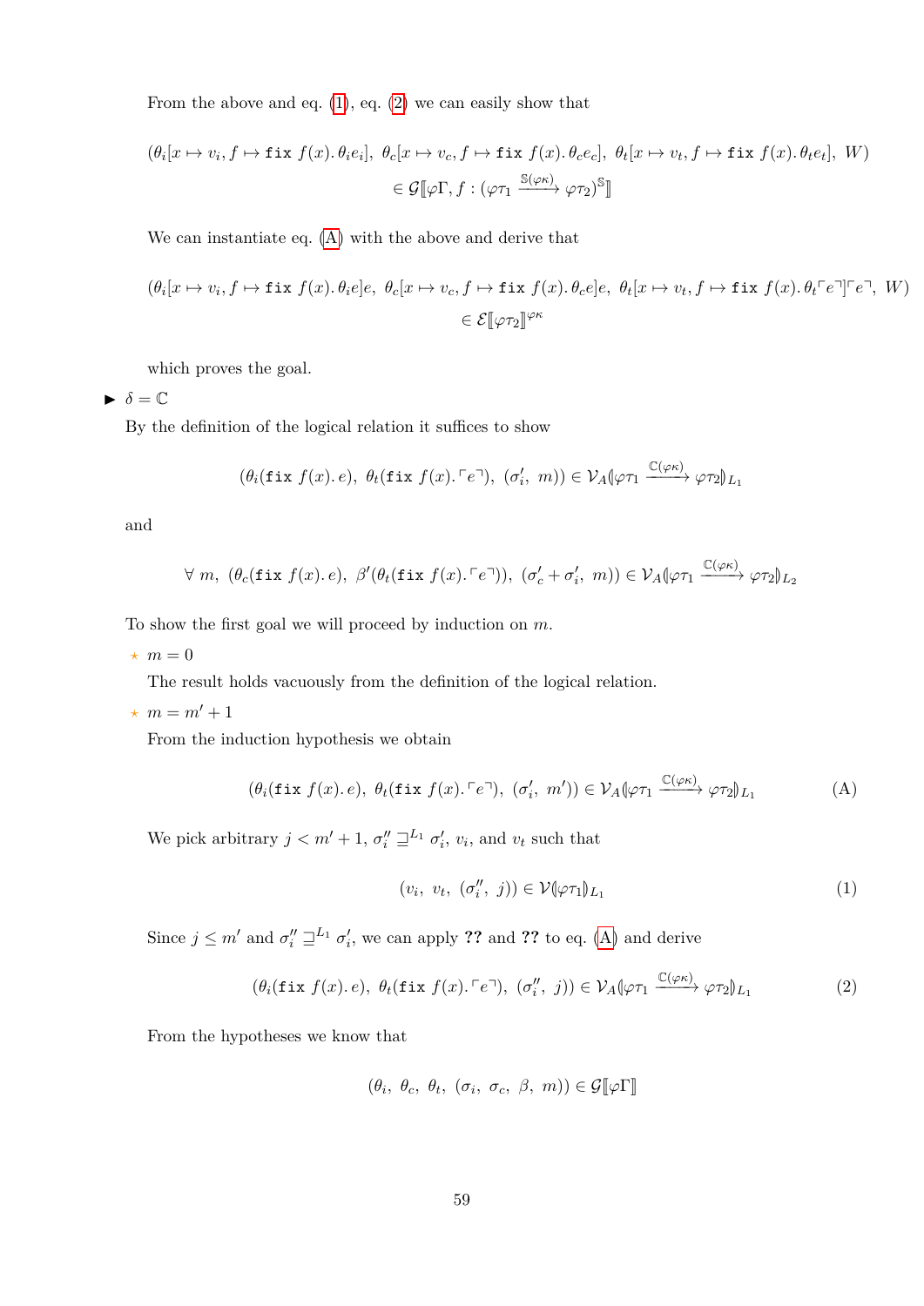From the above and eq. (1), eq. (2) we can easily show that

$$(\theta_i[x \mapsto v_i, f \mapsto \texttt{fix}\ f(x).\, \theta_i e_i],\ \theta_c[x \mapsto v_c, f \mapsto \texttt{fix}\ f(x).\, \theta_c e_c],\ \theta_t[x \mapsto v_t, f \mapsto \texttt{fix}\ f(x).\, \theta_t e_t],\ W) \in \mathcal{G}[\![\varphi\Gamma, f : (\varphi\tau_1 \xrightarrow{\mathbb{S}(\varphi\kappa)} \varphi\tau_2)^{\mathbb{S}}]\!]$$

We can instantiate eq. (A) with the above and derive that

$$(\theta_i[x \mapsto v_i, f \mapsto \texttt{fix}\ f(x).\, \theta_i e]e,\ \theta_c[x \mapsto v_c, f \mapsto \texttt{fix}\ f(x).\, \theta_c e]e,\ \theta_t[x \mapsto v_t, f \mapsto \texttt{fix}\ f(x).\, \theta_t \ulcorner e \urcorner]\ulcorner e \urcorner,\ W) \in \mathcal{E}[\![\varphi\tau_2]\!]^{\varphi\kappa}$$

which proves the goal.

▶ $\delta = \mathbb{C}$

By the definition of the logical relation it suffices to show

$$(\theta_i(\texttt{fix}\ f(x).\, e),\ \theta_t(\texttt{fix}\ f(x).\, \ulcorner e \urcorner),\ (\sigma_i',\ m)) \in \mathcal{V}_A(\!|\varphi\tau_1 \xrightarrow{\mathbb{C}(\varphi\kappa)} \varphi\tau_2|\!)_{L_1}$$

and

$$\forall\ m,\ (\theta_c(\texttt{fix}\ f(x).\, e),\ \beta'(\theta_t(\texttt{fix}\ f(x).\, \ulcorner e \urcorner)),\ (\sigma_c' + \sigma_i',\ m)) \in \mathcal{V}_A(\!|\varphi\tau_1 \xrightarrow{\mathbb{C}(\varphi\kappa)} \varphi\tau_2|\!)_{L_2}$$

To show the first goal we will proceed by induction on $m$.

⋆ $m = 0$

The result holds vacuously from the definition of the logical relation.

⋆ $m = m' + 1$

From the induction hypothesis we obtain

$$(\theta_i(\texttt{fix}\ f(x).\, e),\ \theta_t(\texttt{fix}\ f(x).\, \ulcorner e \urcorner),\ (\sigma_i',\ m')) \in \mathcal{V}_A(\!|\varphi\tau_1 \xrightarrow{\mathbb{C}(\varphi\kappa)} \varphi\tau_2|\!)_{L_1} \tag{A}$$

We pick arbitrary $j < m' + 1$, $\sigma_i'' \sqsupseteq^{L_1} \sigma_i'$, $v_i$, and $v_t$ such that

$$(v_i,\ v_t,\ (\sigma_i'',\ j)) \in \mathcal{V}(\!|\varphi\tau_1|\!)_{L_1} \tag{1}$$

Since $j \leq m'$ and $\sigma_i'' \sqsupseteq^{L_1} \sigma_i'$, we can apply **??** and **??** to eq. (A) and derive

$$(\theta_i(\texttt{fix}\ f(x).\, e),\ \theta_t(\texttt{fix}\ f(x).\, \ulcorner e \urcorner),\ (\sigma_i'',\ j)) \in \mathcal{V}_A(\!|\varphi\tau_1 \xrightarrow{\mathbb{C}(\varphi\kappa)} \varphi\tau_2|\!)_{L_1} \tag{2}$$

From the hypotheses we know that

$$(\theta_i,\ \theta_c,\ \theta_t,\ (\sigma_i,\ \sigma_c,\ \beta,\ m)) \in \mathcal{G}[\![\varphi\Gamma]\!]$$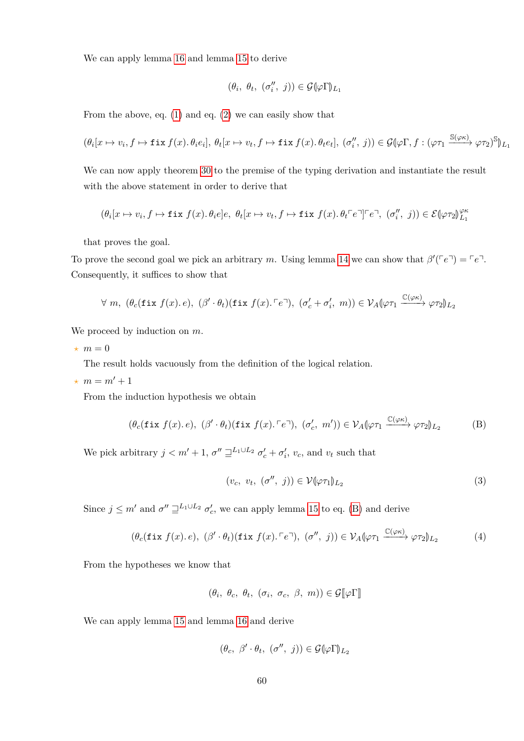We can apply lemma 16 and lemma 15 to derive

$$(\theta_i,\ \theta_t,\ (\sigma''_i,\ j)) \in \mathcal{G}(\!|\varphi\Gamma|\!)_{L_1}$$

From the above, eq. (1) and eq. (2) we can easily show that

$$(\theta_i[x \mapsto v_i, f \mapsto \texttt{fix}\ f(x).\ \theta_i e_i],\ \theta_t[x \mapsto v_t, f \mapsto \texttt{fix}\ f(x).\ \theta_t e_t],\ (\sigma''_i,\ j)) \in \mathcal{G}(\!|\varphi\Gamma, f : (\varphi\tau_1 \xrightarrow{\mathbb{S}(\varphi\kappa)} \varphi\tau_2)^{\mathbb{S}}|\!)_{L_1}$$

We can now apply theorem 30 to the premise of the typing derivation and instantiate the result with the above statement in order to derive that

$$(\theta_i[x \mapsto v_i, f \mapsto \texttt{fix}\ f(x).\ \theta_i e]e,\ \theta_t[x \mapsto v_t, f \mapsto \texttt{fix}\ f(x).\ \theta_t\ulcorner e\urcorner]\ulcorner e\urcorner,\ (\sigma''_i,\ j)) \in \mathcal{E}(\!|\varphi\tau_2|\!)^{\varphi\kappa}_{L_1}$$

that proves the goal.

To prove the second goal we pick an arbitrary $m$. Using lemma 14 we can show that $\beta'(\ulcorner e\urcorner) = \ulcorner e\urcorner$. Consequently, it suffices to show that

$$\forall\ m,\ (\theta_c(\texttt{fix}\ f(x).\ e),\ (\beta' \cdot \theta_t)(\texttt{fix}\ f(x).\ulcorner e\urcorner),\ (\sigma'_c + \sigma'_i,\ m)) \in \mathcal{V}_A(\!|\varphi\tau_1 \xrightarrow{\mathbb{C}(\varphi\kappa)} \varphi\tau_2|\!)_{L_2}$$

We proceed by induction on $m$.

- $m = 0$

  The result holds vacuously from the definition of the logical relation.

- $m = m' + 1$

  From the induction hypothesis we obtain

$$(\theta_c(\texttt{fix}\ f(x).\ e),\ (\beta' \cdot \theta_t)(\texttt{fix}\ f(x).\ulcorner e\urcorner),\ (\sigma'_c,\ m')) \in \mathcal{V}_A(\!|\varphi\tau_1 \xrightarrow{\mathbb{C}(\varphi\kappa)} \varphi\tau_2|\!)_{L_2} \tag{B}$$

  We pick arbitrary $j < m' + 1$, $\sigma'' \sqsupseteq^{L_1 \cup L_2} \sigma'_c + \sigma'_i$, $v_c$, and $v_t$ such that

$$(v_c,\ v_t,\ (\sigma'',\ j)) \in \mathcal{V}(\!|\varphi\tau_1|\!)_{L_2} \tag{3}$$

  Since $j \leq m'$ and $\sigma'' \sqsupseteq^{L_1 \cup L_2} \sigma'_c$, we can apply lemma 15 to eq. (B) and derive

$$(\theta_c(\texttt{fix}\ f(x).\ e),\ (\beta' \cdot \theta_t)(\texttt{fix}\ f(x).\ulcorner e\urcorner),\ (\sigma'',\ j)) \in \mathcal{V}_A(\!|\varphi\tau_1 \xrightarrow{\mathbb{C}(\varphi\kappa)} \varphi\tau_2|\!)_{L_2} \tag{4}$$

  From the hypotheses we know that

$$(\theta_i,\ \theta_c,\ \theta_t,\ (\sigma_i,\ \sigma_c,\ \beta,\ m)) \in \mathcal{G}[\![\varphi\Gamma]\!]$$

  We can apply lemma 15 and lemma 16 and derive

$$(\theta_c,\ \beta' \cdot \theta_t,\ (\sigma'',\ j)) \in \mathcal{G}(\!|\varphi\Gamma|\!)_{L_2}$$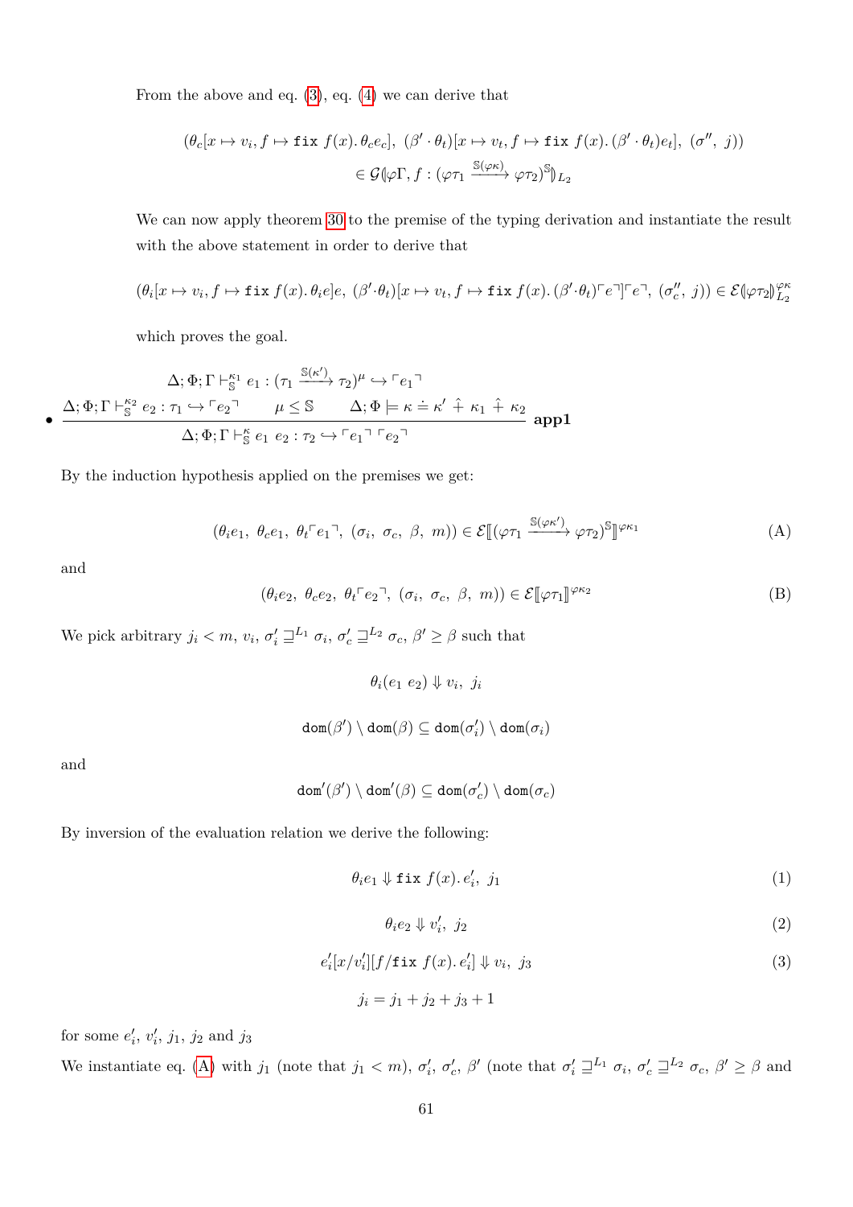From the above and eq. (3), eq. (4) we can derive that

$$(\theta_c[x \mapsto v_i, f \mapsto \texttt{fix}\ f(x).\,\theta_c e_c],\ (\beta' \cdot \theta_t)[x \mapsto v_t, f \mapsto \texttt{fix}\ f(x).\,(\beta' \cdot \theta_t) e_t],\ (\sigma'',\ j)) \in \mathcal{G}(\!|\varphi\Gamma, f : (\varphi\tau_1 \xrightarrow{\mathbb{S}(\varphi\kappa)} \varphi\tau_2)^{\mathbb{S}}|\!)_{L_2}$$

We can now apply theorem 30 to the premise of the typing derivation and instantiate the result with the above statement in order to derive that

$$(\theta_i[x \mapsto v_i, f \mapsto \texttt{fix}\ f(x).\,\theta_i e] e,\ (\beta' \cdot \theta_t)[x \mapsto v_t, f \mapsto \texttt{fix}\ f(x).\,(\beta' \cdot \theta_t) \ulcorner e \urcorner] \ulcorner e \urcorner,\ (\sigma''_c,\ j)) \in \mathcal{E}(\!|\varphi\tau_2|\!)^{\varphi\kappa}_{L_2}$$

which proves the goal.

- $$\dfrac{\Delta;\Phi;\Gamma \vdash^{\kappa_1}_{\mathbb{S}} e_1 : (\tau_1 \xrightarrow{\mathbb{S}(\kappa')} \tau_2)^{\mu} \hookrightarrow \ulcorner e_1 \urcorner \qquad \Delta;\Phi;\Gamma \vdash^{\kappa_2}_{\mathbb{S}} e_2 : \tau_1 \hookrightarrow \ulcorner e_2 \urcorner \qquad \mu \leq \mathbb{S} \qquad \Delta;\Phi \models \kappa \doteq \kappa' \mathbin{\hat{+}} \kappa_1 \mathbin{\hat{+}} \kappa_2}{\Delta;\Phi;\Gamma \vdash^{\kappa}_{\mathbb{S}} e_1\ e_2 : \tau_2 \hookrightarrow \ulcorner e_1 \urcorner\ \ulcorner e_2 \urcorner}\ \textbf{app1}$$

By the induction hypothesis applied on the premises we get:

$$(\theta_i e_1,\ \theta_c e_1,\ \theta_t \ulcorner e_1 \urcorner,\ (\sigma_i,\ \sigma_c,\ \beta,\ m)) \in \mathcal{E}[\![(\varphi\tau_1 \xrightarrow{\mathbb{S}(\varphi\kappa')} \varphi\tau_2)^{\mathbb{S}}]\!]^{\varphi\kappa_1} \tag{A}$$

and

$$(\theta_i e_2,\ \theta_c e_2,\ \theta_t \ulcorner e_2 \urcorner,\ (\sigma_i,\ \sigma_c,\ \beta,\ m)) \in \mathcal{E}[\![\varphi\tau_1]\!]^{\varphi\kappa_2} \tag{B}$$

We pick arbitrary $j_i < m$, $v_i$, $\sigma'_i \sqsupseteq^{L_1} \sigma_i$, $\sigma'_c \sqsupseteq^{L_2} \sigma_c$, $\beta' \geq \beta$ such that

$$\theta_i(e_1\ e_2) \Downarrow v_i,\ j_i$$

$$\texttt{dom}(\beta') \setminus \texttt{dom}(\beta) \subseteq \texttt{dom}(\sigma'_i) \setminus \texttt{dom}(\sigma_i)$$

and

$$\texttt{dom}'(\beta') \setminus \texttt{dom}'(\beta) \subseteq \texttt{dom}(\sigma'_c) \setminus \texttt{dom}(\sigma_c)$$

By inversion of the evaluation relation we derive the following:

$$\theta_i e_1 \Downarrow \texttt{fix}\ f(x).\,e'_i,\ j_1 \tag{1}$$

$$\theta_i e_2 \Downarrow v'_i,\ j_2 \tag{2}$$

$$e'_i[x/v'_i][f/\texttt{fix}\ f(x).\,e'_i] \Downarrow v_i,\ j_3 \tag{3}$$

$$j_i = j_1 + j_2 + j_3 + 1$$

for some $e'_i$, $v'_i$, $j_1$, $j_2$ and $j_3$

We instantiate eq. (A) with $j_1$ (note that $j_1 < m$), $\sigma'_i$, $\sigma'_c$, $\beta'$ (note that $\sigma'_i \sqsupseteq^{L_1} \sigma_i$, $\sigma'_c \sqsupseteq^{L_2} \sigma_c$, $\beta' \geq \beta$ and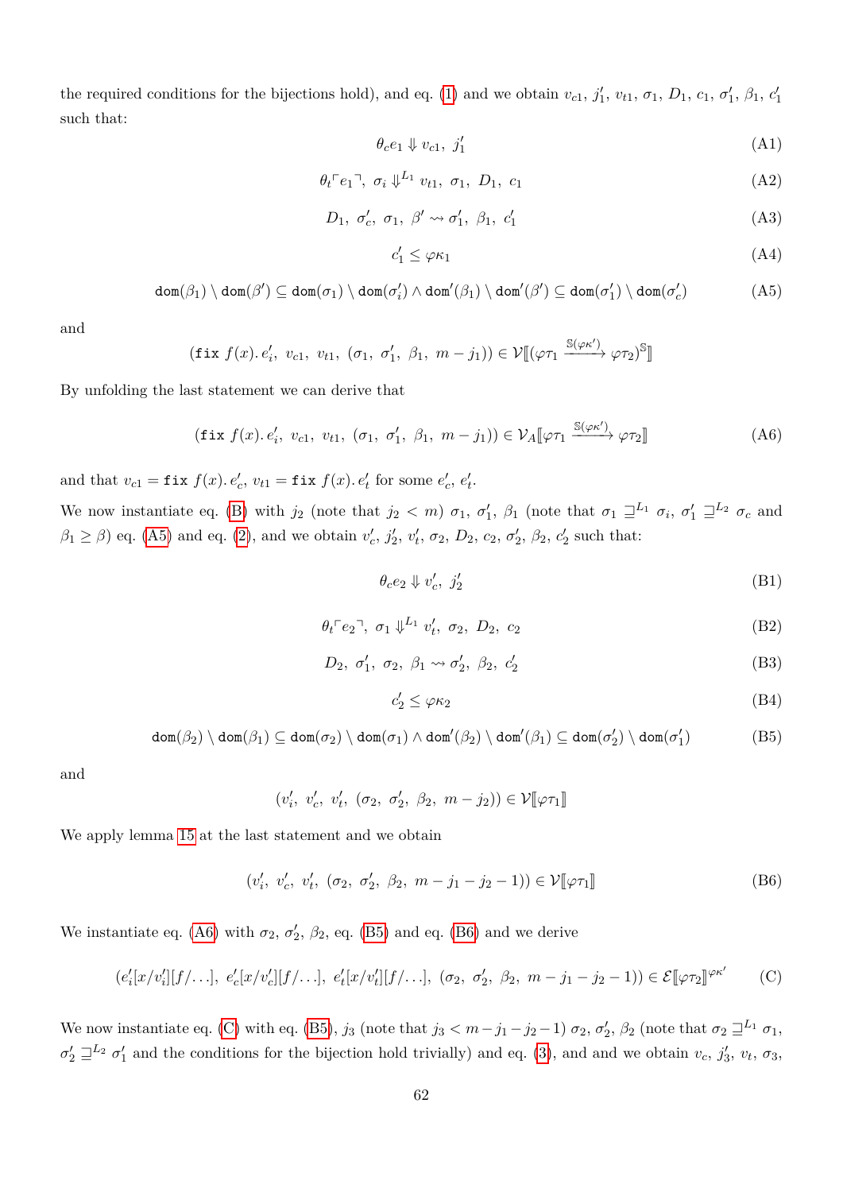the required conditions for the bijections hold), and eq. (1) and we obtain $v_{c1}$, $j'_1$, $v_{t1}$, $\sigma_1$, $D_1$, $c_1$, $\sigma'_1$, $\beta_1$, $c'_1$ such that:

$$\theta_c e_1 \Downarrow v_{c1},\ j'_1 \tag{A1}$$

$$\theta_t \ulcorner e_1 \urcorner,\ \sigma_i \Downarrow^{L_1} v_{t1},\ \sigma_1,\ D_1,\ c_1 \tag{A2}$$

$$D_1,\ \sigma'_c,\ \sigma_1,\ \beta' \rightsquigarrow \sigma'_1,\ \beta_1,\ c'_1 \tag{A3}$$

$$c'_1 \leq \varphi\kappa_1 \tag{A4}$$

$$\mathtt{dom}(\beta_1) \setminus \mathtt{dom}(\beta') \subseteq \mathtt{dom}(\sigma_1) \setminus \mathtt{dom}(\sigma'_i) \wedge \mathtt{dom}'(\beta_1) \setminus \mathtt{dom}'(\beta') \subseteq \mathtt{dom}(\sigma'_1) \setminus \mathtt{dom}(\sigma'_c) \tag{A5}$$

and

$$(\mathtt{fix}\ f(x).\, e'_i,\ v_{c1},\ v_{t1},\ (\sigma_1,\ \sigma'_1,\ \beta_1,\ m - j_1)) \in \mathcal{V}[\![(\varphi\tau_1 \xrightarrow{\mathbb{S}(\varphi\kappa')} \varphi\tau_2)^{\mathbb{S}}]\!]$$

By unfolding the last statement we can derive that

$$(\mathtt{fix}\ f(x).\, e'_i,\ v_{c1},\ v_{t1},\ (\sigma_1,\ \sigma'_1,\ \beta_1,\ m - j_1)) \in \mathcal{V}_A[\![\varphi\tau_1 \xrightarrow{\mathbb{S}(\varphi\kappa')} \varphi\tau_2]\!] \tag{A6}$$

and that $v_{c1} = \mathtt{fix}\ f(x).\, e'_c$, $v_{t1} = \mathtt{fix}\ f(x).\, e'_t$ for some $e'_c$, $e'_t$.

We now instantiate eq. (B) with $j_2$ (note that $j_2 < m$) $\sigma_1$, $\sigma'_1$, $\beta_1$ (note that $\sigma_1 \sqsupseteq^{L_1} \sigma_i$, $\sigma'_1 \sqsupseteq^{L_2} \sigma_c$ and $\beta_1 \geq \beta$) eq. (A5) and eq. (2), and we obtain $v'_c$, $j'_2$, $v'_t$, $\sigma_2$, $D_2$, $c_2$, $\sigma'_2$, $\beta_2$, $c'_2$ such that:

$$\theta_c e_2 \Downarrow v'_c,\ j'_2 \tag{B1}$$

$$\theta_t \ulcorner e_2 \urcorner,\ \sigma_1 \Downarrow^{L_1} v'_t,\ \sigma_2,\ D_2,\ c_2 \tag{B2}$$

$$D_2,\ \sigma'_1,\ \sigma_2,\ \beta_1 \rightsquigarrow \sigma'_2,\ \beta_2,\ c'_2 \tag{B3}$$

$$c'_2 \leq \varphi\kappa_2 \tag{B4}$$

$$\mathtt{dom}(\beta_2) \setminus \mathtt{dom}(\beta_1) \subseteq \mathtt{dom}(\sigma_2) \setminus \mathtt{dom}(\sigma_1) \wedge \mathtt{dom}'(\beta_2) \setminus \mathtt{dom}'(\beta_1) \subseteq \mathtt{dom}(\sigma'_2) \setminus \mathtt{dom}(\sigma'_1) \tag{B5}$$

and

$$(v'_i,\ v'_c,\ v'_t,\ (\sigma_2,\ \sigma'_2,\ \beta_2,\ m - j_2)) \in \mathcal{V}[\![\varphi\tau_1]\!]$$

We apply lemma 15 at the last statement and we obtain

$$(v'_i,\ v'_c,\ v'_t,\ (\sigma_2,\ \sigma'_2,\ \beta_2,\ m - j_1 - j_2 - 1)) \in \mathcal{V}[\![\varphi\tau_1]\!] \tag{B6}$$

We instantiate eq. (A6) with $\sigma_2$, $\sigma'_2$, $\beta_2$, eq. (B5) and eq. (B6) and we derive

$$(e'_i[x/v'_i][f/\ldots],\ e'_c[x/v'_c][f/\ldots],\ e'_t[x/v'_t][f/\ldots],\ (\sigma_2,\ \sigma'_2,\ \beta_2,\ m - j_1 - j_2 - 1)) \in \mathcal{E}[\![\varphi\tau_2]\!]^{\varphi\kappa'} \tag{C}$$

We now instantiate eq. (C) with eq. (B5), $j_3$ (note that $j_3 < m - j_1 - j_2 - 1$) $\sigma_2$, $\sigma'_2$, $\beta_2$ (note that $\sigma_2 \sqsupseteq^{L_1} \sigma_1$, $\sigma'_2 \sqsupseteq^{L_2} \sigma'_1$ and the conditions for the bijection hold trivially) and eq. (3), and and we obtain $v_c$, $j'_3$, $v_t$, $\sigma_3$,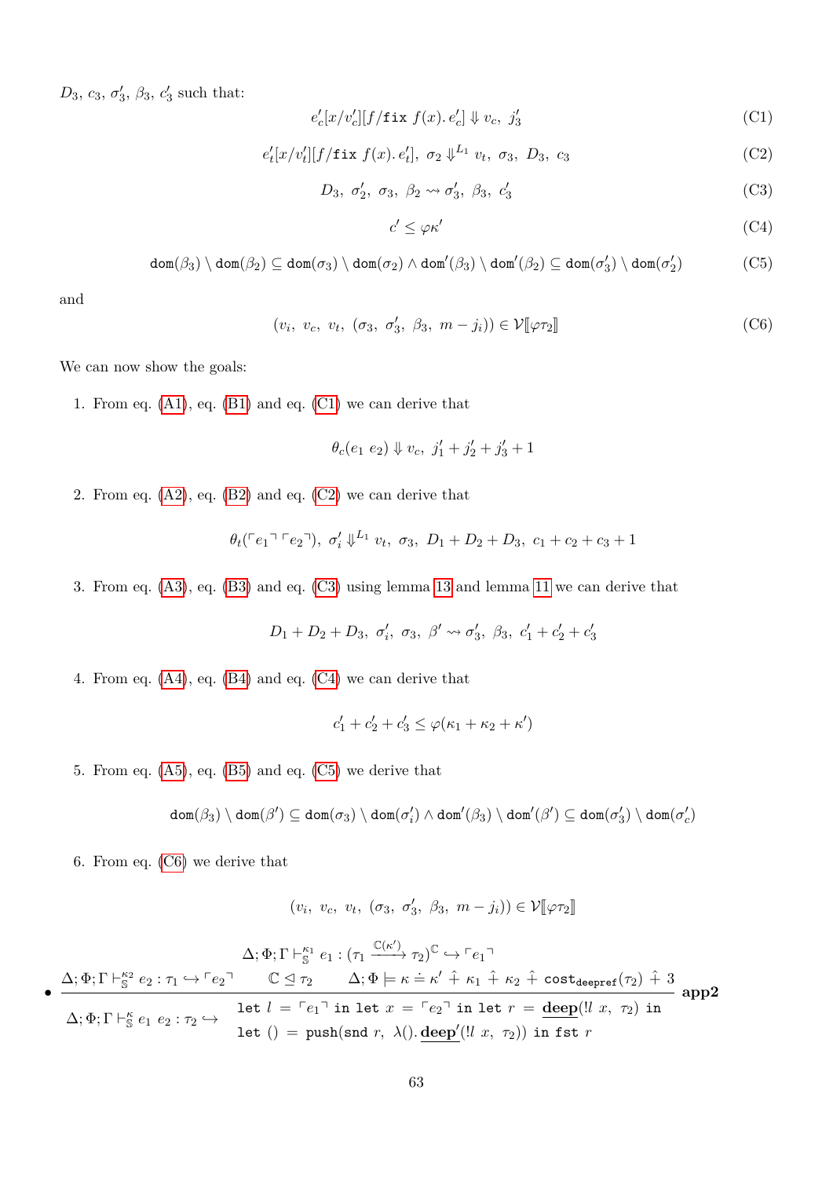$D_3,\ c_3,\ \sigma_3',\ \beta_3,\ c_3'$ such that:

$$e_c'[x/v_c'][f/\mathtt{fix}\ f(x).\, e_c'] \Downarrow v_c,\ j_3' \tag{C1}$$

$$e_t'[x/v_t'][f/\mathtt{fix}\ f(x).\, e_t'],\ \sigma_2 \Downarrow^{L_1} v_t,\ \sigma_3,\ D_3,\ c_3 \tag{C2}$$

$$D_3,\ \sigma_2',\ \sigma_3,\ \beta_2 \rightsquigarrow \sigma_3',\ \beta_3,\ c_3' \tag{C3}$$

$$c' \leq \varphi\kappa' \tag{C4}$$

$$\mathtt{dom}(\beta_3) \setminus \mathtt{dom}(\beta_2) \subseteq \mathtt{dom}(\sigma_3) \setminus \mathtt{dom}(\sigma_2) \wedge \mathtt{dom}'(\beta_3) \setminus \mathtt{dom}'(\beta_2) \subseteq \mathtt{dom}(\sigma_3') \setminus \mathtt{dom}(\sigma_2') \tag{C5}$$

and

$$(v_i,\ v_c,\ v_t,\ (\sigma_3,\ \sigma_3',\ \beta_3,\ m - j_i)) \in \mathcal{V}[\![\varphi\tau_2]\!] \tag{C6}$$

We can now show the goals:

1. From eq. (A1), eq. (B1) and eq. (C1) we can derive that

$$\theta_c(e_1\ e_2) \Downarrow v_c,\ j_1' + j_2' + j_3' + 1$$

2. From eq. (A2), eq. (B2) and eq. (C2) we can derive that

$$\theta_t(\ulcorner e_1 \urcorner\ \ulcorner e_2 \urcorner),\ \sigma_i' \Downarrow^{L_1} v_t,\ \sigma_3,\ D_1 + D_2 + D_3,\ c_1 + c_2 + c_3 + 1$$

3. From eq. (A3), eq. (B3) and eq. (C3) using lemma 13 and lemma 11 we can derive that

$$D_1 + D_2 + D_3,\ \sigma_i',\ \sigma_3,\ \beta' \rightsquigarrow \sigma_3',\ \beta_3,\ c_1' + c_2' + c_3'$$

4. From eq. (A4), eq. (B4) and eq. (C4) we can derive that

$$c_1' + c_2' + c_3' \leq \varphi(\kappa_1 + \kappa_2 + \kappa')$$

5. From eq. (A5), eq. (B5) and eq. (C5) we derive that

$$\mathtt{dom}(\beta_3) \setminus \mathtt{dom}(\beta') \subseteq \mathtt{dom}(\sigma_3) \setminus \mathtt{dom}(\sigma_i') \wedge \mathtt{dom}'(\beta_3) \setminus \mathtt{dom}'(\beta') \subseteq \mathtt{dom}(\sigma_3') \setminus \mathtt{dom}(\sigma_c')$$

6. From eq. (C6) we derive that

$$(v_i,\ v_c,\ v_t,\ (\sigma_3,\ \sigma_3',\ \beta_3,\ m - j_i)) \in \mathcal{V}[\![\varphi\tau_2]\!]$$

- $$\frac{\begin{array}{c}\Delta;\Phi;\Gamma \vdash^{\kappa_1}_{\mathbb{S}} e_1 : (\tau_1 \xrightarrow{\mathbb{C}(\kappa')} \tau_2)^{\mathbb{C}} \hookrightarrow \ulcorner e_1 \urcorner \\ \Delta;\Phi;\Gamma \vdash^{\kappa_2}_{\mathbb{S}} e_2 : \tau_1 \hookrightarrow \ulcorner e_2 \urcorner \qquad \mathbb{C} \trianglelefteq \tau_2 \qquad \Delta;\Phi \models \kappa \doteq \kappa' \mathbin{\hat{+}} \kappa_1 \mathbin{\hat{+}} \kappa_2 \mathbin{\hat{+}} \mathtt{cost}_{\mathtt{deepref}}(\tau_2) \mathbin{\hat{+}} 3\end{array}}{\begin{array}{l}\Delta;\Phi;\Gamma \vdash^{\kappa}_{\mathbb{S}} e_1\ e_2 : \tau_2 \hookrightarrow \begin{array}{l}\mathtt{let}\ l\ =\ \ulcorner e_1 \urcorner\ \mathtt{in}\ \mathtt{let}\ x\ =\ \ulcorner e_2 \urcorner\ \mathtt{in}\ \mathtt{let}\ r\ =\ \underline{\mathbf{deep}}(!l\ x,\ \tau_2)\ \mathtt{in} \\ \mathtt{let}\ ()\ =\ \mathtt{push}(\mathtt{snd}\ r,\ \lambda().\, \underline{\mathbf{deep}}'(!l\ x,\ \tau_2))\ \mathtt{in}\ \mathtt{fst}\ r\end{array}\end{array}}\ \textbf{app2}$$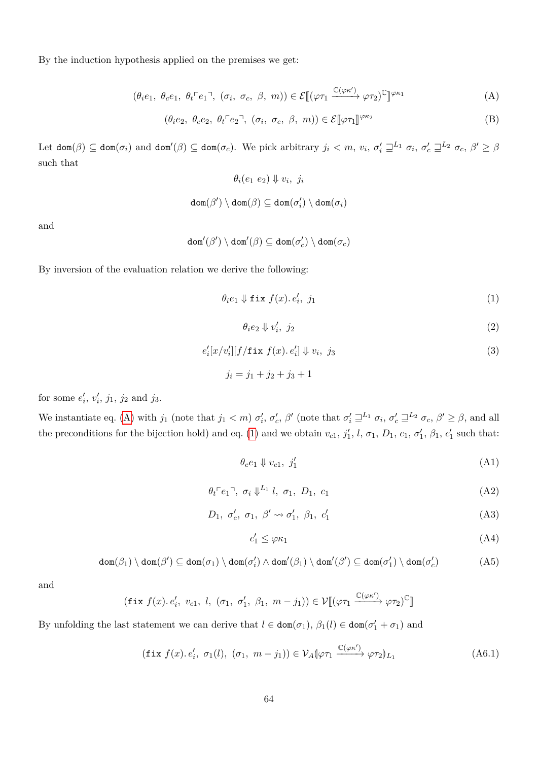By the induction hypothesis applied on the premises we get:

$$(\theta_i e_1,\ \theta_c e_1,\ \theta_t \ulcorner e_1 \urcorner,\ (\sigma_i,\ \sigma_c,\ \beta,\ m)) \in \mathcal{E}[\![(\varphi\tau_1 \xrightarrow{\mathbb{C}(\varphi\kappa')} \varphi\tau_2)^{\mathbb{C}}]\!]^{\varphi\kappa_1} \tag{A}$$

$$(\theta_i e_2,\ \theta_c e_2,\ \theta_t \ulcorner e_2 \urcorner,\ (\sigma_i,\ \sigma_c,\ \beta,\ m)) \in \mathcal{E}[\![\varphi\tau_1]\!]^{\varphi\kappa_2} \tag{B}$$

Let $\mathtt{dom}(\beta) \subseteq \mathtt{dom}(\sigma_i)$ and $\mathtt{dom}'(\beta) \subseteq \mathtt{dom}(\sigma_c)$. We pick arbitrary $j_i < m$, $v_i$, $\sigma_i' \sqsupseteq^{L_1} \sigma_i$, $\sigma_c' \sqsupseteq^{L_2} \sigma_c$, $\beta' \geq \beta$ such that

$$\theta_i(e_1\ e_2) \Downarrow v_i,\ j_i$$

$$\mathtt{dom}(\beta') \setminus \mathtt{dom}(\beta) \subseteq \mathtt{dom}(\sigma_i') \setminus \mathtt{dom}(\sigma_i)$$

and

$$\mathtt{dom}'(\beta') \setminus \mathtt{dom}'(\beta) \subseteq \mathtt{dom}(\sigma_c') \setminus \mathtt{dom}(\sigma_c)$$

By inversion of the evaluation relation we derive the following:

$$\theta_i e_1 \Downarrow \mathtt{fix}\ f(x).\, e_i',\ j_1 \tag{1}$$

$$\theta_i e_2 \Downarrow v_i',\ j_2 \tag{2}$$

$$e_i'[x/v_i'][f/\mathtt{fix}\ f(x).\, e_i'] \Downarrow v_i,\ j_3 \tag{3}$$

$$j_i = j_1 + j_2 + j_3 + 1$$

for some $e_i'$, $v_i'$, $j_1$, $j_2$ and $j_3$.

We instantiate eq. (A) with $j_1$ (note that $j_1 < m$) $\sigma_i'$, $\sigma_c'$, $\beta'$ (note that $\sigma_i' \sqsupseteq^{L_1} \sigma_i$, $\sigma_c' \sqsupseteq^{L_2} \sigma_c$, $\beta' \geq \beta$, and all the preconditions for the bijection hold) and eq. (1) and we obtain $v_{c1}$, $j_1'$, $l$, $\sigma_1$, $D_1$, $c_1$, $\sigma_1'$, $\beta_1$, $c_1'$ such that:

$$\theta_c e_1 \Downarrow v_{c1},\ j_1' \tag{A1}$$

$$\theta_t \ulcorner e_1 \urcorner,\ \sigma_i \Downarrow^{L_1} l,\ \sigma_1,\ D_1,\ c_1 \tag{A2}$$

$$D_1,\ \sigma_c',\ \sigma_1,\ \beta' \rightsquigarrow \sigma_1',\ \beta_1,\ c_1' \tag{A3}$$

$$c_1' \leq \varphi\kappa_1 \tag{A4}$$

$$\mathtt{dom}(\beta_1) \setminus \mathtt{dom}(\beta') \subseteq \mathtt{dom}(\sigma_1) \setminus \mathtt{dom}(\sigma_i') \wedge \mathtt{dom}'(\beta_1) \setminus \mathtt{dom}'(\beta') \subseteq \mathtt{dom}(\sigma_1') \setminus \mathtt{dom}(\sigma_c') \tag{A5}$$

and

$$(\mathtt{fix}\ f(x).\, e_i',\ v_{c1},\ l,\ (\sigma_1,\ \sigma_1',\ \beta_1,\ m - j_1)) \in \mathcal{V}[\![(\varphi\tau_1 \xrightarrow{\mathbb{C}(\varphi\kappa')} \varphi\tau_2)^{\mathbb{C}}]\!]$$

By unfolding the last statement we can derive that $l \in \mathtt{dom}(\sigma_1)$, $\beta_1(l) \in \mathtt{dom}(\sigma_1' + \sigma_1)$ and

$$(\mathtt{fix}\ f(x).\, e_i',\ \sigma_1(l),\ (\sigma_1,\ m - j_1)) \in \mathcal{V}_A(\!|\varphi\tau_1 \xrightarrow{\mathbb{C}(\varphi\kappa')} \varphi\tau_2|\!)_{L_1} \tag{A6.1}$$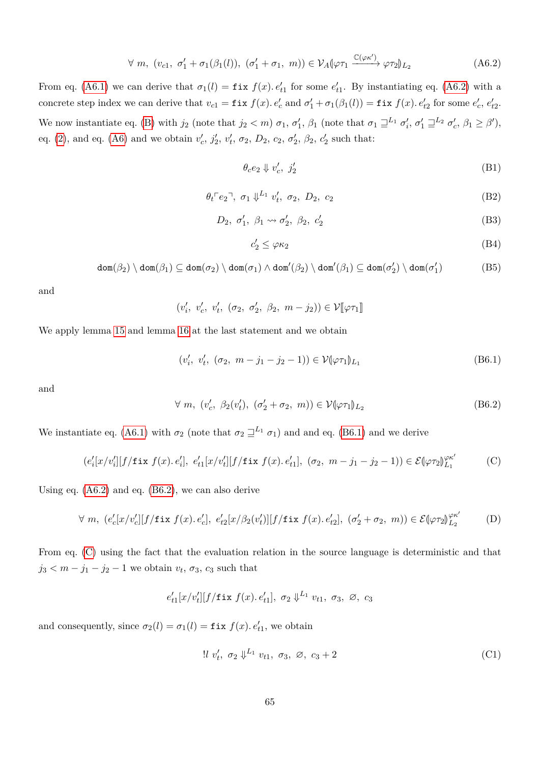$$\forall\ m,\ (v_{c1},\ \sigma_1' + \sigma_1(\beta_1(l)),\ (\sigma_1' + \sigma_1,\ m)) \in \mathcal{V}_A(\!|\varphi\tau_1 \xrightarrow{\mathbb{C}(\varphi\kappa')} \varphi\tau_2|\!)_{L_2} \tag{A6.2}$$

From eq. (A6.1) we can derive that $\sigma_1(l) = \texttt{fix}\ f(x).\, e_{t1}'$ for some $e_{t1}'$. By instantiating eq. (A6.2) with a concrete step index we can derive that $v_{c1} = \texttt{fix}\ f(x).\, e_c'$ and $\sigma_1' + \sigma_1(\beta_1(l)) = \texttt{fix}\ f(x).\, e_{t2}'$ for some $e_c'$, $e_{t2}'$. We now instantiate eq. (B) with $j_2$ (note that $j_2 < m$) $\sigma_1$, $\sigma_1'$, $\beta_1$ (note that $\sigma_1 \sqsupseteq^{L_1} \sigma_i'$, $\sigma_1' \sqsupseteq^{L_2} \sigma_c'$, $\beta_1 \geq \beta'$), eq. (2), and eq. (A6) and we obtain $v_c'$, $j_2'$, $v_t'$, $\sigma_2$, $D_2$, $c_2$, $\sigma_2'$, $\beta_2$, $c_2'$ such that:

$$\theta_c e_2 \Downarrow v_c',\ j_2' \tag{B1}$$

$$\theta_t \ulcorner e_2 \urcorner,\ \sigma_1 \Downarrow^{L_1} v_t',\ \sigma_2,\ D_2,\ c_2 \tag{B2}$$

$$D_2,\ \sigma_1',\ \beta_1 \rightsquigarrow \sigma_2',\ \beta_2,\ c_2' \tag{B3}$$

$$c_2' \leq \varphi\kappa_2 \tag{B4}$$

$$\texttt{dom}(\beta_2) \setminus \texttt{dom}(\beta_1) \subseteq \texttt{dom}(\sigma_2) \setminus \texttt{dom}(\sigma_1) \wedge \texttt{dom}'(\beta_2) \setminus \texttt{dom}'(\beta_1) \subseteq \texttt{dom}(\sigma_2') \setminus \texttt{dom}(\sigma_1') \tag{B5}$$

and

$$(v_i',\ v_c',\ v_t',\ (\sigma_2,\ \sigma_2',\ \beta_2,\ m - j_2)) \in \mathcal{V}[\![\varphi\tau_1]\!]$$

We apply lemma 15 and lemma 16 at the last statement and we obtain

$$(v_i',\ v_t',\ (\sigma_2,\ m - j_1 - j_2 - 1)) \in \mathcal{V}(\!|\varphi\tau_1|\!)_{L_1} \tag{B6.1}$$

and

$$\forall\ m,\ (v_c',\ \beta_2(v_t'),\ (\sigma_2' + \sigma_2,\ m)) \in \mathcal{V}(\!|\varphi\tau_1|\!)_{L_2} \tag{B6.2}$$

We instantiate eq. (A6.1) with $\sigma_2$ (note that $\sigma_2 \sqsupseteq^{L_1} \sigma_1$) and and eq. (B6.1) and we derive

$$(e_i'[x/v_i'][f/\texttt{fix}\ f(x).\, e_i'],\ e_{t1}'[x/v_t'][f/\texttt{fix}\ f(x).\, e_{t1}'],\ (\sigma_2,\ m - j_1 - j_2 - 1)) \in \mathcal{E}(\!|\varphi\tau_2|\!)_{L_1}^{\varphi\kappa'} \tag{C}$$

Using eq. (A6.2) and eq. (B6.2), we can also derive

$$\forall\ m,\ (e_c'[x/v_c'][f/\texttt{fix}\ f(x).\, e_c'],\ e_{t2}'[x/\beta_2(v_t')][f/\texttt{fix}\ f(x).\, e_{t2}'],\ (\sigma_2' + \sigma_2,\ m)) \in \mathcal{E}(\!|\varphi\tau_2|\!)_{L_2}^{\varphi\kappa'} \tag{D}$$

From eq. (C) using the fact that the evaluation relation in the source language is deterministic and that $j_3 < m - j_1 - j_2 - 1$ we obtain $v_t$, $\sigma_3$, $c_3$ such that

$$e_{t1}'[x/v_t'][f/\texttt{fix}\ f(x).\, e_{t1}'],\ \sigma_2 \Downarrow^{L_1} v_{t1},\ \sigma_3,\ \varnothing,\ c_3$$

and consequently, since $\sigma_2(l) = \sigma_1(l) = \texttt{fix}\ f(x).\, e_{t1}'$, we obtain

$$!l\ v_t',\ \sigma_2 \Downarrow^{L_1} v_{t1},\ \sigma_3,\ \varnothing,\ c_3 + 2 \tag{C1}$$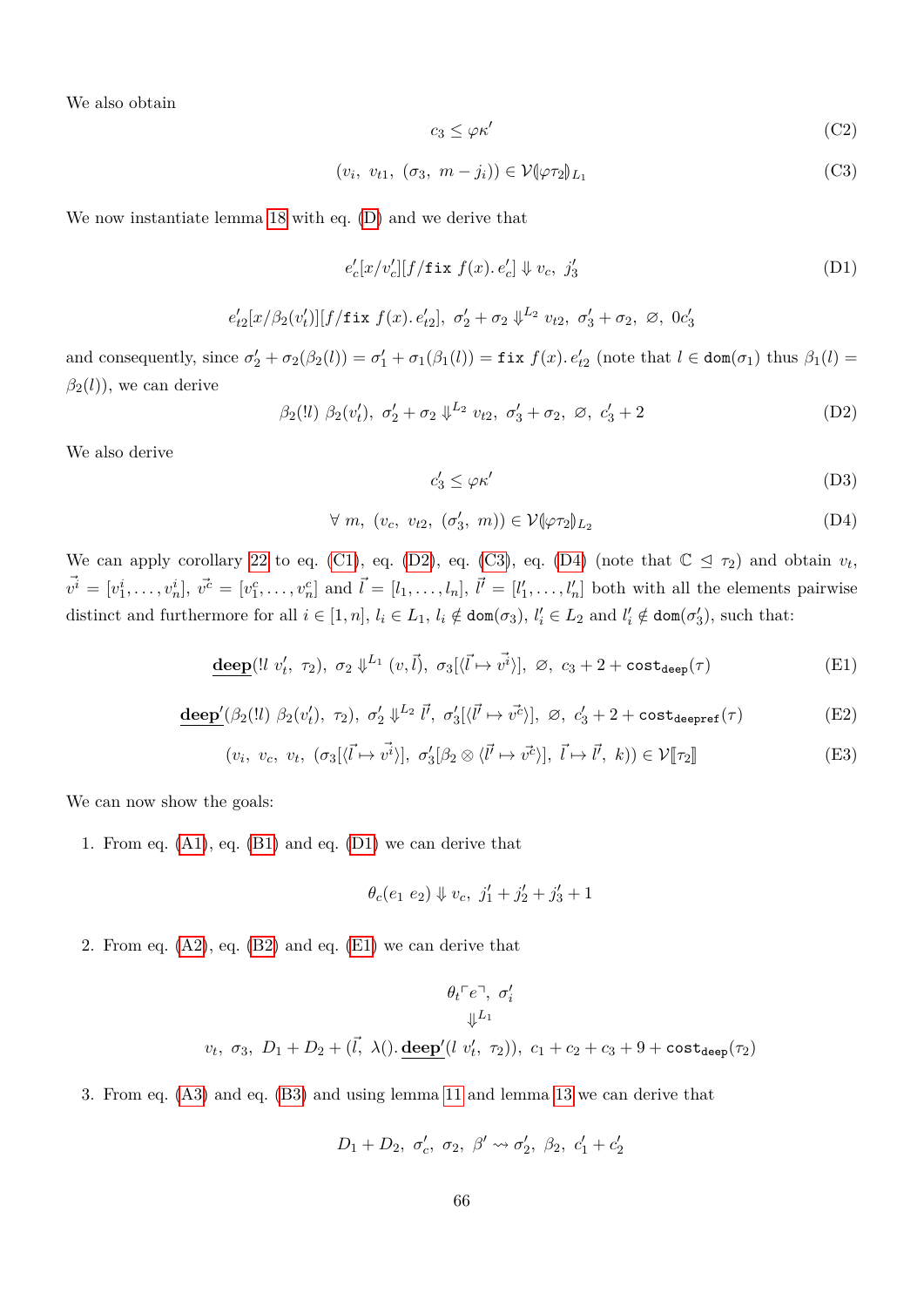We also obtain

$$c_3 \leq \varphi\kappa' \tag{C2}$$

$$(v_i,\ v_{t1},\ (\sigma_3,\ m - j_i)) \in \mathcal{V}(\!|\varphi\tau_2|\!)_{L_1} \tag{C3}$$

We now instantiate lemma 18 with eq. (D) and we derive that

$$e_c'[x/v_c'][f/\texttt{fix}\ f(x).\ e_c'] \Downarrow v_c,\ j_3' \tag{D1}$$

$$e_{t2}'[x/\beta_2(v_t')][f/\texttt{fix}\ f(x).\ e_{t2}'],\ \sigma_2' + \sigma_2 \Downarrow^{L_2} v_{t2},\ \sigma_3' + \sigma_2,\ \varnothing,\ 0c_3'$$

and consequently, since $\sigma_2' + \sigma_2(\beta_2(l)) = \sigma_1' + \sigma_1(\beta_1(l)) = \texttt{fix}\ f(x).\ e_{t2}'$ (note that $l \in \texttt{dom}(\sigma_1)$ thus $\beta_1(l) = \beta_2(l)$), we can derive

$$\beta_2(!l)\ \beta_2(v_t'),\ \sigma_2' + \sigma_2 \Downarrow^{L_2} v_{t2},\ \sigma_3' + \sigma_2,\ \varnothing,\ c_3' + 2 \tag{D2}$$

We also derive

$$c_3' \leq \varphi\kappa' \tag{D3}$$

$$\forall\ m,\ (v_c,\ v_{t2},\ (\sigma_3',\ m)) \in \mathcal{V}(\!|\varphi\tau_2|\!)_{L_2} \tag{D4}$$

We can apply corollary 22 to eq. (C1), eq. (D2), eq. (C3), eq. (D4) (note that $\mathbb{C} \trianglelefteq \tau_2$) and obtain $v_t$, $\vec{v^i} = [v_1^i, \ldots, v_n^i]$, $\vec{v^c} = [v_1^c, \ldots, v_n^c]$ and $\vec{l} = [l_1, \ldots, l_n]$, $\vec{l'} = [l_1', \ldots, l_n']$ both with all the elements pairwise distinct and furthermore for all $i \in [1, n]$, $l_i \in L_1$, $l_i \notin \texttt{dom}(\sigma_3)$, $l_i' \in L_2$ and $l_i' \notin \texttt{dom}(\sigma_3')$, such that:

$$\underline{\textbf{deep}}(!l\ v_t',\ \tau_2),\ \sigma_2 \Downarrow^{L_1} (v, \vec{l}),\ \sigma_3[\langle \vec{l} \mapsto \vec{v^i} \rangle],\ \varnothing,\ c_3 + 2 + \texttt{cost}_{\texttt{deep}}(\tau) \tag{E1}$$

$$\underline{\textbf{deep}'}(\beta_2(!l)\ \beta_2(v_t'),\ \tau_2),\ \sigma_2' \Downarrow^{L_2} \vec{l'},\ \sigma_3'[\langle \vec{l'} \mapsto \vec{v^c} \rangle],\ \varnothing,\ c_3' + 2 + \texttt{cost}_{\texttt{deepref}}(\tau) \tag{E2}$$

$$(v_i,\ v_c,\ v_t,\ (\sigma_3[\langle \vec{l} \mapsto \vec{v^i} \rangle],\ \sigma_3'[\beta_2 \otimes \langle \vec{l'} \mapsto \vec{v^c} \rangle],\ \vec{l} \mapsto \vec{l'},\ k)) \in \mathcal{V}[\![\tau_2]\!] \tag{E3}$$

We can now show the goals:

1. From eq. (A1), eq. (B1) and eq. (D1) we can derive that

$$\theta_c(e_1\ e_2) \Downarrow v_c,\ j_1' + j_2' + j_3' + 1$$

2. From eq. (A2), eq. (B2) and eq. (E1) we can derive that

$$\begin{gathered} \theta_t\ulcorner e \urcorner,\ \sigma_i' \\ \Downarrow^{L_1} \\ v_t,\ \sigma_3,\ D_1 + D_2 + (\vec{l},\ \lambda().\ \underline{\textbf{deep}'}(l\ v_t',\ \tau_2)),\ c_1 + c_2 + c_3 + 9 + \texttt{cost}_{\texttt{deep}}(\tau_2) \end{gathered}$$

3. From eq. (A3) and eq. (B3) and using lemma 11 and lemma 13 we can derive that

$$D_1 + D_2,\ \sigma_c',\ \sigma_2,\ \beta' \rightsquigarrow \sigma_2',\ \beta_2,\ c_1' + c_2'$$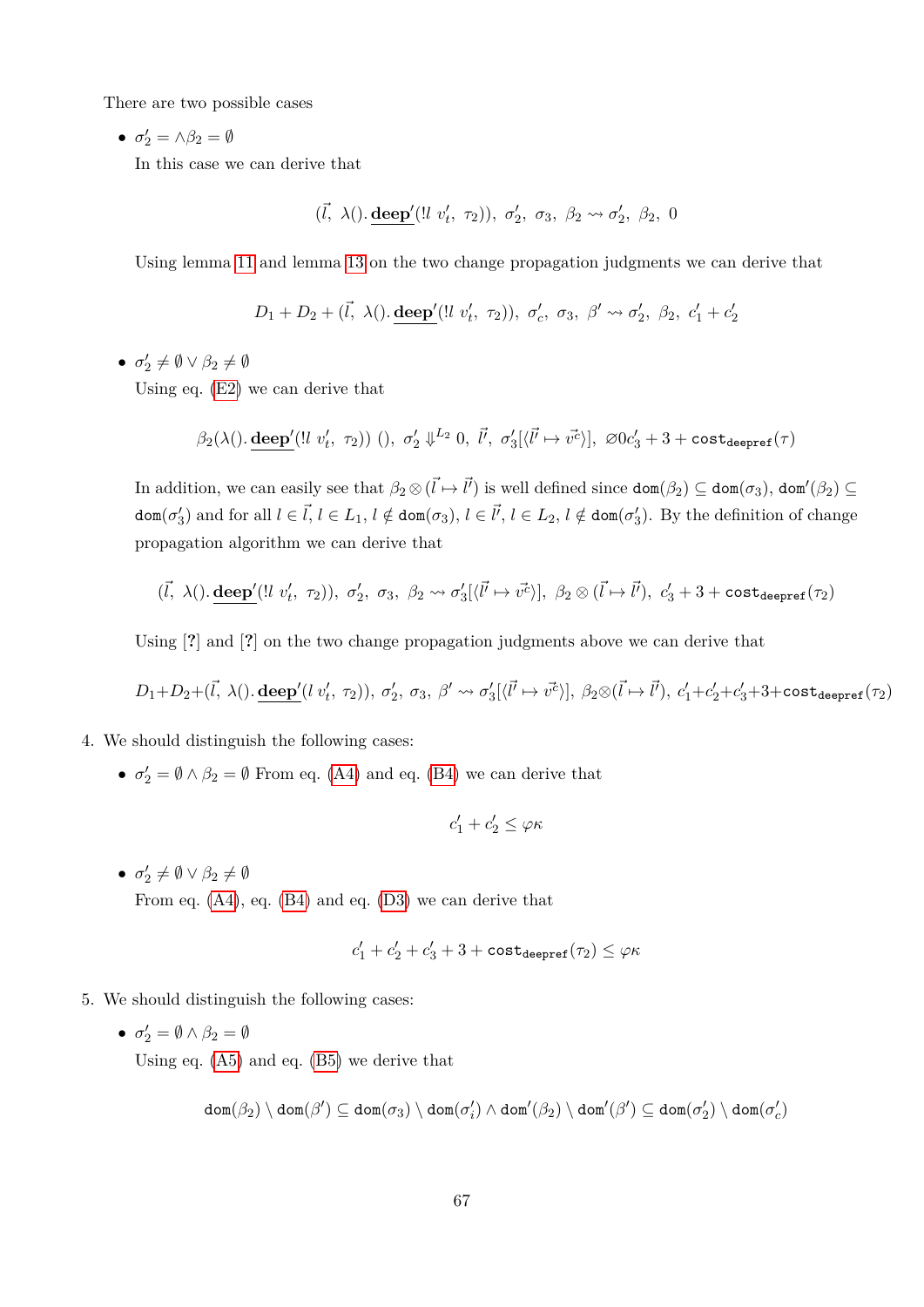There are two possible cases

- $\sigma_2' = \wedge\beta_2 = \emptyset$

  In this case we can derive that

$$(\vec{l},\ \lambda().\,\underline{\mathbf{deep}}'(!l\ v_t',\ \tau_2)),\ \sigma_2',\ \sigma_3,\ \beta_2 \rightsquigarrow \sigma_2',\ \beta_2,\ 0$$

  Using lemma 11 and lemma 13 on the two change propagation judgments we can derive that

$$D_1 + D_2 + (\vec{l},\ \lambda().\,\underline{\mathbf{deep}}'(!l\ v_t',\ \tau_2)),\ \sigma_c',\ \sigma_3,\ \beta' \rightsquigarrow \sigma_2',\ \beta_2,\ c_1' + c_2'$$

- $\sigma_2' \neq \emptyset \vee \beta_2 \neq \emptyset$

  Using eq. (E2) we can derive that

$$\beta_2(\lambda().\,\underline{\mathbf{deep}}'(!l\ v_t',\ \tau_2))\ (),\ \sigma_2' \Downarrow^{L_2} 0,\ \vec{l'},\ \sigma_3'[\langle\vec{l'} \mapsto \vec{v^c}\rangle],\ \varnothing 0 c_3' + 3 + \mathtt{cost}_{\mathtt{deepref}}(\tau)$$

  In addition, we can easily see that $\beta_2 \otimes (\vec{l} \mapsto \vec{l'})$ is well defined since $\mathtt{dom}(\beta_2) \subseteq \mathtt{dom}(\sigma_3)$, $\mathtt{dom}'(\beta_2) \subseteq \mathtt{dom}(\sigma_3')$ and for all $l \in \vec{l}$, $l \in L_1$, $l \notin \mathtt{dom}(\sigma_3)$, $l \in \vec{l'}$, $l \in L_2$, $l \notin \mathtt{dom}(\sigma_3')$. By the definition of change propagation algorithm we can derive that

$$(\vec{l},\ \lambda().\,\underline{\mathbf{deep}}'(!l\ v_t',\ \tau_2)),\ \sigma_2',\ \sigma_3,\ \beta_2 \rightsquigarrow \sigma_3'[\langle\vec{l'} \mapsto \vec{v^c}\rangle],\ \beta_2 \otimes (\vec{l} \mapsto \vec{l'}),\ c_3' + 3 + \mathtt{cost}_{\mathtt{deepref}}(\tau_2)$$

  Using [?] and [?] on the two change propagation judgments above we can derive that

$$D_1 + D_2 + (\vec{l},\ \lambda().\,\underline{\mathbf{deep}}'(l\ v_t',\ \tau_2)),\ \sigma_2',\ \sigma_3,\ \beta' \rightsquigarrow \sigma_3'[\langle\vec{l'} \mapsto \vec{v^c}\rangle],\ \beta_2 \otimes (\vec{l} \mapsto \vec{l'}),\ c_1' + c_2' + c_3' + 3 + \mathtt{cost}_{\mathtt{deepref}}(\tau_2)$$

4. We should distinguish the following cases:

- $\sigma_2' = \emptyset \wedge \beta_2 = \emptyset$ From eq. (A4) and eq. (B4) we can derive that

$$c_1' + c_2' \leq \varphi\kappa$$

- $\sigma_2' \neq \emptyset \vee \beta_2 \neq \emptyset$

  From eq. (A4), eq. (B4) and eq. (D3) we can derive that

$$c_1' + c_2' + c_3' + 3 + \mathtt{cost}_{\mathtt{deepref}}(\tau_2) \leq \varphi\kappa$$

5. We should distinguish the following cases:

- $\sigma_2' = \emptyset \wedge \beta_2 = \emptyset$

  Using eq. (A5) and eq. (B5) we derive that

$$\mathtt{dom}(\beta_2) \setminus \mathtt{dom}(\beta') \subseteq \mathtt{dom}(\sigma_3) \setminus \mathtt{dom}(\sigma_i') \wedge \mathtt{dom}'(\beta_2) \setminus \mathtt{dom}'(\beta') \subseteq \mathtt{dom}(\sigma_2') \setminus \mathtt{dom}(\sigma_c')$$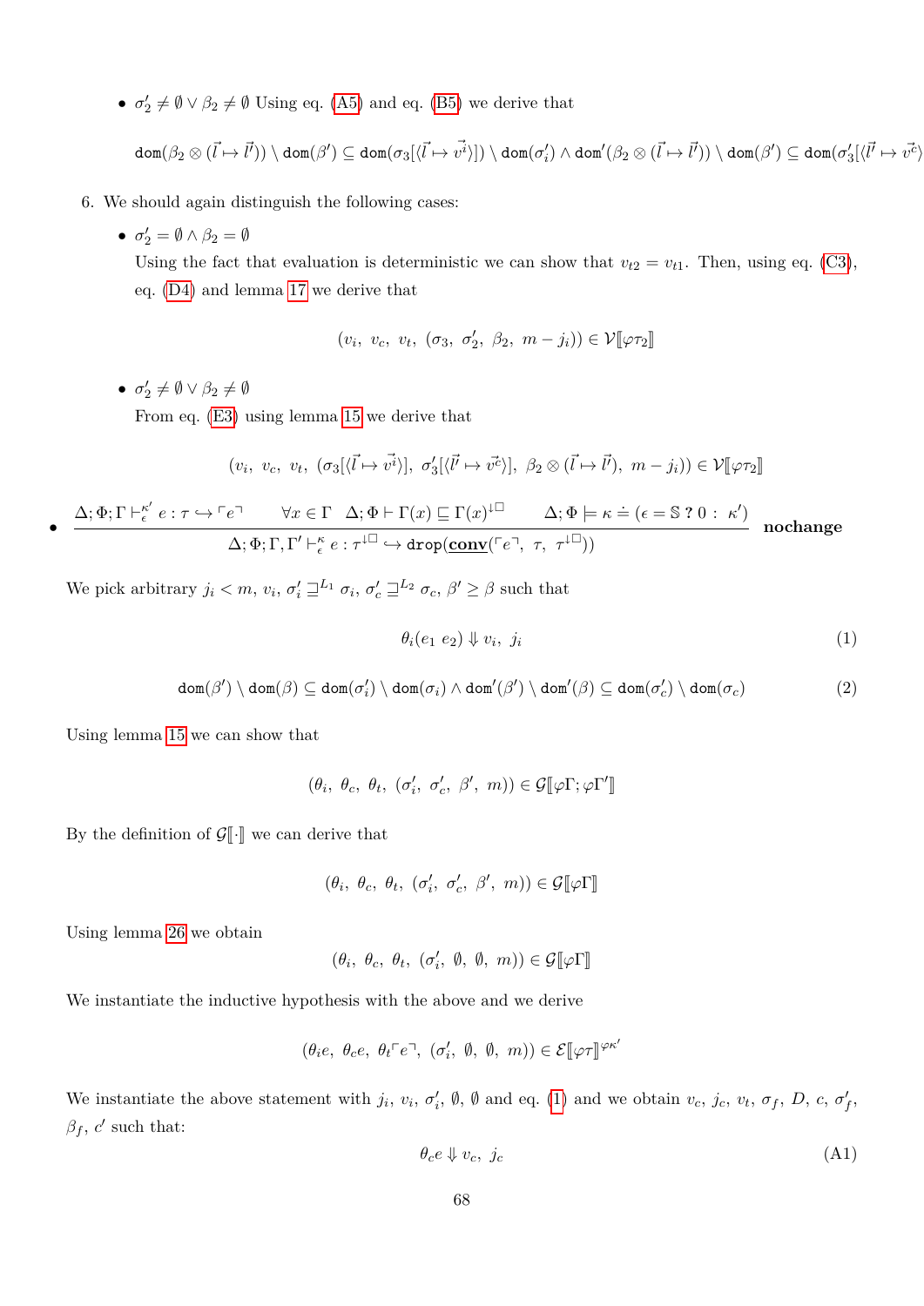- $\sigma_2' \neq \emptyset \vee \beta_2 \neq \emptyset$ Using eq. (A5) and eq. (B5) we derive that

$$\mathtt{dom}(\beta_2 \otimes (\vec{l} \mapsto \vec{l'})) \setminus \mathtt{dom}(\beta') \subseteq \mathtt{dom}(\sigma_3[\langle \vec{l} \mapsto \vec{v^i} \rangle]) \setminus \mathtt{dom}(\sigma_i') \wedge \mathtt{dom}'(\beta_2 \otimes (\vec{l} \mapsto \vec{l'})) \setminus \mathtt{dom}(\beta') \subseteq \mathtt{dom}(\sigma_3'[\langle \vec{l'} \mapsto \vec{v^c} \rangle$$

6. We should again distinguish the following cases:

   - $\sigma_2' = \emptyset \wedge \beta_2 = \emptyset$
     Using the fact that evaluation is deterministic we can show that $v_{t2} = v_{t1}$. Then, using eq. (C3), eq. (D4) and lemma 17 we derive that

     $$(v_i,\ v_c,\ v_t,\ (\sigma_3,\ \sigma_2',\ \beta_2,\ m - j_i)) \in \mathcal{V}[\![\varphi\tau_2]\!]$$

   - $\sigma_2' \neq \emptyset \vee \beta_2 \neq \emptyset$
     From eq. (E3) using lemma 15 we derive that

     $$(v_i,\ v_c,\ v_t,\ (\sigma_3[\langle \vec{l} \mapsto \vec{v^i} \rangle],\ \sigma_3'[\langle \vec{l'} \mapsto \vec{v^c} \rangle],\ \beta_2 \otimes (\vec{l} \mapsto \vec{l'}),\ m - j_i)) \in \mathcal{V}[\![\varphi\tau_2]\!]$$

- $$\frac{\Delta; \Phi; \Gamma \vdash_{\epsilon}^{\kappa'} e : \tau \hookrightarrow \ulcorner e \urcorner \qquad \forall x \in \Gamma \quad \Delta; \Phi \vdash \Gamma(x) \sqsubseteq \Gamma(x)^{\downarrow\Box} \qquad \Delta; \Phi \models \kappa \doteq (\epsilon = \mathbb{S} \ ?\ 0 :\ \kappa')}{\Delta; \Phi; \Gamma, \Gamma' \vdash_{\epsilon}^{\kappa} e : \tau^{\downarrow\Box} \hookrightarrow \mathtt{drop}(\underline{\mathbf{conv}}(\ulcorner e \urcorner,\ \tau,\ \tau^{\downarrow\Box}))}\ \textbf{nochange}$$

We pick arbitrary $j_i < m$, $v_i$, $\sigma_i' \sqsupseteq^{L_1} \sigma_i$, $\sigma_c' \sqsupseteq^{L_2} \sigma_c$, $\beta' \geq \beta$ such that

$$\theta_i(e_1\ e_2) \Downarrow v_i,\ j_i \tag{1}$$

$$\mathtt{dom}(\beta') \setminus \mathtt{dom}(\beta) \subseteq \mathtt{dom}(\sigma_i') \setminus \mathtt{dom}(\sigma_i) \wedge \mathtt{dom}'(\beta') \setminus \mathtt{dom}'(\beta) \subseteq \mathtt{dom}(\sigma_c') \setminus \mathtt{dom}(\sigma_c) \tag{2}$$

Using lemma 15 we can show that

$$(\theta_i,\ \theta_c,\ \theta_t,\ (\sigma_i',\ \sigma_c',\ \beta',\ m)) \in \mathcal{G}[\![\varphi\Gamma; \varphi\Gamma']\!]$$

By the definition of $\mathcal{G}[\![\cdot]\!]$ we can derive that

$$(\theta_i,\ \theta_c,\ \theta_t,\ (\sigma_i',\ \sigma_c',\ \beta',\ m)) \in \mathcal{G}[\![\varphi\Gamma]\!]$$

Using lemma 26 we obtain

$$(\theta_i,\ \theta_c,\ \theta_t,\ (\sigma_i',\ \emptyset,\ \emptyset,\ m)) \in \mathcal{G}[\![\varphi\Gamma]\!]$$

We instantiate the inductive hypothesis with the above and we derive

$$(\theta_i e,\ \theta_c e,\ \theta_t \ulcorner e \urcorner,\ (\sigma_i',\ \emptyset,\ \emptyset,\ m)) \in \mathcal{E}[\![\varphi\tau]\!]^{\varphi\kappa'}$$

We instantiate the above statement with $j_i$, $v_i$, $\sigma_i'$, $\emptyset$, $\emptyset$ and eq. (1) and we obtain $v_c$, $j_c$, $v_t$, $\sigma_f$, $D$, $c$, $\sigma_f'$, $\beta_f$, $c'$ such that:

$$\theta_c e \Downarrow v_c,\ j_c \tag{A1}$$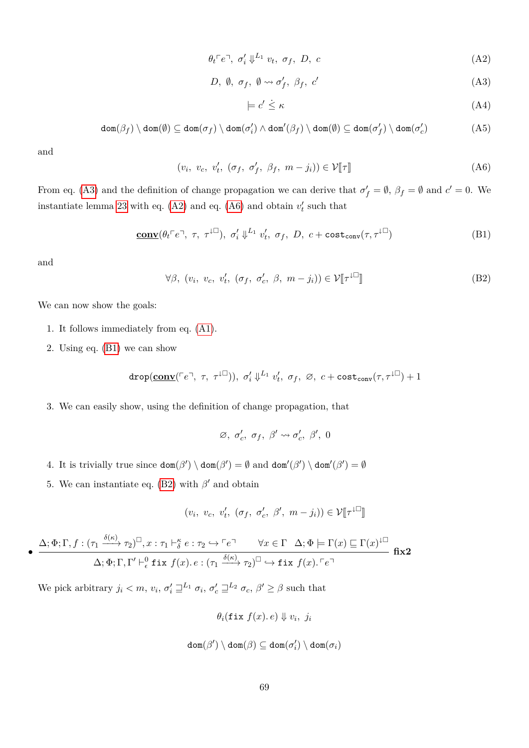$$\theta_t\ulcorner e\urcorner,\ \sigma_i' \Downarrow^{L_1} v_t,\ \sigma_f,\ D,\ c \tag{A2}$$

$$D,\ \emptyset,\ \sigma_f,\ \emptyset \rightsquigarrow \sigma_f',\ \beta_f,\ c' \tag{A3}$$

$$\models c' \dot{\leq} \kappa \tag{A4}$$

$$\mathtt{dom}(\beta_f) \setminus \mathtt{dom}(\emptyset) \subseteq \mathtt{dom}(\sigma_f) \setminus \mathtt{dom}(\sigma_i') \wedge \mathtt{dom}'(\beta_f) \setminus \mathtt{dom}(\emptyset) \subseteq \mathtt{dom}(\sigma_f') \setminus \mathtt{dom}(\sigma_c') \tag{A5}$$

and

$$(v_i,\ v_c,\ v_t',\ (\sigma_f,\ \sigma_f',\ \beta_f,\ m - j_i)) \in \mathcal{V}[\![\tau]\!] \tag{A6}$$

From eq. (A3) and the definition of change propagation we can derive that $\sigma_f' = \emptyset$, $\beta_f = \emptyset$ and $c' = 0$. We instantiate lemma 23 with eq. (A2) and eq. (A6) and obtain $v_t'$ such that

$$\underline{\mathbf{conv}}(\theta_t\ulcorner e\urcorner,\ \tau,\ \tau^{\downarrow\Box}),\ \sigma_i' \Downarrow^{L_1} v_t',\ \sigma_f,\ D,\ c + \mathtt{cost}_{\mathtt{conv}}(\tau, \tau^{\downarrow\Box}) \tag{B1}$$

and

$$\forall \beta,\ (v_i,\ v_c,\ v_t',\ (\sigma_f,\ \sigma_c',\ \beta,\ m - j_i)) \in \mathcal{V}[\![\tau^{\downarrow\Box}]\!] \tag{B2}$$

We can now show the goals:

1. It follows immediately from eq. (A1).
2. Using eq. (B1) we can show
$$\mathtt{drop}(\underline{\mathbf{conv}}(\ulcorner e\urcorner,\ \tau,\ \tau^{\downarrow\Box})),\ \sigma_i' \Downarrow^{L_1} v_t',\ \sigma_f,\ \varnothing,\ c + \mathtt{cost}_{\mathtt{conv}}(\tau, \tau^{\downarrow\Box}) + 1$$
3. We can easily show, using the definition of change propagation, that
$$\varnothing,\ \sigma_c',\ \sigma_f,\ \beta' \rightsquigarrow \sigma_c',\ \beta',\ 0$$
4. It is trivially true since $\mathtt{dom}(\beta') \setminus \mathtt{dom}(\beta') = \emptyset$ and $\mathtt{dom}'(\beta') \setminus \mathtt{dom}'(\beta') = \emptyset$
5. We can instantiate eq. (B2) with $\beta'$ and obtain
$$(v_i,\ v_c,\ v_t',\ (\sigma_f,\ \sigma_c',\ \beta',\ m - j_i)) \in \mathcal{V}[\![\tau^{\downarrow\Box}]\!]$$

- $$\frac{\Delta; \Phi; \Gamma, f : (\tau_1 \xrightarrow{\delta(\kappa)} \tau_2)^{\Box}, x : \tau_1 \vdash_{\delta}^{\kappa} e : \tau_2 \hookrightarrow \ulcorner e\urcorner \qquad \forall x \in \Gamma \quad \Delta; \Phi \models \Gamma(x) \sqsubseteq \Gamma(x)^{\downarrow\Box}}{\Delta; \Phi; \Gamma, \Gamma' \vdash_{\epsilon}^{0} \mathtt{fix}\ f(x).\, e : (\tau_1 \xrightarrow{\delta(\kappa)} \tau_2)^{\Box} \hookrightarrow \mathtt{fix}\ f(x).\ulcorner e\urcorner}\ \textbf{fix2}$$

We pick arbitrary $j_i < m$, $v_i$, $\sigma_i' \sqsupseteq^{L_1} \sigma_i$, $\sigma_c' \sqsupseteq^{L_2} \sigma_c$, $\beta' \geq \beta$ such that

$$\theta_i(\mathtt{fix}\ f(x).\, e) \Downarrow v_i,\ j_i$$

$$\mathtt{dom}(\beta') \setminus \mathtt{dom}(\beta) \subseteq \mathtt{dom}(\sigma_i') \setminus \mathtt{dom}(\sigma_i)$$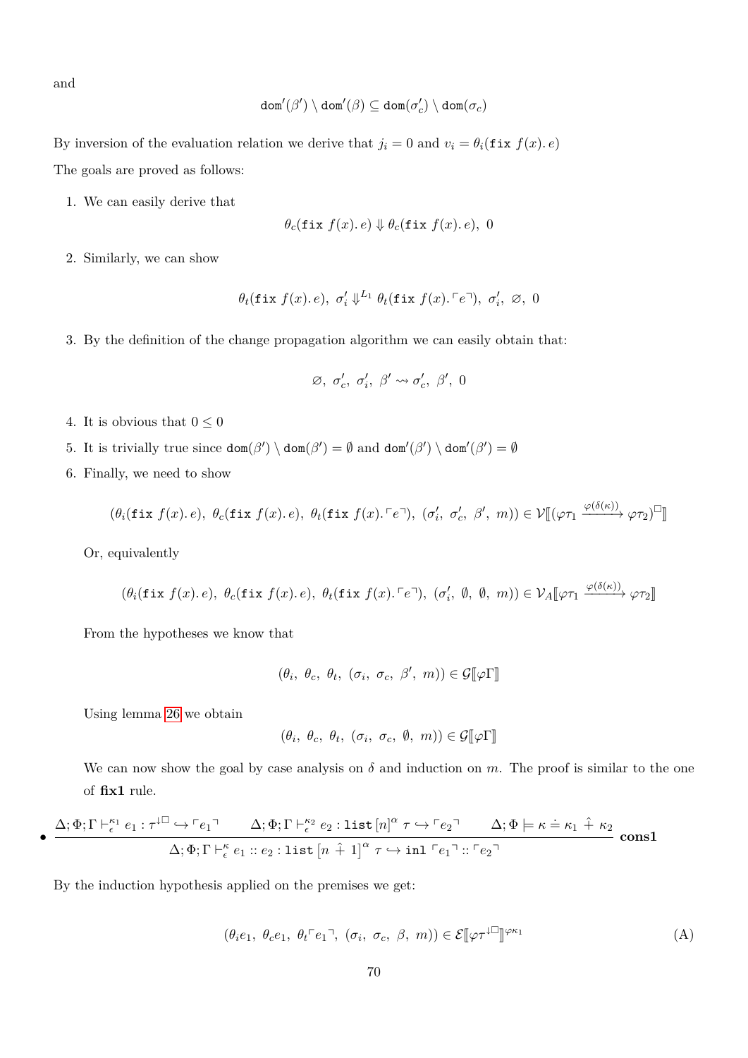and

$$\mathtt{dom}'(\beta') \setminus \mathtt{dom}'(\beta) \subseteq \mathtt{dom}(\sigma_c') \setminus \mathtt{dom}(\sigma_c)$$

By inversion of the evaluation relation we derive that $j_i = 0$ and $v_i = \theta_i(\mathtt{fix}\ f(x).\, e)$

The goals are proved as follows:

1. We can easily derive that

$$\theta_c(\mathtt{fix}\ f(x).\, e) \Downarrow \theta_c(\mathtt{fix}\ f(x).\, e),\ 0$$

2. Similarly, we can show

$$\theta_t(\mathtt{fix}\ f(x).\, e),\ \sigma_i' \Downarrow^{L_1} \theta_t(\mathtt{fix}\ f(x).\, \ulcorner e \urcorner),\ \sigma_i',\ \varnothing,\ 0$$

3. By the definition of the change propagation algorithm we can easily obtain that:

$$\varnothing,\ \sigma_c',\ \sigma_i',\ \beta' \rightsquigarrow \sigma_c',\ \beta',\ 0$$

4. It is obvious that $0 \leq 0$

5. It is trivially true since $\mathtt{dom}(\beta') \setminus \mathtt{dom}(\beta') = \emptyset$ and $\mathtt{dom}'(\beta') \setminus \mathtt{dom}'(\beta') = \emptyset$

6. Finally, we need to show

$$(\theta_i(\mathtt{fix}\ f(x).\, e),\ \theta_c(\mathtt{fix}\ f(x).\, e),\ \theta_t(\mathtt{fix}\ f(x).\, \ulcorner e \urcorner),\ (\sigma_i',\ \sigma_c',\ \beta',\ m)) \in \mathcal{V}[\![(\varphi\tau_1 \xrightarrow{\varphi(\delta(\kappa))} \varphi\tau_2)^{\square}]\!]$$

   Or, equivalently

$$(\theta_i(\mathtt{fix}\ f(x).\, e),\ \theta_c(\mathtt{fix}\ f(x).\, e),\ \theta_t(\mathtt{fix}\ f(x).\, \ulcorner e \urcorner),\ (\sigma_i',\ \emptyset,\ \emptyset,\ m)) \in \mathcal{V}_A[\![\varphi\tau_1 \xrightarrow{\varphi(\delta(\kappa))} \varphi\tau_2]\!]$$

   From the hypotheses we know that

$$(\theta_i,\ \theta_c,\ \theta_t,\ (\sigma_i,\ \sigma_c,\ \beta',\ m)) \in \mathcal{G}[\![\varphi\Gamma]\!]$$

   Using lemma 26 we obtain

$$(\theta_i,\ \theta_c,\ \theta_t,\ (\sigma_i,\ \sigma_c,\ \emptyset,\ m)) \in \mathcal{G}[\![\varphi\Gamma]\!]$$

   We can now show the goal by case analysis on $\delta$ and induction on $m$. The proof is similar to the one of **fix1** rule.

- $$\frac{\Delta; \Phi; \Gamma \vdash_{\epsilon}^{\kappa_1} e_1 : \tau^{\downarrow\square} \hookrightarrow \ulcorner e_1 \urcorner \qquad \Delta; \Phi; \Gamma \vdash_{\epsilon}^{\kappa_2} e_2 : \mathtt{list}\,[n]^{\alpha}\ \tau \hookrightarrow \ulcorner e_2 \urcorner \qquad \Delta; \Phi \models \kappa \doteq \kappa_1 \hat{+} \kappa_2}{\Delta; \Phi; \Gamma \vdash_{\epsilon}^{\kappa} e_1 :: e_2 : \mathtt{list}\,[n \hat{+} 1]^{\alpha}\ \tau \hookrightarrow \mathtt{inl}\ \ulcorner e_1 \urcorner :: \ulcorner e_2 \urcorner}\ \textbf{cons1}$$

By the induction hypothesis applied on the premises we get:

$$(\theta_i e_1,\ \theta_c e_1,\ \theta_t \ulcorner e_1 \urcorner,\ (\sigma_i,\ \sigma_c,\ \beta,\ m)) \in \mathcal{E}[\![\varphi\tau^{\downarrow\square}]\!]^{\varphi\kappa_1} \tag{A}$$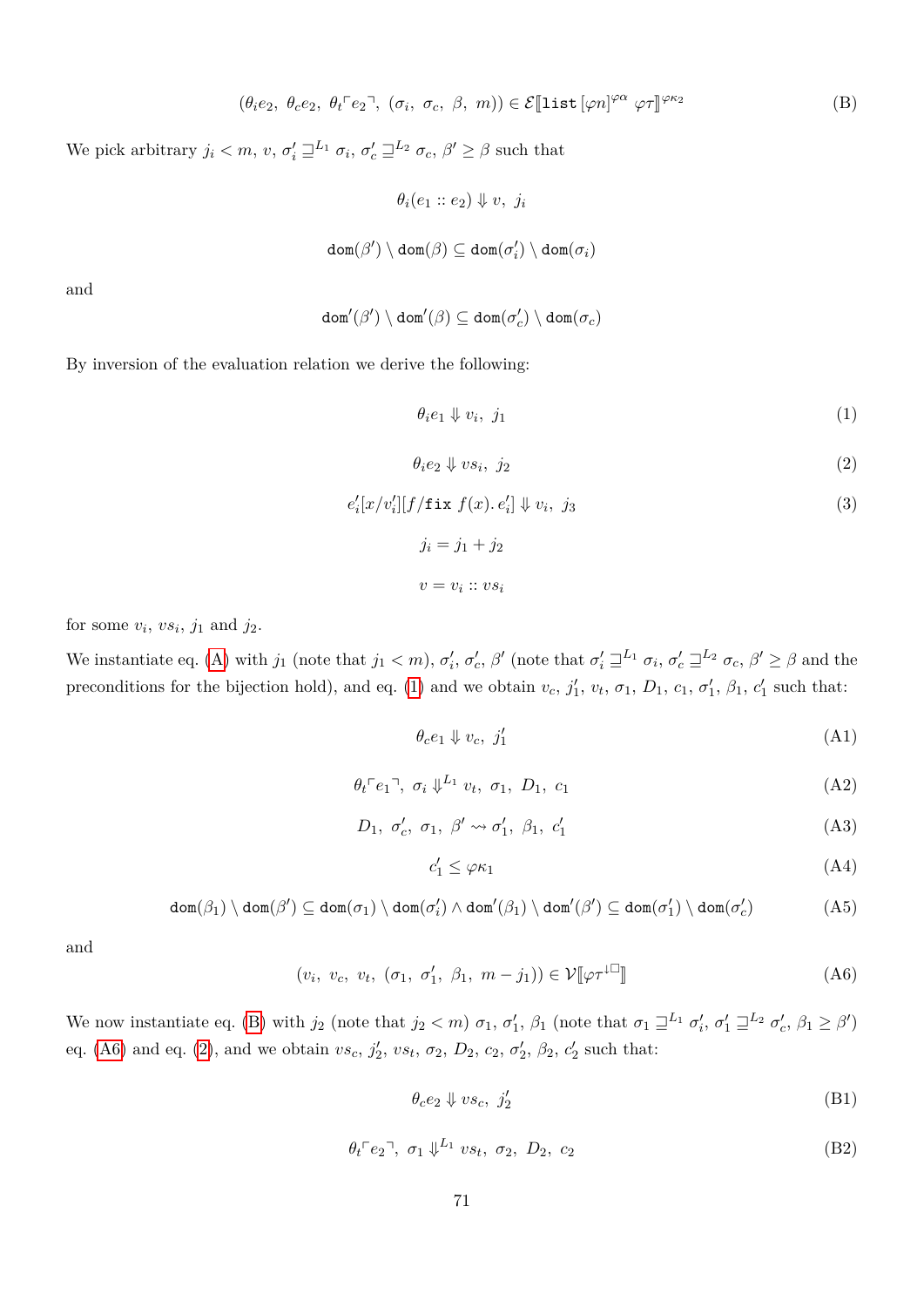$$(\theta_i e_2,\ \theta_c e_2,\ \theta_t \ulcorner e_2 \urcorner,\ (\sigma_i,\ \sigma_c,\ \beta,\ m)) \in \mathcal{E}[\![\mathtt{list}\,[\varphi n]^{\varphi\alpha}\ \varphi\tau]\!]^{\varphi\kappa_2} \tag{B}$$

We pick arbitrary $j_i < m$, $v$, $\sigma'_i \sqsupseteq^{L_1} \sigma_i$, $\sigma'_c \sqsupseteq^{L_2} \sigma_c$, $\beta' \geq \beta$ such that

$$\theta_i(e_1 :: e_2) \Downarrow v,\ j_i$$

$$\mathtt{dom}(\beta') \setminus \mathtt{dom}(\beta) \subseteq \mathtt{dom}(\sigma'_i) \setminus \mathtt{dom}(\sigma_i)$$

and

$$\mathtt{dom}'(\beta') \setminus \mathtt{dom}'(\beta) \subseteq \mathtt{dom}(\sigma'_c) \setminus \mathtt{dom}(\sigma_c)$$

By inversion of the evaluation relation we derive the following:

$$\theta_i e_1 \Downarrow v_i,\ j_1 \tag{1}$$

$$\theta_i e_2 \Downarrow vs_i,\ j_2 \tag{2}$$

$$e'_i[x/v'_i][f/\mathtt{fix}\ f(x).\, e'_i] \Downarrow v_i,\ j_3 \tag{3}$$

$$j_i = j_1 + j_2$$

$$v = v_i :: vs_i$$

for some $v_i$, $vs_i$, $j_1$ and $j_2$.

We instantiate eq. (A) with $j_1$ (note that $j_1 < m$), $\sigma'_i$, $\sigma'_c$, $\beta'$ (note that $\sigma'_i \sqsupseteq^{L_1} \sigma_i$, $\sigma'_c \sqsupseteq^{L_2} \sigma_c$, $\beta' \geq \beta$ and the preconditions for the bijection hold), and eq. (1) and we obtain $v_c$, $j'_1$, $v_t$, $\sigma_1$, $D_1$, $c_1$, $\sigma'_1$, $\beta_1$, $c'_1$ such that:

$$\theta_c e_1 \Downarrow v_c,\ j'_1 \tag{A1}$$

$$\theta_t \ulcorner e_1 \urcorner,\ \sigma_i \Downarrow^{L_1} v_t,\ \sigma_1,\ D_1,\ c_1 \tag{A2}$$

$$D_1,\ \sigma'_c,\ \sigma_1,\ \beta' \rightsquigarrow \sigma'_1,\ \beta_1,\ c'_1 \tag{A3}$$

$$c'_1 \leq \varphi\kappa_1 \tag{A4}$$

$$\mathtt{dom}(\beta_1) \setminus \mathtt{dom}(\beta') \subseteq \mathtt{dom}(\sigma_1) \setminus \mathtt{dom}(\sigma'_i) \wedge \mathtt{dom}'(\beta_1) \setminus \mathtt{dom}'(\beta') \subseteq \mathtt{dom}(\sigma'_1) \setminus \mathtt{dom}(\sigma'_c) \tag{A5}$$

and

$$(v_i,\ v_c,\ v_t,\ (\sigma_1,\ \sigma'_1,\ \beta_1,\ m - j_1)) \in \mathcal{V}[\![\varphi\tau^{\downarrow\square}]\!] \tag{A6}$$

We now instantiate eq. (B) with $j_2$ (note that $j_2 < m$) $\sigma_1$, $\sigma'_1$, $\beta_1$ (note that $\sigma_1 \sqsupseteq^{L_1} \sigma'_i$, $\sigma'_1 \sqsupseteq^{L_2} \sigma'_c$, $\beta_1 \geq \beta'$) eq. (A6) and eq. (2), and we obtain $vs_c$, $j'_2$, $vs_t$, $\sigma_2$, $D_2$, $c_2$, $\sigma'_2$, $\beta_2$, $c'_2$ such that:

$$\theta_c e_2 \Downarrow vs_c,\ j'_2 \tag{B1}$$

$$\theta_t \ulcorner e_2 \urcorner,\ \sigma_1 \Downarrow^{L_1} vs_t,\ \sigma_2,\ D_2,\ c_2 \tag{B2}$$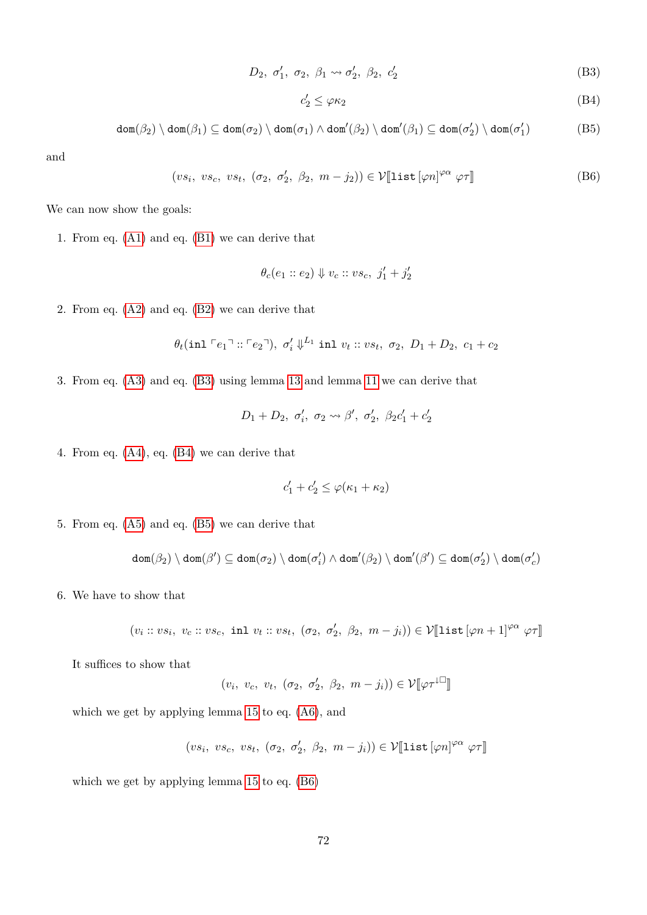$$D_2,\ \sigma_1',\ \sigma_2,\ \beta_1 \rightsquigarrow \sigma_2',\ \beta_2,\ c_2' \tag{B3}$$

$$c_2' \leq \varphi\kappa_2 \tag{B4}$$

$$\mathtt{dom}(\beta_2) \setminus \mathtt{dom}(\beta_1) \subseteq \mathtt{dom}(\sigma_2) \setminus \mathtt{dom}(\sigma_1) \wedge \mathtt{dom}'(\beta_2) \setminus \mathtt{dom}'(\beta_1) \subseteq \mathtt{dom}(\sigma_2') \setminus \mathtt{dom}(\sigma_1') \tag{B5}$$

and

$$(vs_i,\ vs_c,\ vs_t,\ (\sigma_2,\ \sigma_2',\ \beta_2,\ m - j_2)) \in \mathcal{V}[\![\mathtt{list}\,[\varphi n]^{\varphi\alpha}\ \varphi\tau]\!] \tag{B6}$$

We can now show the goals:

1. From eq. (A1) and eq. (B1) we can derive that

$$\theta_c(e_1 :: e_2) \Downarrow v_c :: vs_c,\ j_1' + j_2'$$

2. From eq. (A2) and eq. (B2) we can derive that

$$\theta_t(\mathtt{inl}\ \ulcorner e_1 \urcorner :: \ulcorner e_2 \urcorner),\ \sigma_i' \Downarrow^{L_1} \mathtt{inl}\ v_t :: vs_t,\ \sigma_2,\ D_1 + D_2,\ c_1 + c_2$$

3. From eq. (A3) and eq. (B3) using lemma 13 and lemma 11 we can derive that

$$D_1 + D_2,\ \sigma_i',\ \sigma_2 \rightsquigarrow \beta',\ \sigma_2',\ \beta_2 c_1' + c_2'$$

4. From eq. (A4), eq. (B4) we can derive that

$$c_1' + c_2' \leq \varphi(\kappa_1 + \kappa_2)$$

5. From eq. (A5) and eq. (B5) we can derive that

$$\mathtt{dom}(\beta_2) \setminus \mathtt{dom}(\beta') \subseteq \mathtt{dom}(\sigma_2) \setminus \mathtt{dom}(\sigma_i') \wedge \mathtt{dom}'(\beta_2) \setminus \mathtt{dom}'(\beta') \subseteq \mathtt{dom}(\sigma_2') \setminus \mathtt{dom}(\sigma_c')$$

6. We have to show that

$$(v_i :: vs_i,\ v_c :: vs_c,\ \mathtt{inl}\ v_t :: vs_t,\ (\sigma_2,\ \sigma_2',\ \beta_2,\ m - j_i)) \in \mathcal{V}[\![\mathtt{list}\,[\varphi n + 1]^{\varphi\alpha}\ \varphi\tau]\!]$$

   It suffices to show that

$$(v_i,\ v_c,\ v_t,\ (\sigma_2,\ \sigma_2',\ \beta_2,\ m - j_i)) \in \mathcal{V}[\![\varphi\tau^{\downarrow\square}]\!]$$

   which we get by applying lemma 15 to eq. (A6), and

$$(vs_i,\ vs_c,\ vs_t,\ (\sigma_2,\ \sigma_2',\ \beta_2,\ m - j_i)) \in \mathcal{V}[\![\mathtt{list}\,[\varphi n]^{\varphi\alpha}\ \varphi\tau]\!]$$

   which we get by applying lemma 15 to eq. (B6)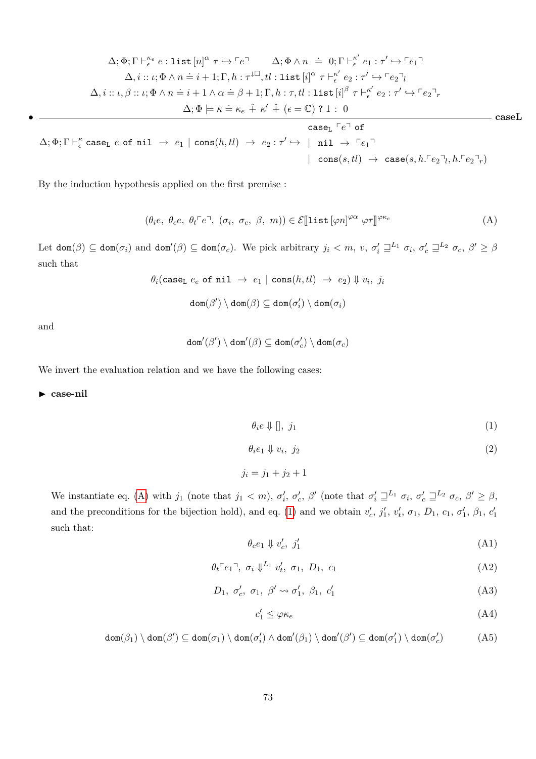- $$\frac{\begin{array}{c}\Delta; \Phi; \Gamma \vdash^{\kappa_e}_{\epsilon} e : \mathtt{list}\,[n]^{\alpha}\ \tau \hookrightarrow \ulcorner e \urcorner \qquad \Delta; \Phi \wedge n \ \doteq\ 0; \Gamma \vdash^{\kappa'}_{\epsilon} e_1 : \tau' \hookrightarrow \ulcorner e_1 \urcorner \\ \Delta, i :: \iota; \Phi \wedge n \doteq i+1; \Gamma, h : \tau^{\downarrow\square}, tl : \mathtt{list}\,[i]^{\alpha}\ \tau \vdash^{\kappa'}_{\epsilon} e_2 : \tau' \hookrightarrow \ulcorner e_2 \urcorner_l \\ \Delta, i :: \iota, \beta :: \iota; \Phi \wedge n \doteq i+1 \wedge \alpha \doteq \beta + 1; \Gamma, h : \tau, tl : \mathtt{list}\,[i]^{\beta}\ \tau \vdash^{\kappa'}_{\epsilon} e_2 : \tau' \hookrightarrow \ulcorner e_2 \urcorner_r \\ \Delta; \Phi \models \kappa \doteq \kappa_e \ \hat{+}\ \kappa' \ \hat{+}\ (\epsilon = \mathbb{C})\ ?\ 1 :\ 0 \end{array}}{\Delta; \Phi; \Gamma \vdash^{\kappa}_{\epsilon} \mathtt{case_L}\ e\ \mathtt{of\ nil}\ \rightarrow\ e_1 \mid \mathtt{cons}(h, tl)\ \rightarrow\ e_2 : \tau' \hookrightarrow \begin{array}{l}\mathtt{case_L}\ \ulcorner e \urcorner\ \mathtt{of} \\ \mid\ \mathtt{nil}\ \rightarrow\ \ulcorner e_1 \urcorner \\ \mid\ \mathtt{cons}(s, tl)\ \rightarrow\ \mathtt{case}(s, h.\ulcorner e_2 \urcorner_l, h.\ulcorner e_2 \urcorner_r)\end{array}}\ \textbf{caseL}$$

By the induction hypothesis applied on the first premise :

$$(\theta_i e,\ \theta_c e,\ \theta_t \ulcorner e \urcorner,\ (\sigma_i,\ \sigma_c,\ \beta,\ m)) \in \mathcal{E}[\![\mathtt{list}\,[\varphi n]^{\varphi\alpha}\ \varphi\tau]\!]^{\varphi\kappa_e} \tag{A}$$

Let $\mathtt{dom}(\beta) \subseteq \mathtt{dom}(\sigma_i)$ and $\mathtt{dom}'(\beta) \subseteq \mathtt{dom}(\sigma_c)$. We pick arbitrary $j_i < m$, $v$, $\sigma_i' \sqsupseteq^{L_1} \sigma_i$, $\sigma_c' \sqsupseteq^{L_2} \sigma_c$, $\beta' \geq \beta$ such that

$$\theta_i(\mathtt{case_L}\ e_e\ \mathtt{of\ nil}\ \rightarrow\ e_1 \mid \mathtt{cons}(h, tl)\ \rightarrow\ e_2) \Downarrow v_i,\ j_i$$

$$\mathtt{dom}(\beta') \setminus \mathtt{dom}(\beta) \subseteq \mathtt{dom}(\sigma_i') \setminus \mathtt{dom}(\sigma_i)$$

and

$$\mathtt{dom}'(\beta') \setminus \mathtt{dom}'(\beta) \subseteq \mathtt{dom}(\sigma_c') \setminus \mathtt{dom}(\sigma_c)$$

We invert the evaluation relation and we have the following cases:

▶ **case-nil**

$$\theta_i e \Downarrow [],\ j_1 \tag{1}$$

$$\theta_i e_1 \Downarrow v_i,\ j_2 \tag{2}$$

$$j_i = j_1 + j_2 + 1$$

We instantiate eq. (A) with $j_1$ (note that $j_1 < m$), $\sigma_i'$, $\sigma_c'$, $\beta'$ (note that $\sigma_i' \sqsupseteq^{L_1} \sigma_i$, $\sigma_c' \sqsupseteq^{L_2} \sigma_c$, $\beta' \geq \beta$, and the preconditions for the bijection hold), and eq. (1) and we obtain $v_c'$, $j_1'$, $v_t'$, $\sigma_1$, $D_1$, $c_1$, $\sigma_1'$, $\beta_1$, $c_1'$ such that:

$$\theta_c e_1 \Downarrow v_c',\ j_1' \tag{A1}$$

$$\theta_t \ulcorner e_1 \urcorner,\ \sigma_i \Downarrow^{L_1} v_t',\ \sigma_1,\ D_1,\ c_1 \tag{A2}$$

$$D_1,\ \sigma_c',\ \sigma_1,\ \beta' \rightsquigarrow \sigma_1',\ \beta_1,\ c_1' \tag{A3}$$

$$c_1' \leq \varphi\kappa_e \tag{A4}$$

$$\mathtt{dom}(\beta_1) \setminus \mathtt{dom}(\beta') \subseteq \mathtt{dom}(\sigma_1) \setminus \mathtt{dom}(\sigma_i') \wedge \mathtt{dom}'(\beta_1) \setminus \mathtt{dom}'(\beta') \subseteq \mathtt{dom}(\sigma_1') \setminus \mathtt{dom}(\sigma_c') \tag{A5}$$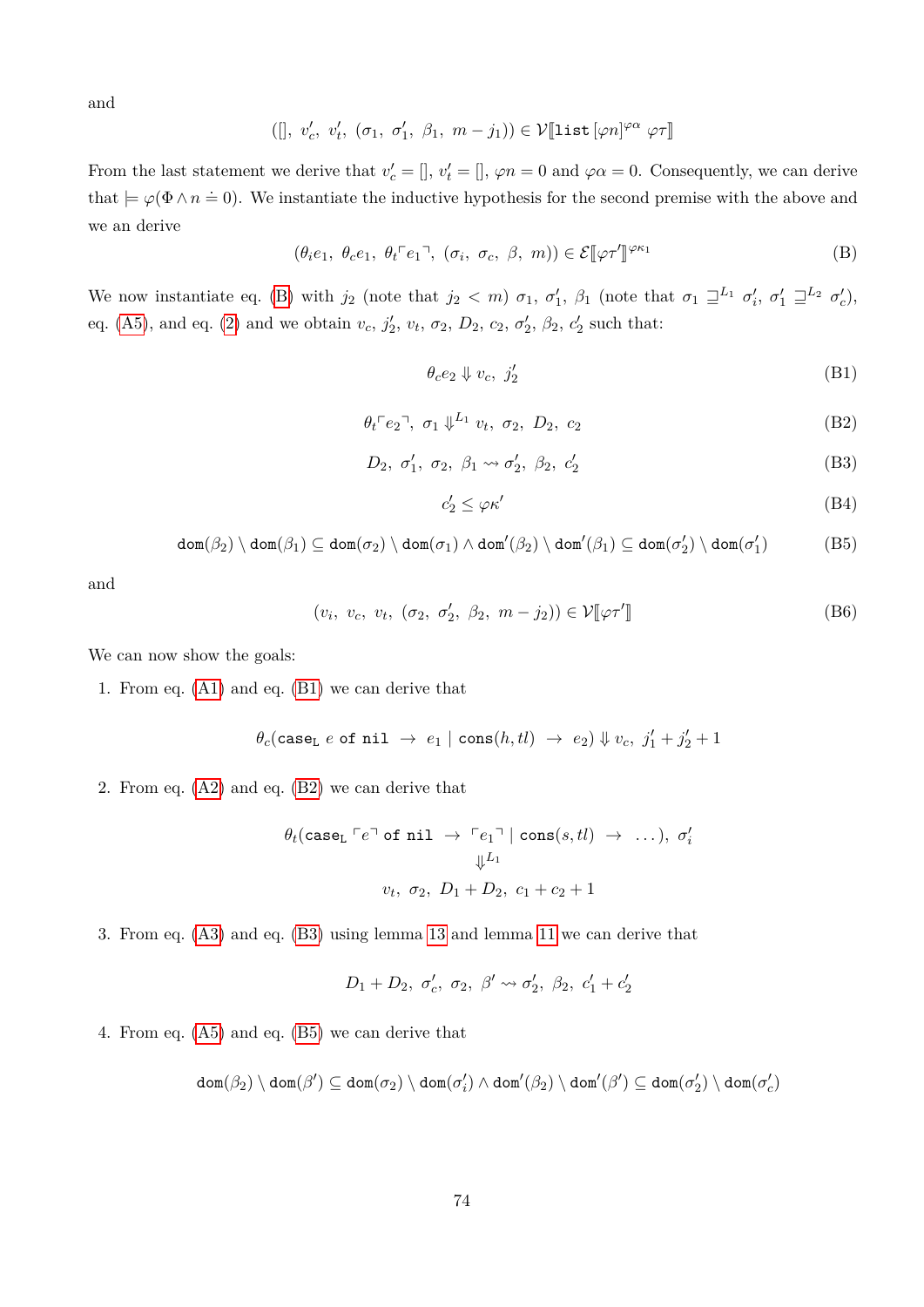and

$$([],\ v_c',\ v_t',\ (\sigma_1,\ \sigma_1',\ \beta_1,\ m-j_1)) \in \mathcal{V}[\![\texttt{list}\,[\varphi n]^{\varphi\alpha}\ \varphi\tau]\!]$$

From the last statement we derive that $v_c' = []$, $v_t' = []$, $\varphi n = 0$ and $\varphi\alpha = 0$. Consequently, we can derive that $\models \varphi(\Phi \wedge n \doteq 0)$. We instantiate the inductive hypothesis for the second premise with the above and we an derive

$$(\theta_i e_1,\ \theta_c e_1,\ \theta_t\ulcorner e_1\urcorner,\ (\sigma_i,\ \sigma_c,\ \beta,\ m)) \in \mathcal{E}[\![\varphi\tau']\!]^{\varphi\kappa_1} \tag{B}$$

We now instantiate eq. (B) with $j_2$ (note that $j_2 < m$) $\sigma_1$, $\sigma_1'$, $\beta_1$ (note that $\sigma_1 \sqsupseteq^{L_1} \sigma_i'$, $\sigma_1' \sqsupseteq^{L_2} \sigma_c'$), eq. (A5), and eq. (2) and we obtain $v_c$, $j_2'$, $v_t$, $\sigma_2$, $D_2$, $c_2$, $\sigma_2'$, $\beta_2$, $c_2'$ such that:

$$\theta_c e_2 \Downarrow v_c,\ j_2' \tag{B1}$$

$$\theta_t\ulcorner e_2\urcorner,\ \sigma_1 \Downarrow^{L_1} v_t,\ \sigma_2,\ D_2,\ c_2 \tag{B2}$$

$$D_2,\ \sigma_1',\ \sigma_2,\ \beta_1 \rightsquigarrow \sigma_2',\ \beta_2,\ c_2' \tag{B3}$$

$$c_2' \leq \varphi\kappa' \tag{B4}$$

$$\texttt{dom}(\beta_2)\setminus\texttt{dom}(\beta_1) \subseteq \texttt{dom}(\sigma_2)\setminus\texttt{dom}(\sigma_1) \wedge \texttt{dom}'(\beta_2)\setminus\texttt{dom}'(\beta_1) \subseteq \texttt{dom}(\sigma_2')\setminus\texttt{dom}(\sigma_1') \tag{B5}$$

and

$$(v_i,\ v_c,\ v_t,\ (\sigma_2,\ \sigma_2',\ \beta_2,\ m-j_2)) \in \mathcal{V}[\![\varphi\tau']\!] \tag{B6}$$

We can now show the goals:

1. From eq. (A1) and eq. (B1) we can derive that

$$\theta_c(\texttt{case}_\texttt{L}\ e\ \texttt{of nil}\ \rightarrow\ e_1 \mid \texttt{cons}(h, tl)\ \rightarrow\ e_2) \Downarrow v_c,\ j_1' + j_2' + 1$$

2. From eq. (A2) and eq. (B2) we can derive that

$$\theta_t(\texttt{case}_\texttt{L}\ \ulcorner e\urcorner\ \texttt{of nil}\ \rightarrow\ \ulcorner e_1\urcorner \mid \texttt{cons}(s, tl)\ \rightarrow\ \ldots),\ \sigma_i' \Downarrow^{L_1} v_t,\ \sigma_2,\ D_1 + D_2,\ c_1 + c_2 + 1$$

3. From eq. (A3) and eq. (B3) using lemma 13 and lemma 11 we can derive that

$$D_1 + D_2,\ \sigma_c',\ \sigma_2,\ \beta' \rightsquigarrow \sigma_2',\ \beta_2,\ c_1' + c_2'$$

4. From eq. (A5) and eq. (B5) we can derive that

$$\texttt{dom}(\beta_2)\setminus\texttt{dom}(\beta') \subseteq \texttt{dom}(\sigma_2)\setminus\texttt{dom}(\sigma_i') \wedge \texttt{dom}'(\beta_2)\setminus\texttt{dom}'(\beta') \subseteq \texttt{dom}(\sigma_2')\setminus\texttt{dom}(\sigma_c')$$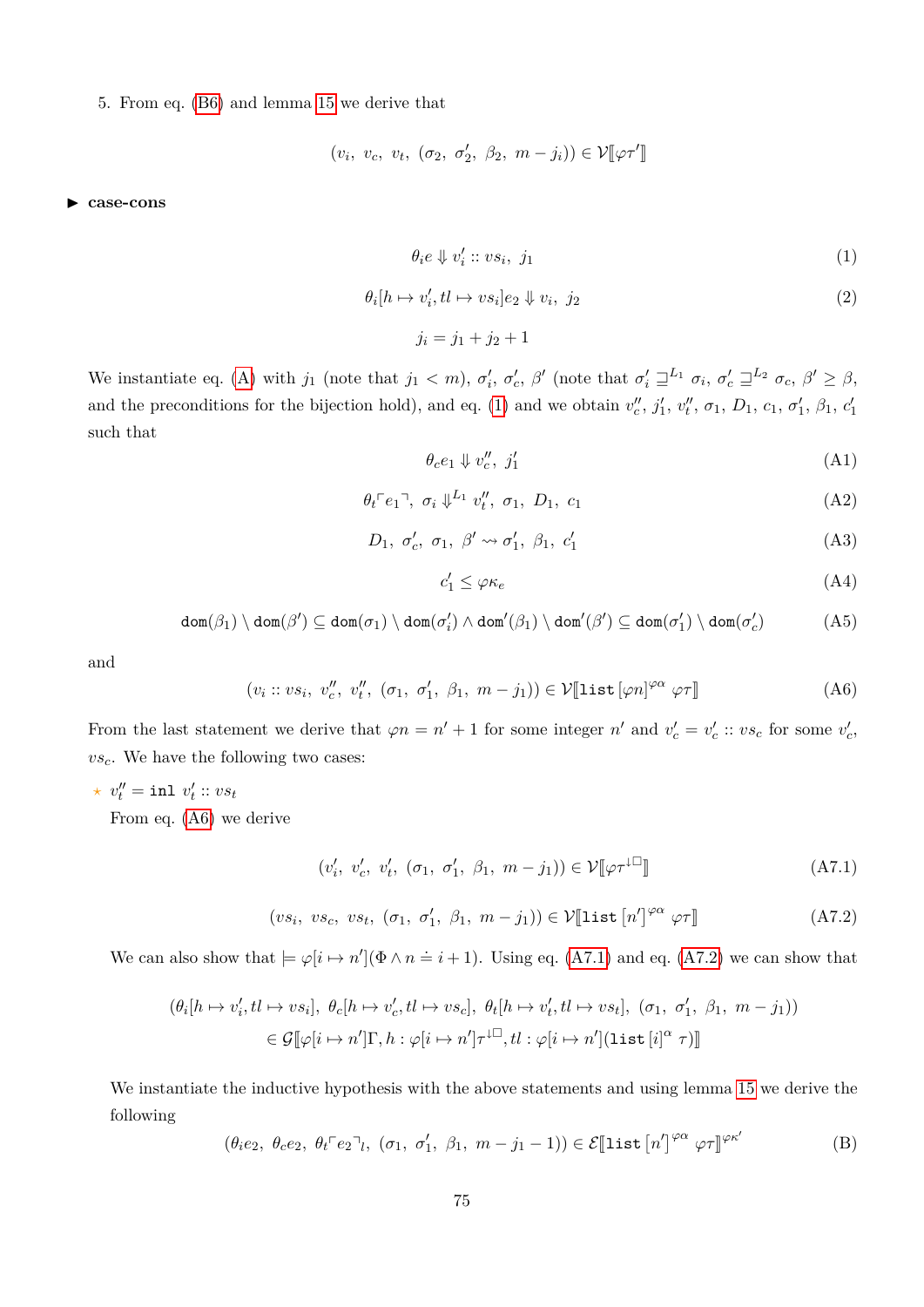5. From eq. (B6) and lemma 15 we derive that

$$(v_i,\ v_c,\ v_t,\ (\sigma_2,\ \sigma_2',\ \beta_2,\ m - j_i)) \in \mathcal{V}[\![\varphi\tau']\!]$$

► **case-cons**

$$\theta_i e \Downarrow v_i' :: vs_i,\ j_1 \tag{1}$$

$$\theta_i[h \mapsto v_i', tl \mapsto vs_i]e_2 \Downarrow v_i,\ j_2 \tag{2}$$

$$j_i = j_1 + j_2 + 1$$

We instantiate eq. (A) with $j_1$ (note that $j_1 < m$), $\sigma_i'$, $\sigma_c'$, $\beta'$ (note that $\sigma_i' \sqsupseteq^{L_1} \sigma_i$, $\sigma_c' \sqsupseteq^{L_2} \sigma_c$, $\beta' \geq \beta$, and the preconditions for the bijection hold), and eq. (1) and we obtain $v_c''$, $j_1'$, $v_t''$, $\sigma_1$, $D_1$, $c_1$, $\sigma_1'$, $\beta_1$, $c_1'$ such that

$$\theta_c e_1 \Downarrow v_c'',\ j_1' \tag{A1}$$

$$\theta_t \ulcorner e_1 \urcorner,\ \sigma_i \Downarrow^{L_1} v_t'',\ \sigma_1,\ D_1,\ c_1 \tag{A2}$$

$$D_1,\ \sigma_c',\ \sigma_1,\ \beta' \rightsquigarrow \sigma_1',\ \beta_1,\ c_1' \tag{A3}$$

$$c_1' \leq \varphi\kappa_e \tag{A4}$$

$$\mathtt{dom}(\beta_1) \setminus \mathtt{dom}(\beta') \subseteq \mathtt{dom}(\sigma_1) \setminus \mathtt{dom}(\sigma_i') \wedge \mathtt{dom}'(\beta_1) \setminus \mathtt{dom}'(\beta') \subseteq \mathtt{dom}(\sigma_1') \setminus \mathtt{dom}(\sigma_c') \tag{A5}$$

and

$$(v_i :: vs_i,\ v_c'',\ v_t'',\ (\sigma_1,\ \sigma_1',\ \beta_1,\ m - j_1)) \in \mathcal{V}[\![\mathtt{list}\,[\varphi n]^{\varphi\alpha}\ \varphi\tau]\!] \tag{A6}$$

From the last statement we derive that $\varphi n = n' + 1$ for some integer $n'$ and $v_c' = v_c' :: vs_c$ for some $v_c'$, $vs_c$. We have the following two cases:

⋆ $v_t'' = \mathtt{inl}\ v_t' :: vs_t$

From eq. (A6) we derive

$$(v_i',\ v_c',\ v_t',\ (\sigma_1,\ \sigma_1',\ \beta_1,\ m - j_1)) \in \mathcal{V}[\![\varphi\tau^{\downarrow\square}]\!] \tag{A7.1}$$

$$(vs_i,\ vs_c,\ vs_t,\ (\sigma_1,\ \sigma_1',\ \beta_1,\ m - j_1)) \in \mathcal{V}[\![\mathtt{list}\,[n']^{\varphi\alpha}\ \varphi\tau]\!] \tag{A7.2}$$

We can also show that $\models \varphi[i \mapsto n'](\Phi \wedge n \doteq i + 1)$. Using eq. (A7.1) and eq. (A7.2) we can show that

$$(\theta_i[h \mapsto v_i', tl \mapsto vs_i],\ \theta_c[h \mapsto v_c', tl \mapsto vs_c],\ \theta_t[h \mapsto v_t', tl \mapsto vs_t],\ (\sigma_1,\ \sigma_1',\ \beta_1,\ m - j_1))$$
$$\in \mathcal{G}[\![\varphi[i \mapsto n']\Gamma, h : \varphi[i \mapsto n']\tau^{\downarrow\square}, tl : \varphi[i \mapsto n'](\mathtt{list}\,[i]^{\alpha}\ \tau)]\!]$$

We instantiate the inductive hypothesis with the above statements and using lemma 15 we derive the following

$$(\theta_i e_2,\ \theta_c e_2,\ \theta_t \ulcorner e_2 \urcorner_l,\ (\sigma_1,\ \sigma_1',\ \beta_1,\ m - j_1 - 1)) \in \mathcal{E}[\![\mathtt{list}\,[n']^{\varphi\alpha}\ \varphi\tau]\!]^{\varphi\kappa'} \tag{B}$$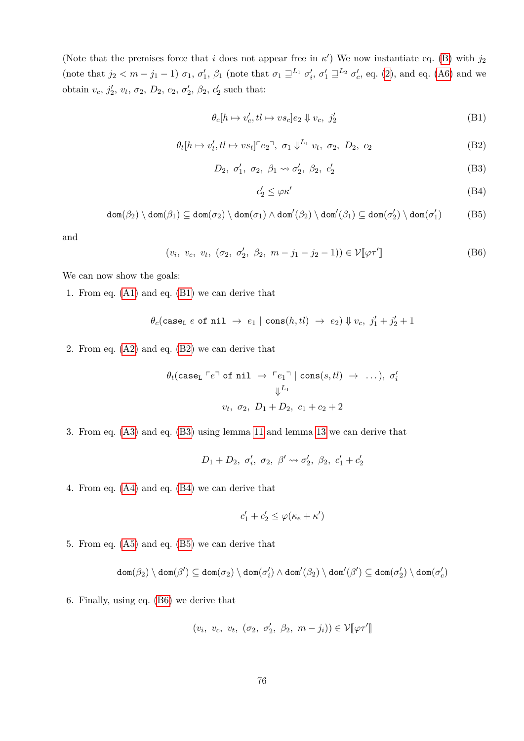(Note that the premises force that $i$ does not appear free in $\kappa'$) We now instantiate eq. (B) with $j_2$ (note that $j_2 < m - j_1 - 1$) $\sigma_1$, $\sigma_1'$, $\beta_1$ (note that $\sigma_1 \sqsupseteq^{L_1} \sigma_i'$, $\sigma_1' \sqsupseteq^{L_2} \sigma_c'$, eq. (2), and eq. (A6) and we obtain $v_c$, $j_2'$, $v_t$, $\sigma_2$, $D_2$, $c_2$, $\sigma_2'$, $\beta_2$, $c_2'$ such that:

$$\theta_c[h \mapsto v_c', tl \mapsto vs_c]e_2 \Downarrow v_c,\ j_2' \tag{B1}$$

$$\theta_t[h \mapsto v_t', tl \mapsto vs_t]\ulcorner e_2 \urcorner,\ \sigma_1 \Downarrow^{L_1} v_t,\ \sigma_2,\ D_2,\ c_2 \tag{B2}$$

$$D_2,\ \sigma_1',\ \sigma_2,\ \beta_1 \rightsquigarrow \sigma_2',\ \beta_2,\ c_2' \tag{B3}$$

$$c_2' \leq \varphi\kappa' \tag{B4}$$

$$\mathtt{dom}(\beta_2) \setminus \mathtt{dom}(\beta_1) \subseteq \mathtt{dom}(\sigma_2) \setminus \mathtt{dom}(\sigma_1) \wedge \mathtt{dom}'(\beta_2) \setminus \mathtt{dom}'(\beta_1) \subseteq \mathtt{dom}(\sigma_2') \setminus \mathtt{dom}(\sigma_1') \tag{B5}$$

and

$$(v_i,\ v_c,\ v_t,\ (\sigma_2,\ \sigma_2',\ \beta_2,\ m - j_1 - j_2 - 1)) \in \mathcal{V}[\![\varphi\tau']\!] \tag{B6}$$

We can now show the goals:

1. From eq. (A1) and eq. (B1) we can derive that

$$\theta_c(\mathtt{case_L}\ e\ \mathtt{of\ nil}\ \rightarrow\ e_1 \mid \mathtt{cons}(h, tl)\ \rightarrow\ e_2) \Downarrow v_c,\ j_1' + j_2' + 1$$

2. From eq. (A2) and eq. (B2) we can derive that

$$\theta_t(\mathtt{case_L}\ \ulcorner e \urcorner\ \mathtt{of\ nil}\ \rightarrow\ \ulcorner e_1 \urcorner \mid \mathtt{cons}(s, tl)\ \rightarrow\ \ldots),\ \sigma_i' \Downarrow^{L_1} v_t,\ \sigma_2,\ D_1 + D_2,\ c_1 + c_2 + 2$$

3. From eq. (A3) and eq. (B3) using lemma 11 and lemma 13 we can derive that

$$D_1 + D_2,\ \sigma_i',\ \sigma_2,\ \beta' \rightsquigarrow \sigma_2',\ \beta_2,\ c_1' + c_2'$$

4. From eq. (A4) and eq. (B4) we can derive that

$$c_1' + c_2' \leq \varphi(\kappa_e + \kappa')$$

5. From eq. (A5) and eq. (B5) we can derive that

$$\mathtt{dom}(\beta_2) \setminus \mathtt{dom}(\beta') \subseteq \mathtt{dom}(\sigma_2) \setminus \mathtt{dom}(\sigma_i') \wedge \mathtt{dom}'(\beta_2) \setminus \mathtt{dom}'(\beta') \subseteq \mathtt{dom}(\sigma_2') \setminus \mathtt{dom}(\sigma_c')$$

6. Finally, using eq. (B6) we derive that

$$(v_i,\ v_c,\ v_t,\ (\sigma_2,\ \sigma_2',\ \beta_2,\ m - j_i)) \in \mathcal{V}[\![\varphi\tau']\!]$$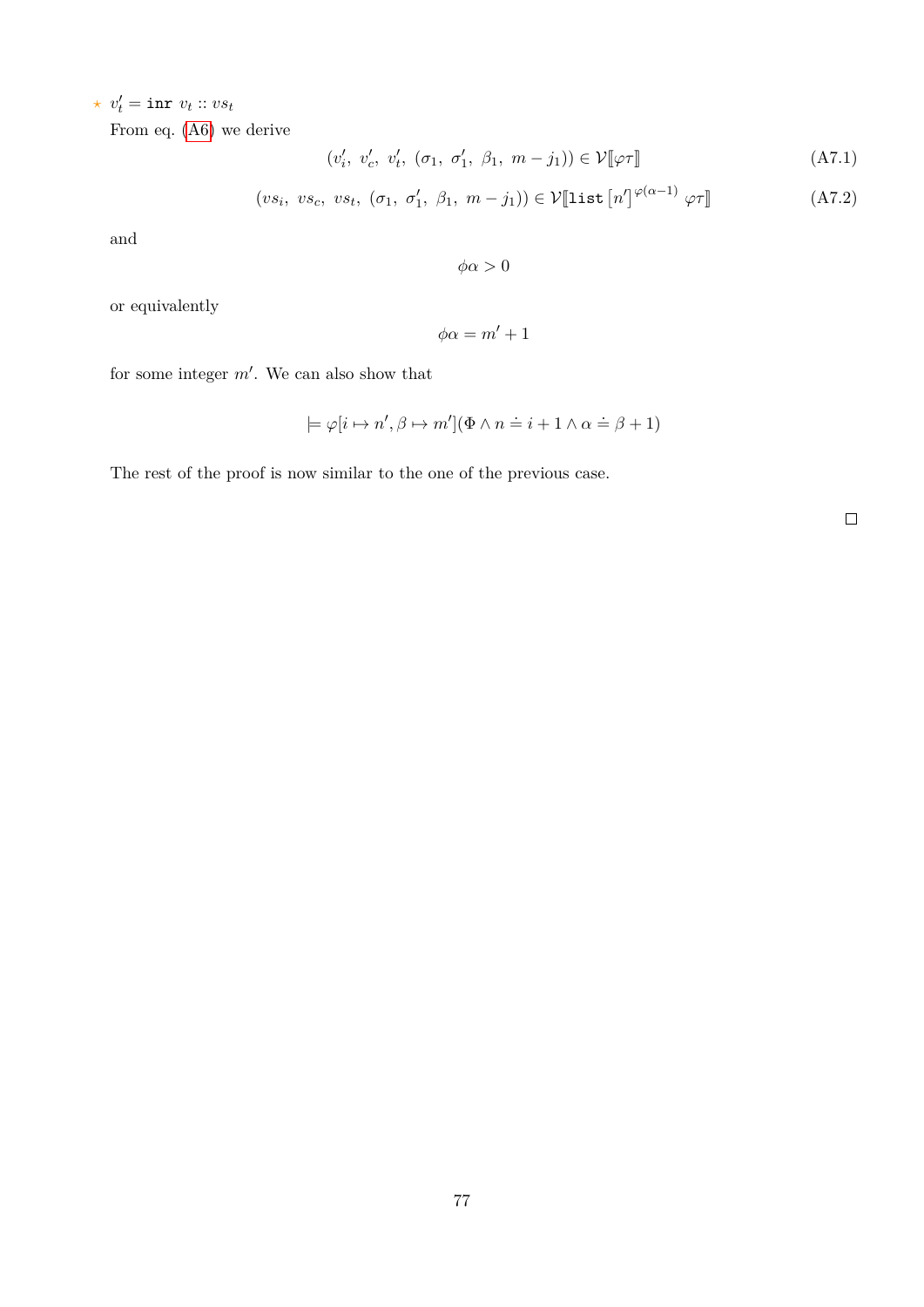- $v'_t = \texttt{inr}\ v_t :: vs_t$

  From eq. (A6) we derive

$$(v'_i,\ v'_c,\ v'_t,\ (\sigma_1,\ \sigma'_1,\ \beta_1,\ m - j_1)) \in \mathcal{V}[\![\varphi\tau]\!] \tag{A7.1}$$

$$(vs_i,\ vs_c,\ vs_t,\ (\sigma_1,\ \sigma'_1,\ \beta_1,\ m - j_1)) \in \mathcal{V}[\![\texttt{list}\,[n']^{\varphi(\alpha-1)}\ \varphi\tau]\!] \tag{A7.2}$$

  and

$$\phi\alpha > 0$$

  or equivalently

$$\phi\alpha = m' + 1$$

  for some integer $m'$. We can also show that

$$\models \varphi[i \mapsto n', \beta \mapsto m'](\Phi \wedge n \doteq i + 1 \wedge \alpha \doteq \beta + 1)$$

  The rest of the proof is now similar to the one of the previous case.

□